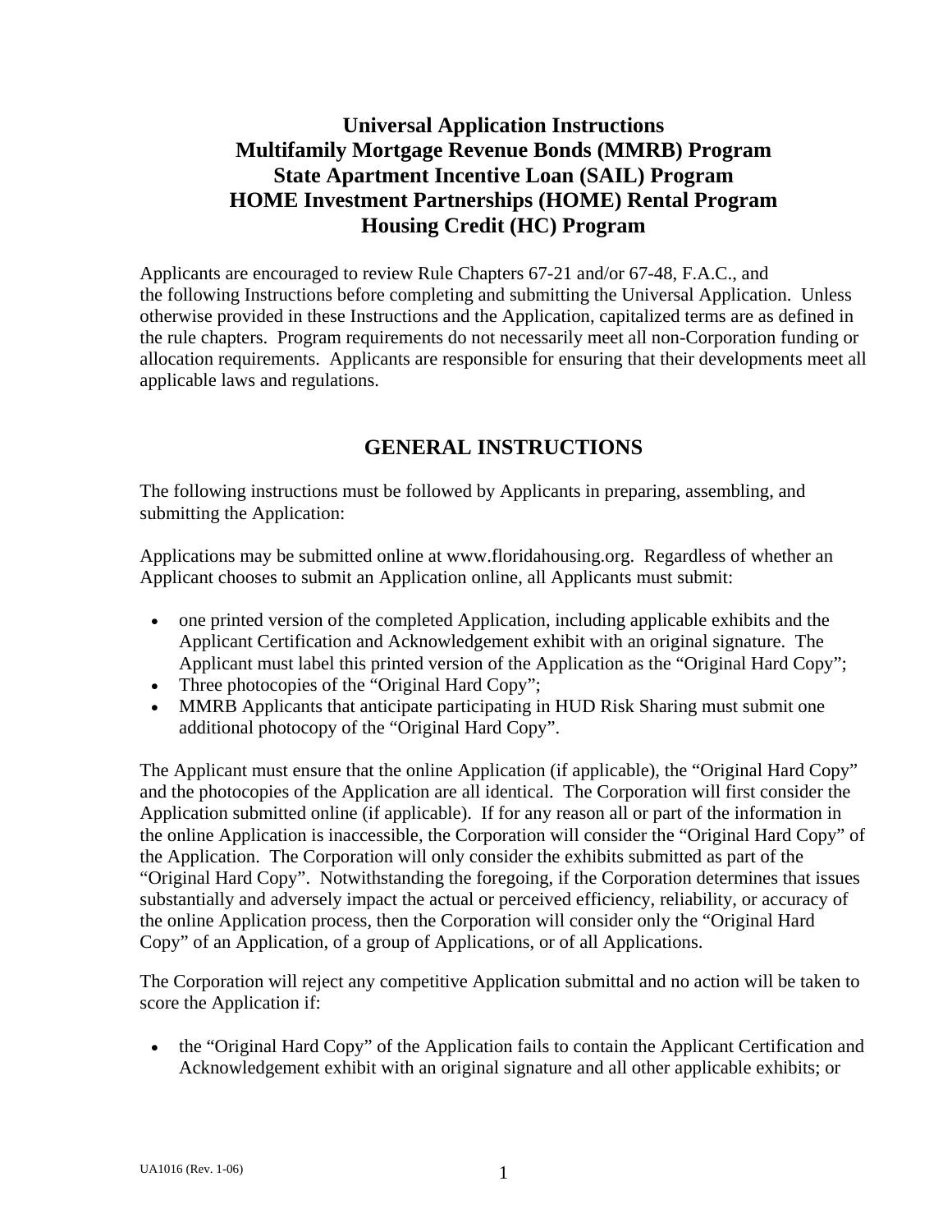# Universal Application Instructions
# Multifamily Mortgage Revenue Bonds (MMRB) Program
# State Apartment Incentive Loan (SAIL) Program
# HOME Investment Partnerships (HOME) Rental Program
# Housing Credit (HC) Program

Applicants are encouraged to review Rule Chapters 67-21 and/or 67-48, F.A.C., and the following Instructions before completing and submitting the Universal Application. Unless otherwise provided in these Instructions and the Application, capitalized terms are as defined in the rule chapters. Program requirements do not necessarily meet all non-Corporation funding or allocation requirements. Applicants are responsible for ensuring that their developments meet all applicable laws and regulations.

## GENERAL INSTRUCTIONS

The following instructions must be followed by Applicants in preparing, assembling, and submitting the Application:

Applications may be submitted online at www.floridahousing.org. Regardless of whether an Applicant chooses to submit an Application online, all Applicants must submit:

- one printed version of the completed Application, including applicable exhibits and the Applicant Certification and Acknowledgement exhibit with an original signature. The Applicant must label this printed version of the Application as the "Original Hard Copy";
- Three photocopies of the "Original Hard Copy";
- MMRB Applicants that anticipate participating in HUD Risk Sharing must submit one additional photocopy of the "Original Hard Copy".

The Applicant must ensure that the online Application (if applicable), the "Original Hard Copy" and the photocopies of the Application are all identical. The Corporation will first consider the Application submitted online (if applicable). If for any reason all or part of the information in the online Application is inaccessible, the Corporation will consider the "Original Hard Copy" of the Application. The Corporation will only consider the exhibits submitted as part of the "Original Hard Copy". Notwithstanding the foregoing, if the Corporation determines that issues substantially and adversely impact the actual or perceived efficiency, reliability, or accuracy of the online Application process, then the Corporation will consider only the "Original Hard Copy" of an Application, of a group of Applications, or of all Applications.

The Corporation will reject any competitive Application submittal and no action will be taken to score the Application if:

- the "Original Hard Copy" of the Application fails to contain the Applicant Certification and Acknowledgement exhibit with an original signature and all other applicable exhibits; or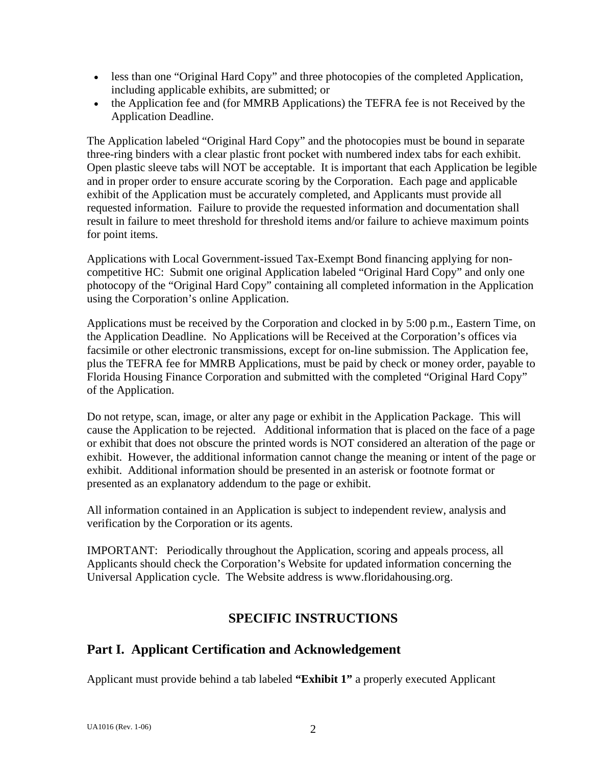- less than one "Original Hard Copy" and three photocopies of the completed Application, including applicable exhibits, are submitted; or
- the Application fee and (for MMRB Applications) the TEFRA fee is not Received by the Application Deadline.

The Application labeled "Original Hard Copy" and the photocopies must be bound in separate three-ring binders with a clear plastic front pocket with numbered index tabs for each exhibit. Open plastic sleeve tabs will NOT be acceptable. It is important that each Application be legible and in proper order to ensure accurate scoring by the Corporation. Each page and applicable exhibit of the Application must be accurately completed, and Applicants must provide all requested information. Failure to provide the requested information and documentation shall result in failure to meet threshold for threshold items and/or failure to achieve maximum points for point items.

Applications with Local Government-issued Tax-Exempt Bond financing applying for non-competitive HC: Submit one original Application labeled "Original Hard Copy" and only one photocopy of the "Original Hard Copy" containing all completed information in the Application using the Corporation's online Application.

Applications must be received by the Corporation and clocked in by 5:00 p.m., Eastern Time, on the Application Deadline. No Applications will be Received at the Corporation's offices via facsimile or other electronic transmissions, except for on-line submission. The Application fee, plus the TEFRA fee for MMRB Applications, must be paid by check or money order, payable to Florida Housing Finance Corporation and submitted with the completed "Original Hard Copy" of the Application.

Do not retype, scan, image, or alter any page or exhibit in the Application Package. This will cause the Application to be rejected. Additional information that is placed on the face of a page or exhibit that does not obscure the printed words is NOT considered an alteration of the page or exhibit. However, the additional information cannot change the meaning or intent of the page or exhibit. Additional information should be presented in an asterisk or footnote format or presented as an explanatory addendum to the page or exhibit.

All information contained in an Application is subject to independent review, analysis and verification by the Corporation or its agents.

IMPORTANT: Periodically throughout the Application, scoring and appeals process, all Applicants should check the Corporation's Website for updated information concerning the Universal Application cycle. The Website address is www.floridahousing.org.

# SPECIFIC INSTRUCTIONS

## Part I. Applicant Certification and Acknowledgement

Applicant must provide behind a tab labeled **"Exhibit 1"** a properly executed Applicant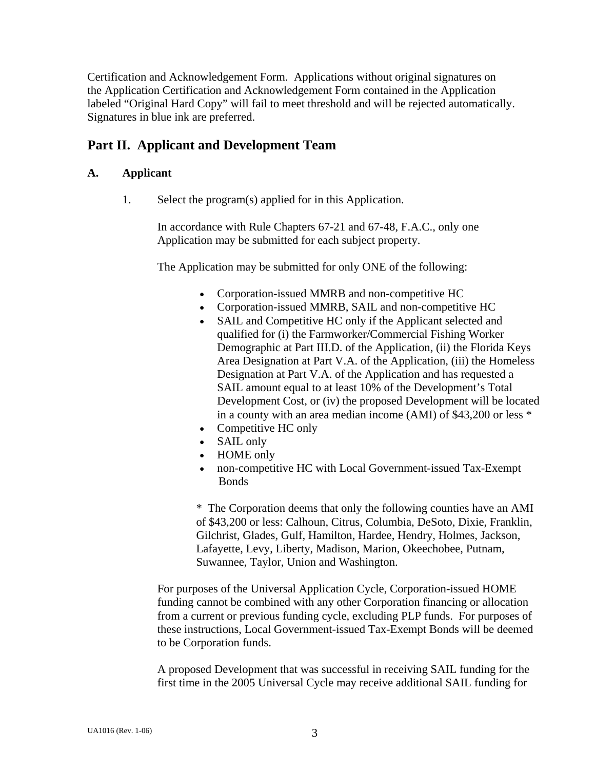Certification and Acknowledgement Form. Applications without original signatures on the Application Certification and Acknowledgement Form contained in the Application labeled "Original Hard Copy" will fail to meet threshold and will be rejected automatically. Signatures in blue ink are preferred.

## Part II. Applicant and Development Team

### A. Applicant

1. Select the program(s) applied for in this Application.

   In accordance with Rule Chapters 67-21 and 67-48, F.A.C., only one Application may be submitted for each subject property.

   The Application may be submitted for only ONE of the following:

   - Corporation-issued MMRB and non-competitive HC
   - Corporation-issued MMRB, SAIL and non-competitive HC
   - SAIL and Competitive HC only if the Applicant selected and qualified for (i) the Farmworker/Commercial Fishing Worker Demographic at Part III.D. of the Application, (ii) the Florida Keys Area Designation at Part V.A. of the Application, (iii) the Homeless Designation at Part V.A. of the Application and has requested a SAIL amount equal to at least 10% of the Development's Total Development Cost, or (iv) the proposed Development will be located in a county with an area median income (AMI) of $43,200 or less *
   - Competitive HC only
   - SAIL only
   - HOME only
   - non-competitive HC with Local Government-issued Tax-Exempt Bonds

   * The Corporation deems that only the following counties have an AMI of $43,200 or less: Calhoun, Citrus, Columbia, DeSoto, Dixie, Franklin, Gilchrist, Glades, Gulf, Hamilton, Hardee, Hendry, Holmes, Jackson, Lafayette, Levy, Liberty, Madison, Marion, Okeechobee, Putnam, Suwannee, Taylor, Union and Washington.

   For purposes of the Universal Application Cycle, Corporation-issued HOME funding cannot be combined with any other Corporation financing or allocation from a current or previous funding cycle, excluding PLP funds. For purposes of these instructions, Local Government-issued Tax-Exempt Bonds will be deemed to be Corporation funds.

   A proposed Development that was successful in receiving SAIL funding for the first time in the 2005 Universal Cycle may receive additional SAIL funding for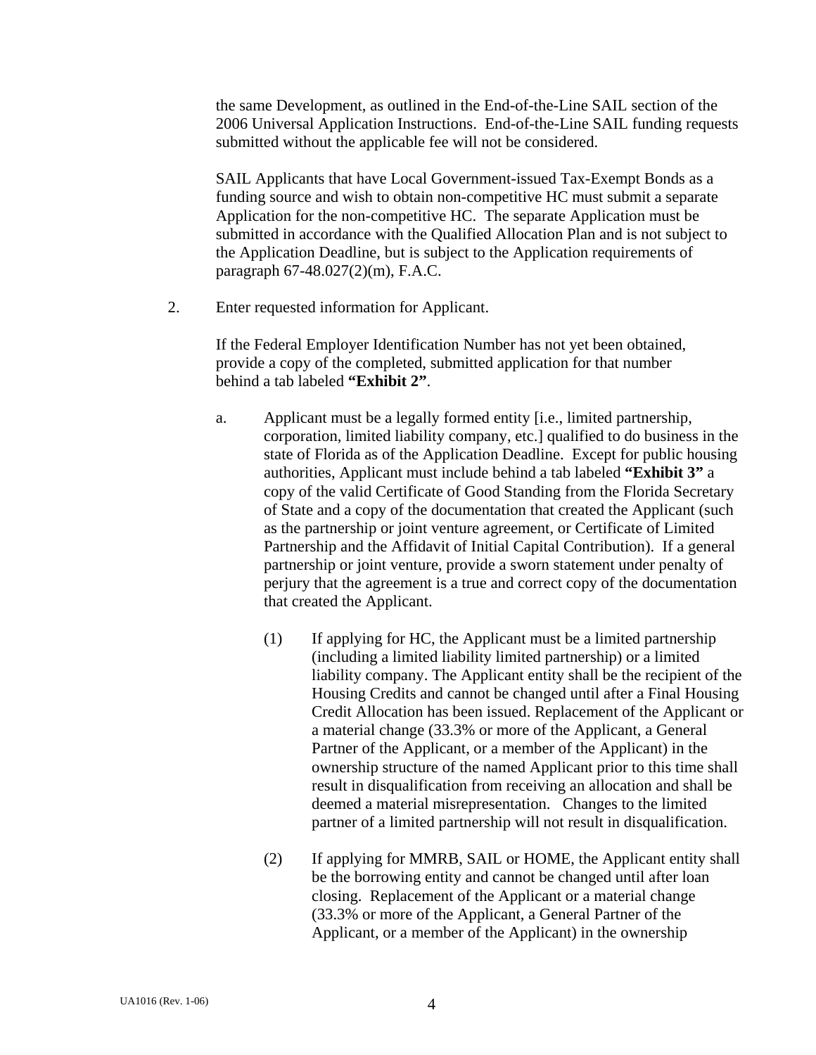the same Development, as outlined in the End-of-the-Line SAIL section of the 2006 Universal Application Instructions. End-of-the-Line SAIL funding requests submitted without the applicable fee will not be considered.

SAIL Applicants that have Local Government-issued Tax-Exempt Bonds as a funding source and wish to obtain non-competitive HC must submit a separate Application for the non-competitive HC. The separate Application must be submitted in accordance with the Qualified Allocation Plan and is not subject to the Application Deadline, but is subject to the Application requirements of paragraph 67-48.027(2)(m), F.A.C.

2. Enter requested information for Applicant.

   If the Federal Employer Identification Number has not yet been obtained, provide a copy of the completed, submitted application for that number behind a tab labeled **"Exhibit 2"**.

   a. Applicant must be a legally formed entity [i.e., limited partnership, corporation, limited liability company, etc.] qualified to do business in the state of Florida as of the Application Deadline. Except for public housing authorities, Applicant must include behind a tab labeled **"Exhibit 3"** a copy of the valid Certificate of Good Standing from the Florida Secretary of State and a copy of the documentation that created the Applicant (such as the partnership or joint venture agreement, or Certificate of Limited Partnership and the Affidavit of Initial Capital Contribution). If a general partnership or joint venture, provide a sworn statement under penalty of perjury that the agreement is a true and correct copy of the documentation that created the Applicant.

      (1) If applying for HC, the Applicant must be a limited partnership (including a limited liability limited partnership) or a limited liability company. The Applicant entity shall be the recipient of the Housing Credits and cannot be changed until after a Final Housing Credit Allocation has been issued. Replacement of the Applicant or a material change (33.3% or more of the Applicant, a General Partner of the Applicant, or a member of the Applicant) in the ownership structure of the named Applicant prior to this time shall result in disqualification from receiving an allocation and shall be deemed a material misrepresentation. Changes to the limited partner of a limited partnership will not result in disqualification.

      (2) If applying for MMRB, SAIL or HOME, the Applicant entity shall be the borrowing entity and cannot be changed until after loan closing. Replacement of the Applicant or a material change (33.3% or more of the Applicant, a General Partner of the Applicant, or a member of the Applicant) in the ownership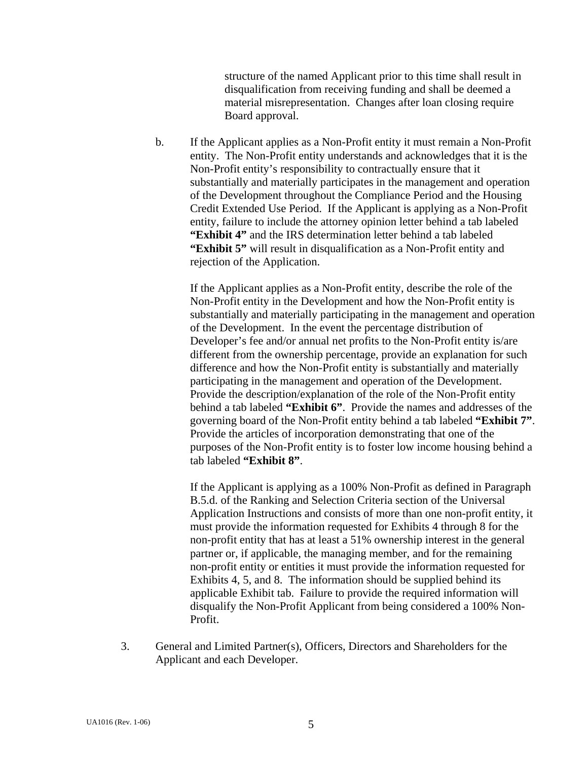structure of the named Applicant prior to this time shall result in disqualification from receiving funding and shall be deemed a material misrepresentation. Changes after loan closing require Board approval.

b. If the Applicant applies as a Non-Profit entity it must remain a Non-Profit entity. The Non-Profit entity understands and acknowledges that it is the Non-Profit entity's responsibility to contractually ensure that it substantially and materially participates in the management and operation of the Development throughout the Compliance Period and the Housing Credit Extended Use Period. If the Applicant is applying as a Non-Profit entity, failure to include the attorney opinion letter behind a tab labeled **"Exhibit 4"** and the IRS determination letter behind a tab labeled **"Exhibit 5"** will result in disqualification as a Non-Profit entity and rejection of the Application.

   If the Applicant applies as a Non-Profit entity, describe the role of the Non-Profit entity in the Development and how the Non-Profit entity is substantially and materially participating in the management and operation of the Development. In the event the percentage distribution of Developer's fee and/or annual net profits to the Non-Profit entity is/are different from the ownership percentage, provide an explanation for such difference and how the Non-Profit entity is substantially and materially participating in the management and operation of the Development. Provide the description/explanation of the role of the Non-Profit entity behind a tab labeled **"Exhibit 6"**. Provide the names and addresses of the governing board of the Non-Profit entity behind a tab labeled **"Exhibit 7"**. Provide the articles of incorporation demonstrating that one of the purposes of the Non-Profit entity is to foster low income housing behind a tab labeled **"Exhibit 8"**.

   If the Applicant is applying as a 100% Non-Profit as defined in Paragraph B.5.d. of the Ranking and Selection Criteria section of the Universal Application Instructions and consists of more than one non-profit entity, it must provide the information requested for Exhibits 4 through 8 for the non-profit entity that has at least a 51% ownership interest in the general partner or, if applicable, the managing member, and for the remaining non-profit entity or entities it must provide the information requested for Exhibits 4, 5, and 8. The information should be supplied behind its applicable Exhibit tab. Failure to provide the required information will disqualify the Non-Profit Applicant from being considered a 100% Non-Profit.

3. General and Limited Partner(s), Officers, Directors and Shareholders for the Applicant and each Developer.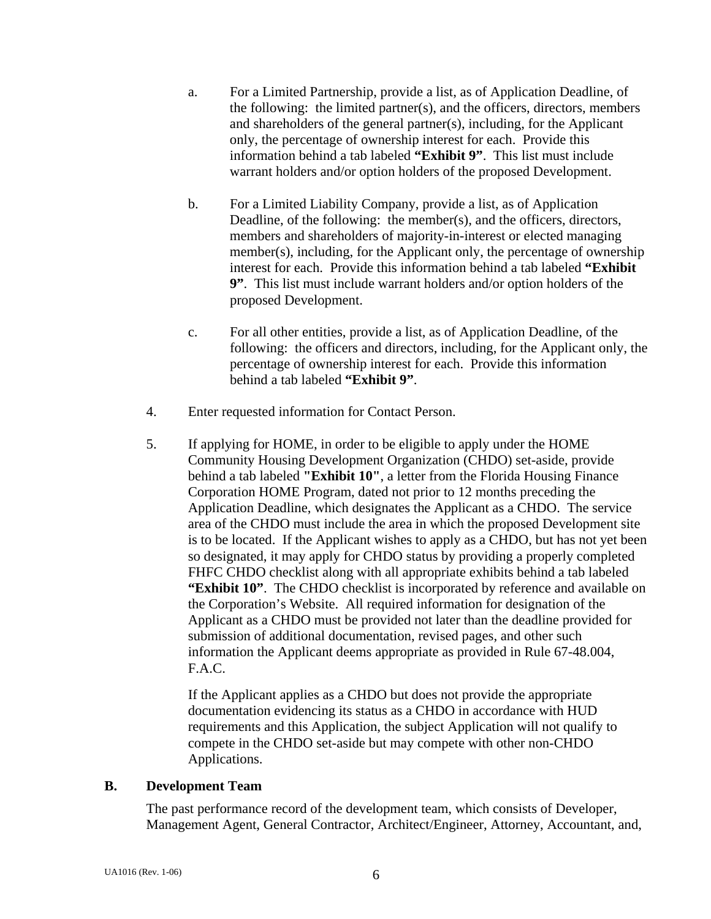a. For a Limited Partnership, provide a list, as of Application Deadline, of the following: the limited partner(s), and the officers, directors, members and shareholders of the general partner(s), including, for the Applicant only, the percentage of ownership interest for each. Provide this information behind a tab labeled **"Exhibit 9"**. This list must include warrant holders and/or option holders of the proposed Development.

b. For a Limited Liability Company, provide a list, as of Application Deadline, of the following: the member(s), and the officers, directors, members and shareholders of majority-in-interest or elected managing member(s), including, for the Applicant only, the percentage of ownership interest for each. Provide this information behind a tab labeled **"Exhibit 9"**. This list must include warrant holders and/or option holders of the proposed Development.

c. For all other entities, provide a list, as of Application Deadline, of the following: the officers and directors, including, for the Applicant only, the percentage of ownership interest for each. Provide this information behind a tab labeled **"Exhibit 9"**.

4. Enter requested information for Contact Person.

5. If applying for HOME, in order to be eligible to apply under the HOME Community Housing Development Organization (CHDO) set-aside, provide behind a tab labeled **"Exhibit 10"**, a letter from the Florida Housing Finance Corporation HOME Program, dated not prior to 12 months preceding the Application Deadline, which designates the Applicant as a CHDO. The service area of the CHDO must include the area in which the proposed Development site is to be located. If the Applicant wishes to apply as a CHDO, but has not yet been so designated, it may apply for CHDO status by providing a properly completed FHFC CHDO checklist along with all appropriate exhibits behind a tab labeled **"Exhibit 10"**. The CHDO checklist is incorporated by reference and available on the Corporation's Website. All required information for designation of the Applicant as a CHDO must be provided not later than the deadline provided for submission of additional documentation, revised pages, and other such information the Applicant deems appropriate as provided in Rule 67-48.004, F.A.C.

   If the Applicant applies as a CHDO but does not provide the appropriate documentation evidencing its status as a CHDO in accordance with HUD requirements and this Application, the subject Application will not qualify to compete in the CHDO set-aside but may compete with other non-CHDO Applications.

## B. Development Team

The past performance record of the development team, which consists of Developer, Management Agent, General Contractor, Architect/Engineer, Attorney, Accountant, and,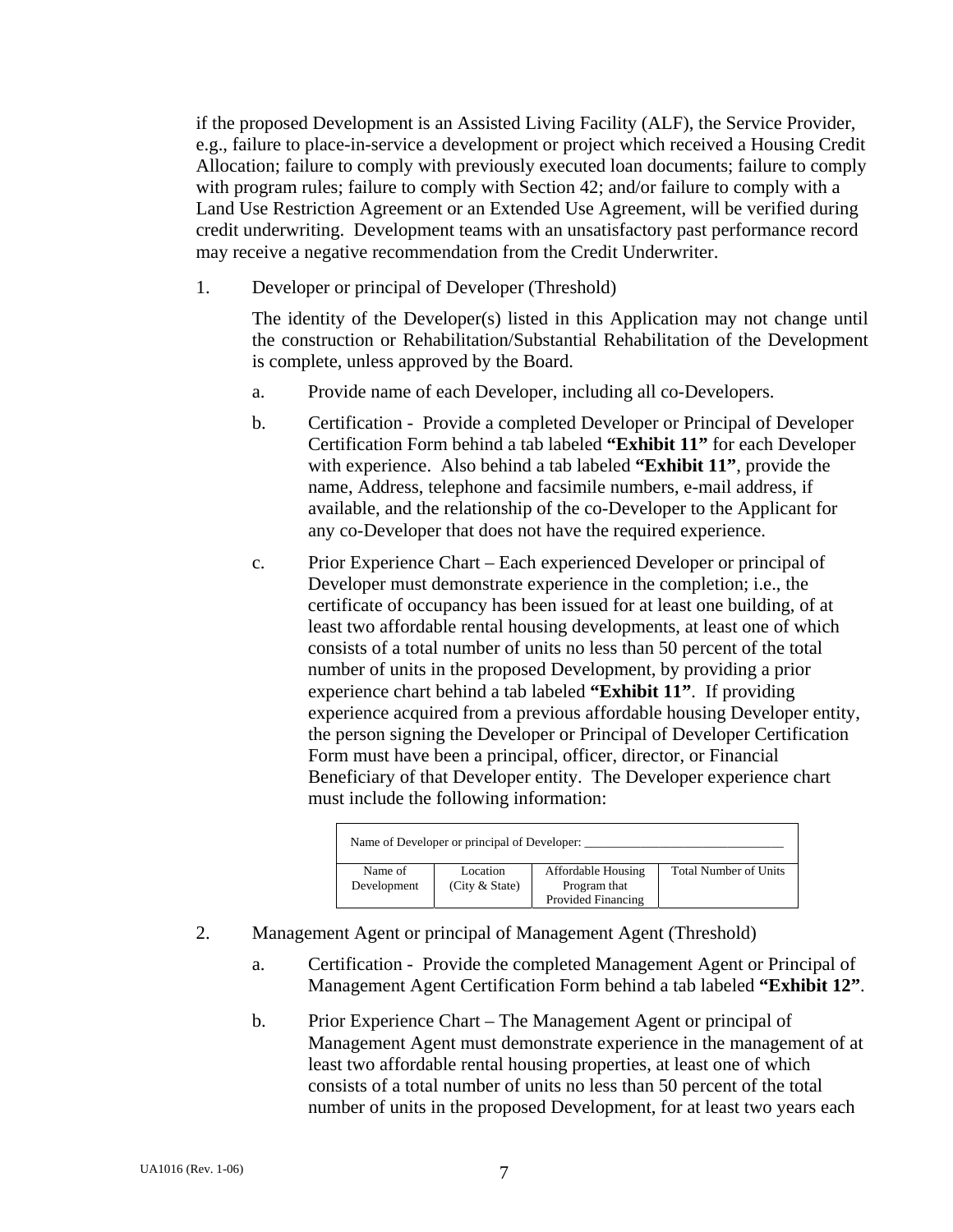if the proposed Development is an Assisted Living Facility (ALF), the Service Provider, e.g., failure to place-in-service a development or project which received a Housing Credit Allocation; failure to comply with previously executed loan documents; failure to comply with program rules; failure to comply with Section 42; and/or failure to comply with a Land Use Restriction Agreement or an Extended Use Agreement, will be verified during credit underwriting. Development teams with an unsatisfactory past performance record may receive a negative recommendation from the Credit Underwriter.

1. Developer or principal of Developer (Threshold)

   The identity of the Developer(s) listed in this Application may not change until the construction or Rehabilitation/Substantial Rehabilitation of the Development is complete, unless approved by the Board.

   a. Provide name of each Developer, including all co-Developers.

   b. Certification - Provide a completed Developer or Principal of Developer Certification Form behind a tab labeled **"Exhibit 11"** for each Developer with experience. Also behind a tab labeled **"Exhibit 11"**, provide the name, Address, telephone and facsimile numbers, e-mail address, if available, and the relationship of the co-Developer to the Applicant for any co-Developer that does not have the required experience.

   c. Prior Experience Chart – Each experienced Developer or principal of Developer must demonstrate experience in the completion; i.e., the certificate of occupancy has been issued for at least one building, of at least two affordable rental housing developments, at least one of which consists of a total number of units no less than 50 percent of the total number of units in the proposed Development, by providing a prior experience chart behind a tab labeled **"Exhibit 11"**. If providing experience acquired from a previous affordable housing Developer entity, the person signing the Developer or Principal of Developer Certification Form must have been a principal, officer, director, or Financial Beneficiary of that Developer entity. The Developer experience chart must include the following information:

| Name of Developer or principal of Developer: _______________________________ | | | |
|---|---|---|---|
| Name of Development | Location (City & State) | Affordable Housing Program that Provided Financing | Total Number of Units |

2. Management Agent or principal of Management Agent (Threshold)

   a. Certification - Provide the completed Management Agent or Principal of Management Agent Certification Form behind a tab labeled **"Exhibit 12"**.

   b. Prior Experience Chart – The Management Agent or principal of Management Agent must demonstrate experience in the management of at least two affordable rental housing properties, at least one of which consists of a total number of units no less than 50 percent of the total number of units in the proposed Development, for at least two years each

UA1016 (Rev. 1-06)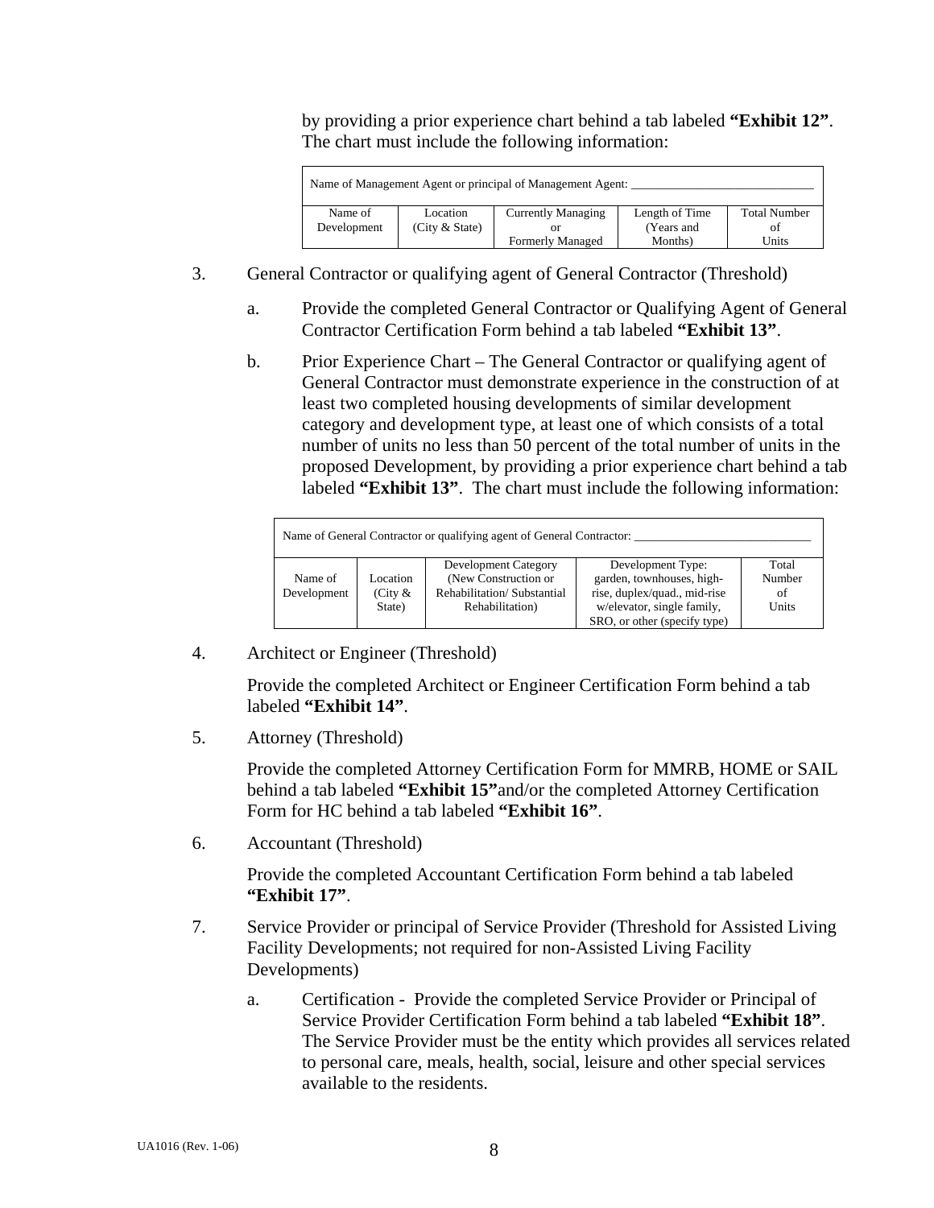by providing a prior experience chart behind a tab labeled **"Exhibit 12"**. The chart must include the following information:

| Name of Management Agent or principal of Management Agent: ____________________________ | | | | |
|---|---|---|---|---|
| Name of Development | Location (City & State) | Currently Managing or Formerly Managed | Length of Time (Years and Months) | Total Number of Units |

3. General Contractor or qualifying agent of General Contractor (Threshold)

   a. Provide the completed General Contractor or Qualifying Agent of General Contractor Certification Form behind a tab labeled **"Exhibit 13"**.

   b. Prior Experience Chart – The General Contractor or qualifying agent of General Contractor must demonstrate experience in the construction of at least two completed housing developments of similar development category and development type, at least one of which consists of a total number of units no less than 50 percent of the total number of units in the proposed Development, by providing a prior experience chart behind a tab labeled **"Exhibit 13"**. The chart must include the following information:

| Name of General Contractor or qualifying agent of General Contractor: ____________________________ | | | | |
|---|---|---|---|---|
| Name of Development | Location (City & State) | Development Category (New Construction or Rehabilitation/ Substantial Rehabilitation) | Development Type: garden, townhouses, high-rise, duplex/quad., mid-rise w/elevator, single family, SRO, or other (specify type) | Total Number of Units |

4. Architect or Engineer (Threshold)

   Provide the completed Architect or Engineer Certification Form behind a tab labeled **"Exhibit 14"**.

5. Attorney (Threshold)

   Provide the completed Attorney Certification Form for MMRB, HOME or SAIL behind a tab labeled **"Exhibit 15"**and/or the completed Attorney Certification Form for HC behind a tab labeled **"Exhibit 16"**.

6. Accountant (Threshold)

   Provide the completed Accountant Certification Form behind a tab labeled **"Exhibit 17"**.

7. Service Provider or principal of Service Provider (Threshold for Assisted Living Facility Developments; not required for non-Assisted Living Facility Developments)

   a. Certification - Provide the completed Service Provider or Principal of Service Provider Certification Form behind a tab labeled **"Exhibit 18"**. The Service Provider must be the entity which provides all services related to personal care, meals, health, social, leisure and other special services available to the residents.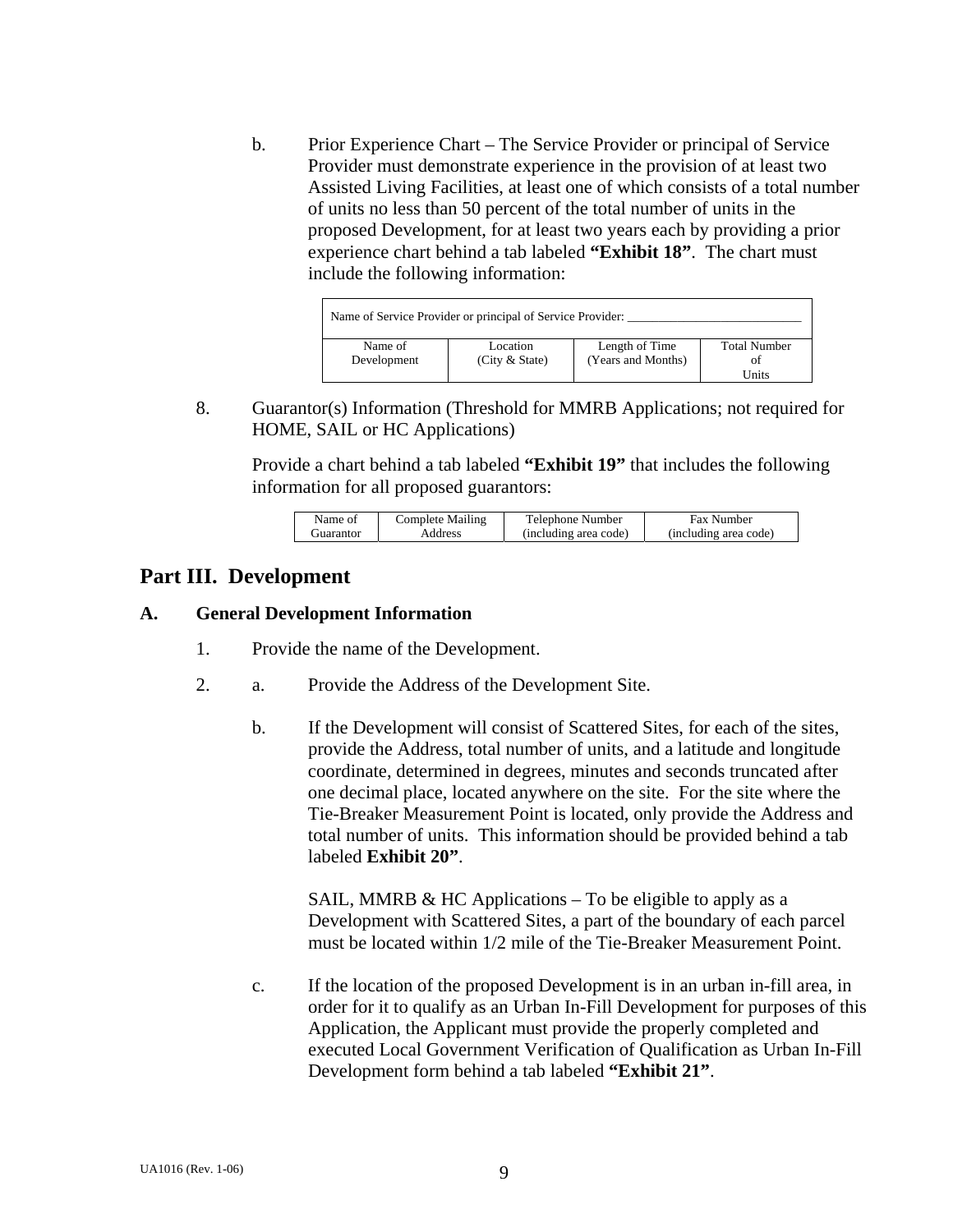b. Prior Experience Chart – The Service Provider or principal of Service Provider must demonstrate experience in the provision of at least two Assisted Living Facilities, at least one of which consists of a total number of units no less than 50 percent of the total number of units in the proposed Development, for at least two years each by providing a prior experience chart behind a tab labeled **"Exhibit 18"**. The chart must include the following information:

| Name of Service Provider or principal of Service Provider: ___________________________ | | | |
|---|---|---|---|
| Name of Development | Location (City & State) | Length of Time (Years and Months) | Total Number of Units |

8. Guarantor(s) Information (Threshold for MMRB Applications; not required for HOME, SAIL or HC Applications)

   Provide a chart behind a tab labeled **"Exhibit 19"** that includes the following information for all proposed guarantors:

| Name of Guarantor | Complete Mailing Address | Telephone Number (including area code) | Fax Number (including area code) |
|---|---|---|---|

## Part III. Development

### A. General Development Information

1. Provide the name of the Development.

2. a. Provide the Address of the Development Site.

   b. If the Development will consist of Scattered Sites, for each of the sites, provide the Address, total number of units, and a latitude and longitude coordinate, determined in degrees, minutes and seconds truncated after one decimal place, located anywhere on the site. For the site where the Tie-Breaker Measurement Point is located, only provide the Address and total number of units. This information should be provided behind a tab labeled **Exhibit 20"**.

   SAIL, MMRB & HC Applications – To be eligible to apply as a Development with Scattered Sites, a part of the boundary of each parcel must be located within 1/2 mile of the Tie-Breaker Measurement Point.

   c. If the location of the proposed Development is in an urban in-fill area, in order for it to qualify as an Urban In-Fill Development for purposes of this Application, the Applicant must provide the properly completed and executed Local Government Verification of Qualification as Urban In-Fill Development form behind a tab labeled **"Exhibit 21"**.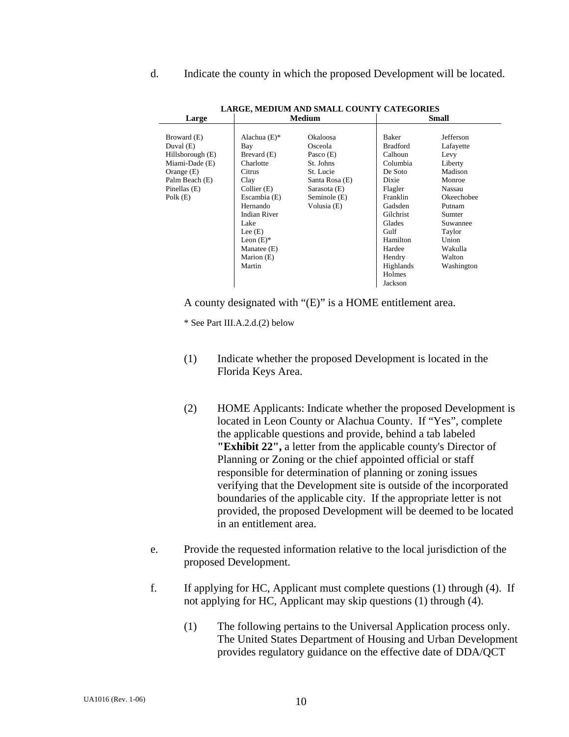d. Indicate the county in which the proposed Development will be located.

**LARGE, MEDIUM AND SMALL COUNTY CATEGORIES**

| Large | Medium | | Small | |
|---|---|---|---|---|
| Broward (E) | Alachua (E)* | Okaloosa | Baker | Jefferson |
| Duval (E) | Bay | Osceola | Bradford | Lafayette |
| Hillsborough (E) | Brevard (E) | Pasco (E) | Calhoun | Levy |
| Miami-Dade (E) | Charlotte | St. Johns | Columbia | Liberty |
| Orange (E) | Citrus | St. Lucie | De Soto | Madison |
| Palm Beach (E) | Clay | Santa Rosa (E) | Dixie | Monroe |
| Pinellas (E) | Collier (E) | Sarasota (E) | Flagler | Nassau |
| Polk (E) | Escambia (E) | Seminole (E) | Franklin | Okeechobee |
| | Hernando | Volusia (E) | Gadsden | Putnam |
| | Indian River | | Gilchrist | Sumter |
| | Lake | | Glades | Suwannee |
| | Lee (E) | | Gulf | Taylor |
| | Leon (E)* | | Hamilton | Union |
| | Manatee (E) | | Hardee | Wakulla |
| | Marion (E) | | Hendry | Walton |
| | Martin | | Highlands | Washington |
| | | | Holmes | |
| | | | Jackson | |

A county designated with "(E)" is a HOME entitlement area.

\* See Part III.A.2.d.(2) below

(1) Indicate whether the proposed Development is located in the Florida Keys Area.

(2) HOME Applicants: Indicate whether the proposed Development is located in Leon County or Alachua County. If "Yes", complete the applicable questions and provide, behind a tab labeled **"Exhibit 22",** a letter from the applicable county's Director of Planning or Zoning or the chief appointed official or staff responsible for determination of planning or zoning issues verifying that the Development site is outside of the incorporated boundaries of the applicable city. If the appropriate letter is not provided, the proposed Development will be deemed to be located in an entitlement area.

e. Provide the requested information relative to the local jurisdiction of the proposed Development.

f. If applying for HC, Applicant must complete questions (1) through (4). If not applying for HC, Applicant may skip questions (1) through (4).

(1) The following pertains to the Universal Application process only. The United States Department of Housing and Urban Development provides regulatory guidance on the effective date of DDA/QCT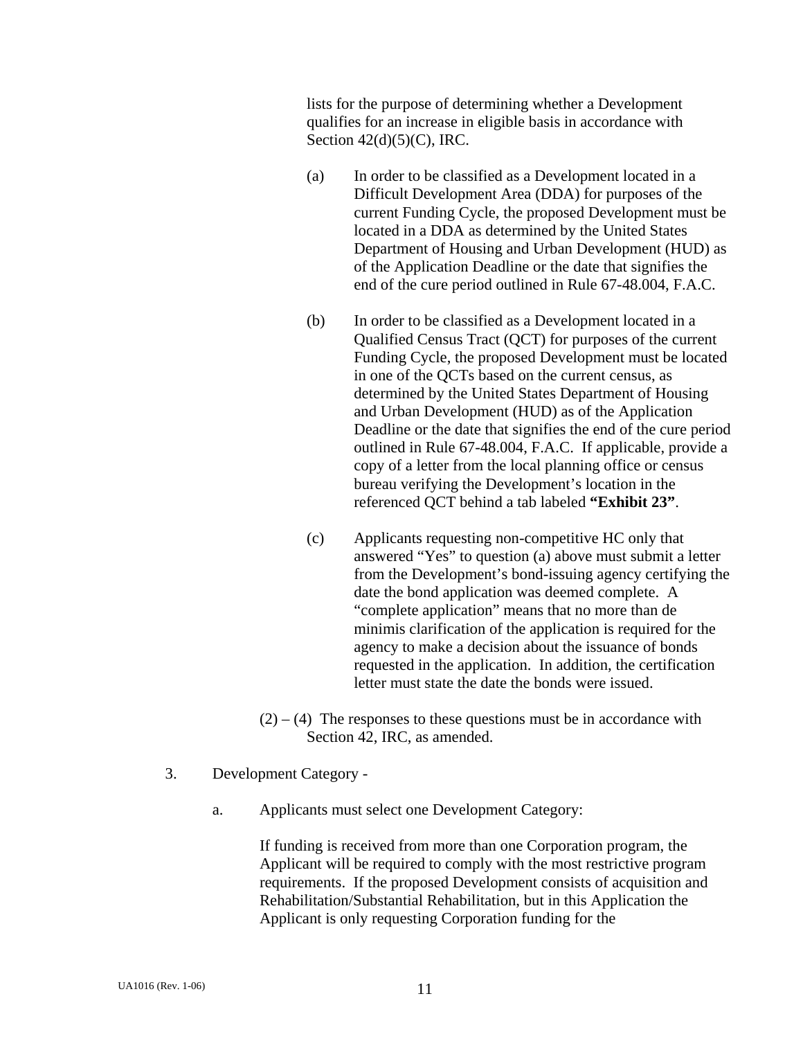lists for the purpose of determining whether a Development qualifies for an increase in eligible basis in accordance with Section 42(d)(5)(C), IRC.

(a) In order to be classified as a Development located in a Difficult Development Area (DDA) for purposes of the current Funding Cycle, the proposed Development must be located in a DDA as determined by the United States Department of Housing and Urban Development (HUD) as of the Application Deadline or the date that signifies the end of the cure period outlined in Rule 67-48.004, F.A.C.

(b) In order to be classified as a Development located in a Qualified Census Tract (QCT) for purposes of the current Funding Cycle, the proposed Development must be located in one of the QCTs based on the current census, as determined by the United States Department of Housing and Urban Development (HUD) as of the Application Deadline or the date that signifies the end of the cure period outlined in Rule 67-48.004, F.A.C. If applicable, provide a copy of a letter from the local planning office or census bureau verifying the Development's location in the referenced QCT behind a tab labeled **"Exhibit 23"**.

(c) Applicants requesting non-competitive HC only that answered "Yes" to question (a) above must submit a letter from the Development's bond-issuing agency certifying the date the bond application was deemed complete. A "complete application" means that no more than de minimis clarification of the application is required for the agency to make a decision about the issuance of bonds requested in the application. In addition, the certification letter must state the date the bonds were issued.

(2) – (4) The responses to these questions must be in accordance with Section 42, IRC, as amended.

3. Development Category -

a. Applicants must select one Development Category:

If funding is received from more than one Corporation program, the Applicant will be required to comply with the most restrictive program requirements. If the proposed Development consists of acquisition and Rehabilitation/Substantial Rehabilitation, but in this Application the Applicant is only requesting Corporation funding for the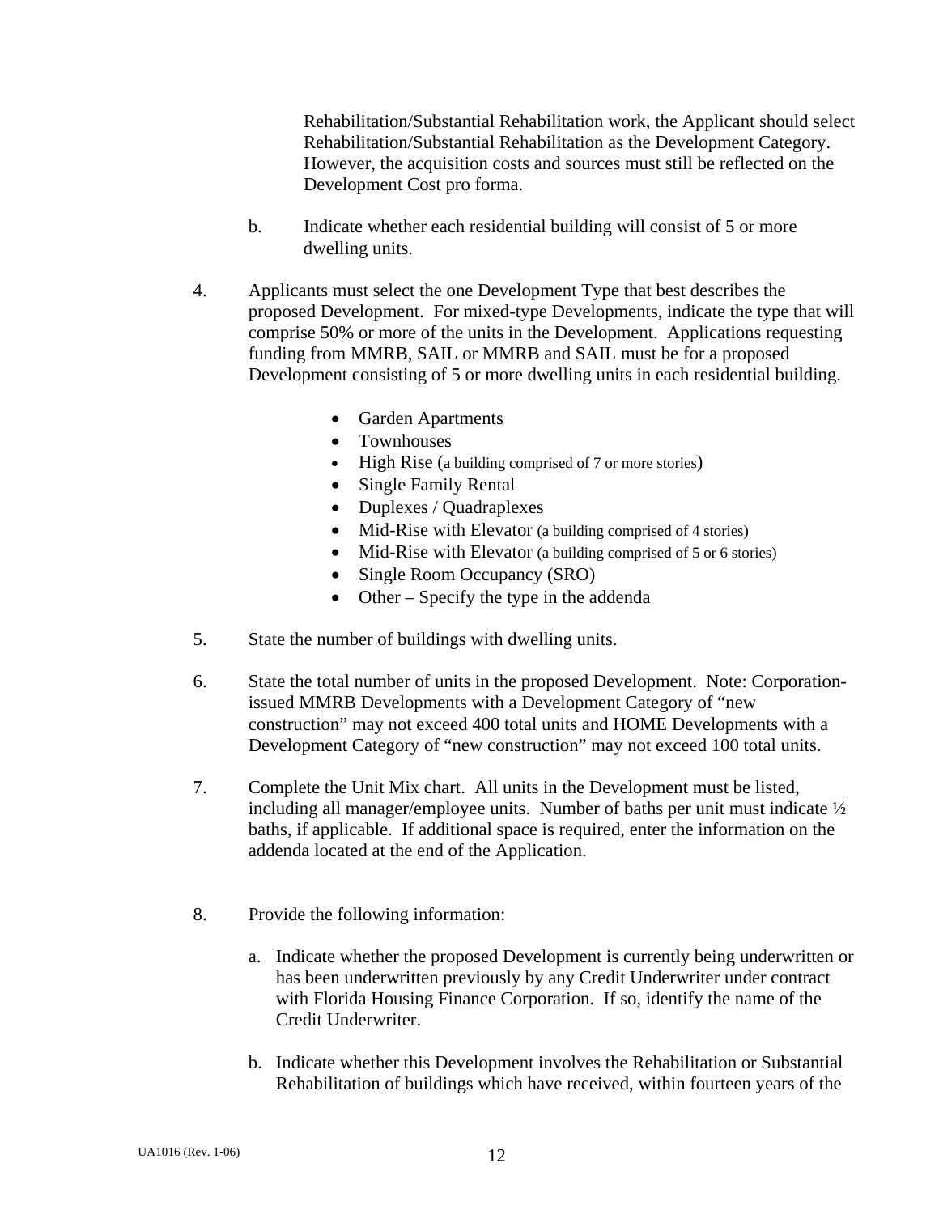Rehabilitation/Substantial Rehabilitation work, the Applicant should select Rehabilitation/Substantial Rehabilitation as the Development Category. However, the acquisition costs and sources must still be reflected on the Development Cost pro forma.

b. Indicate whether each residential building will consist of 5 or more dwelling units.

4. Applicants must select the one Development Type that best describes the proposed Development. For mixed-type Developments, indicate the type that will comprise 50% or more of the units in the Development. Applications requesting funding from MMRB, SAIL or MMRB and SAIL must be for a proposed Development consisting of 5 or more dwelling units in each residential building.

   - Garden Apartments
   - Townhouses
   - High Rise (a building comprised of 7 or more stories)
   - Single Family Rental
   - Duplexes / Quadraplexes
   - Mid-Rise with Elevator (a building comprised of 4 stories)
   - Mid-Rise with Elevator (a building comprised of 5 or 6 stories)
   - Single Room Occupancy (SRO)
   - Other – Specify the type in the addenda

5. State the number of buildings with dwelling units.

6. State the total number of units in the proposed Development. Note: Corporation-issued MMRB Developments with a Development Category of "new construction" may not exceed 400 total units and HOME Developments with a Development Category of "new construction" may not exceed 100 total units.

7. Complete the Unit Mix chart. All units in the Development must be listed, including all manager/employee units. Number of baths per unit must indicate ½ baths, if applicable. If additional space is required, enter the information on the addenda located at the end of the Application.

8. Provide the following information:

   a. Indicate whether the proposed Development is currently being underwritten or has been underwritten previously by any Credit Underwriter under contract with Florida Housing Finance Corporation. If so, identify the name of the Credit Underwriter.

   b. Indicate whether this Development involves the Rehabilitation or Substantial Rehabilitation of buildings which have received, within fourteen years of the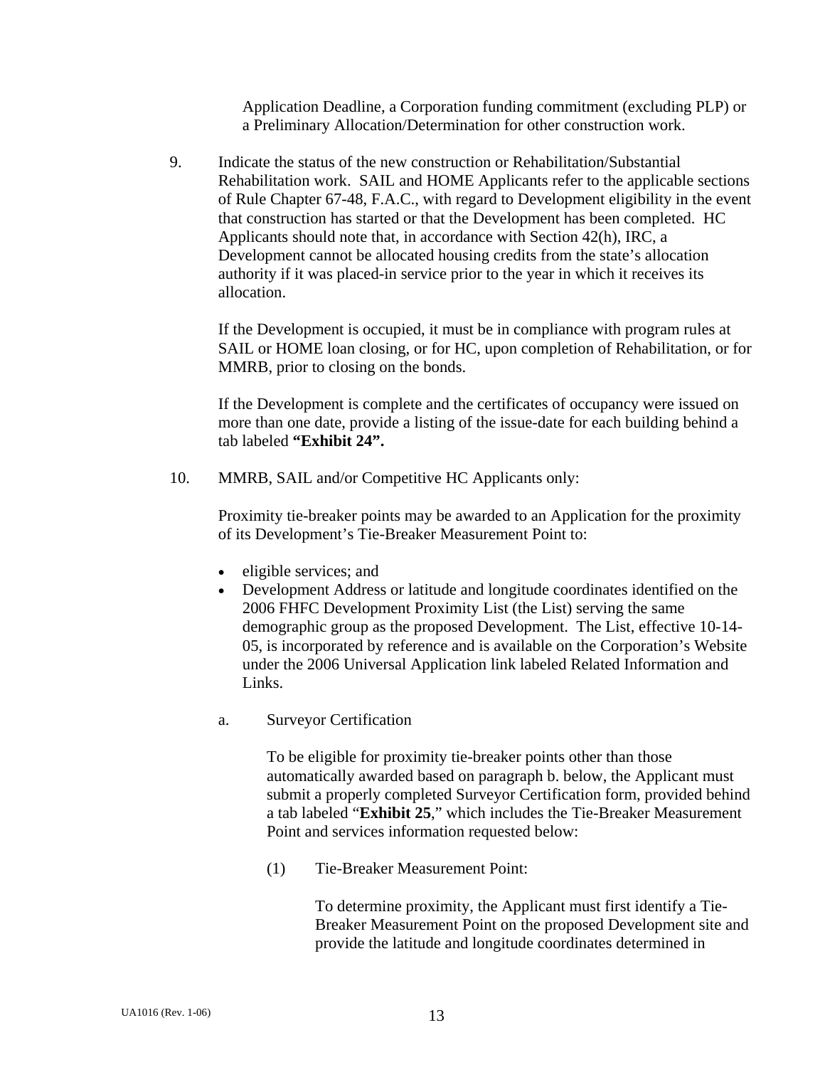Application Deadline, a Corporation funding commitment (excluding PLP) or a Preliminary Allocation/Determination for other construction work.

9. Indicate the status of the new construction or Rehabilitation/Substantial Rehabilitation work. SAIL and HOME Applicants refer to the applicable sections of Rule Chapter 67-48, F.A.C., with regard to Development eligibility in the event that construction has started or that the Development has been completed. HC Applicants should note that, in accordance with Section 42(h), IRC, a Development cannot be allocated housing credits from the state's allocation authority if it was placed-in service prior to the year in which it receives its allocation.

   If the Development is occupied, it must be in compliance with program rules at SAIL or HOME loan closing, or for HC, upon completion of Rehabilitation, or for MMRB, prior to closing on the bonds.

   If the Development is complete and the certificates of occupancy were issued on more than one date, provide a listing of the issue-date for each building behind a tab labeled **"Exhibit 24".**

10. MMRB, SAIL and/or Competitive HC Applicants only:

    Proximity tie-breaker points may be awarded to an Application for the proximity of its Development's Tie-Breaker Measurement Point to:

    - eligible services; and
    - Development Address or latitude and longitude coordinates identified on the 2006 FHFC Development Proximity List (the List) serving the same demographic group as the proposed Development. The List, effective 10-14-05, is incorporated by reference and is available on the Corporation's Website under the 2006 Universal Application link labeled Related Information and Links.

    a. Surveyor Certification

       To be eligible for proximity tie-breaker points other than those automatically awarded based on paragraph b. below, the Applicant must submit a properly completed Surveyor Certification form, provided behind a tab labeled "**Exhibit 25**," which includes the Tie-Breaker Measurement Point and services information requested below:

       (1) Tie-Breaker Measurement Point:

           To determine proximity, the Applicant must first identify a Tie-Breaker Measurement Point on the proposed Development site and provide the latitude and longitude coordinates determined in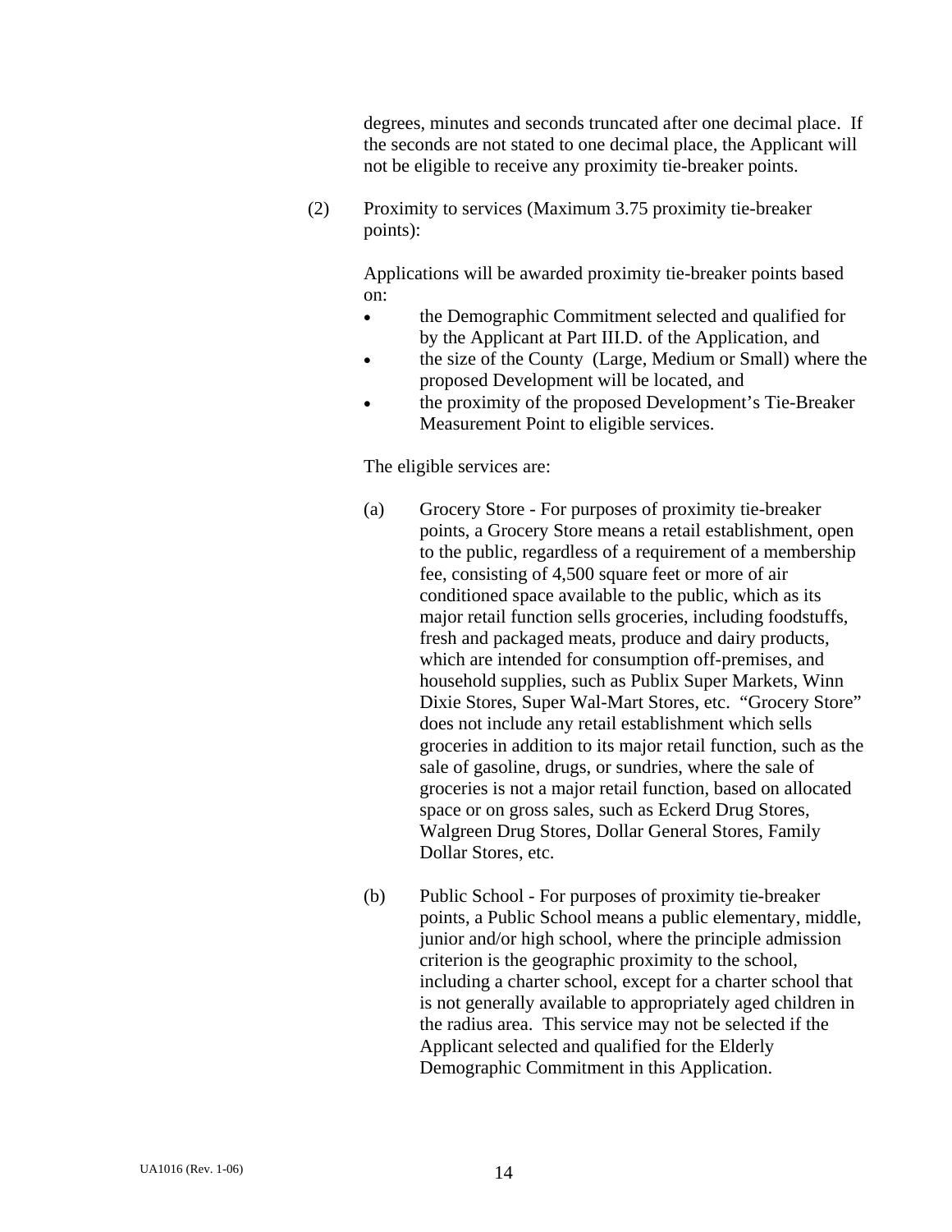degrees, minutes and seconds truncated after one decimal place. If the seconds are not stated to one decimal place, the Applicant will not be eligible to receive any proximity tie-breaker points.

(2) Proximity to services (Maximum 3.75 proximity tie-breaker points):

Applications will be awarded proximity tie-breaker points based on:

- the Demographic Commitment selected and qualified for by the Applicant at Part III.D. of the Application, and
- the size of the County (Large, Medium or Small) where the proposed Development will be located, and
- the proximity of the proposed Development's Tie-Breaker Measurement Point to eligible services.

The eligible services are:

(a) Grocery Store - For purposes of proximity tie-breaker points, a Grocery Store means a retail establishment, open to the public, regardless of a requirement of a membership fee, consisting of 4,500 square feet or more of air conditioned space available to the public, which as its major retail function sells groceries, including foodstuffs, fresh and packaged meats, produce and dairy products, which are intended for consumption off-premises, and household supplies, such as Publix Super Markets, Winn Dixie Stores, Super Wal-Mart Stores, etc. "Grocery Store" does not include any retail establishment which sells groceries in addition to its major retail function, such as the sale of gasoline, drugs, or sundries, where the sale of groceries is not a major retail function, based on allocated space or on gross sales, such as Eckerd Drug Stores, Walgreen Drug Stores, Dollar General Stores, Family Dollar Stores, etc.

(b) Public School - For purposes of proximity tie-breaker points, a Public School means a public elementary, middle, junior and/or high school, where the principle admission criterion is the geographic proximity to the school, including a charter school, except for a charter school that is not generally available to appropriately aged children in the radius area. This service may not be selected if the Applicant selected and qualified for the Elderly Demographic Commitment in this Application.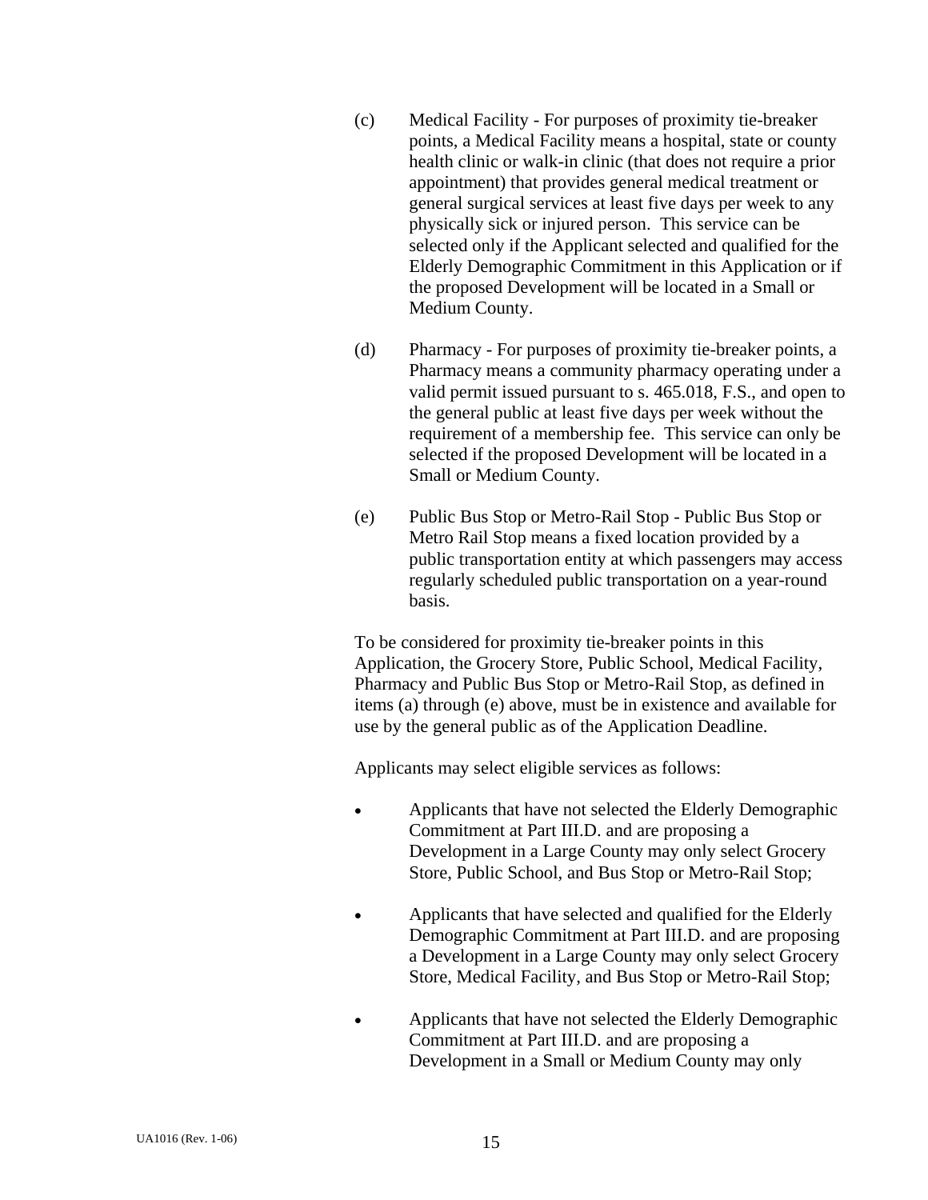(c) Medical Facility - For purposes of proximity tie-breaker points, a Medical Facility means a hospital, state or county health clinic or walk-in clinic (that does not require a prior appointment) that provides general medical treatment or general surgical services at least five days per week to any physically sick or injured person. This service can be selected only if the Applicant selected and qualified for the Elderly Demographic Commitment in this Application or if the proposed Development will be located in a Small or Medium County.

(d) Pharmacy - For purposes of proximity tie-breaker points, a Pharmacy means a community pharmacy operating under a valid permit issued pursuant to s. 465.018, F.S., and open to the general public at least five days per week without the requirement of a membership fee. This service can only be selected if the proposed Development will be located in a Small or Medium County.

(e) Public Bus Stop or Metro-Rail Stop - Public Bus Stop or Metro Rail Stop means a fixed location provided by a public transportation entity at which passengers may access regularly scheduled public transportation on a year-round basis.

To be considered for proximity tie-breaker points in this Application, the Grocery Store, Public School, Medical Facility, Pharmacy and Public Bus Stop or Metro-Rail Stop, as defined in items (a) through (e) above, must be in existence and available for use by the general public as of the Application Deadline.

Applicants may select eligible services as follows:

- Applicants that have not selected the Elderly Demographic Commitment at Part III.D. and are proposing a Development in a Large County may only select Grocery Store, Public School, and Bus Stop or Metro-Rail Stop;
- Applicants that have selected and qualified for the Elderly Demographic Commitment at Part III.D. and are proposing a Development in a Large County may only select Grocery Store, Medical Facility, and Bus Stop or Metro-Rail Stop;
- Applicants that have not selected the Elderly Demographic Commitment at Part III.D. and are proposing a Development in a Small or Medium County may only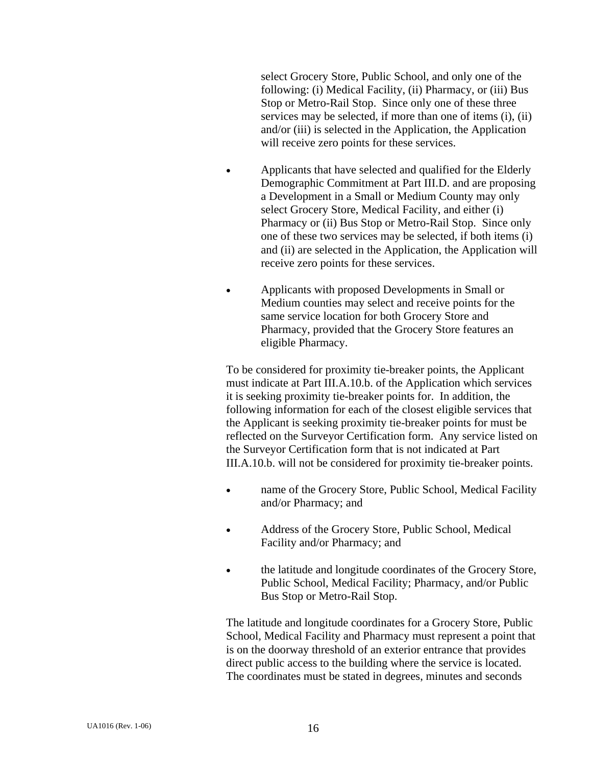select Grocery Store, Public School, and only one of the following: (i) Medical Facility, (ii) Pharmacy, or (iii) Bus Stop or Metro-Rail Stop. Since only one of these three services may be selected, if more than one of items (i), (ii) and/or (iii) is selected in the Application, the Application will receive zero points for these services.

- Applicants that have selected and qualified for the Elderly Demographic Commitment at Part III.D. and are proposing a Development in a Small or Medium County may only select Grocery Store, Medical Facility, and either (i) Pharmacy or (ii) Bus Stop or Metro-Rail Stop. Since only one of these two services may be selected, if both items (i) and (ii) are selected in the Application, the Application will receive zero points for these services.

- Applicants with proposed Developments in Small or Medium counties may select and receive points for the same service location for both Grocery Store and Pharmacy, provided that the Grocery Store features an eligible Pharmacy.

To be considered for proximity tie-breaker points, the Applicant must indicate at Part III.A.10.b. of the Application which services it is seeking proximity tie-breaker points for. In addition, the following information for each of the closest eligible services that the Applicant is seeking proximity tie-breaker points for must be reflected on the Surveyor Certification form. Any service listed on the Surveyor Certification form that is not indicated at Part III.A.10.b. will not be considered for proximity tie-breaker points.

- name of the Grocery Store, Public School, Medical Facility and/or Pharmacy; and

- Address of the Grocery Store, Public School, Medical Facility and/or Pharmacy; and

- the latitude and longitude coordinates of the Grocery Store, Public School, Medical Facility; Pharmacy, and/or Public Bus Stop or Metro-Rail Stop.

The latitude and longitude coordinates for a Grocery Store, Public School, Medical Facility and Pharmacy must represent a point that is on the doorway threshold of an exterior entrance that provides direct public access to the building where the service is located. The coordinates must be stated in degrees, minutes and seconds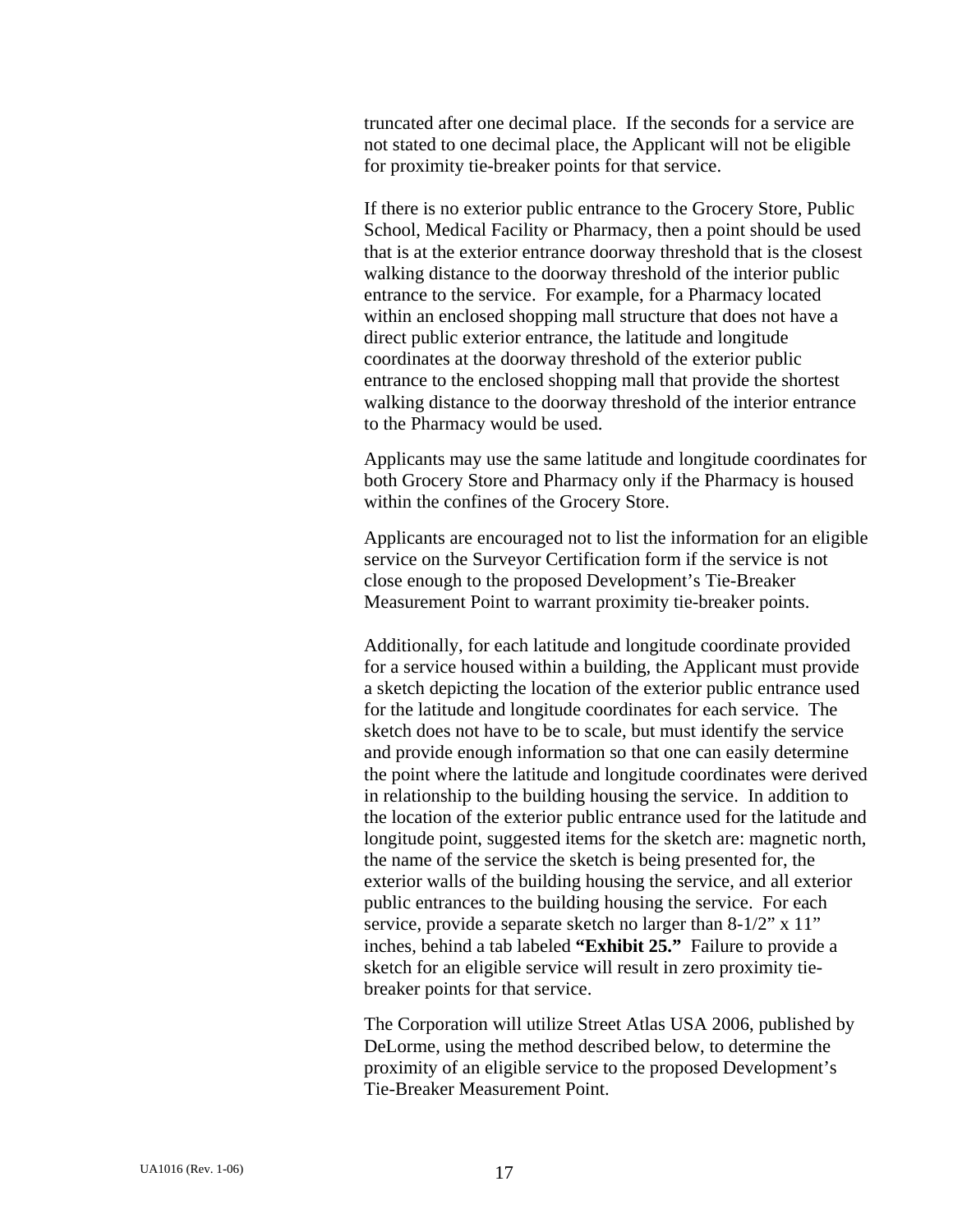truncated after one decimal place. If the seconds for a service are not stated to one decimal place, the Applicant will not be eligible for proximity tie-breaker points for that service.

If there is no exterior public entrance to the Grocery Store, Public School, Medical Facility or Pharmacy, then a point should be used that is at the exterior entrance doorway threshold that is the closest walking distance to the doorway threshold of the interior public entrance to the service. For example, for a Pharmacy located within an enclosed shopping mall structure that does not have a direct public exterior entrance, the latitude and longitude coordinates at the doorway threshold of the exterior public entrance to the enclosed shopping mall that provide the shortest walking distance to the doorway threshold of the interior entrance to the Pharmacy would be used.

Applicants may use the same latitude and longitude coordinates for both Grocery Store and Pharmacy only if the Pharmacy is housed within the confines of the Grocery Store.

Applicants are encouraged not to list the information for an eligible service on the Surveyor Certification form if the service is not close enough to the proposed Development's Tie-Breaker Measurement Point to warrant proximity tie-breaker points.

Additionally, for each latitude and longitude coordinate provided for a service housed within a building, the Applicant must provide a sketch depicting the location of the exterior public entrance used for the latitude and longitude coordinates for each service. The sketch does not have to be to scale, but must identify the service and provide enough information so that one can easily determine the point where the latitude and longitude coordinates were derived in relationship to the building housing the service. In addition to the location of the exterior public entrance used for the latitude and longitude point, suggested items for the sketch are: magnetic north, the name of the service the sketch is being presented for, the exterior walls of the building housing the service, and all exterior public entrances to the building housing the service. For each service, provide a separate sketch no larger than 8-1/2" x 11" inches, behind a tab labeled **"Exhibit 25."** Failure to provide a sketch for an eligible service will result in zero proximity tie-breaker points for that service.

The Corporation will utilize Street Atlas USA 2006, published by DeLorme, using the method described below, to determine the proximity of an eligible service to the proposed Development's Tie-Breaker Measurement Point.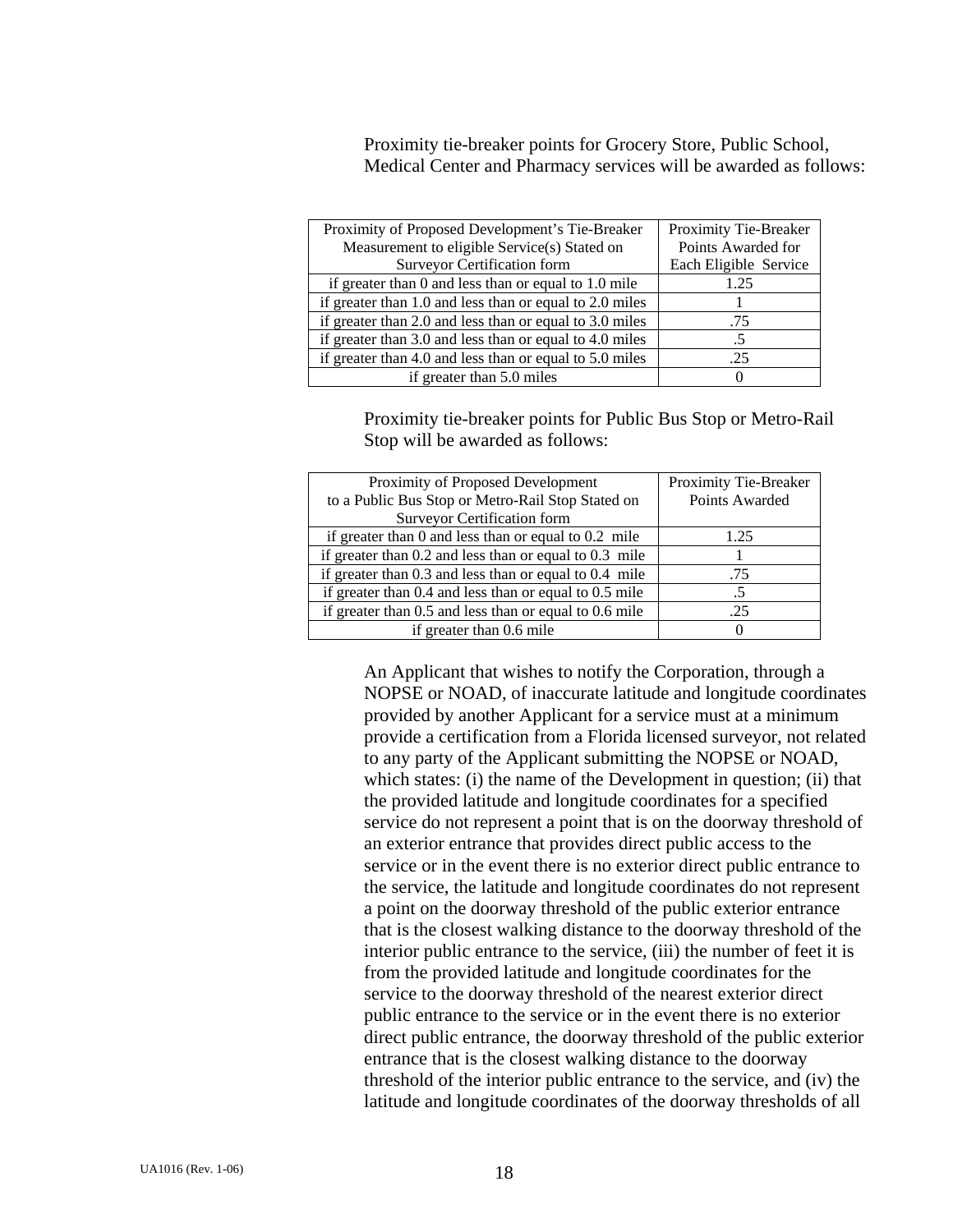Proximity tie-breaker points for Grocery Store, Public School, Medical Center and Pharmacy services will be awarded as follows:

| Proximity of Proposed Development's Tie-Breaker Measurement to eligible Service(s) Stated on Surveyor Certification form | Proximity Tie-Breaker Points Awarded for Each Eligible Service |
|---|---|
| if greater than 0 and less than or equal to 1.0 mile | 1.25 |
| if greater than 1.0 and less than or equal to 2.0 miles | 1 |
| if greater than 2.0 and less than or equal to 3.0 miles | .75 |
| if greater than 3.0 and less than or equal to 4.0 miles | .5 |
| if greater than 4.0 and less than or equal to 5.0 miles | .25 |
| if greater than 5.0 miles | 0 |

Proximity tie-breaker points for Public Bus Stop or Metro-Rail Stop will be awarded as follows:

| Proximity of Proposed Development to a Public Bus Stop or Metro-Rail Stop Stated on Surveyor Certification form | Proximity Tie-Breaker Points Awarded |
|---|---|
| if greater than 0 and less than or equal to 0.2 mile | 1.25 |
| if greater than 0.2 and less than or equal to 0.3 mile | 1 |
| if greater than 0.3 and less than or equal to 0.4 mile | .75 |
| if greater than 0.4 and less than or equal to 0.5 mile | .5 |
| if greater than 0.5 and less than or equal to 0.6 mile | .25 |
| if greater than 0.6 mile | 0 |

An Applicant that wishes to notify the Corporation, through a NOPSE or NOAD, of inaccurate latitude and longitude coordinates provided by another Applicant for a service must at a minimum provide a certification from a Florida licensed surveyor, not related to any party of the Applicant submitting the NOPSE or NOAD, which states: (i) the name of the Development in question; (ii) that the provided latitude and longitude coordinates for a specified service do not represent a point that is on the doorway threshold of an exterior entrance that provides direct public access to the service or in the event there is no exterior direct public entrance to the service, the latitude and longitude coordinates do not represent a point on the doorway threshold of the public exterior entrance that is the closest walking distance to the doorway threshold of the interior public entrance to the service, (iii) the number of feet it is from the provided latitude and longitude coordinates for the service to the doorway threshold of the nearest exterior direct public entrance to the service or in the event there is no exterior direct public entrance, the doorway threshold of the public exterior entrance that is the closest walking distance to the doorway threshold of the interior public entrance to the service, and (iv) the latitude and longitude coordinates of the doorway thresholds of all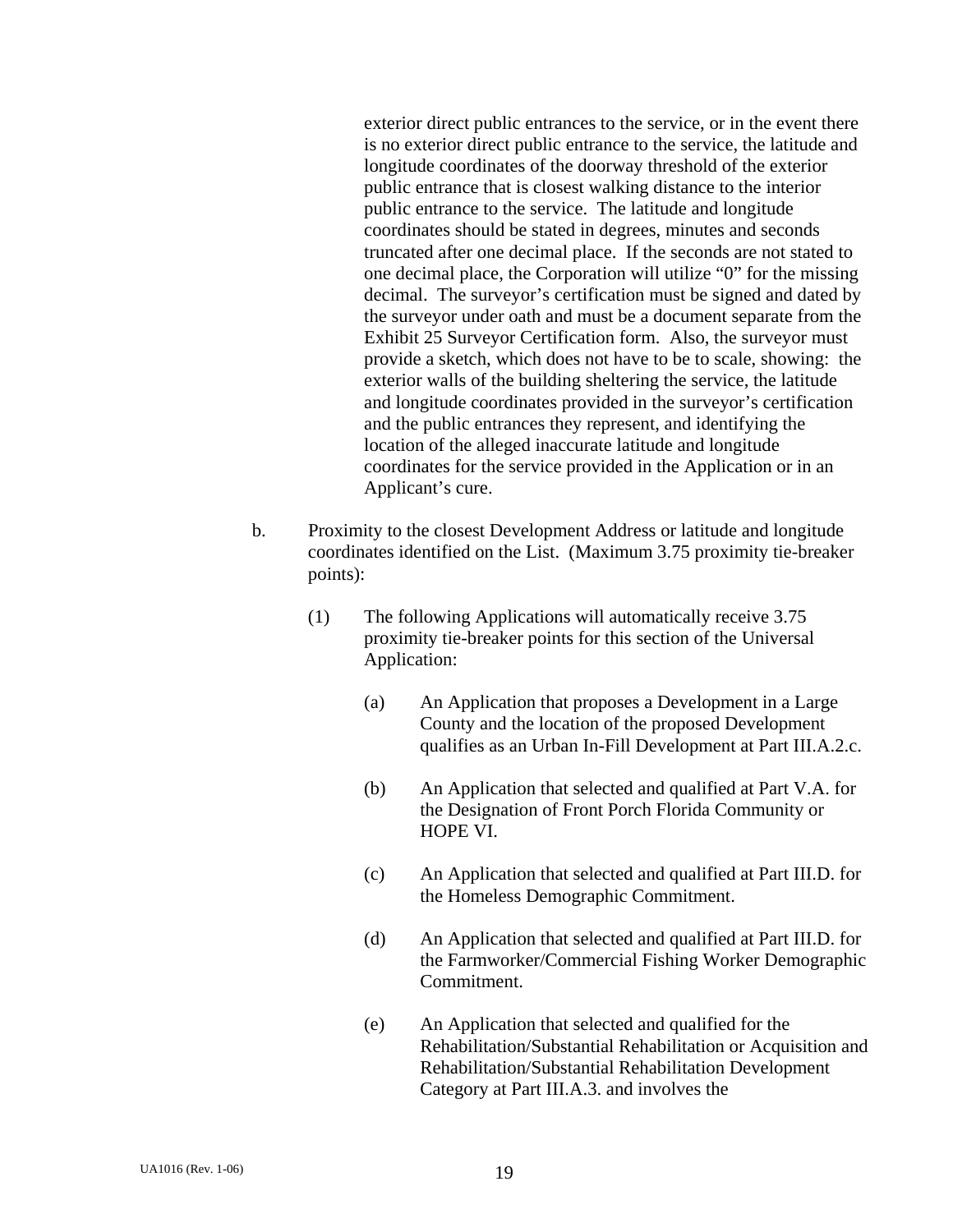exterior direct public entrances to the service, or in the event there is no exterior direct public entrance to the service, the latitude and longitude coordinates of the doorway threshold of the exterior public entrance that is closest walking distance to the interior public entrance to the service. The latitude and longitude coordinates should be stated in degrees, minutes and seconds truncated after one decimal place. If the seconds are not stated to one decimal place, the Corporation will utilize "0" for the missing decimal. The surveyor's certification must be signed and dated by the surveyor under oath and must be a document separate from the Exhibit 25 Surveyor Certification form. Also, the surveyor must provide a sketch, which does not have to be to scale, showing: the exterior walls of the building sheltering the service, the latitude and longitude coordinates provided in the surveyor's certification and the public entrances they represent, and identifying the location of the alleged inaccurate latitude and longitude coordinates for the service provided in the Application or in an Applicant's cure.

b. Proximity to the closest Development Address or latitude and longitude coordinates identified on the List. (Maximum 3.75 proximity tie-breaker points):

(1) The following Applications will automatically receive 3.75 proximity tie-breaker points for this section of the Universal Application:

(a) An Application that proposes a Development in a Large County and the location of the proposed Development qualifies as an Urban In-Fill Development at Part III.A.2.c.

(b) An Application that selected and qualified at Part V.A. for the Designation of Front Porch Florida Community or HOPE VI.

(c) An Application that selected and qualified at Part III.D. for the Homeless Demographic Commitment.

(d) An Application that selected and qualified at Part III.D. for the Farmworker/Commercial Fishing Worker Demographic Commitment.

(e) An Application that selected and qualified for the Rehabilitation/Substantial Rehabilitation or Acquisition and Rehabilitation/Substantial Rehabilitation Development Category at Part III.A.3. and involves the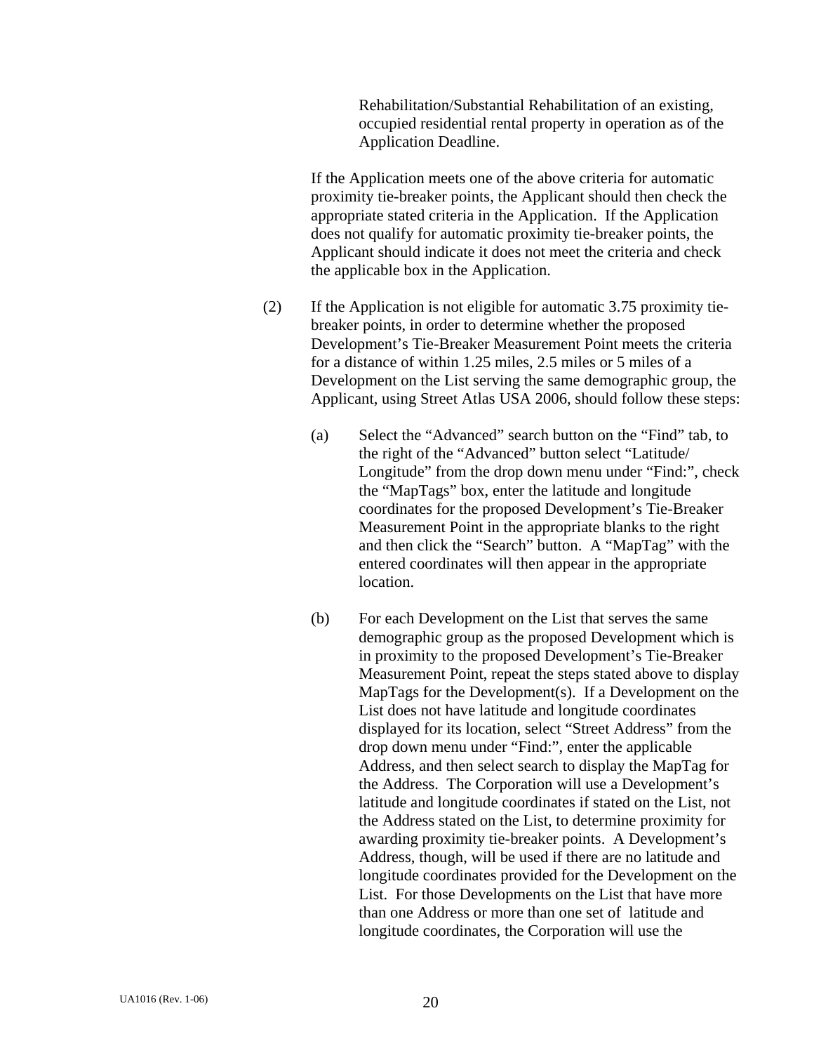Rehabilitation/Substantial Rehabilitation of an existing, occupied residential rental property in operation as of the Application Deadline.

If the Application meets one of the above criteria for automatic proximity tie-breaker points, the Applicant should then check the appropriate stated criteria in the Application. If the Application does not qualify for automatic proximity tie-breaker points, the Applicant should indicate it does not meet the criteria and check the applicable box in the Application.

(2) If the Application is not eligible for automatic 3.75 proximity tie-breaker points, in order to determine whether the proposed Development's Tie-Breaker Measurement Point meets the criteria for a distance of within 1.25 miles, 2.5 miles or 5 miles of a Development on the List serving the same demographic group, the Applicant, using Street Atlas USA 2006, should follow these steps:

(a) Select the "Advanced" search button on the "Find" tab, to the right of the "Advanced" button select "Latitude/ Longitude" from the drop down menu under "Find:", check the "MapTags" box, enter the latitude and longitude coordinates for the proposed Development's Tie-Breaker Measurement Point in the appropriate blanks to the right and then click the "Search" button. A "MapTag" with the entered coordinates will then appear in the appropriate location.

(b) For each Development on the List that serves the same demographic group as the proposed Development which is in proximity to the proposed Development's Tie-Breaker Measurement Point, repeat the steps stated above to display MapTags for the Development(s). If a Development on the List does not have latitude and longitude coordinates displayed for its location, select "Street Address" from the drop down menu under "Find:", enter the applicable Address, and then select search to display the MapTag for the Address. The Corporation will use a Development's latitude and longitude coordinates if stated on the List, not the Address stated on the List, to determine proximity for awarding proximity tie-breaker points. A Development's Address, though, will be used if there are no latitude and longitude coordinates provided for the Development on the List. For those Developments on the List that have more than one Address or more than one set of latitude and longitude coordinates, the Corporation will use the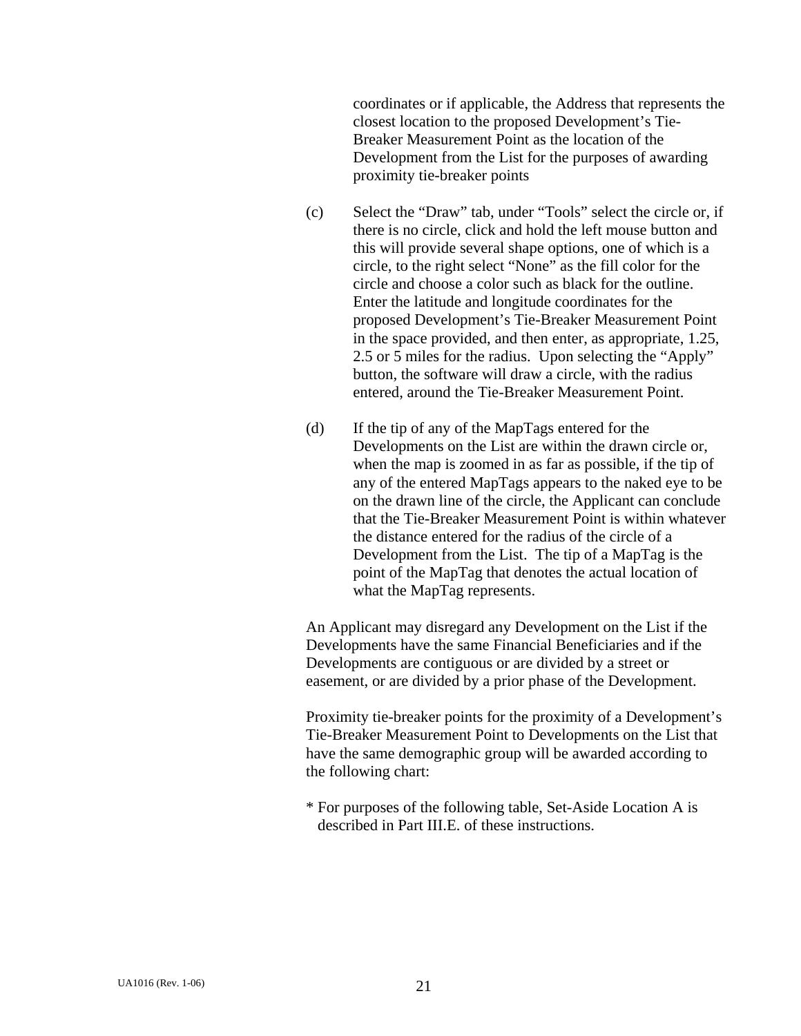coordinates or if applicable, the Address that represents the closest location to the proposed Development's Tie-Breaker Measurement Point as the location of the Development from the List for the purposes of awarding proximity tie-breaker points

(c) Select the "Draw" tab, under "Tools" select the circle or, if there is no circle, click and hold the left mouse button and this will provide several shape options, one of which is a circle, to the right select "None" as the fill color for the circle and choose a color such as black for the outline. Enter the latitude and longitude coordinates for the proposed Development's Tie-Breaker Measurement Point in the space provided, and then enter, as appropriate, 1.25, 2.5 or 5 miles for the radius. Upon selecting the "Apply" button, the software will draw a circle, with the radius entered, around the Tie-Breaker Measurement Point.

(d) If the tip of any of the MapTags entered for the Developments on the List are within the drawn circle or, when the map is zoomed in as far as possible, if the tip of any of the entered MapTags appears to the naked eye to be on the drawn line of the circle, the Applicant can conclude that the Tie-Breaker Measurement Point is within whatever the distance entered for the radius of the circle of a Development from the List. The tip of a MapTag is the point of the MapTag that denotes the actual location of what the MapTag represents.

An Applicant may disregard any Development on the List if the Developments have the same Financial Beneficiaries and if the Developments are contiguous or are divided by a street or easement, or are divided by a prior phase of the Development.

Proximity tie-breaker points for the proximity of a Development's Tie-Breaker Measurement Point to Developments on the List that have the same demographic group will be awarded according to the following chart:

* For purposes of the following table, Set-Aside Location A is described in Part III.E. of these instructions.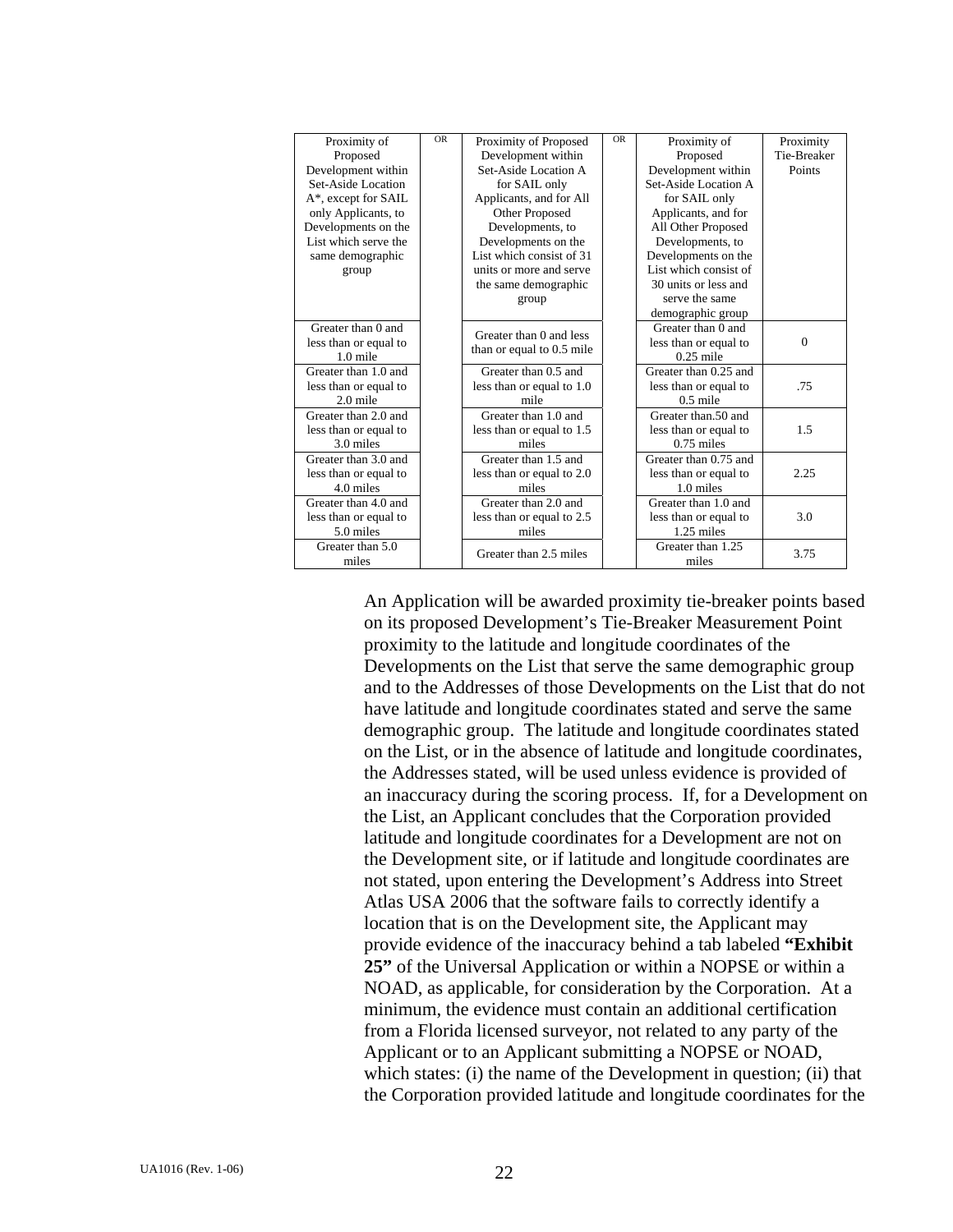| Proximity of Proposed Development within Set-Aside Location A*, except for SAIL only Applicants, to Developments on the List which serve the same demographic group | OR | Proximity of Proposed Development within Set-Aside Location A for SAIL only Applicants, and for All Other Proposed Developments, to Developments on the List which consist of 31 units or more and serve the same demographic group | OR | Proximity of Proposed Development within Set-Aside Location A for SAIL only Applicants, and for All Other Proposed Developments, to Developments on the List which consist of 30 units or less and serve the same demographic group | Proximity Tie-Breaker Points |
|---|---|---|---|---|---|
| Greater than 0 and less than or equal to 1.0 mile | | Greater than 0 and less than or equal to 0.5 mile | | Greater than 0 and less than or equal to 0.25 mile | 0 |
| Greater than 1.0 and less than or equal to 2.0 mile | | Greater than 0.5 and less than or equal to 1.0 mile | | Greater than 0.25 and less than or equal to 0.5 mile | .75 |
| Greater than 2.0 and less than or equal to 3.0 miles | | Greater than 1.0 and less than or equal to 1.5 miles | | Greater than.50 and less than or equal to 0.75 miles | 1.5 |
| Greater than 3.0 and less than or equal to 4.0 miles | | Greater than 1.5 and less than or equal to 2.0 miles | | Greater than 0.75 and less than or equal to 1.0 miles | 2.25 |
| Greater than 4.0 and less than or equal to 5.0 miles | | Greater than 2.0 and less than or equal to 2.5 miles | | Greater than 1.0 and less than or equal to 1.25 miles | 3.0 |
| Greater than 5.0 miles | | Greater than 2.5 miles | | Greater than 1.25 miles | 3.75 |

An Application will be awarded proximity tie-breaker points based on its proposed Development's Tie-Breaker Measurement Point proximity to the latitude and longitude coordinates of the Developments on the List that serve the same demographic group and to the Addresses of those Developments on the List that do not have latitude and longitude coordinates stated and serve the same demographic group. The latitude and longitude coordinates stated on the List, or in the absence of latitude and longitude coordinates, the Addresses stated, will be used unless evidence is provided of an inaccuracy during the scoring process. If, for a Development on the List, an Applicant concludes that the Corporation provided latitude and longitude coordinates for a Development are not on the Development site, or if latitude and longitude coordinates are not stated, upon entering the Development's Address into Street Atlas USA 2006 that the software fails to correctly identify a location that is on the Development site, the Applicant may provide evidence of the inaccuracy behind a tab labeled **"Exhibit 25"** of the Universal Application or within a NOPSE or within a NOAD, as applicable, for consideration by the Corporation. At a minimum, the evidence must contain an additional certification from a Florida licensed surveyor, not related to any party of the Applicant or to an Applicant submitting a NOPSE or NOAD, which states: (i) the name of the Development in question; (ii) that the Corporation provided latitude and longitude coordinates for the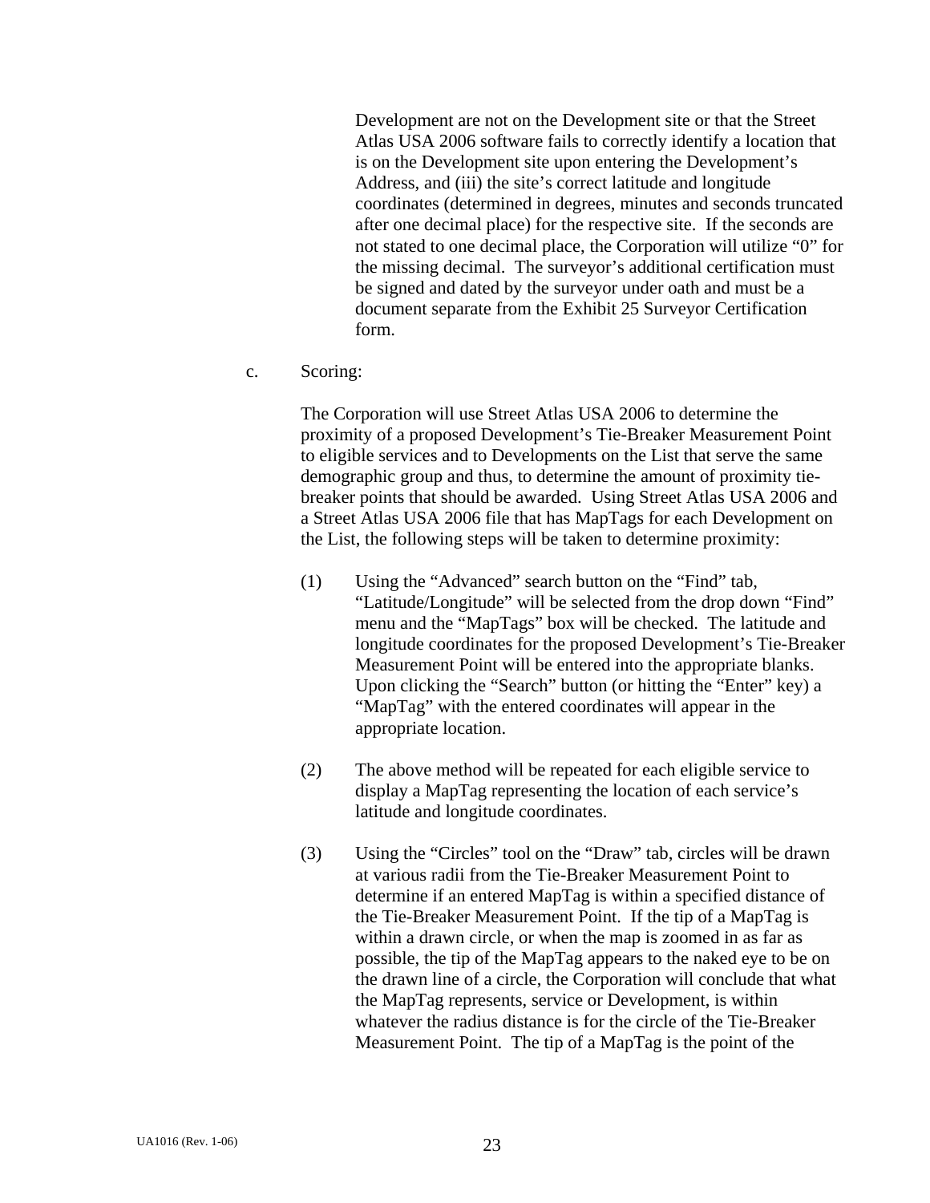Development are not on the Development site or that the Street Atlas USA 2006 software fails to correctly identify a location that is on the Development site upon entering the Development's Address, and (iii) the site's correct latitude and longitude coordinates (determined in degrees, minutes and seconds truncated after one decimal place) for the respective site. If the seconds are not stated to one decimal place, the Corporation will utilize "0" for the missing decimal. The surveyor's additional certification must be signed and dated by the surveyor under oath and must be a document separate from the Exhibit 25 Surveyor Certification form.

c. Scoring:

The Corporation will use Street Atlas USA 2006 to determine the proximity of a proposed Development's Tie-Breaker Measurement Point to eligible services and to Developments on the List that serve the same demographic group and thus, to determine the amount of proximity tie-breaker points that should be awarded. Using Street Atlas USA 2006 and a Street Atlas USA 2006 file that has MapTags for each Development on the List, the following steps will be taken to determine proximity:

(1) Using the "Advanced" search button on the "Find" tab, "Latitude/Longitude" will be selected from the drop down "Find" menu and the "MapTags" box will be checked. The latitude and longitude coordinates for the proposed Development's Tie-Breaker Measurement Point will be entered into the appropriate blanks. Upon clicking the "Search" button (or hitting the "Enter" key) a "MapTag" with the entered coordinates will appear in the appropriate location.

(2) The above method will be repeated for each eligible service to display a MapTag representing the location of each service's latitude and longitude coordinates.

(3) Using the "Circles" tool on the "Draw" tab, circles will be drawn at various radii from the Tie-Breaker Measurement Point to determine if an entered MapTag is within a specified distance of the Tie-Breaker Measurement Point. If the tip of a MapTag is within a drawn circle, or when the map is zoomed in as far as possible, the tip of the MapTag appears to the naked eye to be on the drawn line of a circle, the Corporation will conclude that what the MapTag represents, service or Development, is within whatever the radius distance is for the circle of the Tie-Breaker Measurement Point. The tip of a MapTag is the point of the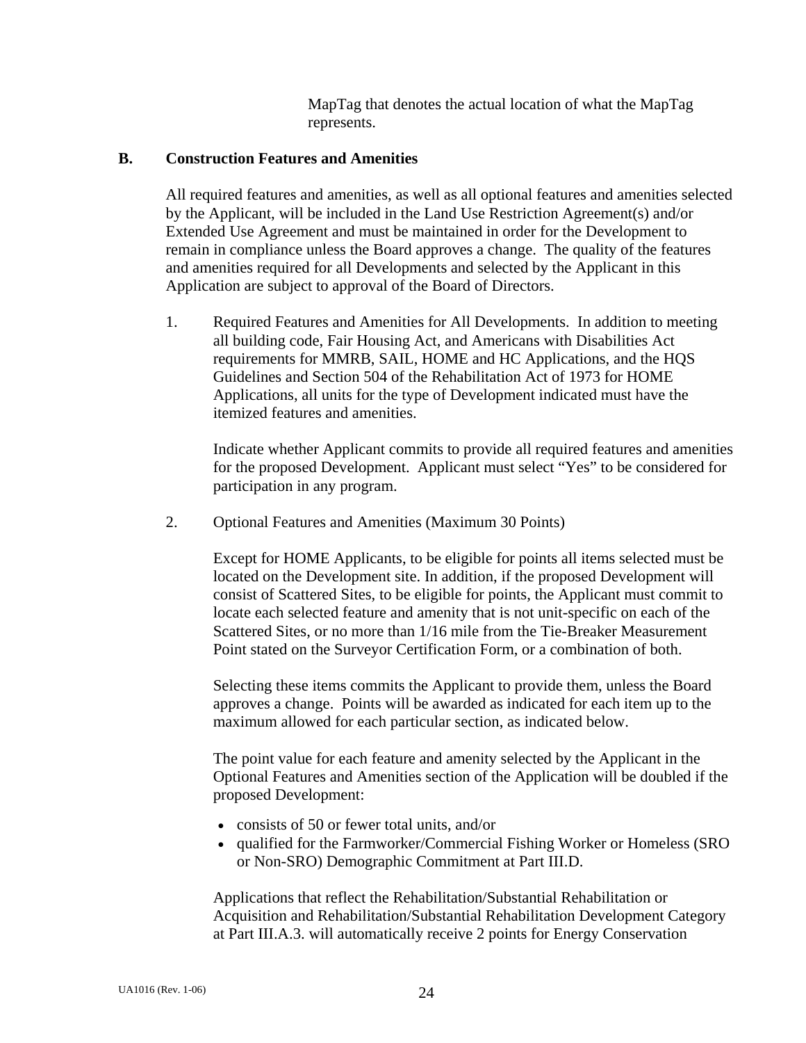MapTag that denotes the actual location of what the MapTag represents.

## B. Construction Features and Amenities

All required features and amenities, as well as all optional features and amenities selected by the Applicant, will be included in the Land Use Restriction Agreement(s) and/or Extended Use Agreement and must be maintained in order for the Development to remain in compliance unless the Board approves a change. The quality of the features and amenities required for all Developments and selected by the Applicant in this Application are subject to approval of the Board of Directors.

1. Required Features and Amenities for All Developments. In addition to meeting all building code, Fair Housing Act, and Americans with Disabilities Act requirements for MMRB, SAIL, HOME and HC Applications, and the HQS Guidelines and Section 504 of the Rehabilitation Act of 1973 for HOME Applications, all units for the type of Development indicated must have the itemized features and amenities.

   Indicate whether Applicant commits to provide all required features and amenities for the proposed Development. Applicant must select "Yes" to be considered for participation in any program.

2. Optional Features and Amenities (Maximum 30 Points)

   Except for HOME Applicants, to be eligible for points all items selected must be located on the Development site. In addition, if the proposed Development will consist of Scattered Sites, to be eligible for points, the Applicant must commit to locate each selected feature and amenity that is not unit-specific on each of the Scattered Sites, or no more than 1/16 mile from the Tie-Breaker Measurement Point stated on the Surveyor Certification Form, or a combination of both.

   Selecting these items commits the Applicant to provide them, unless the Board approves a change. Points will be awarded as indicated for each item up to the maximum allowed for each particular section, as indicated below.

   The point value for each feature and amenity selected by the Applicant in the Optional Features and Amenities section of the Application will be doubled if the proposed Development:

   - consists of 50 or fewer total units, and/or
   - qualified for the Farmworker/Commercial Fishing Worker or Homeless (SRO or Non-SRO) Demographic Commitment at Part III.D.

   Applications that reflect the Rehabilitation/Substantial Rehabilitation or Acquisition and Rehabilitation/Substantial Rehabilitation Development Category at Part III.A.3. will automatically receive 2 points for Energy Conservation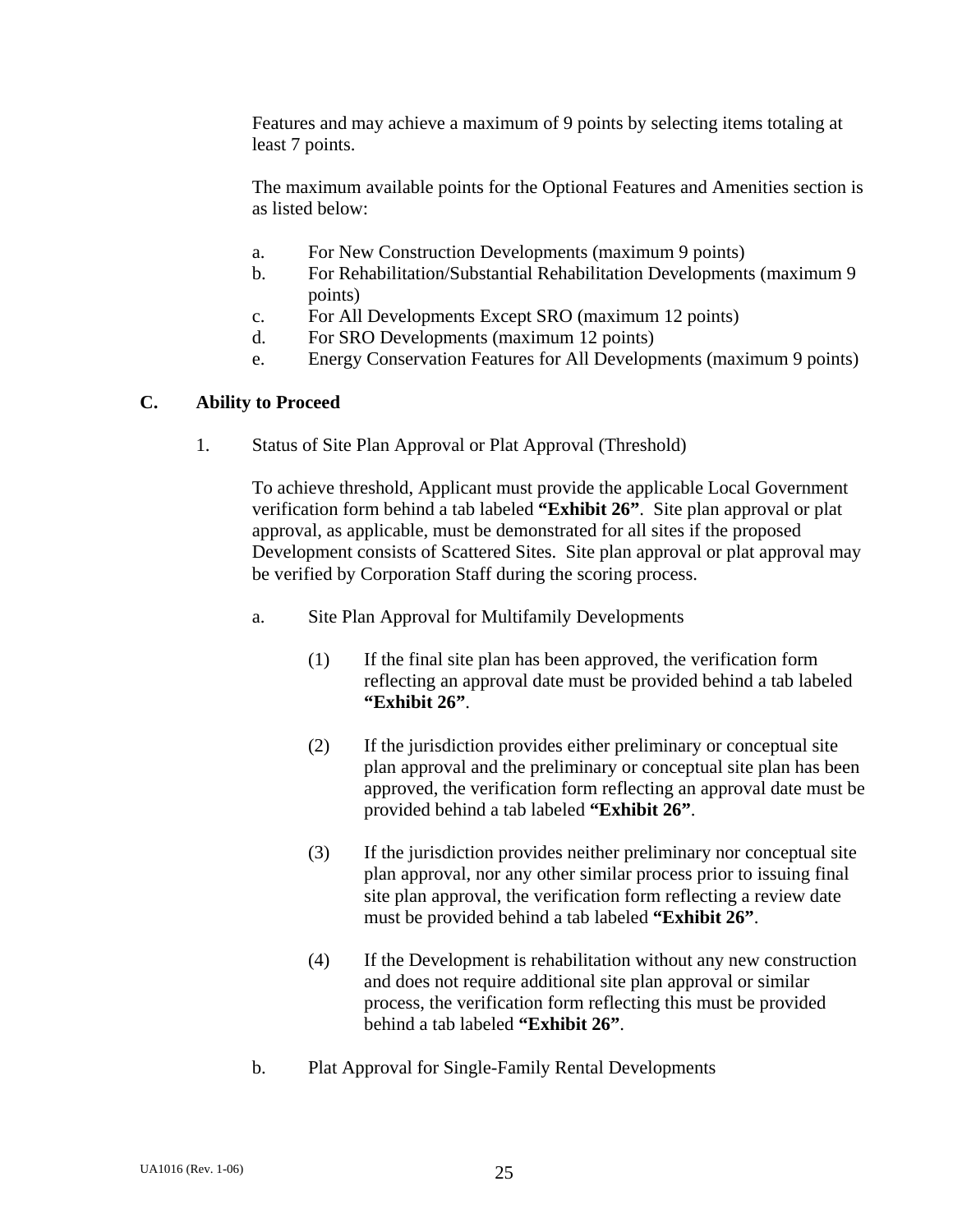Features and may achieve a maximum of 9 points by selecting items totaling at least 7 points.

The maximum available points for the Optional Features and Amenities section is as listed below:

a. For New Construction Developments (maximum 9 points)
b. For Rehabilitation/Substantial Rehabilitation Developments (maximum 9 points)
c. For All Developments Except SRO (maximum 12 points)
d. For SRO Developments (maximum 12 points)
e. Energy Conservation Features for All Developments (maximum 9 points)

## C. Ability to Proceed

1. Status of Site Plan Approval or Plat Approval (Threshold)

To achieve threshold, Applicant must provide the applicable Local Government verification form behind a tab labeled **"Exhibit 26"**. Site plan approval or plat approval, as applicable, must be demonstrated for all sites if the proposed Development consists of Scattered Sites. Site plan approval or plat approval may be verified by Corporation Staff during the scoring process.

a. Site Plan Approval for Multifamily Developments

(1) If the final site plan has been approved, the verification form reflecting an approval date must be provided behind a tab labeled **"Exhibit 26"**.

(2) If the jurisdiction provides either preliminary or conceptual site plan approval and the preliminary or conceptual site plan has been approved, the verification form reflecting an approval date must be provided behind a tab labeled **"Exhibit 26"**.

(3) If the jurisdiction provides neither preliminary nor conceptual site plan approval, nor any other similar process prior to issuing final site plan approval, the verification form reflecting a review date must be provided behind a tab labeled **"Exhibit 26"**.

(4) If the Development is rehabilitation without any new construction and does not require additional site plan approval or similar process, the verification form reflecting this must be provided behind a tab labeled **"Exhibit 26"**.

b. Plat Approval for Single-Family Rental Developments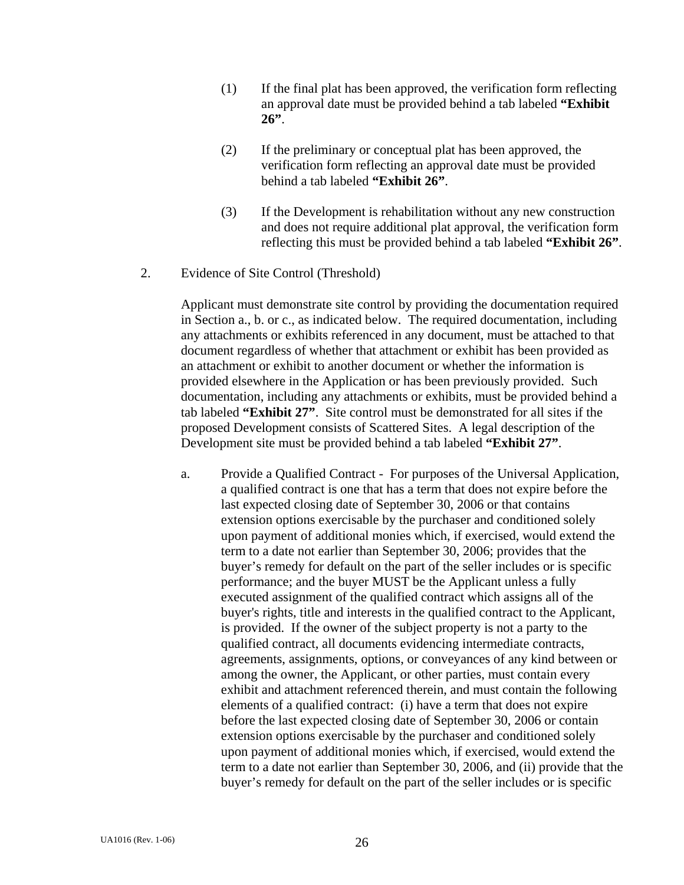(1) If the final plat has been approved, the verification form reflecting an approval date must be provided behind a tab labeled **"Exhibit 26"**.

(2) If the preliminary or conceptual plat has been approved, the verification form reflecting an approval date must be provided behind a tab labeled **"Exhibit 26"**.

(3) If the Development is rehabilitation without any new construction and does not require additional plat approval, the verification form reflecting this must be provided behind a tab labeled **"Exhibit 26"**.

2. Evidence of Site Control (Threshold)

Applicant must demonstrate site control by providing the documentation required in Section a., b. or c., as indicated below. The required documentation, including any attachments or exhibits referenced in any document, must be attached to that document regardless of whether that attachment or exhibit has been provided as an attachment or exhibit to another document or whether the information is provided elsewhere in the Application or has been previously provided. Such documentation, including any attachments or exhibits, must be provided behind a tab labeled **"Exhibit 27"**. Site control must be demonstrated for all sites if the proposed Development consists of Scattered Sites. A legal description of the Development site must be provided behind a tab labeled **"Exhibit 27"**.

a. Provide a Qualified Contract - For purposes of the Universal Application, a qualified contract is one that has a term that does not expire before the last expected closing date of September 30, 2006 or that contains extension options exercisable by the purchaser and conditioned solely upon payment of additional monies which, if exercised, would extend the term to a date not earlier than September 30, 2006; provides that the buyer's remedy for default on the part of the seller includes or is specific performance; and the buyer MUST be the Applicant unless a fully executed assignment of the qualified contract which assigns all of the buyer's rights, title and interests in the qualified contract to the Applicant, is provided. If the owner of the subject property is not a party to the qualified contract, all documents evidencing intermediate contracts, agreements, assignments, options, or conveyances of any kind between or among the owner, the Applicant, or other parties, must contain every exhibit and attachment referenced therein, and must contain the following elements of a qualified contract: (i) have a term that does not expire before the last expected closing date of September 30, 2006 or contain extension options exercisable by the purchaser and conditioned solely upon payment of additional monies which, if exercised, would extend the term to a date not earlier than September 30, 2006, and (ii) provide that the buyer's remedy for default on the part of the seller includes or is specific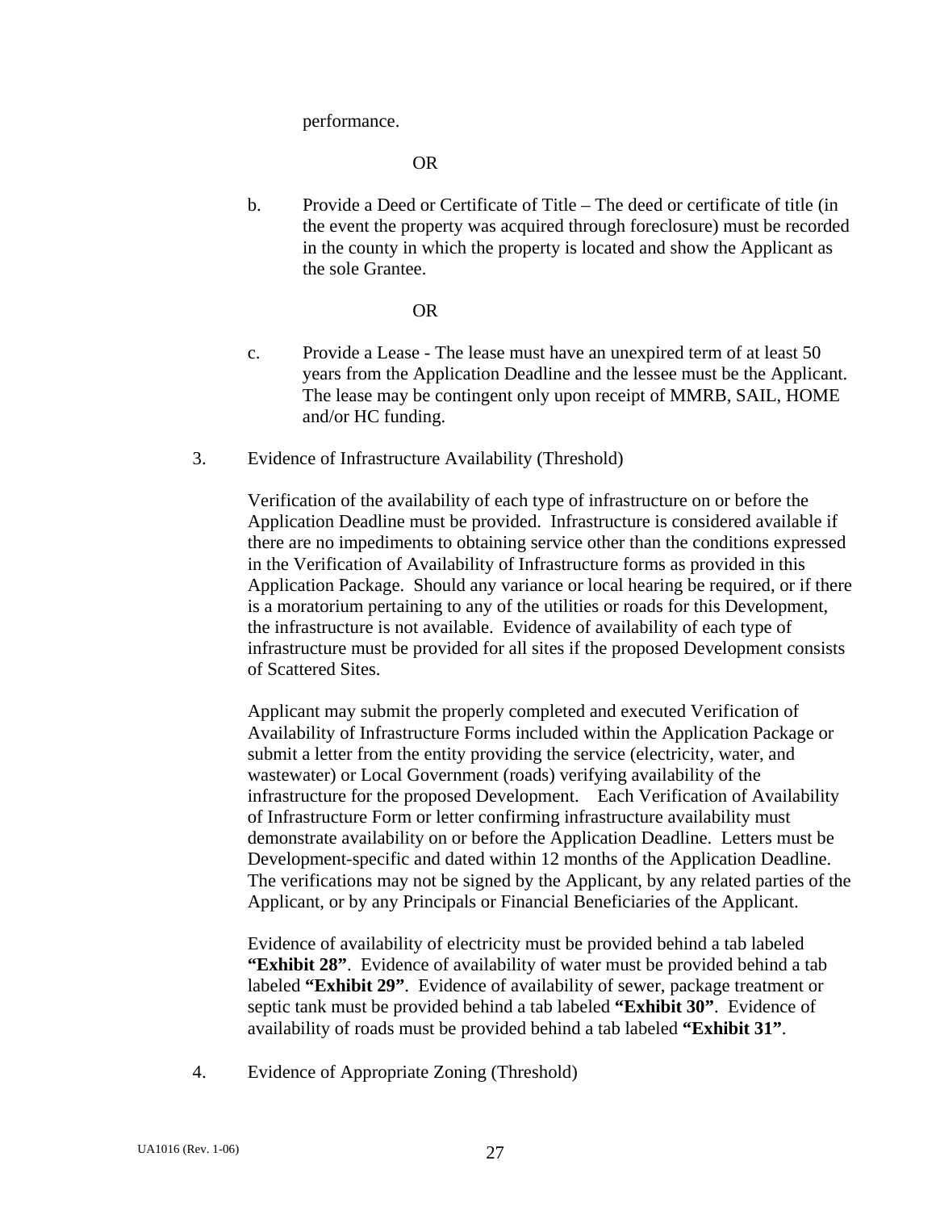performance.

OR

b. Provide a Deed or Certificate of Title – The deed or certificate of title (in the event the property was acquired through foreclosure) must be recorded in the county in which the property is located and show the Applicant as the sole Grantee.

OR

c. Provide a Lease - The lease must have an unexpired term of at least 50 years from the Application Deadline and the lessee must be the Applicant. The lease may be contingent only upon receipt of MMRB, SAIL, HOME and/or HC funding.

3. Evidence of Infrastructure Availability (Threshold)

Verification of the availability of each type of infrastructure on or before the Application Deadline must be provided. Infrastructure is considered available if there are no impediments to obtaining service other than the conditions expressed in the Verification of Availability of Infrastructure forms as provided in this Application Package. Should any variance or local hearing be required, or if there is a moratorium pertaining to any of the utilities or roads for this Development, the infrastructure is not available. Evidence of availability of each type of infrastructure must be provided for all sites if the proposed Development consists of Scattered Sites.

Applicant may submit the properly completed and executed Verification of Availability of Infrastructure Forms included within the Application Package or submit a letter from the entity providing the service (electricity, water, and wastewater) or Local Government (roads) verifying availability of the infrastructure for the proposed Development. Each Verification of Availability of Infrastructure Form or letter confirming infrastructure availability must demonstrate availability on or before the Application Deadline. Letters must be Development-specific and dated within 12 months of the Application Deadline. The verifications may not be signed by the Applicant, by any related parties of the Applicant, or by any Principals or Financial Beneficiaries of the Applicant.

Evidence of availability of electricity must be provided behind a tab labeled **"Exhibit 28"**. Evidence of availability of water must be provided behind a tab labeled **"Exhibit 29"**. Evidence of availability of sewer, package treatment or septic tank must be provided behind a tab labeled **"Exhibit 30"**. Evidence of availability of roads must be provided behind a tab labeled **"Exhibit 31"**.

4. Evidence of Appropriate Zoning (Threshold)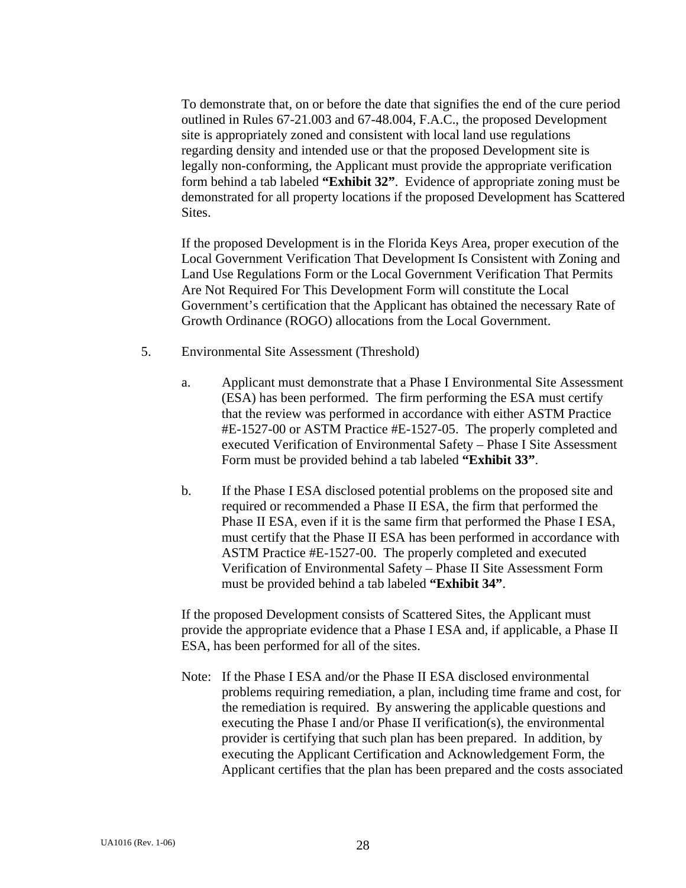To demonstrate that, on or before the date that signifies the end of the cure period outlined in Rules 67-21.003 and 67-48.004, F.A.C., the proposed Development site is appropriately zoned and consistent with local land use regulations regarding density and intended use or that the proposed Development site is legally non-conforming, the Applicant must provide the appropriate verification form behind a tab labeled **"Exhibit 32"**. Evidence of appropriate zoning must be demonstrated for all property locations if the proposed Development has Scattered Sites.

If the proposed Development is in the Florida Keys Area, proper execution of the Local Government Verification That Development Is Consistent with Zoning and Land Use Regulations Form or the Local Government Verification That Permits Are Not Required For This Development Form will constitute the Local Government's certification that the Applicant has obtained the necessary Rate of Growth Ordinance (ROGO) allocations from the Local Government.

5. Environmental Site Assessment (Threshold)

   a. Applicant must demonstrate that a Phase I Environmental Site Assessment (ESA) has been performed. The firm performing the ESA must certify that the review was performed in accordance with either ASTM Practice #E-1527-00 or ASTM Practice #E-1527-05. The properly completed and executed Verification of Environmental Safety – Phase I Site Assessment Form must be provided behind a tab labeled **"Exhibit 33"**.

   b. If the Phase I ESA disclosed potential problems on the proposed site and required or recommended a Phase II ESA, the firm that performed the Phase II ESA, even if it is the same firm that performed the Phase I ESA, must certify that the Phase II ESA has been performed in accordance with ASTM Practice #E-1527-00. The properly completed and executed Verification of Environmental Safety – Phase II Site Assessment Form must be provided behind a tab labeled **"Exhibit 34"**.

   If the proposed Development consists of Scattered Sites, the Applicant must provide the appropriate evidence that a Phase I ESA and, if applicable, a Phase II ESA, has been performed for all of the sites.

   Note: If the Phase I ESA and/or the Phase II ESA disclosed environmental problems requiring remediation, a plan, including time frame and cost, for the remediation is required. By answering the applicable questions and executing the Phase I and/or Phase II verification(s), the environmental provider is certifying that such plan has been prepared. In addition, by executing the Applicant Certification and Acknowledgement Form, the Applicant certifies that the plan has been prepared and the costs associated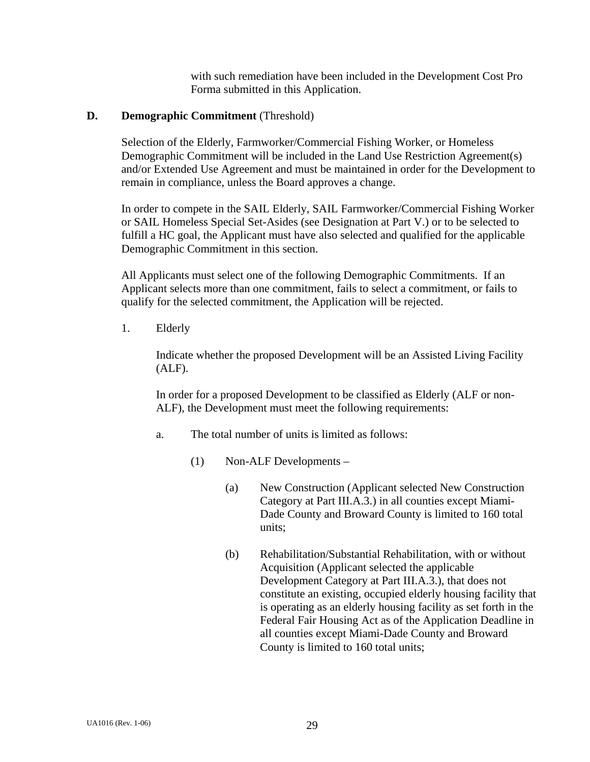with such remediation have been included in the Development Cost Pro Forma submitted in this Application.

**D. Demographic Commitment** (Threshold)

Selection of the Elderly, Farmworker/Commercial Fishing Worker, or Homeless Demographic Commitment will be included in the Land Use Restriction Agreement(s) and/or Extended Use Agreement and must be maintained in order for the Development to remain in compliance, unless the Board approves a change.

In order to compete in the SAIL Elderly, SAIL Farmworker/Commercial Fishing Worker or SAIL Homeless Special Set-Asides (see Designation at Part V.) or to be selected to fulfill a HC goal, the Applicant must have also selected and qualified for the applicable Demographic Commitment in this section.

All Applicants must select one of the following Demographic Commitments. If an Applicant selects more than one commitment, fails to select a commitment, or fails to qualify for the selected commitment, the Application will be rejected.

1. Elderly

   Indicate whether the proposed Development will be an Assisted Living Facility (ALF).

   In order for a proposed Development to be classified as Elderly (ALF or non-ALF), the Development must meet the following requirements:

   a. The total number of units is limited as follows:

      (1) Non-ALF Developments –

         (a) New Construction (Applicant selected New Construction Category at Part III.A.3.) in all counties except Miami-Dade County and Broward County is limited to 160 total units;

         (b) Rehabilitation/Substantial Rehabilitation, with or without Acquisition (Applicant selected the applicable Development Category at Part III.A.3.), that does not constitute an existing, occupied elderly housing facility that is operating as an elderly housing facility as set forth in the Federal Fair Housing Act as of the Application Deadline in all counties except Miami-Dade County and Broward County is limited to 160 total units;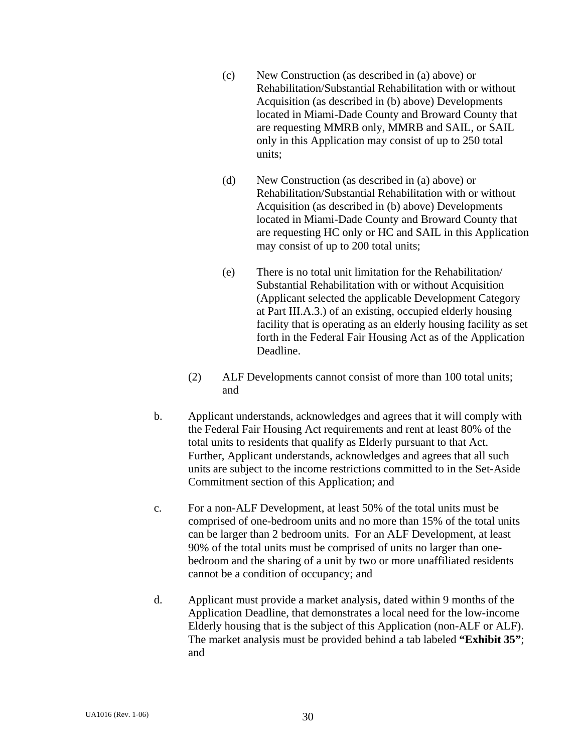(c) New Construction (as described in (a) above) or Rehabilitation/Substantial Rehabilitation with or without Acquisition (as described in (b) above) Developments located in Miami-Dade County and Broward County that are requesting MMRB only, MMRB and SAIL, or SAIL only in this Application may consist of up to 250 total units;

(d) New Construction (as described in (a) above) or Rehabilitation/Substantial Rehabilitation with or without Acquisition (as described in (b) above) Developments located in Miami-Dade County and Broward County that are requesting HC only or HC and SAIL in this Application may consist of up to 200 total units;

(e) There is no total unit limitation for the Rehabilitation/ Substantial Rehabilitation with or without Acquisition (Applicant selected the applicable Development Category at Part III.A.3.) of an existing, occupied elderly housing facility that is operating as an elderly housing facility as set forth in the Federal Fair Housing Act as of the Application Deadline.

(2) ALF Developments cannot consist of more than 100 total units; and

b. Applicant understands, acknowledges and agrees that it will comply with the Federal Fair Housing Act requirements and rent at least 80% of the total units to residents that qualify as Elderly pursuant to that Act. Further, Applicant understands, acknowledges and agrees that all such units are subject to the income restrictions committed to in the Set-Aside Commitment section of this Application; and

c. For a non-ALF Development, at least 50% of the total units must be comprised of one-bedroom units and no more than 15% of the total units can be larger than 2 bedroom units. For an ALF Development, at least 90% of the total units must be comprised of units no larger than one-bedroom and the sharing of a unit by two or more unaffiliated residents cannot be a condition of occupancy; and

d. Applicant must provide a market analysis, dated within 9 months of the Application Deadline, that demonstrates a local need for the low-income Elderly housing that is the subject of this Application (non-ALF or ALF). The market analysis must be provided behind a tab labeled **"Exhibit 35"**; and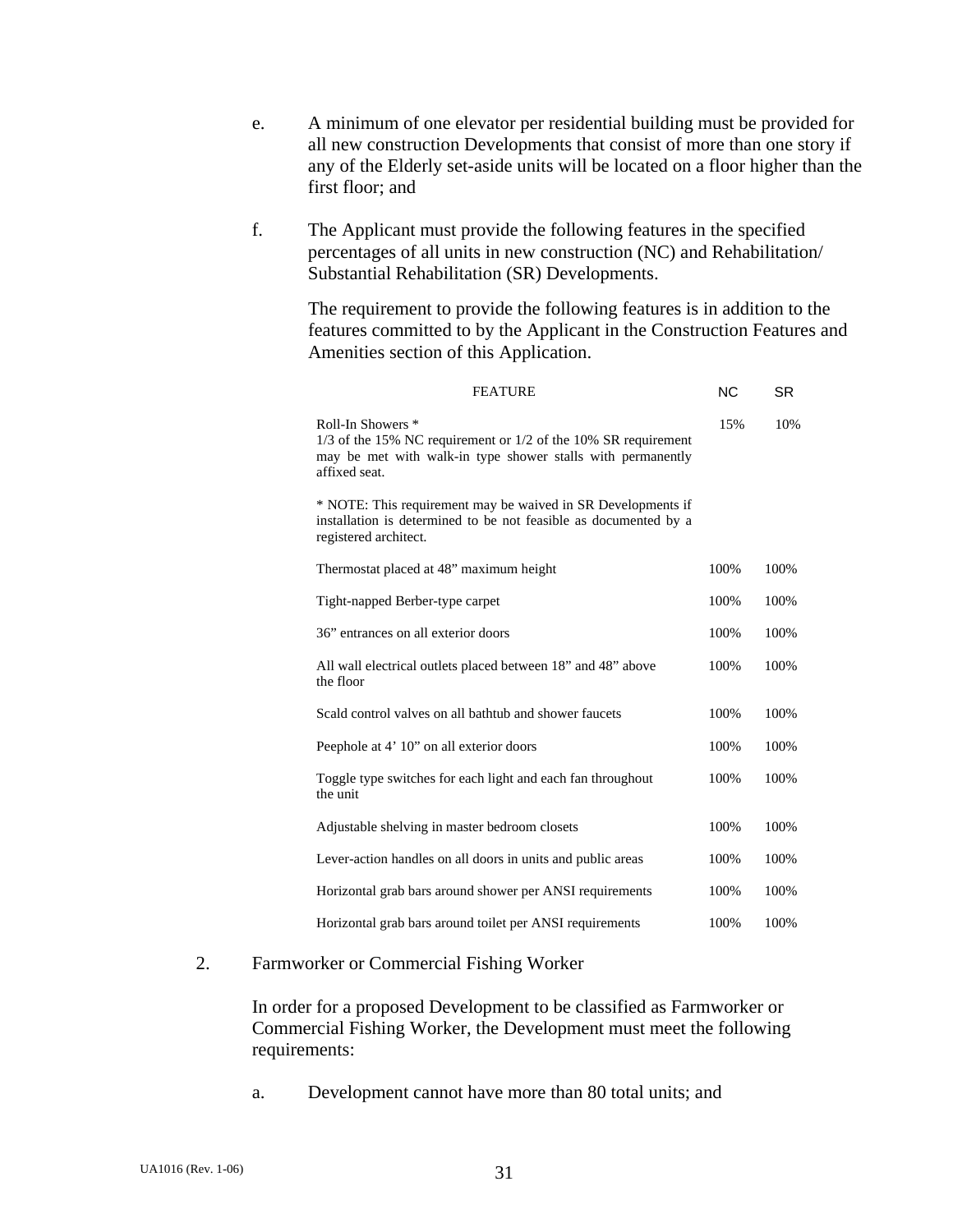e. A minimum of one elevator per residential building must be provided for all new construction Developments that consist of more than one story if any of the Elderly set-aside units will be located on a floor higher than the first floor; and

f. The Applicant must provide the following features in the specified percentages of all units in new construction (NC) and Rehabilitation/ Substantial Rehabilitation (SR) Developments.

The requirement to provide the following features is in addition to the features committed to by the Applicant in the Construction Features and Amenities section of this Application.

| FEATURE | NC | SR |
|---|---|---|
| Roll-In Showers * <br> 1/3 of the 15% NC requirement or 1/2 of the 10% SR requirement may be met with walk-in type shower stalls with permanently affixed seat. <br><br> * NOTE: This requirement may be waived in SR Developments if installation is determined to be not feasible as documented by a registered architect. | 15% | 10% |
| Thermostat placed at 48" maximum height | 100% | 100% |
| Tight-napped Berber-type carpet | 100% | 100% |
| 36" entrances on all exterior doors | 100% | 100% |
| All wall electrical outlets placed between 18" and 48" above the floor | 100% | 100% |
| Scald control valves on all bathtub and shower faucets | 100% | 100% |
| Peephole at 4' 10" on all exterior doors | 100% | 100% |
| Toggle type switches for each light and each fan throughout the unit | 100% | 100% |
| Adjustable shelving in master bedroom closets | 100% | 100% |
| Lever-action handles on all doors in units and public areas | 100% | 100% |
| Horizontal grab bars around shower per ANSI requirements | 100% | 100% |
| Horizontal grab bars around toilet per ANSI requirements | 100% | 100% |

2. Farmworker or Commercial Fishing Worker

In order for a proposed Development to be classified as Farmworker or Commercial Fishing Worker, the Development must meet the following requirements:

a. Development cannot have more than 80 total units; and

UA1016 (Rev. 1-06)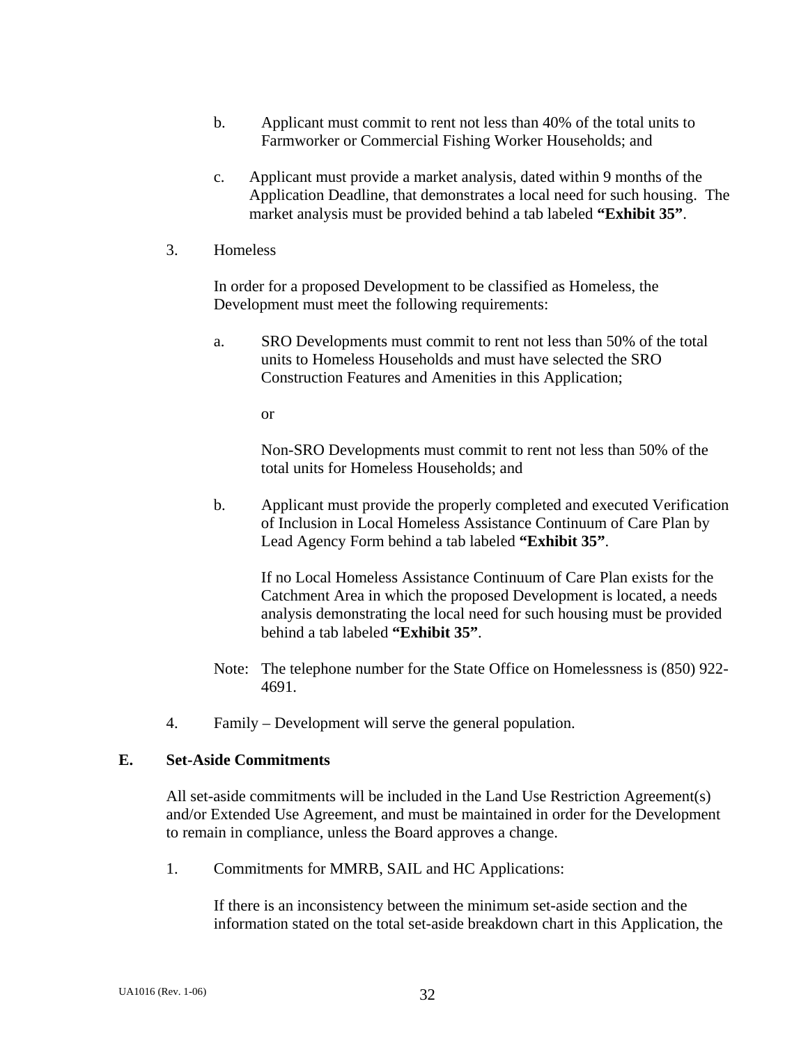b. Applicant must commit to rent not less than 40% of the total units to Farmworker or Commercial Fishing Worker Households; and

c. Applicant must provide a market analysis, dated within 9 months of the Application Deadline, that demonstrates a local need for such housing. The market analysis must be provided behind a tab labeled **"Exhibit 35"**.

3. Homeless

In order for a proposed Development to be classified as Homeless, the Development must meet the following requirements:

a. SRO Developments must commit to rent not less than 50% of the total units to Homeless Households and must have selected the SRO Construction Features and Amenities in this Application;

or

Non-SRO Developments must commit to rent not less than 50% of the total units for Homeless Households; and

b. Applicant must provide the properly completed and executed Verification of Inclusion in Local Homeless Assistance Continuum of Care Plan by Lead Agency Form behind a tab labeled **"Exhibit 35"**.

If no Local Homeless Assistance Continuum of Care Plan exists for the Catchment Area in which the proposed Development is located, a needs analysis demonstrating the local need for such housing must be provided behind a tab labeled **"Exhibit 35"**.

Note: The telephone number for the State Office on Homelessness is (850) 922-4691.

4. Family – Development will serve the general population.

**E. Set-Aside Commitments**

All set-aside commitments will be included in the Land Use Restriction Agreement(s) and/or Extended Use Agreement, and must be maintained in order for the Development to remain in compliance, unless the Board approves a change.

1. Commitments for MMRB, SAIL and HC Applications:

If there is an inconsistency between the minimum set-aside section and the information stated on the total set-aside breakdown chart in this Application, the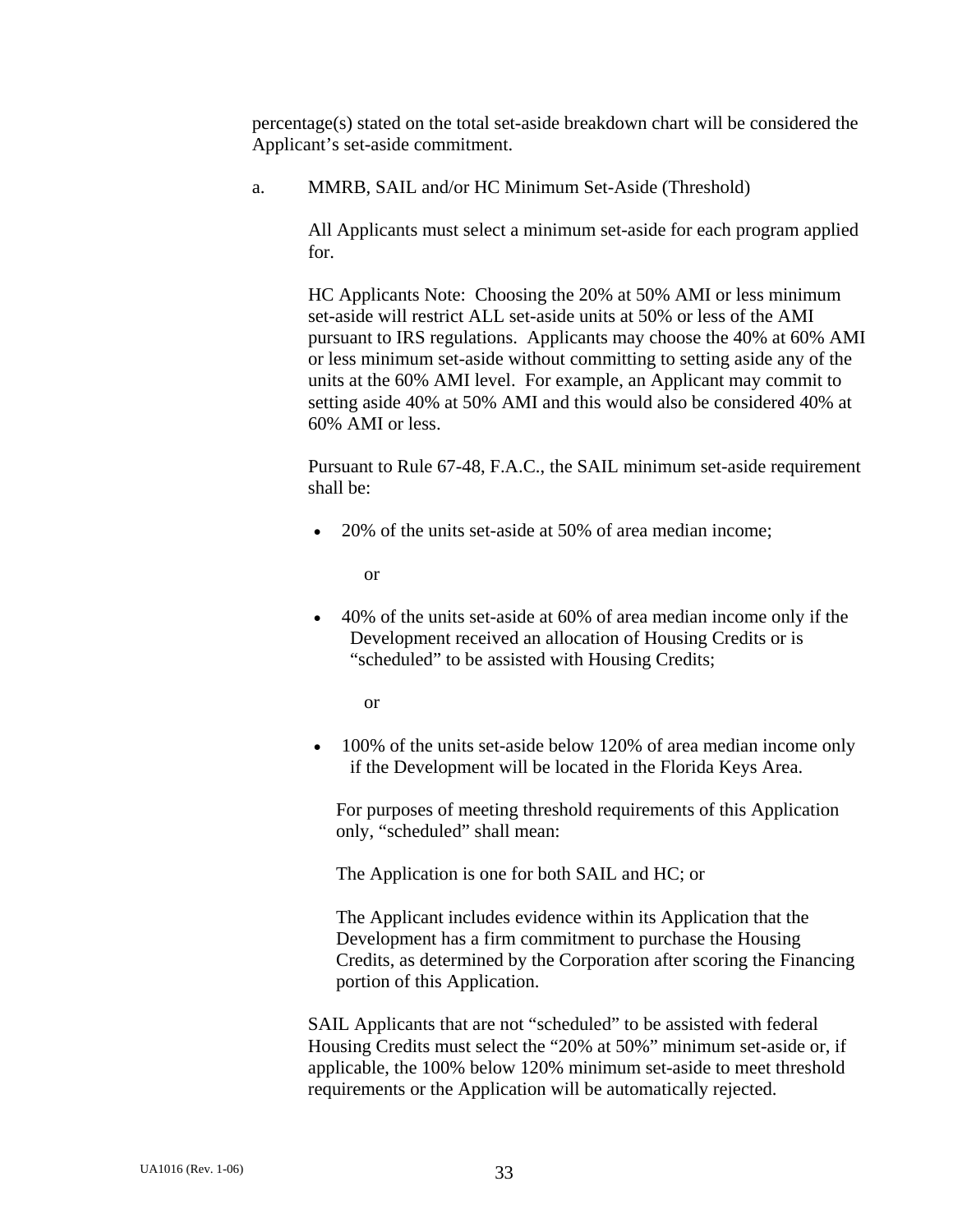percentage(s) stated on the total set-aside breakdown chart will be considered the Applicant's set-aside commitment.

a. MMRB, SAIL and/or HC Minimum Set-Aside (Threshold)

All Applicants must select a minimum set-aside for each program applied for.

HC Applicants Note: Choosing the 20% at 50% AMI or less minimum set-aside will restrict ALL set-aside units at 50% or less of the AMI pursuant to IRS regulations. Applicants may choose the 40% at 60% AMI or less minimum set-aside without committing to setting aside any of the units at the 60% AMI level. For example, an Applicant may commit to setting aside 40% at 50% AMI and this would also be considered 40% at 60% AMI or less.

Pursuant to Rule 67-48, F.A.C., the SAIL minimum set-aside requirement shall be:

- 20% of the units set-aside at 50% of area median income;

  or

- 40% of the units set-aside at 60% of area median income only if the Development received an allocation of Housing Credits or is "scheduled" to be assisted with Housing Credits;

  or

- 100% of the units set-aside below 120% of area median income only if the Development will be located in the Florida Keys Area.

For purposes of meeting threshold requirements of this Application only, "scheduled" shall mean:

The Application is one for both SAIL and HC; or

The Applicant includes evidence within its Application that the Development has a firm commitment to purchase the Housing Credits, as determined by the Corporation after scoring the Financing portion of this Application.

SAIL Applicants that are not "scheduled" to be assisted with federal Housing Credits must select the "20% at 50%" minimum set-aside or, if applicable, the 100% below 120% minimum set-aside to meet threshold requirements or the Application will be automatically rejected.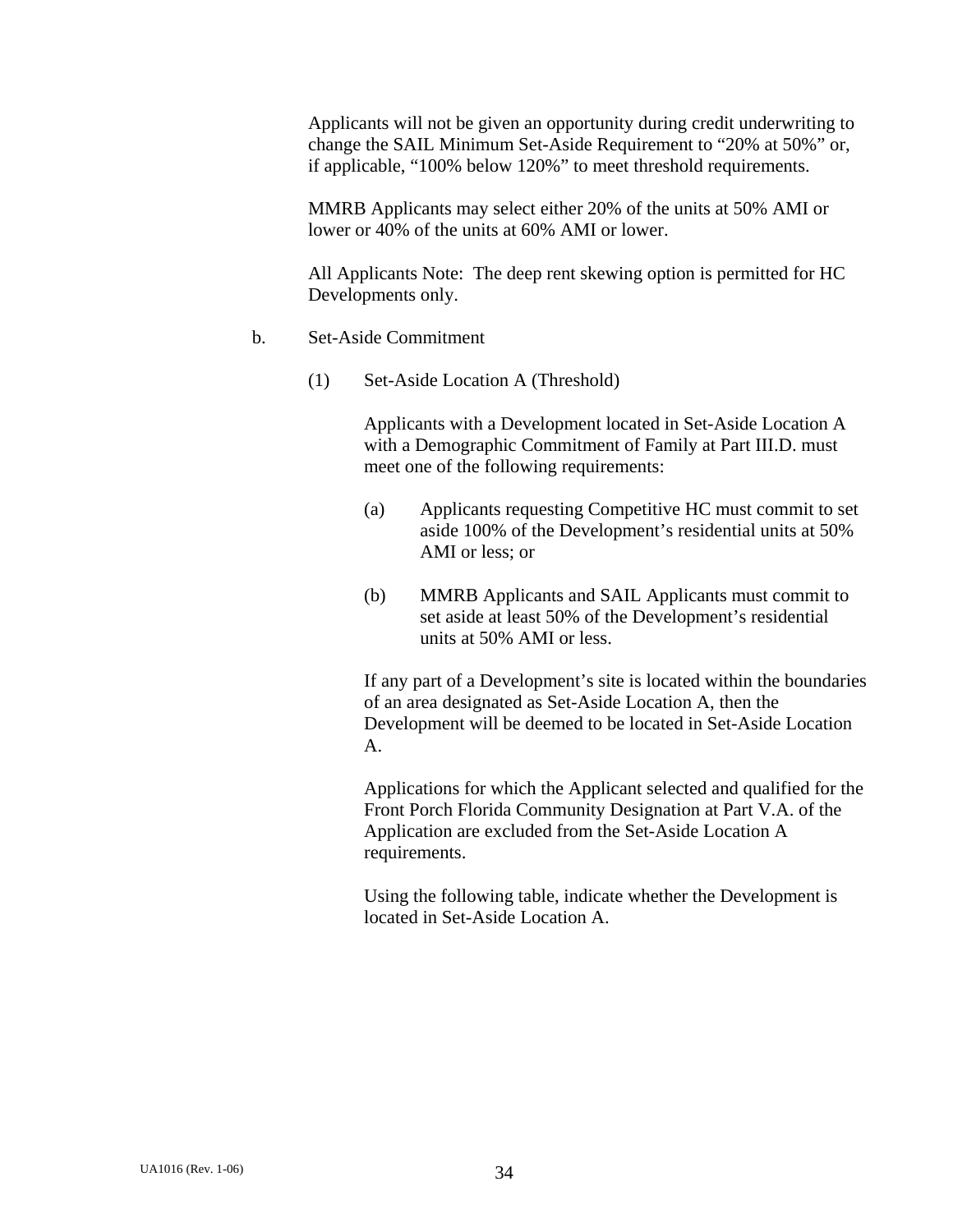Applicants will not be given an opportunity during credit underwriting to change the SAIL Minimum Set-Aside Requirement to "20% at 50%" or, if applicable, "100% below 120%" to meet threshold requirements.

MMRB Applicants may select either 20% of the units at 50% AMI or lower or 40% of the units at 60% AMI or lower.

All Applicants Note: The deep rent skewing option is permitted for HC Developments only.

b. Set-Aside Commitment

(1) Set-Aside Location A (Threshold)

Applicants with a Development located in Set-Aside Location A with a Demographic Commitment of Family at Part III.D. must meet one of the following requirements:

(a) Applicants requesting Competitive HC must commit to set aside 100% of the Development's residential units at 50% AMI or less; or

(b) MMRB Applicants and SAIL Applicants must commit to set aside at least 50% of the Development's residential units at 50% AMI or less.

If any part of a Development's site is located within the boundaries of an area designated as Set-Aside Location A, then the Development will be deemed to be located in Set-Aside Location A.

Applications for which the Applicant selected and qualified for the Front Porch Florida Community Designation at Part V.A. of the Application are excluded from the Set-Aside Location A requirements.

Using the following table, indicate whether the Development is located in Set-Aside Location A.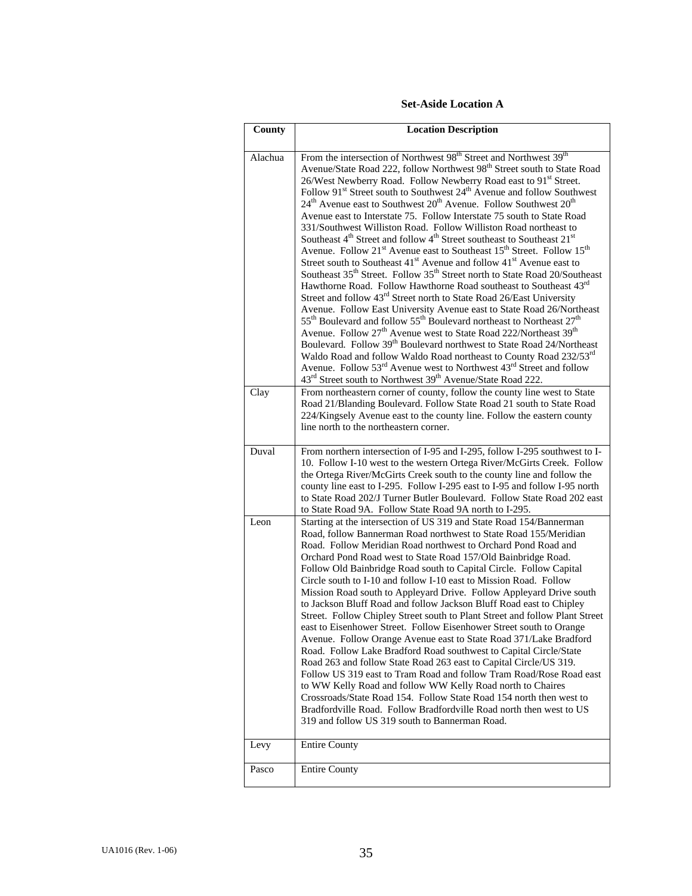**Set-Aside Location A**

| County | Location Description |
|---|---|
| Alachua | From the intersection of Northwest 98th Street and Northwest 39th Avenue/State Road 222, follow Northwest 98th Street south to State Road 26/West Newberry Road. Follow Newberry Road east to 91st Street. Follow 91st Street south to Southwest 24th Avenue and follow Southwest 24th Avenue east to Southwest 20th Avenue. Follow Southwest 20th Avenue east to Interstate 75. Follow Interstate 75 south to State Road 331/Southwest Williston Road. Follow Williston Road northeast to Southeast 4th Street and follow 4th Street southeast to Southeast 21st Avenue. Follow 21st Avenue east to Southeast 15th Street. Follow 15th Street south to Southeast 41st Avenue and follow 41st Avenue east to Southeast 35th Street. Follow 35th Street north to State Road 20/Southeast Hawthorne Road. Follow Hawthorne Road southeast to Southeast 43rd Street and follow 43rd Street north to State Road 26/East University Avenue. Follow East University Avenue east to State Road 26/Northeast 55th Boulevard and follow 55th Boulevard northeast to Northeast 27th Avenue. Follow 27th Avenue west to State Road 222/Northeast 39th Boulevard. Follow 39th Boulevard northwest to State Road 24/Northeast Waldo Road and follow Waldo Road northeast to County Road 232/53rd Avenue. Follow 53rd Avenue west to Northwest 43rd Street and follow 43rd Street south to Northwest 39th Avenue/State Road 222. |
| Clay | From northeastern corner of county, follow the county line west to State Road 21/Blanding Boulevard. Follow State Road 21 south to State Road 224/Kingsely Avenue east to the county line. Follow the eastern county line north to the northeastern corner. |
| Duval | From northern intersection of I-95 and I-295, follow I-295 southwest to I-10. Follow I-10 west to the western Ortega River/McGirts Creek. Follow the Ortega River/McGirts Creek south to the county line and follow the county line east to I-295. Follow I-295 east to I-95 and follow I-95 north to State Road 202/J Turner Butler Boulevard. Follow State Road 202 east to State Road 9A. Follow State Road 9A north to I-295. |
| Leon | Starting at the intersection of US 319 and State Road 154/Bannerman Road, follow Bannerman Road northwest to State Road 155/Meridian Road. Follow Meridian Road northwest to Orchard Pond Road and Orchard Pond Road west to State Road 157/Old Bainbridge Road. Follow Old Bainbridge Road south to Capital Circle. Follow Capital Circle south to I-10 and follow I-10 east to Mission Road. Follow Mission Road south to Appleyard Drive. Follow Appleyard Drive south to Jackson Bluff Road and follow Jackson Bluff Road east to Chipley Street. Follow Chipley Street south to Plant Street and follow Plant Street east to Eisenhower Street. Follow Eisenhower Street south to Orange Avenue. Follow Orange Avenue east to State Road 371/Lake Bradford Road. Follow Lake Bradford Road southwest to Capital Circle/State Road 263 and follow State Road 263 east to Capital Circle/US 319. Follow US 319 east to Tram Road and follow Tram Road/Rose Road east to WW Kelly Road and follow WW Kelly Road north to Chaires Crossroads/State Road 154. Follow State Road 154 north then west to Bradfordville Road. Follow Bradfordville Road north then west to US 319 and follow US 319 south to Bannerman Road. |
| Levy | Entire County |
| Pasco | Entire County |

UA1016 (Rev. 1-06)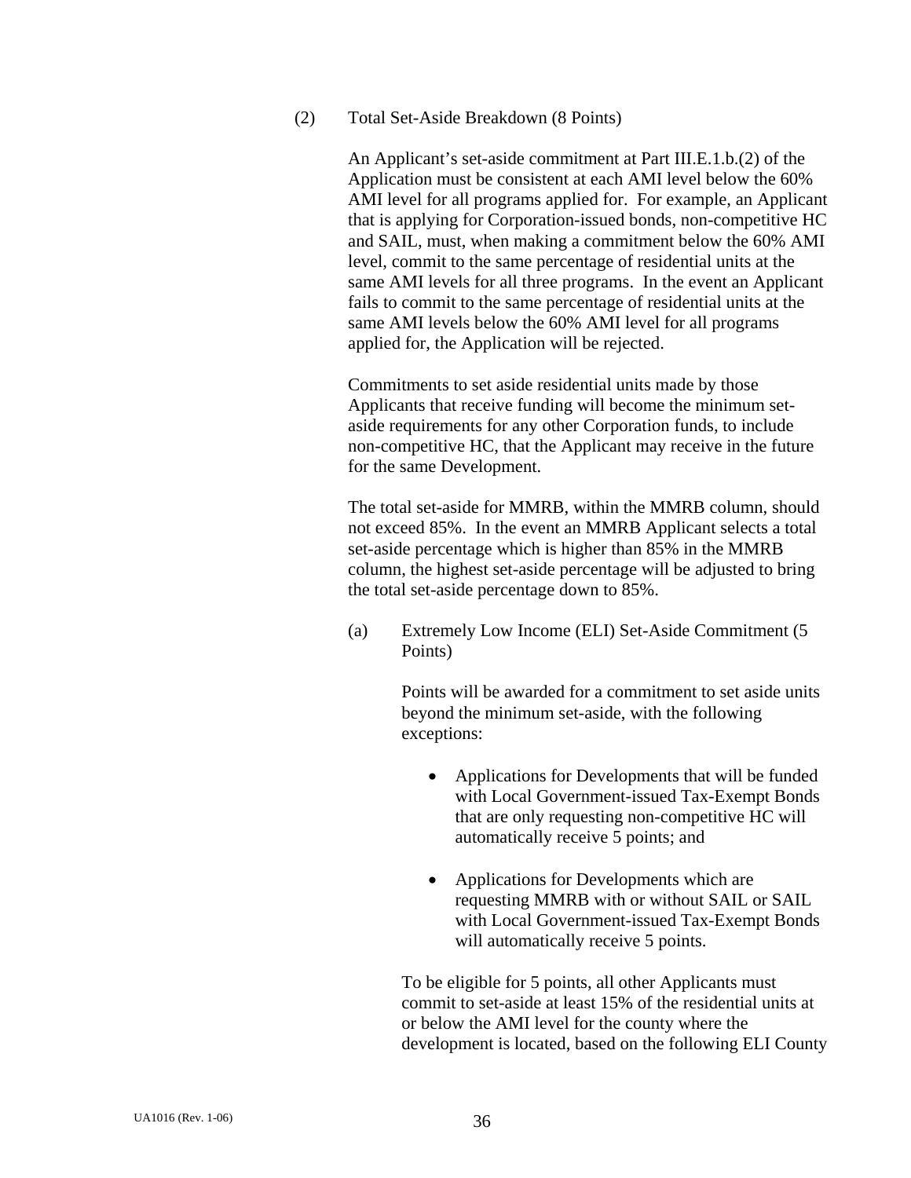(2) Total Set-Aside Breakdown (8 Points)

An Applicant's set-aside commitment at Part III.E.1.b.(2) of the Application must be consistent at each AMI level below the 60% AMI level for all programs applied for. For example, an Applicant that is applying for Corporation-issued bonds, non-competitive HC and SAIL, must, when making a commitment below the 60% AMI level, commit to the same percentage of residential units at the same AMI levels for all three programs. In the event an Applicant fails to commit to the same percentage of residential units at the same AMI levels below the 60% AMI level for all programs applied for, the Application will be rejected.

Commitments to set aside residential units made by those Applicants that receive funding will become the minimum set-aside requirements for any other Corporation funds, to include non-competitive HC, that the Applicant may receive in the future for the same Development.

The total set-aside for MMRB, within the MMRB column, should not exceed 85%. In the event an MMRB Applicant selects a total set-aside percentage which is higher than 85% in the MMRB column, the highest set-aside percentage will be adjusted to bring the total set-aside percentage down to 85%.

(a) Extremely Low Income (ELI) Set-Aside Commitment (5 Points)

Points will be awarded for a commitment to set aside units beyond the minimum set-aside, with the following exceptions:

- Applications for Developments that will be funded with Local Government-issued Tax-Exempt Bonds that are only requesting non-competitive HC will automatically receive 5 points; and

- Applications for Developments which are requesting MMRB with or without SAIL or SAIL with Local Government-issued Tax-Exempt Bonds will automatically receive 5 points.

To be eligible for 5 points, all other Applicants must commit to set-aside at least 15% of the residential units at or below the AMI level for the county where the development is located, based on the following ELI County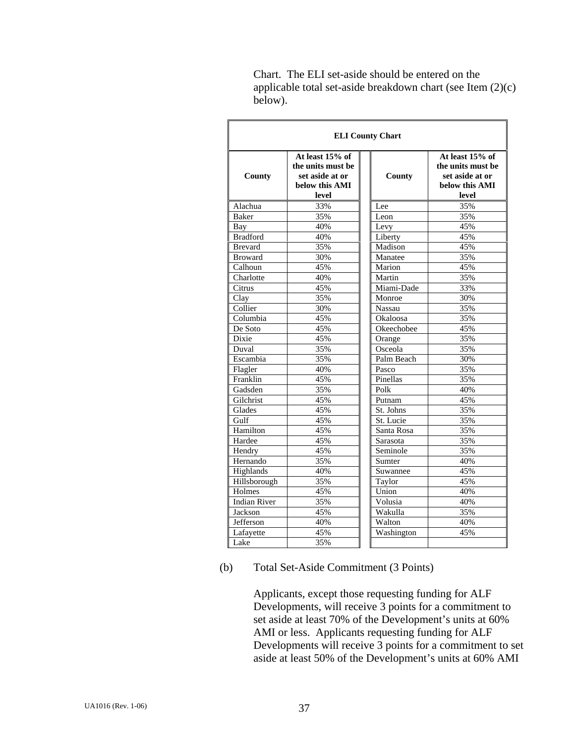Chart. The ELI set-aside should be entered on the applicable total set-aside breakdown chart (see Item (2)(c) below).

**ELI County Chart**

| County | At least 15% of the units must be set aside at or below this AMI level | County | At least 15% of the units must be set aside at or below this AMI level |
|---|---|---|---|
| Alachua | 33% | Lee | 35% |
| Baker | 35% | Leon | 35% |
| Bay | 40% | Levy | 45% |
| Bradford | 40% | Liberty | 45% |
| Brevard | 35% | Madison | 45% |
| Broward | 30% | Manatee | 35% |
| Calhoun | 45% | Marion | 45% |
| Charlotte | 40% | Martin | 35% |
| Citrus | 45% | Miami-Dade | 33% |
| Clay | 35% | Monroe | 30% |
| Collier | 30% | Nassau | 35% |
| Columbia | 45% | Okaloosa | 35% |
| De Soto | 45% | Okeechobee | 45% |
| Dixie | 45% | Orange | 35% |
| Duval | 35% | Osceola | 35% |
| Escambia | 35% | Palm Beach | 30% |
| Flagler | 40% | Pasco | 35% |
| Franklin | 45% | Pinellas | 35% |
| Gadsden | 35% | Polk | 40% |
| Gilchrist | 45% | Putnam | 45% |
| Glades | 45% | St. Johns | 35% |
| Gulf | 45% | St. Lucie | 35% |
| Hamilton | 45% | Santa Rosa | 35% |
| Hardee | 45% | Sarasota | 35% |
| Hendry | 45% | Seminole | 35% |
| Hernando | 35% | Sumter | 40% |
| Highlands | 40% | Suwannee | 45% |
| Hillsborough | 35% | Taylor | 45% |
| Holmes | 45% | Union | 40% |
| Indian River | 35% | Volusia | 40% |
| Jackson | 45% | Wakulla | 35% |
| Jefferson | 40% | Walton | 40% |
| Lafayette | 45% | Washington | 45% |
| Lake | 35% | | |

(b) Total Set-Aside Commitment (3 Points)

Applicants, except those requesting funding for ALF Developments, will receive 3 points for a commitment to set aside at least 70% of the Development's units at 60% AMI or less. Applicants requesting funding for ALF Developments will receive 3 points for a commitment to set aside at least 50% of the Development's units at 60% AMI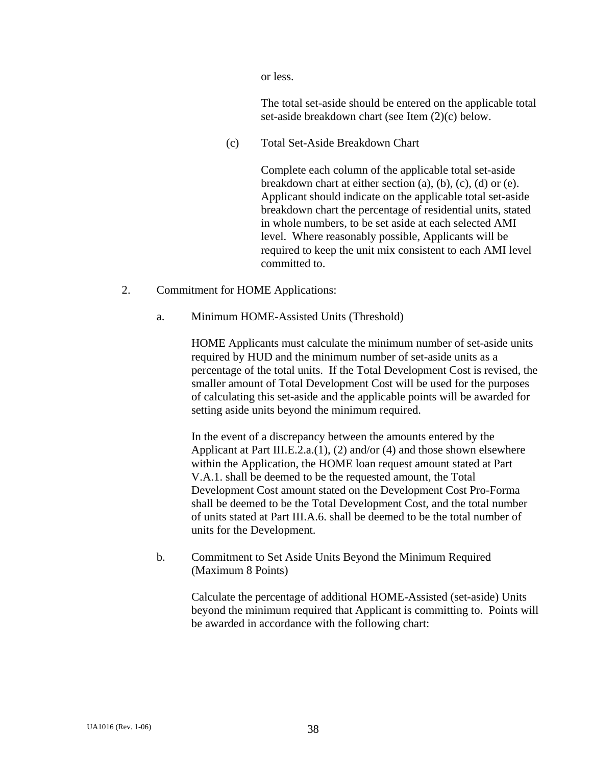or less.

The total set-aside should be entered on the applicable total set-aside breakdown chart (see Item (2)(c) below.

(c) Total Set-Aside Breakdown Chart

Complete each column of the applicable total set-aside breakdown chart at either section (a), (b), (c), (d) or (e). Applicant should indicate on the applicable total set-aside breakdown chart the percentage of residential units, stated in whole numbers, to be set aside at each selected AMI level. Where reasonably possible, Applicants will be required to keep the unit mix consistent to each AMI level committed to.

2. Commitment for HOME Applications:

a. Minimum HOME-Assisted Units (Threshold)

HOME Applicants must calculate the minimum number of set-aside units required by HUD and the minimum number of set-aside units as a percentage of the total units. If the Total Development Cost is revised, the smaller amount of Total Development Cost will be used for the purposes of calculating this set-aside and the applicable points will be awarded for setting aside units beyond the minimum required.

In the event of a discrepancy between the amounts entered by the Applicant at Part III.E.2.a.(1), (2) and/or (4) and those shown elsewhere within the Application, the HOME loan request amount stated at Part V.A.1. shall be deemed to be the requested amount, the Total Development Cost amount stated on the Development Cost Pro-Forma shall be deemed to be the Total Development Cost, and the total number of units stated at Part III.A.6. shall be deemed to be the total number of units for the Development.

b. Commitment to Set Aside Units Beyond the Minimum Required (Maximum 8 Points)

Calculate the percentage of additional HOME-Assisted (set-aside) Units beyond the minimum required that Applicant is committing to. Points will be awarded in accordance with the following chart: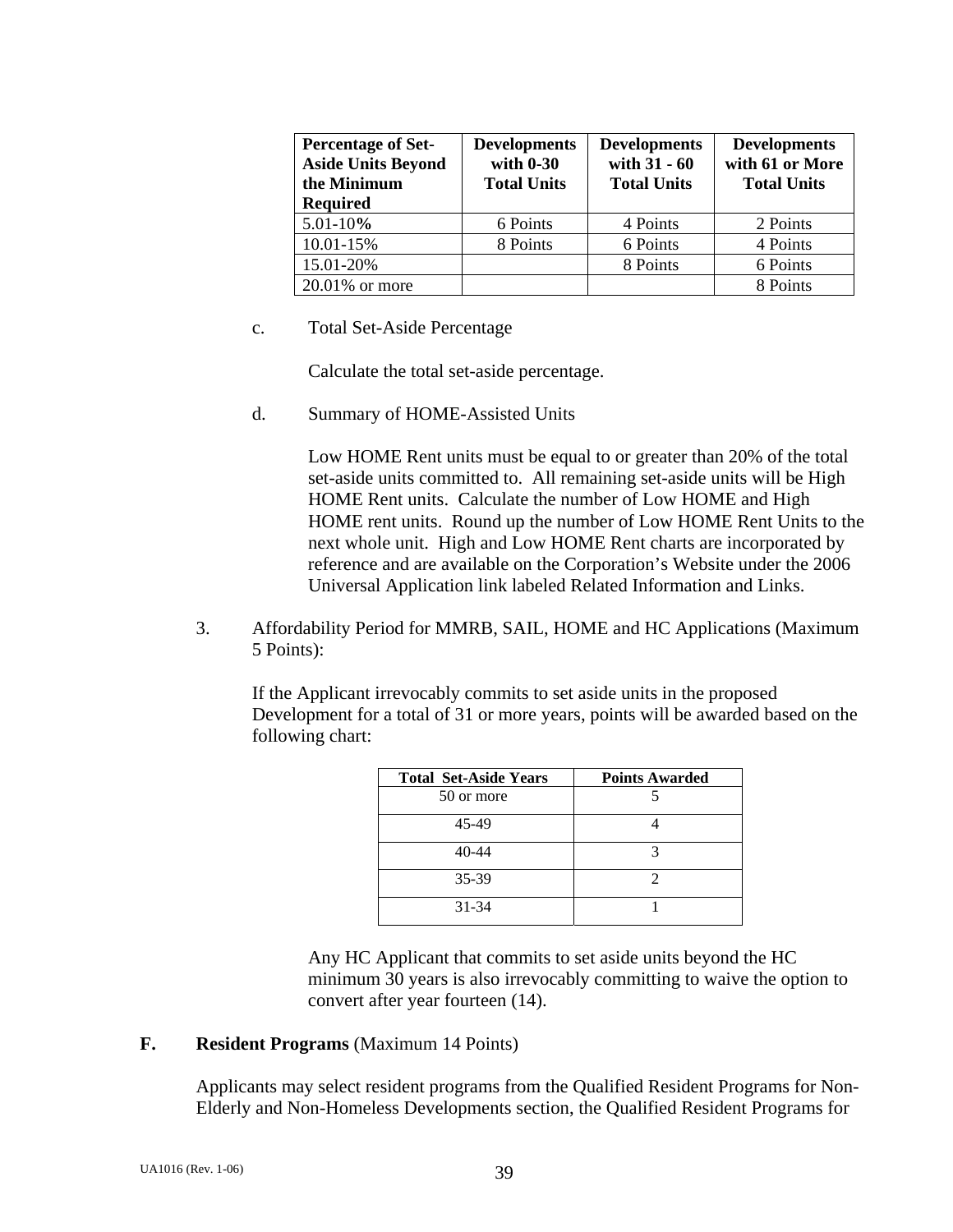| Percentage of Set-Aside Units Beyond the Minimum Required | Developments with 0-30 Total Units | Developments with 31 - 60 Total Units | Developments with 61 or More Total Units |
|---|---|---|---|
| 5.01-10**%** | 6 Points | 4 Points | 2 Points |
| 10.01-15% | 8 Points | 6 Points | 4 Points |
| 15.01-20% | | 8 Points | 6 Points |
| 20.01% or more | | | 8 Points |

c. Total Set-Aside Percentage

Calculate the total set-aside percentage.

d. Summary of HOME-Assisted Units

Low HOME Rent units must be equal to or greater than 20% of the total set-aside units committed to. All remaining set-aside units will be High HOME Rent units. Calculate the number of Low HOME and High HOME rent units. Round up the number of Low HOME Rent Units to the next whole unit. High and Low HOME Rent charts are incorporated by reference and are available on the Corporation's Website under the 2006 Universal Application link labeled Related Information and Links.

3. Affordability Period for MMRB, SAIL, HOME and HC Applications (Maximum 5 Points):

If the Applicant irrevocably commits to set aside units in the proposed Development for a total of 31 or more years, points will be awarded based on the following chart:

| Total Set-Aside Years | Points Awarded |
|---|---|
| 50 or more | 5 |
| 45-49 | 4 |
| 40-44 | 3 |
| 35-39 | 2 |
| 31-34 | 1 |

Any HC Applicant that commits to set aside units beyond the HC minimum 30 years is also irrevocably committing to waive the option to convert after year fourteen (14).

**F. Resident Programs** (Maximum 14 Points)

Applicants may select resident programs from the Qualified Resident Programs for Non-Elderly and Non-Homeless Developments section, the Qualified Resident Programs for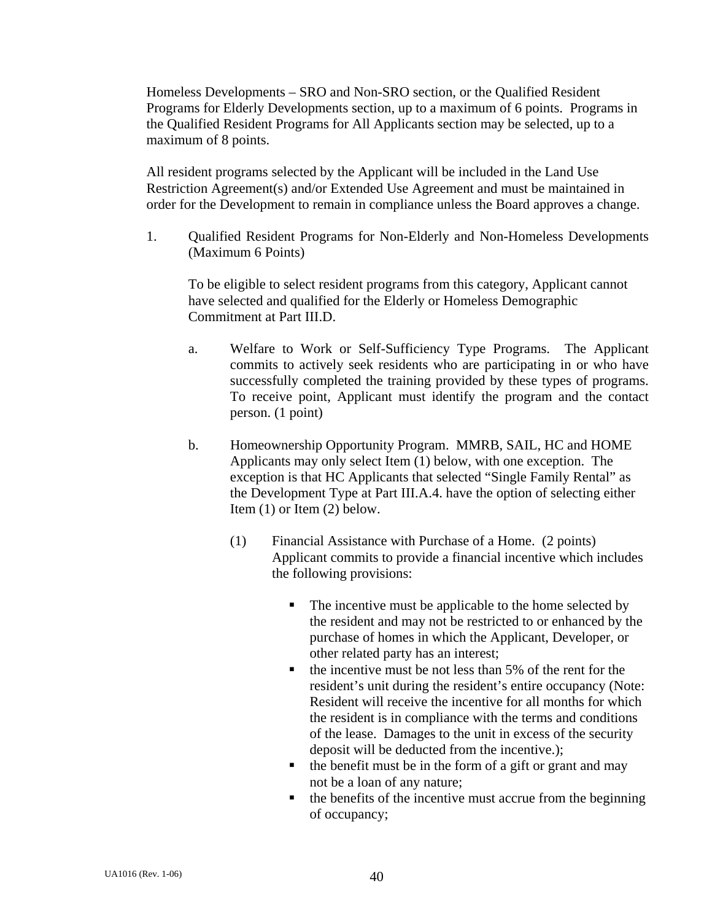Homeless Developments – SRO and Non-SRO section, or the Qualified Resident Programs for Elderly Developments section, up to a maximum of 6 points. Programs in the Qualified Resident Programs for All Applicants section may be selected, up to a maximum of 8 points.

All resident programs selected by the Applicant will be included in the Land Use Restriction Agreement(s) and/or Extended Use Agreement and must be maintained in order for the Development to remain in compliance unless the Board approves a change.

1. Qualified Resident Programs for Non-Elderly and Non-Homeless Developments (Maximum 6 Points)

   To be eligible to select resident programs from this category, Applicant cannot have selected and qualified for the Elderly or Homeless Demographic Commitment at Part III.D.

   a. Welfare to Work or Self-Sufficiency Type Programs. The Applicant commits to actively seek residents who are participating in or who have successfully completed the training provided by these types of programs. To receive point, Applicant must identify the program and the contact person. (1 point)

   b. Homeownership Opportunity Program. MMRB, SAIL, HC and HOME Applicants may only select Item (1) below, with one exception. The exception is that HC Applicants that selected "Single Family Rental" as the Development Type at Part III.A.4. have the option of selecting either Item (1) or Item (2) below.

      (1) Financial Assistance with Purchase of a Home. (2 points) Applicant commits to provide a financial incentive which includes the following provisions:

         - The incentive must be applicable to the home selected by the resident and may not be restricted to or enhanced by the purchase of homes in which the Applicant, Developer, or other related party has an interest;
         - the incentive must be not less than 5% of the rent for the resident's unit during the resident's entire occupancy (Note: Resident will receive the incentive for all months for which the resident is in compliance with the terms and conditions of the lease. Damages to the unit in excess of the security deposit will be deducted from the incentive.);
         - the benefit must be in the form of a gift or grant and may not be a loan of any nature;
         - the benefits of the incentive must accrue from the beginning of occupancy;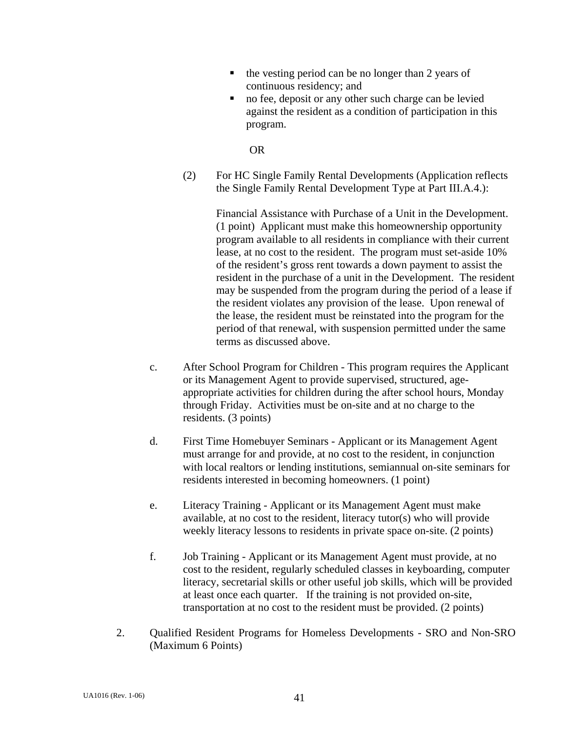- the vesting period can be no longer than 2 years of continuous residency; and
- no fee, deposit or any other such charge can be levied against the resident as a condition of participation in this program.

OR

(2) For HC Single Family Rental Developments (Application reflects the Single Family Rental Development Type at Part III.A.4.):

Financial Assistance with Purchase of a Unit in the Development. (1 point) Applicant must make this homeownership opportunity program available to all residents in compliance with their current lease, at no cost to the resident. The program must set-aside 10% of the resident's gross rent towards a down payment to assist the resident in the purchase of a unit in the Development. The resident may be suspended from the program during the period of a lease if the resident violates any provision of the lease. Upon renewal of the lease, the resident must be reinstated into the program for the period of that renewal, with suspension permitted under the same terms as discussed above.

c. After School Program for Children - This program requires the Applicant or its Management Agent to provide supervised, structured, age-appropriate activities for children during the after school hours, Monday through Friday. Activities must be on-site and at no charge to the residents. (3 points)

d. First Time Homebuyer Seminars - Applicant or its Management Agent must arrange for and provide, at no cost to the resident, in conjunction with local realtors or lending institutions, semiannual on-site seminars for residents interested in becoming homeowners. (1 point)

e. Literacy Training - Applicant or its Management Agent must make available, at no cost to the resident, literacy tutor(s) who will provide weekly literacy lessons to residents in private space on-site. (2 points)

f. Job Training - Applicant or its Management Agent must provide, at no cost to the resident, regularly scheduled classes in keyboarding, computer literacy, secretarial skills or other useful job skills, which will be provided at least once each quarter. If the training is not provided on-site, transportation at no cost to the resident must be provided. (2 points)

2. Qualified Resident Programs for Homeless Developments - SRO and Non-SRO (Maximum 6 Points)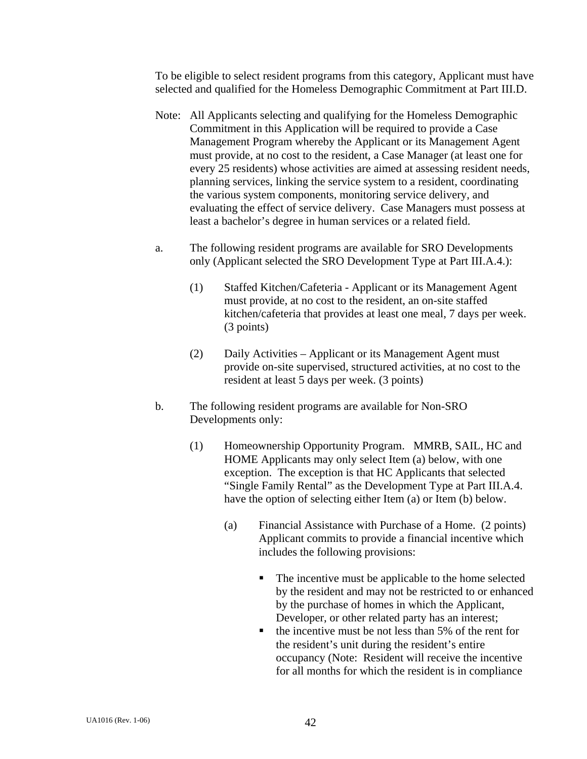To be eligible to select resident programs from this category, Applicant must have selected and qualified for the Homeless Demographic Commitment at Part III.D.

Note: All Applicants selecting and qualifying for the Homeless Demographic Commitment in this Application will be required to provide a Case Management Program whereby the Applicant or its Management Agent must provide, at no cost to the resident, a Case Manager (at least one for every 25 residents) whose activities are aimed at assessing resident needs, planning services, linking the service system to a resident, coordinating the various system components, monitoring service delivery, and evaluating the effect of service delivery. Case Managers must possess at least a bachelor's degree in human services or a related field.

a. The following resident programs are available for SRO Developments only (Applicant selected the SRO Development Type at Part III.A.4.):

   (1) Staffed Kitchen/Cafeteria - Applicant or its Management Agent must provide, at no cost to the resident, an on-site staffed kitchen/cafeteria that provides at least one meal, 7 days per week. (3 points)

   (2) Daily Activities – Applicant or its Management Agent must provide on-site supervised, structured activities, at no cost to the resident at least 5 days per week. (3 points)

b. The following resident programs are available for Non-SRO Developments only:

   (1) Homeownership Opportunity Program. MMRB, SAIL, HC and HOME Applicants may only select Item (a) below, with one exception. The exception is that HC Applicants that selected "Single Family Rental" as the Development Type at Part III.A.4. have the option of selecting either Item (a) or Item (b) below.

      (a) Financial Assistance with Purchase of a Home. (2 points) Applicant commits to provide a financial incentive which includes the following provisions:

         - The incentive must be applicable to the home selected by the resident and may not be restricted to or enhanced by the purchase of homes in which the Applicant, Developer, or other related party has an interest;
         - the incentive must be not less than 5% of the rent for the resident's unit during the resident's entire occupancy (Note: Resident will receive the incentive for all months for which the resident is in compliance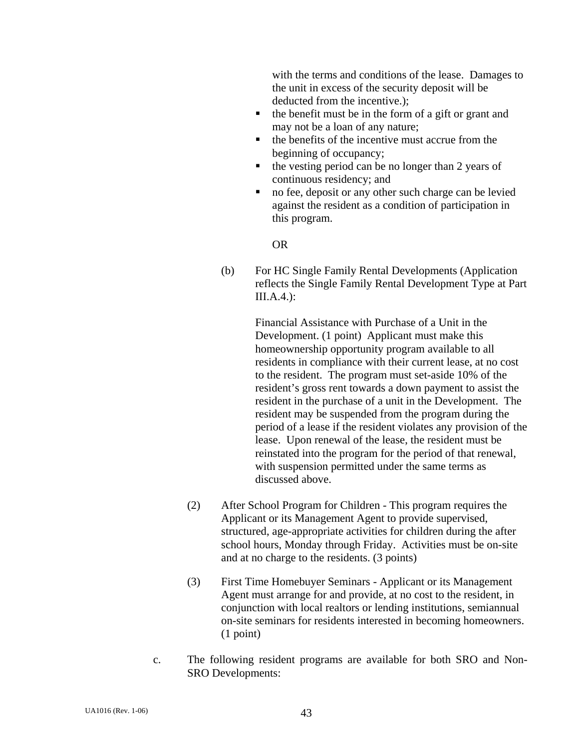with the terms and conditions of the lease. Damages to the unit in excess of the security deposit will be deducted from the incentive.);

- the benefit must be in the form of a gift or grant and may not be a loan of any nature;
- the benefits of the incentive must accrue from the beginning of occupancy;
- the vesting period can be no longer than 2 years of continuous residency; and
- no fee, deposit or any other such charge can be levied against the resident as a condition of participation in this program.

OR

(b) For HC Single Family Rental Developments (Application reflects the Single Family Rental Development Type at Part III.A.4.):

Financial Assistance with Purchase of a Unit in the Development. (1 point) Applicant must make this homeownership opportunity program available to all residents in compliance with their current lease, at no cost to the resident. The program must set-aside 10% of the resident's gross rent towards a down payment to assist the resident in the purchase of a unit in the Development. The resident may be suspended from the program during the period of a lease if the resident violates any provision of the lease. Upon renewal of the lease, the resident must be reinstated into the program for the period of that renewal, with suspension permitted under the same terms as discussed above.

(2) After School Program for Children - This program requires the Applicant or its Management Agent to provide supervised, structured, age-appropriate activities for children during the after school hours, Monday through Friday. Activities must be on-site and at no charge to the residents. (3 points)

(3) First Time Homebuyer Seminars - Applicant or its Management Agent must arrange for and provide, at no cost to the resident, in conjunction with local realtors or lending institutions, semiannual on-site seminars for residents interested in becoming homeowners. (1 point)

c. The following resident programs are available for both SRO and Non-SRO Developments: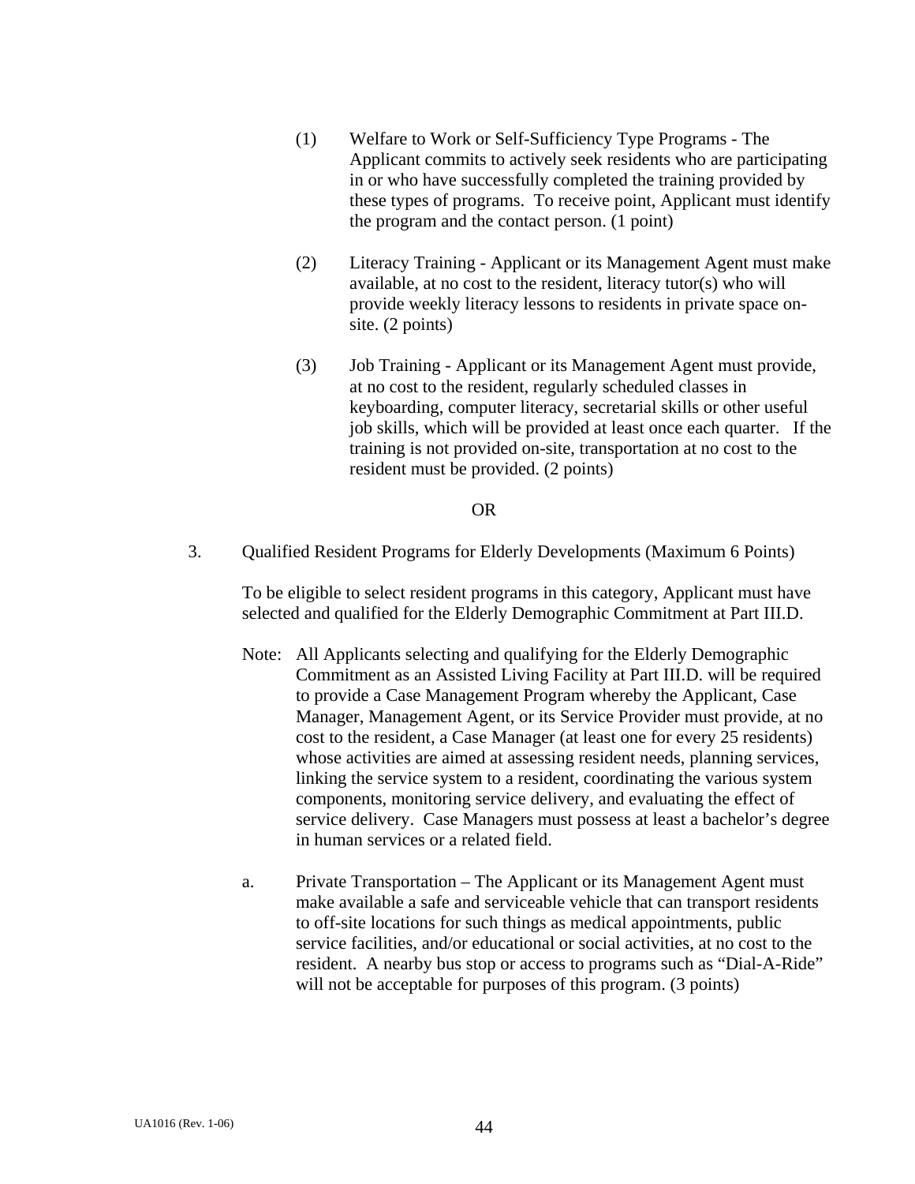(1) Welfare to Work or Self-Sufficiency Type Programs - The Applicant commits to actively seek residents who are participating in or who have successfully completed the training provided by these types of programs. To receive point, Applicant must identify the program and the contact person. (1 point)

(2) Literacy Training - Applicant or its Management Agent must make available, at no cost to the resident, literacy tutor(s) who will provide weekly literacy lessons to residents in private space on-site. (2 points)

(3) Job Training - Applicant or its Management Agent must provide, at no cost to the resident, regularly scheduled classes in keyboarding, computer literacy, secretarial skills or other useful job skills, which will be provided at least once each quarter. If the training is not provided on-site, transportation at no cost to the resident must be provided. (2 points)

OR

3. Qualified Resident Programs for Elderly Developments (Maximum 6 Points)

To be eligible to select resident programs in this category, Applicant must have selected and qualified for the Elderly Demographic Commitment at Part III.D.

Note: All Applicants selecting and qualifying for the Elderly Demographic Commitment as an Assisted Living Facility at Part III.D. will be required to provide a Case Management Program whereby the Applicant, Case Manager, Management Agent, or its Service Provider must provide, at no cost to the resident, a Case Manager (at least one for every 25 residents) whose activities are aimed at assessing resident needs, planning services, linking the service system to a resident, coordinating the various system components, monitoring service delivery, and evaluating the effect of service delivery. Case Managers must possess at least a bachelor's degree in human services or a related field.

a. Private Transportation – The Applicant or its Management Agent must make available a safe and serviceable vehicle that can transport residents to off-site locations for such things as medical appointments, public service facilities, and/or educational or social activities, at no cost to the resident. A nearby bus stop or access to programs such as "Dial-A-Ride" will not be acceptable for purposes of this program. (3 points)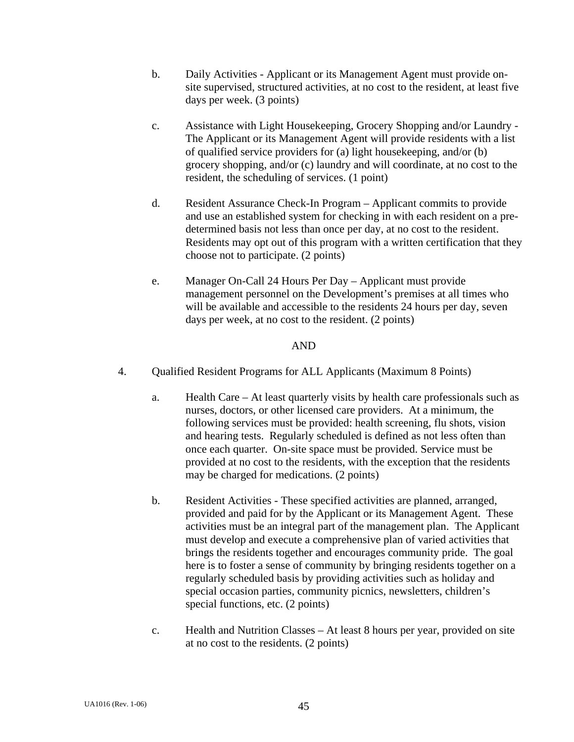b. Daily Activities - Applicant or its Management Agent must provide on-site supervised, structured activities, at no cost to the resident, at least five days per week. (3 points)

c. Assistance with Light Housekeeping, Grocery Shopping and/or Laundry - The Applicant or its Management Agent will provide residents with a list of qualified service providers for (a) light housekeeping, and/or (b) grocery shopping, and/or (c) laundry and will coordinate, at no cost to the resident, the scheduling of services. (1 point)

d. Resident Assurance Check-In Program – Applicant commits to provide and use an established system for checking in with each resident on a pre-determined basis not less than once per day, at no cost to the resident. Residents may opt out of this program with a written certification that they choose not to participate. (2 points)

e. Manager On-Call 24 Hours Per Day – Applicant must provide management personnel on the Development's premises at all times who will be available and accessible to the residents 24 hours per day, seven days per week, at no cost to the resident. (2 points)

AND

4. Qualified Resident Programs for ALL Applicants (Maximum 8 Points)

   a. Health Care – At least quarterly visits by health care professionals such as nurses, doctors, or other licensed care providers. At a minimum, the following services must be provided: health screening, flu shots, vision and hearing tests. Regularly scheduled is defined as not less often than once each quarter. On-site space must be provided. Service must be provided at no cost to the residents, with the exception that the residents may be charged for medications. (2 points)

   b. Resident Activities - These specified activities are planned, arranged, provided and paid for by the Applicant or its Management Agent. These activities must be an integral part of the management plan. The Applicant must develop and execute a comprehensive plan of varied activities that brings the residents together and encourages community pride. The goal here is to foster a sense of community by bringing residents together on a regularly scheduled basis by providing activities such as holiday and special occasion parties, community picnics, newsletters, children's special functions, etc. (2 points)

   c. Health and Nutrition Classes – At least 8 hours per year, provided on site at no cost to the residents. (2 points)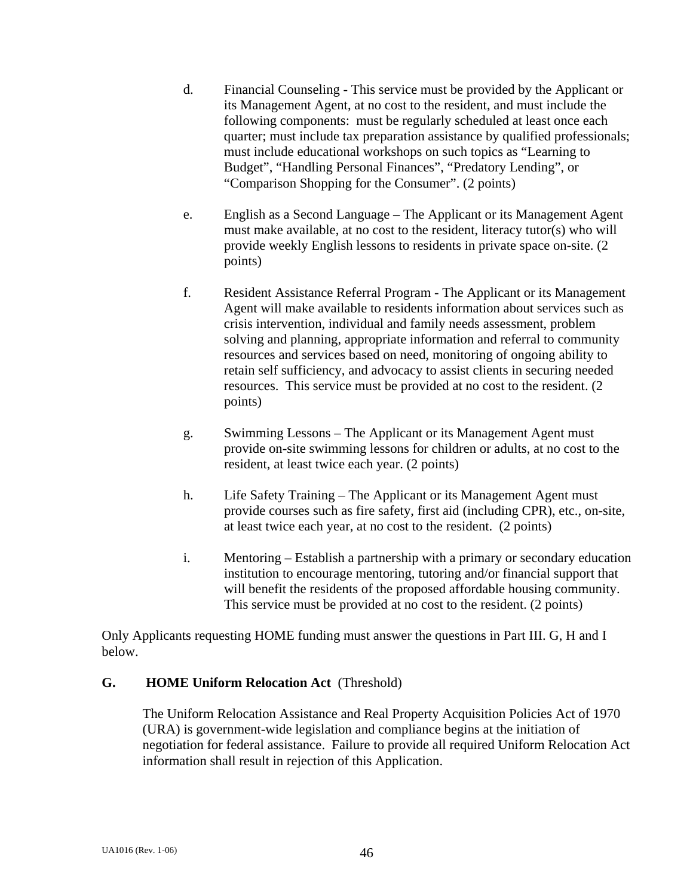d. Financial Counseling - This service must be provided by the Applicant or its Management Agent, at no cost to the resident, and must include the following components: must be regularly scheduled at least once each quarter; must include tax preparation assistance by qualified professionals; must include educational workshops on such topics as “Learning to Budget”, “Handling Personal Finances”, “Predatory Lending”, or “Comparison Shopping for the Consumer”. (2 points)

e. English as a Second Language – The Applicant or its Management Agent must make available, at no cost to the resident, literacy tutor(s) who will provide weekly English lessons to residents in private space on-site. (2 points)

f. Resident Assistance Referral Program - The Applicant or its Management Agent will make available to residents information about services such as crisis intervention, individual and family needs assessment, problem solving and planning, appropriate information and referral to community resources and services based on need, monitoring of ongoing ability to retain self sufficiency, and advocacy to assist clients in securing needed resources. This service must be provided at no cost to the resident. (2 points)

g. Swimming Lessons – The Applicant or its Management Agent must provide on-site swimming lessons for children or adults, at no cost to the resident, at least twice each year. (2 points)

h. Life Safety Training – The Applicant or its Management Agent must provide courses such as fire safety, first aid (including CPR), etc., on-site, at least twice each year, at no cost to the resident. (2 points)

i. Mentoring – Establish a partnership with a primary or secondary education institution to encourage mentoring, tutoring and/or financial support that will benefit the residents of the proposed affordable housing community. This service must be provided at no cost to the resident. (2 points)

Only Applicants requesting HOME funding must answer the questions in Part III. G, H and I below.

**G. HOME Uniform Relocation Act** (Threshold)

The Uniform Relocation Assistance and Real Property Acquisition Policies Act of 1970 (URA) is government-wide legislation and compliance begins at the initiation of negotiation for federal assistance. Failure to provide all required Uniform Relocation Act information shall result in rejection of this Application.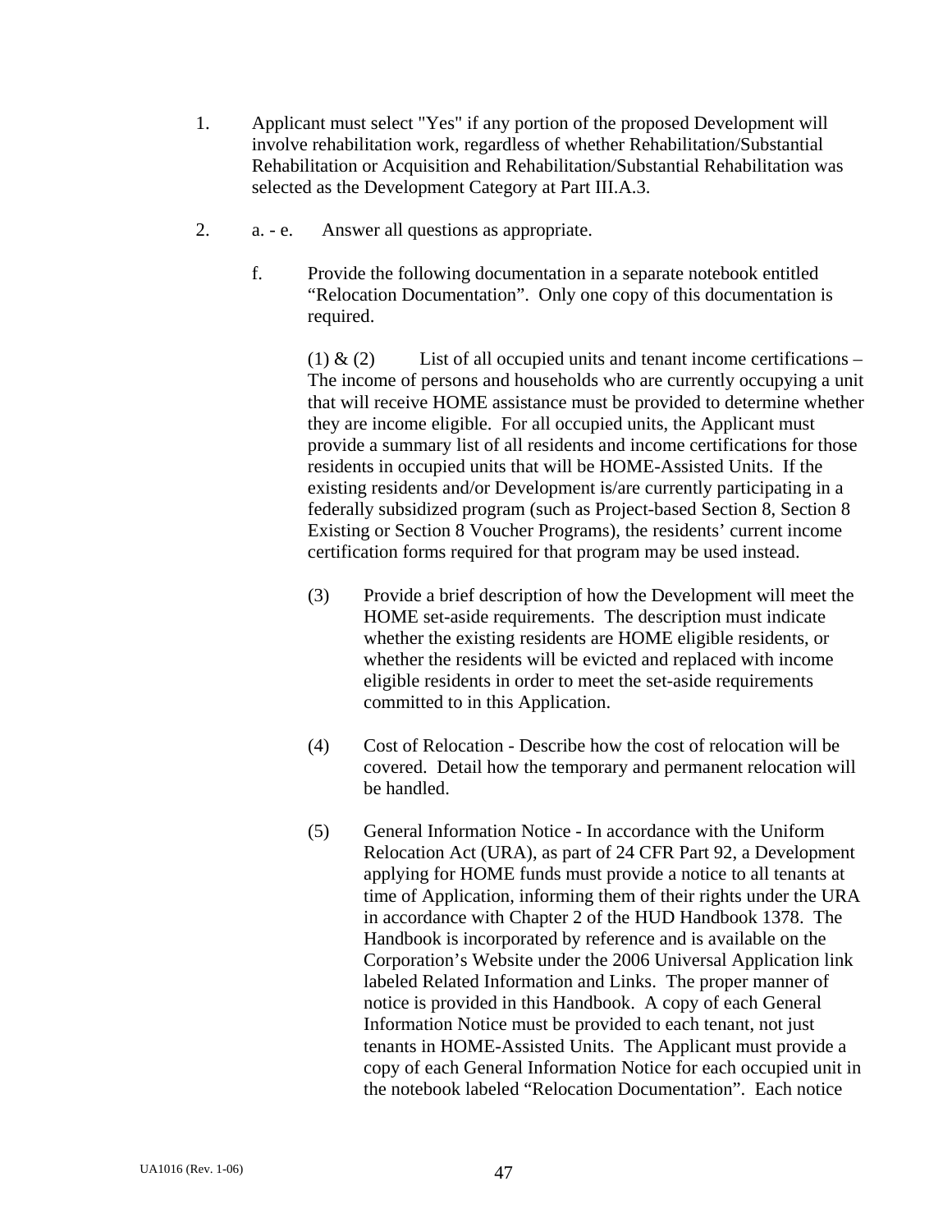1. Applicant must select "Yes" if any portion of the proposed Development will involve rehabilitation work, regardless of whether Rehabilitation/Substantial Rehabilitation or Acquisition and Rehabilitation/Substantial Rehabilitation was selected as the Development Category at Part III.A.3.

2. a. - e. Answer all questions as appropriate.

   f. Provide the following documentation in a separate notebook entitled "Relocation Documentation". Only one copy of this documentation is required.

      (1) & (2) List of all occupied units and tenant income certifications – The income of persons and households who are currently occupying a unit that will receive HOME assistance must be provided to determine whether they are income eligible. For all occupied units, the Applicant must provide a summary list of all residents and income certifications for those residents in occupied units that will be HOME-Assisted Units. If the existing residents and/or Development is/are currently participating in a federally subsidized program (such as Project-based Section 8, Section 8 Existing or Section 8 Voucher Programs), the residents' current income certification forms required for that program may be used instead.

      (3) Provide a brief description of how the Development will meet the HOME set-aside requirements. The description must indicate whether the existing residents are HOME eligible residents, or whether the residents will be evicted and replaced with income eligible residents in order to meet the set-aside requirements committed to in this Application.

      (4) Cost of Relocation - Describe how the cost of relocation will be covered. Detail how the temporary and permanent relocation will be handled.

      (5) General Information Notice - In accordance with the Uniform Relocation Act (URA), as part of 24 CFR Part 92, a Development applying for HOME funds must provide a notice to all tenants at time of Application, informing them of their rights under the URA in accordance with Chapter 2 of the HUD Handbook 1378. The Handbook is incorporated by reference and is available on the Corporation's Website under the 2006 Universal Application link labeled Related Information and Links. The proper manner of notice is provided in this Handbook. A copy of each General Information Notice must be provided to each tenant, not just tenants in HOME-Assisted Units. The Applicant must provide a copy of each General Information Notice for each occupied unit in the notebook labeled "Relocation Documentation". Each notice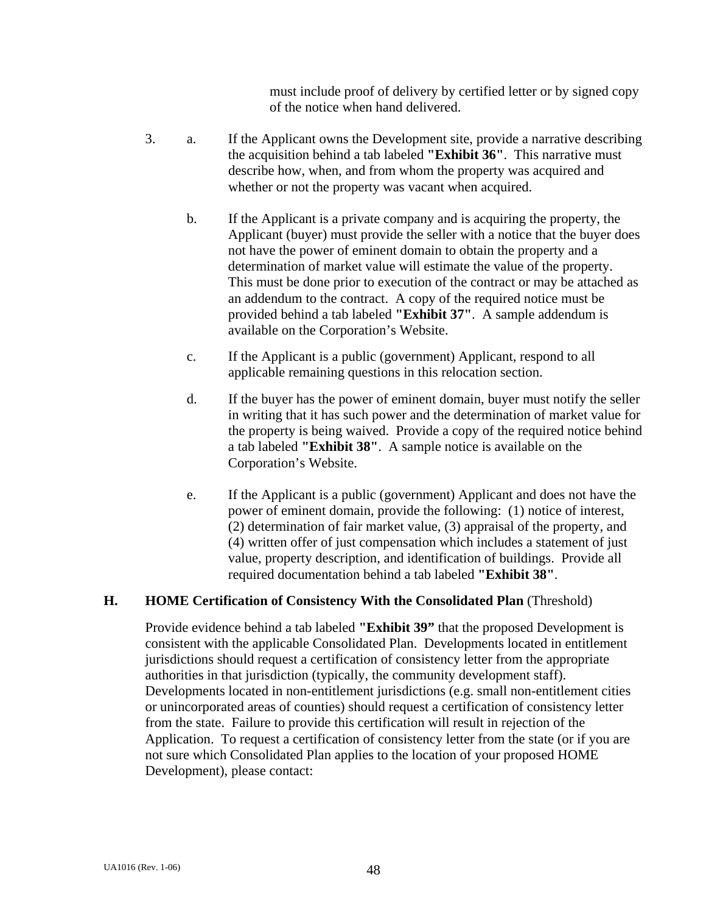must include proof of delivery by certified letter or by signed copy of the notice when hand delivered.

3. a. If the Applicant owns the Development site, provide a narrative describing the acquisition behind a tab labeled **"Exhibit 36"**. This narrative must describe how, when, and from whom the property was acquired and whether or not the property was vacant when acquired.

   b. If the Applicant is a private company and is acquiring the property, the Applicant (buyer) must provide the seller with a notice that the buyer does not have the power of eminent domain to obtain the property and a determination of market value will estimate the value of the property. This must be done prior to execution of the contract or may be attached as an addendum to the contract. A copy of the required notice must be provided behind a tab labeled **"Exhibit 37"**. A sample addendum is available on the Corporation's Website.

   c. If the Applicant is a public (government) Applicant, respond to all applicable remaining questions in this relocation section.

   d. If the buyer has the power of eminent domain, buyer must notify the seller in writing that it has such power and the determination of market value for the property is being waived. Provide a copy of the required notice behind a tab labeled **"Exhibit 38"**. A sample notice is available on the Corporation's Website.

   e. If the Applicant is a public (government) Applicant and does not have the power of eminent domain, provide the following: (1) notice of interest, (2) determination of fair market value, (3) appraisal of the property, and (4) written offer of just compensation which includes a statement of just value, property description, and identification of buildings. Provide all required documentation behind a tab labeled **"Exhibit 38"**.

## H. HOME Certification of Consistency With the Consolidated Plan (Threshold)

Provide evidence behind a tab labeled **"Exhibit 39"** that the proposed Development is consistent with the applicable Consolidated Plan. Developments located in entitlement jurisdictions should request a certification of consistency letter from the appropriate authorities in that jurisdiction (typically, the community development staff). Developments located in non-entitlement jurisdictions (e.g. small non-entitlement cities or unincorporated areas of counties) should request a certification of consistency letter from the state. Failure to provide this certification will result in rejection of the Application. To request a certification of consistency letter from the state (or if you are not sure which Consolidated Plan applies to the location of your proposed HOME Development), please contact: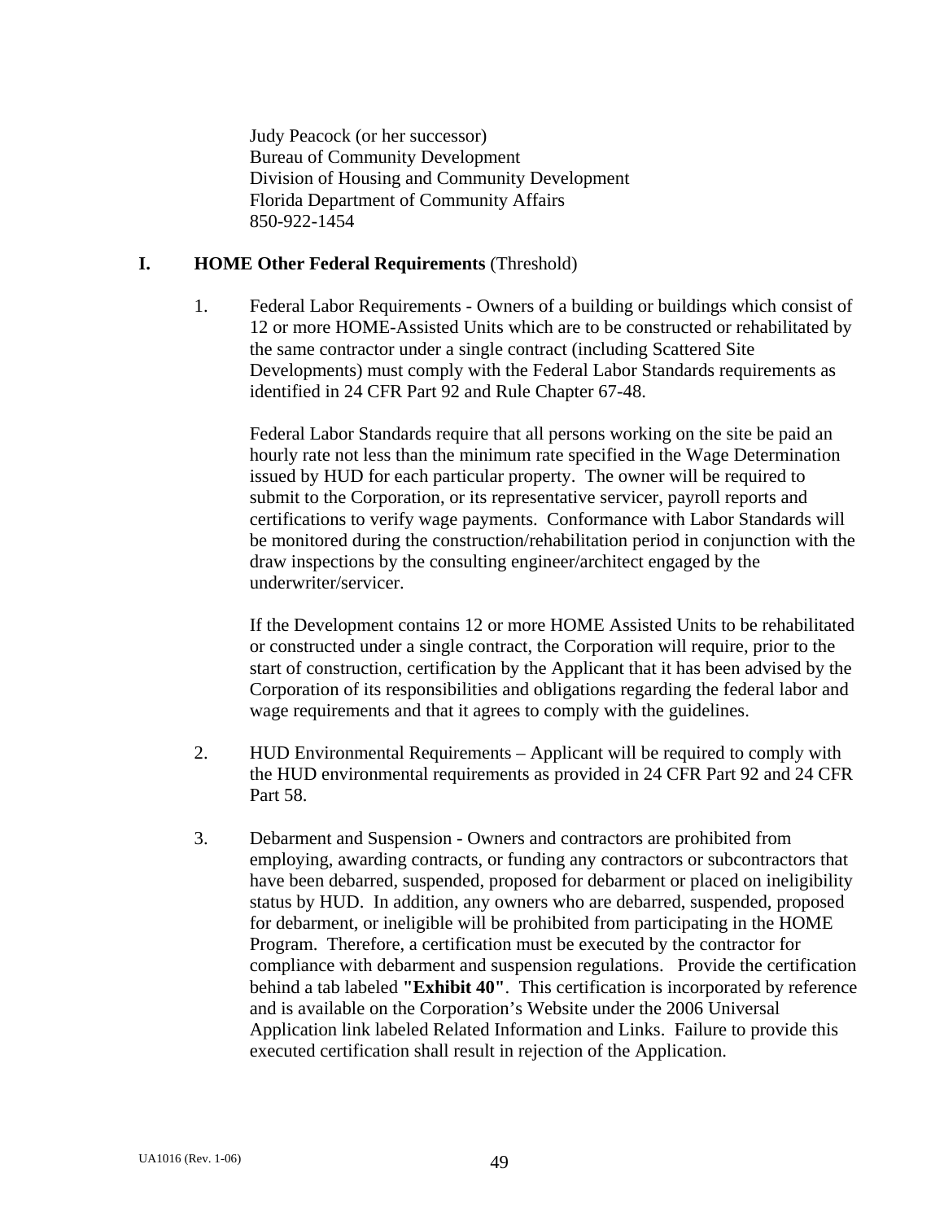Judy Peacock (or her successor)
Bureau of Community Development
Division of Housing and Community Development
Florida Department of Community Affairs
850-922-1454

**I. HOME Other Federal Requirements** (Threshold)

1. Federal Labor Requirements - Owners of a building or buildings which consist of 12 or more HOME-Assisted Units which are to be constructed or rehabilitated by the same contractor under a single contract (including Scattered Site Developments) must comply with the Federal Labor Standards requirements as identified in 24 CFR Part 92 and Rule Chapter 67-48.

   Federal Labor Standards require that all persons working on the site be paid an hourly rate not less than the minimum rate specified in the Wage Determination issued by HUD for each particular property. The owner will be required to submit to the Corporation, or its representative servicer, payroll reports and certifications to verify wage payments. Conformance with Labor Standards will be monitored during the construction/rehabilitation period in conjunction with the draw inspections by the consulting engineer/architect engaged by the underwriter/servicer.

   If the Development contains 12 or more HOME Assisted Units to be rehabilitated or constructed under a single contract, the Corporation will require, prior to the start of construction, certification by the Applicant that it has been advised by the Corporation of its responsibilities and obligations regarding the federal labor and wage requirements and that it agrees to comply with the guidelines.

2. HUD Environmental Requirements – Applicant will be required to comply with the HUD environmental requirements as provided in 24 CFR Part 92 and 24 CFR Part 58.

3. Debarment and Suspension - Owners and contractors are prohibited from employing, awarding contracts, or funding any contractors or subcontractors that have been debarred, suspended, proposed for debarment or placed on ineligibility status by HUD. In addition, any owners who are debarred, suspended, proposed for debarment, or ineligible will be prohibited from participating in the HOME Program. Therefore, a certification must be executed by the contractor for compliance with debarment and suspension regulations. Provide the certification behind a tab labeled **"Exhibit 40"**. This certification is incorporated by reference and is available on the Corporation's Website under the 2006 Universal Application link labeled Related Information and Links. Failure to provide this executed certification shall result in rejection of the Application.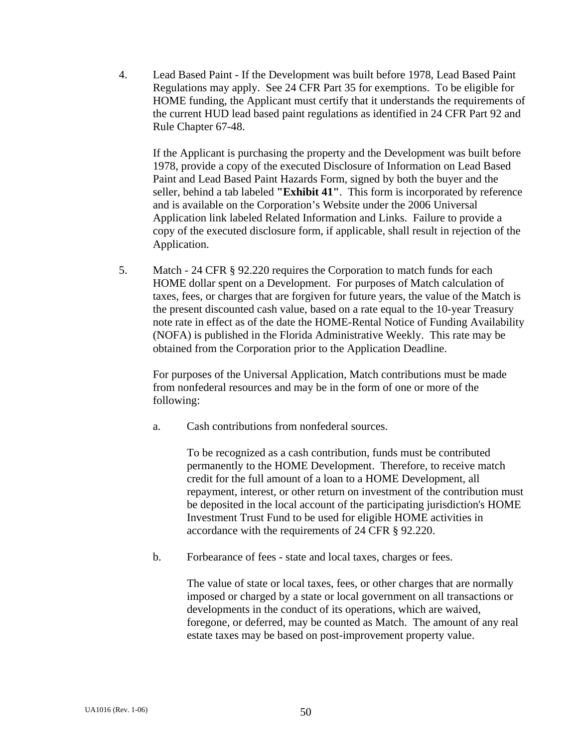4. Lead Based Paint - If the Development was built before 1978, Lead Based Paint Regulations may apply. See 24 CFR Part 35 for exemptions. To be eligible for HOME funding, the Applicant must certify that it understands the requirements of the current HUD lead based paint regulations as identified in 24 CFR Part 92 and Rule Chapter 67-48.

   If the Applicant is purchasing the property and the Development was built before 1978, provide a copy of the executed Disclosure of Information on Lead Based Paint and Lead Based Paint Hazards Form, signed by both the buyer and the seller, behind a tab labeled **"Exhibit 41"**. This form is incorporated by reference and is available on the Corporation's Website under the 2006 Universal Application link labeled Related Information and Links. Failure to provide a copy of the executed disclosure form, if applicable, shall result in rejection of the Application.

5. Match - 24 CFR § 92.220 requires the Corporation to match funds for each HOME dollar spent on a Development. For purposes of Match calculation of taxes, fees, or charges that are forgiven for future years, the value of the Match is the present discounted cash value, based on a rate equal to the 10-year Treasury note rate in effect as of the date the HOME-Rental Notice of Funding Availability (NOFA) is published in the Florida Administrative Weekly. This rate may be obtained from the Corporation prior to the Application Deadline.

   For purposes of the Universal Application, Match contributions must be made from nonfederal resources and may be in the form of one or more of the following:

   a. Cash contributions from nonfederal sources.

      To be recognized as a cash contribution, funds must be contributed permanently to the HOME Development. Therefore, to receive match credit for the full amount of a loan to a HOME Development, all repayment, interest, or other return on investment of the contribution must be deposited in the local account of the participating jurisdiction's HOME Investment Trust Fund to be used for eligible HOME activities in accordance with the requirements of 24 CFR § 92.220.

   b. Forbearance of fees - state and local taxes, charges or fees.

      The value of state or local taxes, fees, or other charges that are normally imposed or charged by a state or local government on all transactions or developments in the conduct of its operations, which are waived, foregone, or deferred, may be counted as Match. The amount of any real estate taxes may be based on post-improvement property value.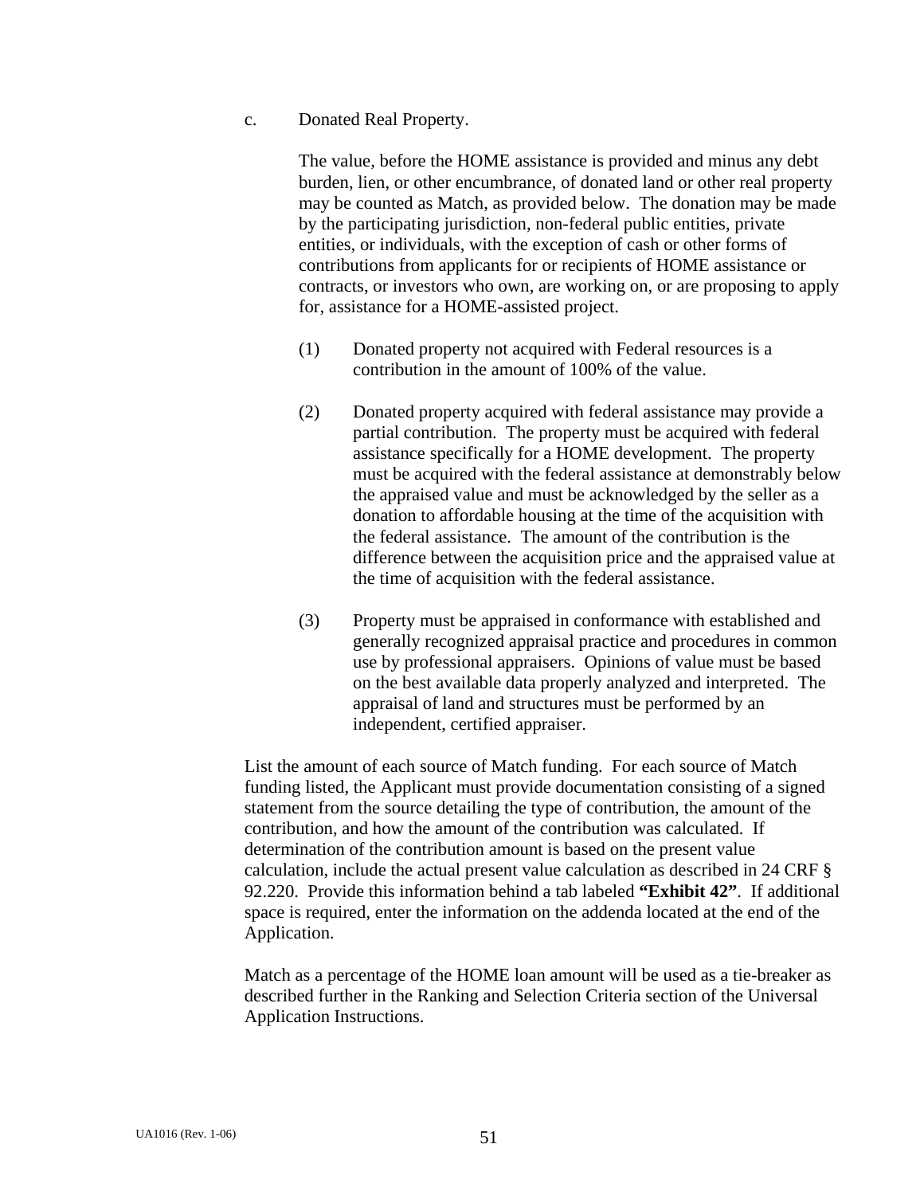c. Donated Real Property.

The value, before the HOME assistance is provided and minus any debt burden, lien, or other encumbrance, of donated land or other real property may be counted as Match, as provided below. The donation may be made by the participating jurisdiction, non-federal public entities, private entities, or individuals, with the exception of cash or other forms of contributions from applicants for or recipients of HOME assistance or contracts, or investors who own, are working on, or are proposing to apply for, assistance for a HOME-assisted project.

(1) Donated property not acquired with Federal resources is a contribution in the amount of 100% of the value.

(2) Donated property acquired with federal assistance may provide a partial contribution. The property must be acquired with federal assistance specifically for a HOME development. The property must be acquired with the federal assistance at demonstrably below the appraised value and must be acknowledged by the seller as a donation to affordable housing at the time of the acquisition with the federal assistance. The amount of the contribution is the difference between the acquisition price and the appraised value at the time of acquisition with the federal assistance.

(3) Property must be appraised in conformance with established and generally recognized appraisal practice and procedures in common use by professional appraisers. Opinions of value must be based on the best available data properly analyzed and interpreted. The appraisal of land and structures must be performed by an independent, certified appraiser.

List the amount of each source of Match funding. For each source of Match funding listed, the Applicant must provide documentation consisting of a signed statement from the source detailing the type of contribution, the amount of the contribution, and how the amount of the contribution was calculated. If determination of the contribution amount is based on the present value calculation, include the actual present value calculation as described in 24 CRF § 92.220. Provide this information behind a tab labeled **"Exhibit 42"**. If additional space is required, enter the information on the addenda located at the end of the Application.

Match as a percentage of the HOME loan amount will be used as a tie-breaker as described further in the Ranking and Selection Criteria section of the Universal Application Instructions.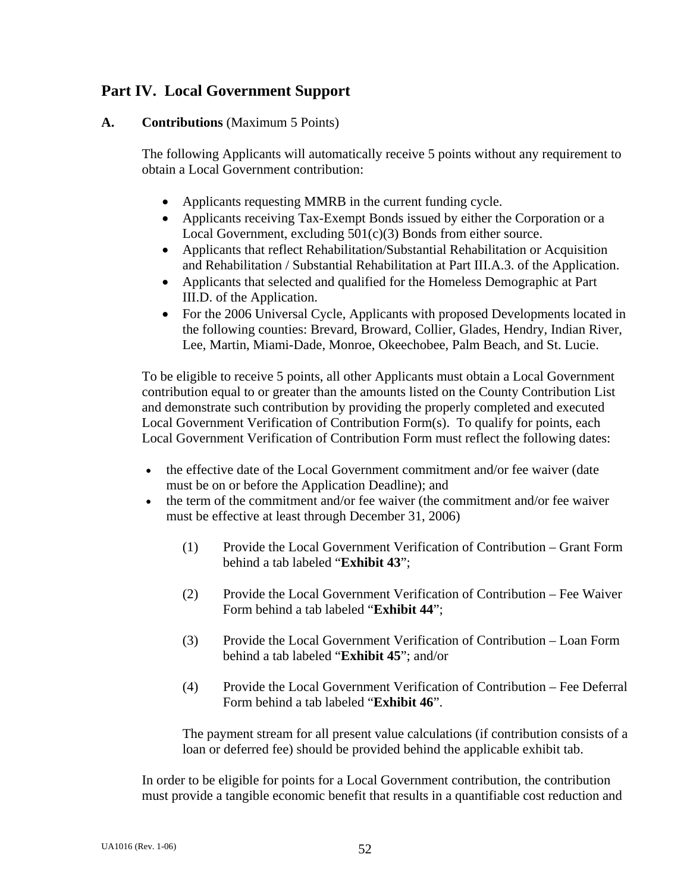## Part IV. Local Government Support

**A. Contributions** (Maximum 5 Points)

The following Applicants will automatically receive 5 points without any requirement to obtain a Local Government contribution:

- Applicants requesting MMRB in the current funding cycle.
- Applicants receiving Tax-Exempt Bonds issued by either the Corporation or a Local Government, excluding 501(c)(3) Bonds from either source.
- Applicants that reflect Rehabilitation/Substantial Rehabilitation or Acquisition and Rehabilitation / Substantial Rehabilitation at Part III.A.3. of the Application.
- Applicants that selected and qualified for the Homeless Demographic at Part III.D. of the Application.
- For the 2006 Universal Cycle, Applicants with proposed Developments located in the following counties: Brevard, Broward, Collier, Glades, Hendry, Indian River, Lee, Martin, Miami-Dade, Monroe, Okeechobee, Palm Beach, and St. Lucie.

To be eligible to receive 5 points, all other Applicants must obtain a Local Government contribution equal to or greater than the amounts listed on the County Contribution List and demonstrate such contribution by providing the properly completed and executed Local Government Verification of Contribution Form(s). To qualify for points, each Local Government Verification of Contribution Form must reflect the following dates:

- the effective date of the Local Government commitment and/or fee waiver (date must be on or before the Application Deadline); and
- the term of the commitment and/or fee waiver (the commitment and/or fee waiver must be effective at least through December 31, 2006)

(1) Provide the Local Government Verification of Contribution – Grant Form behind a tab labeled "**Exhibit 43**";

(2) Provide the Local Government Verification of Contribution – Fee Waiver Form behind a tab labeled "**Exhibit 44**";

(3) Provide the Local Government Verification of Contribution – Loan Form behind a tab labeled "**Exhibit 45**"; and/or

(4) Provide the Local Government Verification of Contribution – Fee Deferral Form behind a tab labeled "**Exhibit 46**".

The payment stream for all present value calculations (if contribution consists of a loan or deferred fee) should be provided behind the applicable exhibit tab.

In order to be eligible for points for a Local Government contribution, the contribution must provide a tangible economic benefit that results in a quantifiable cost reduction and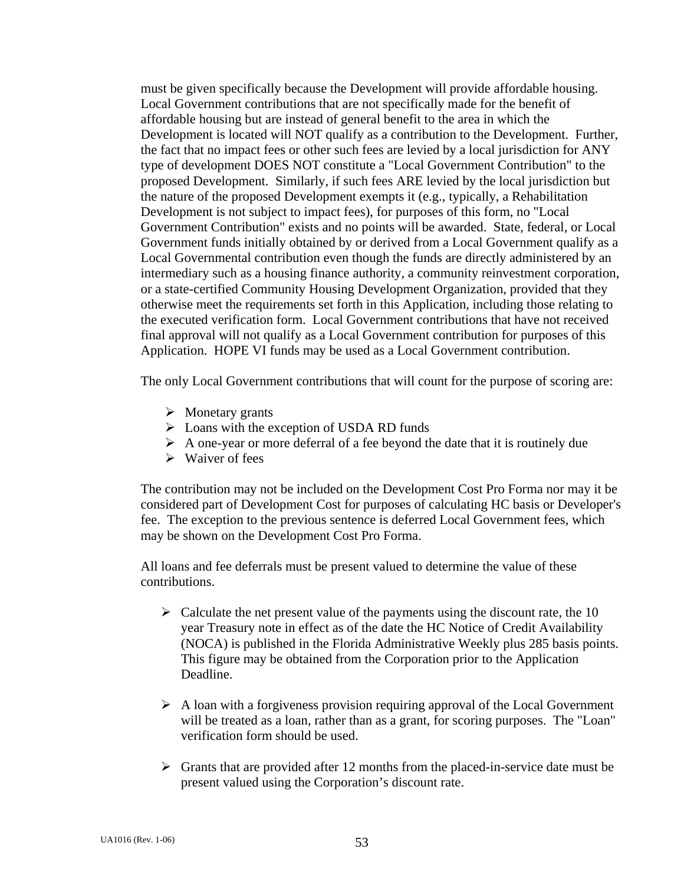must be given specifically because the Development will provide affordable housing. Local Government contributions that are not specifically made for the benefit of affordable housing but are instead of general benefit to the area in which the Development is located will NOT qualify as a contribution to the Development. Further, the fact that no impact fees or other such fees are levied by a local jurisdiction for ANY type of development DOES NOT constitute a "Local Government Contribution" to the proposed Development. Similarly, if such fees ARE levied by the local jurisdiction but the nature of the proposed Development exempts it (e.g., typically, a Rehabilitation Development is not subject to impact fees), for purposes of this form, no "Local Government Contribution" exists and no points will be awarded. State, federal, or Local Government funds initially obtained by or derived from a Local Government qualify as a Local Governmental contribution even though the funds are directly administered by an intermediary such as a housing finance authority, a community reinvestment corporation, or a state-certified Community Housing Development Organization, provided that they otherwise meet the requirements set forth in this Application, including those relating to the executed verification form. Local Government contributions that have not received final approval will not qualify as a Local Government contribution for purposes of this Application. HOPE VI funds may be used as a Local Government contribution.

The only Local Government contributions that will count for the purpose of scoring are:

- Monetary grants
- Loans with the exception of USDA RD funds
- A one-year or more deferral of a fee beyond the date that it is routinely due
- Waiver of fees

The contribution may not be included on the Development Cost Pro Forma nor may it be considered part of Development Cost for purposes of calculating HC basis or Developer's fee. The exception to the previous sentence is deferred Local Government fees, which may be shown on the Development Cost Pro Forma.

All loans and fee deferrals must be present valued to determine the value of these contributions.

- Calculate the net present value of the payments using the discount rate, the 10 year Treasury note in effect as of the date the HC Notice of Credit Availability (NOCA) is published in the Florida Administrative Weekly plus 285 basis points. This figure may be obtained from the Corporation prior to the Application Deadline.

- A loan with a forgiveness provision requiring approval of the Local Government will be treated as a loan, rather than as a grant, for scoring purposes. The "Loan" verification form should be used.

- Grants that are provided after 12 months from the placed-in-service date must be present valued using the Corporation's discount rate.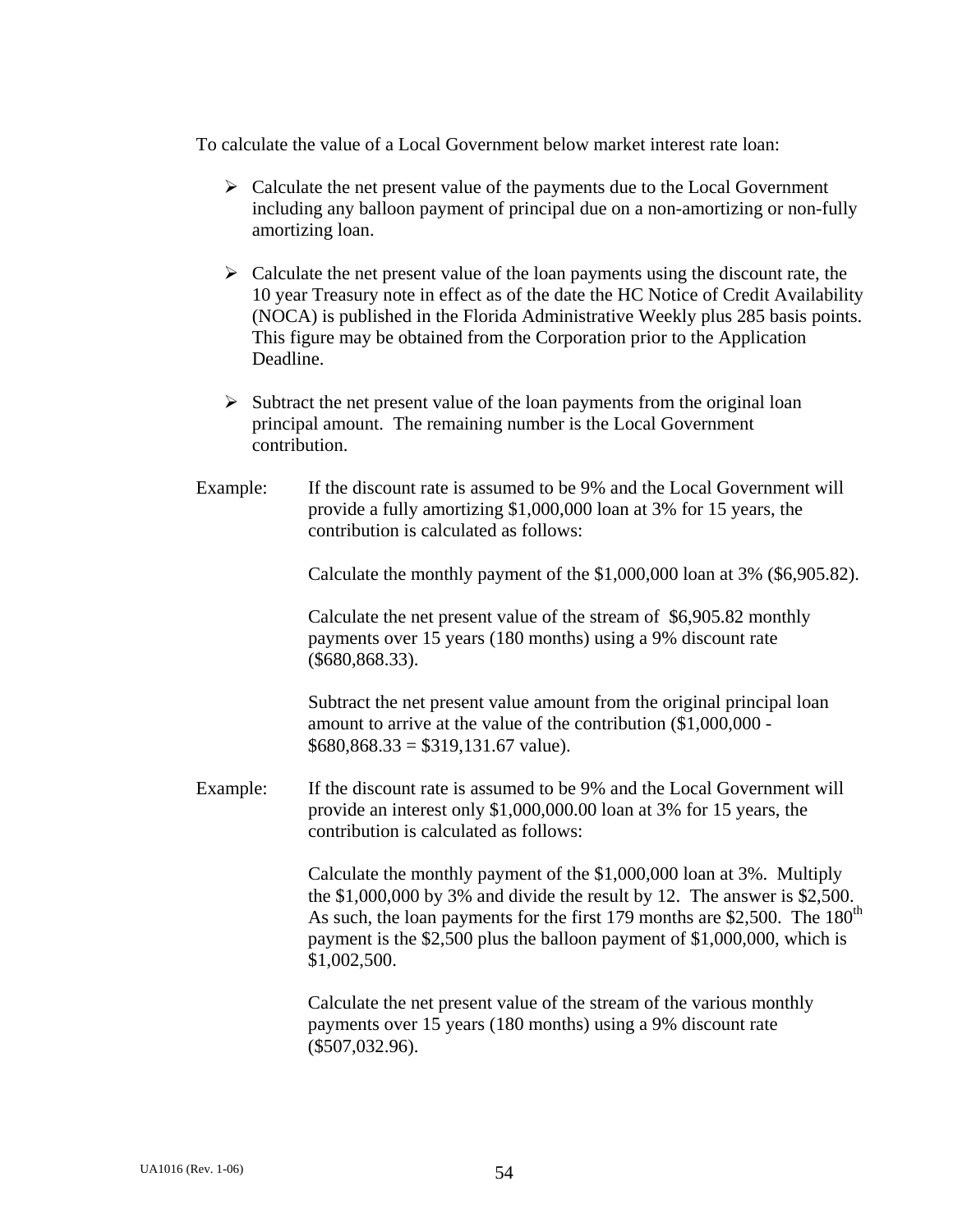To calculate the value of a Local Government below market interest rate loan:

- Calculate the net present value of the payments due to the Local Government including any balloon payment of principal due on a non-amortizing or non-fully amortizing loan.
- Calculate the net present value of the loan payments using the discount rate, the 10 year Treasury note in effect as of the date the HC Notice of Credit Availability (NOCA) is published in the Florida Administrative Weekly plus 285 basis points. This figure may be obtained from the Corporation prior to the Application Deadline.
- Subtract the net present value of the loan payments from the original loan principal amount. The remaining number is the Local Government contribution.

Example: If the discount rate is assumed to be 9% and the Local Government will provide a fully amortizing $1,000,000 loan at 3% for 15 years, the contribution is calculated as follows:

Calculate the monthly payment of the $1,000,000 loan at 3% ($6,905.82).

Calculate the net present value of the stream of $6,905.82 monthly payments over 15 years (180 months) using a 9% discount rate ($680,868.33).

Subtract the net present value amount from the original principal loan amount to arrive at the value of the contribution ($1,000,000 - $680,868.33 = $319,131.67 value).

Example: If the discount rate is assumed to be 9% and the Local Government will provide an interest only $1,000,000.00 loan at 3% for 15 years, the contribution is calculated as follows:

Calculate the monthly payment of the $1,000,000 loan at 3%. Multiply the $1,000,000 by 3% and divide the result by 12. The answer is $2,500. As such, the loan payments for the first 179 months are $2,500. The 180th payment is the $2,500 plus the balloon payment of $1,000,000, which is $1,002,500.

Calculate the net present value of the stream of the various monthly payments over 15 years (180 months) using a 9% discount rate ($507,032.96).

UA1016 (Rev. 1-06)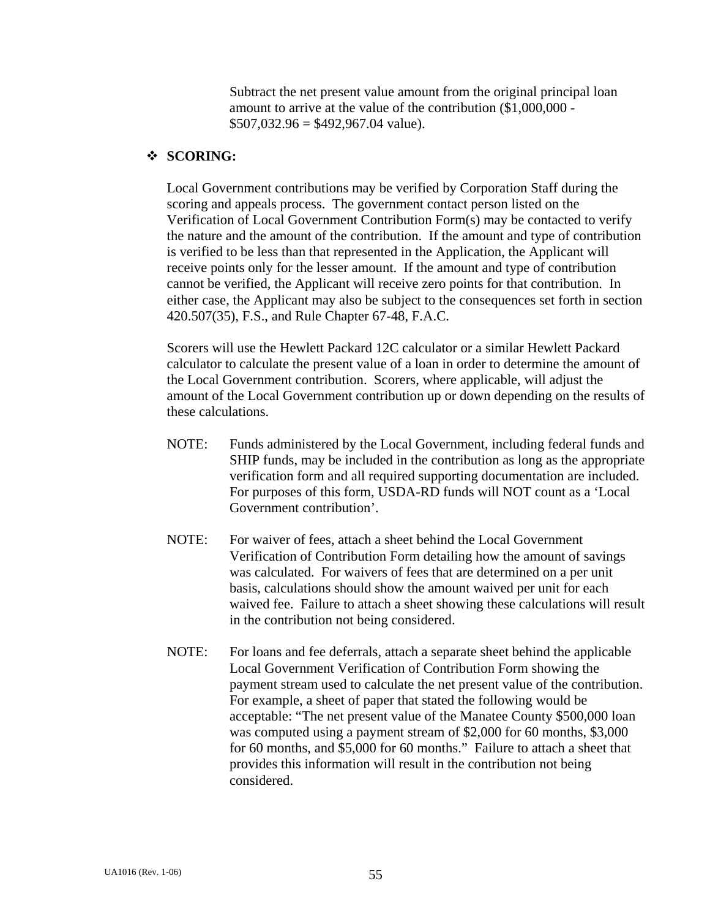Subtract the net present value amount from the original principal loan amount to arrive at the value of the contribution ($1,000,000 - $507,032.96 = $492,967.04 value).

❖ **SCORING:**

Local Government contributions may be verified by Corporation Staff during the scoring and appeals process. The government contact person listed on the Verification of Local Government Contribution Form(s) may be contacted to verify the nature and the amount of the contribution. If the amount and type of contribution is verified to be less than that represented in the Application, the Applicant will receive points only for the lesser amount. If the amount and type of contribution cannot be verified, the Applicant will receive zero points for that contribution. In either case, the Applicant may also be subject to the consequences set forth in section 420.507(35), F.S., and Rule Chapter 67-48, F.A.C.

Scorers will use the Hewlett Packard 12C calculator or a similar Hewlett Packard calculator to calculate the present value of a loan in order to determine the amount of the Local Government contribution. Scorers, where applicable, will adjust the amount of the Local Government contribution up or down depending on the results of these calculations.

NOTE: Funds administered by the Local Government, including federal funds and SHIP funds, may be included in the contribution as long as the appropriate verification form and all required supporting documentation are included. For purposes of this form, USDA-RD funds will NOT count as a 'Local Government contribution'.

NOTE: For waiver of fees, attach a sheet behind the Local Government Verification of Contribution Form detailing how the amount of savings was calculated. For waivers of fees that are determined on a per unit basis, calculations should show the amount waived per unit for each waived fee. Failure to attach a sheet showing these calculations will result in the contribution not being considered.

NOTE: For loans and fee deferrals, attach a separate sheet behind the applicable Local Government Verification of Contribution Form showing the payment stream used to calculate the net present value of the contribution. For example, a sheet of paper that stated the following would be acceptable: "The net present value of the Manatee County $500,000 loan was computed using a payment stream of $2,000 for 60 months, $3,000 for 60 months, and $5,000 for 60 months." Failure to attach a sheet that provides this information will result in the contribution not being considered.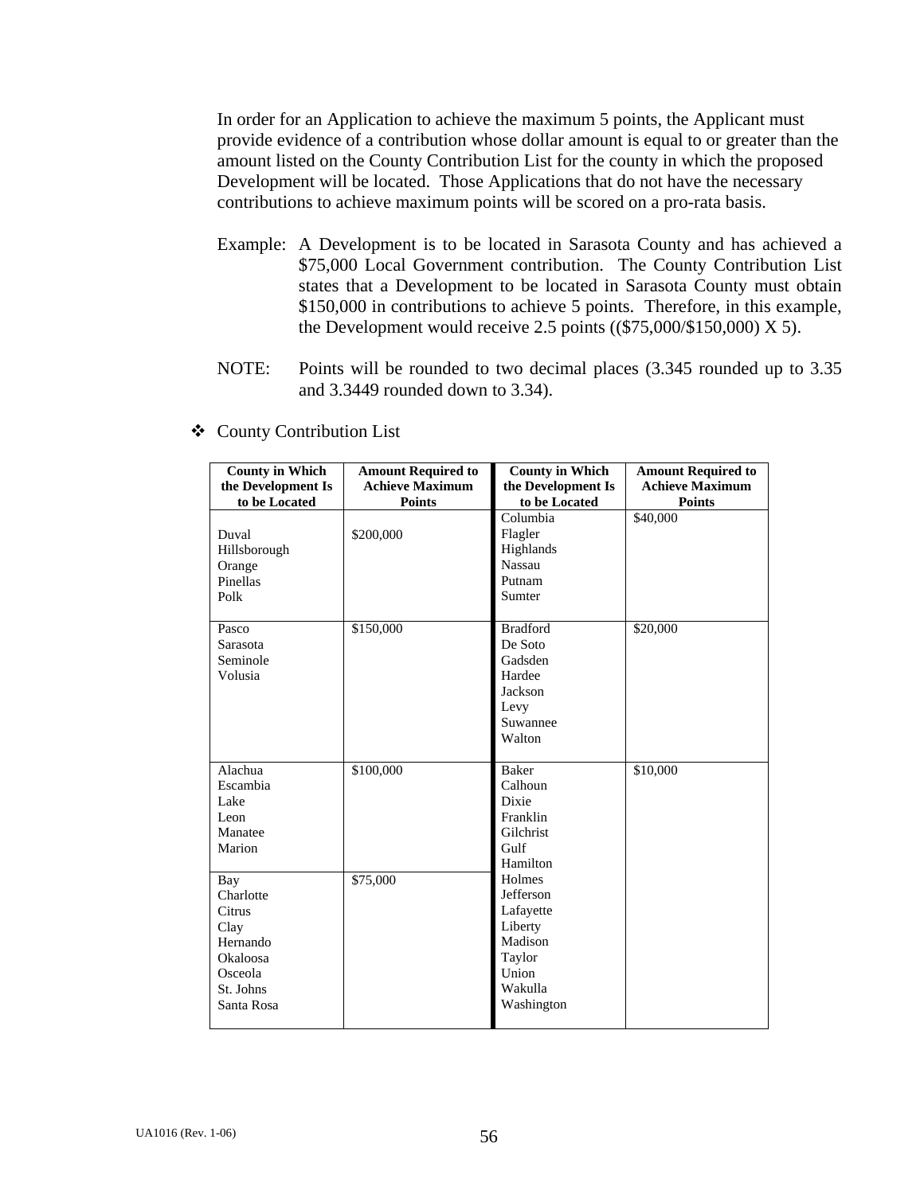In order for an Application to achieve the maximum 5 points, the Applicant must provide evidence of a contribution whose dollar amount is equal to or greater than the amount listed on the County Contribution List for the county in which the proposed Development will be located. Those Applications that do not have the necessary contributions to achieve maximum points will be scored on a pro-rata basis.

Example: A Development is to be located in Sarasota County and has achieved a $75,000 Local Government contribution. The County Contribution List states that a Development to be located in Sarasota County must obtain $150,000 in contributions to achieve 5 points. Therefore, in this example, the Development would receive 2.5 points (($75,000/$150,000) X 5).

NOTE: Points will be rounded to two decimal places (3.345 rounded up to 3.35 and 3.3449 rounded down to 3.34).

- County Contribution List

| County in Which the Development Is to be Located | Amount Required to Achieve Maximum Points | County in Which the Development Is to be Located | Amount Required to Achieve Maximum Points |
|---|---|---|---|
| Duval<br>Hillsborough<br>Orange<br>Pinellas<br>Polk | $200,000 | Columbia<br>Flagler<br>Highlands<br>Nassau<br>Putnam<br>Sumter | $40,000 |
| Pasco<br>Sarasota<br>Seminole<br>Volusia | $150,000 | Bradford<br>De Soto<br>Gadsden<br>Hardee<br>Jackson<br>Levy<br>Suwannee<br>Walton | $20,000 |
| Alachua<br>Escambia<br>Lake<br>Leon<br>Manatee<br>Marion | $100,000 | Baker<br>Calhoun<br>Dixie<br>Franklin<br>Gilchrist<br>Gulf<br>Hamilton<br>Holmes<br>Jefferson<br>Lafayette<br>Liberty<br>Madison<br>Taylor<br>Union<br>Wakulla<br>Washington | $10,000 |
| Bay<br>Charlotte<br>Citrus<br>Clay<br>Hernando<br>Okaloosa<br>Osceola<br>St. Johns<br>Santa Rosa | $75,000 | | |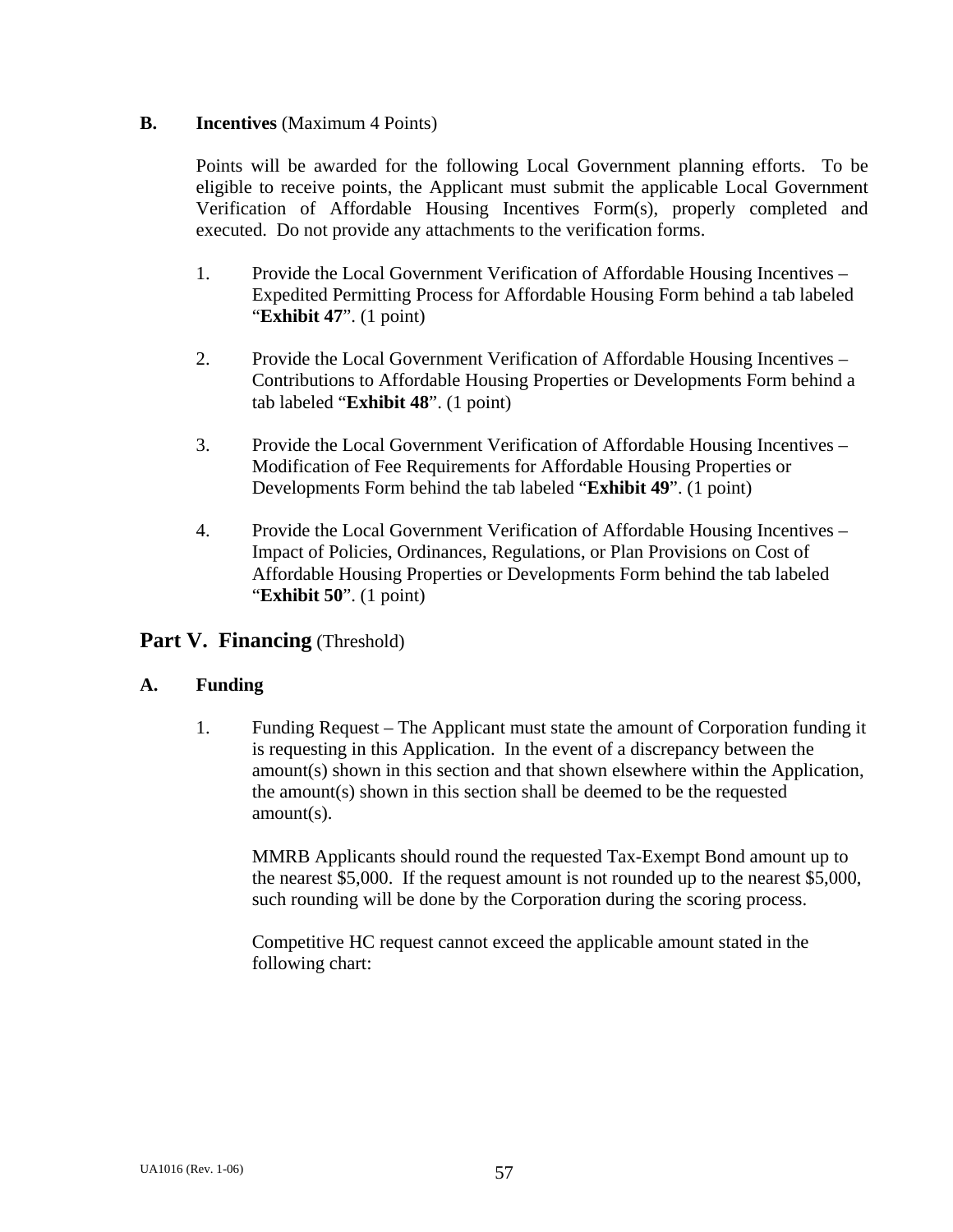**B. Incentives** (Maximum 4 Points)

Points will be awarded for the following Local Government planning efforts. To be eligible to receive points, the Applicant must submit the applicable Local Government Verification of Affordable Housing Incentives Form(s), properly completed and executed. Do not provide any attachments to the verification forms.

1. Provide the Local Government Verification of Affordable Housing Incentives – Expedited Permitting Process for Affordable Housing Form behind a tab labeled "**Exhibit 47**". (1 point)

2. Provide the Local Government Verification of Affordable Housing Incentives – Contributions to Affordable Housing Properties or Developments Form behind a tab labeled "**Exhibit 48**". (1 point)

3. Provide the Local Government Verification of Affordable Housing Incentives – Modification of Fee Requirements for Affordable Housing Properties or Developments Form behind the tab labeled "**Exhibit 49**". (1 point)

4. Provide the Local Government Verification of Affordable Housing Incentives – Impact of Policies, Ordinances, Regulations, or Plan Provisions on Cost of Affordable Housing Properties or Developments Form behind the tab labeled "**Exhibit 50**". (1 point)

## Part V. Financing (Threshold)

**A. Funding**

1. Funding Request – The Applicant must state the amount of Corporation funding it is requesting in this Application. In the event of a discrepancy between the amount(s) shown in this section and that shown elsewhere within the Application, the amount(s) shown in this section shall be deemed to be the requested amount(s).

   MMRB Applicants should round the requested Tax-Exempt Bond amount up to the nearest $5,000. If the request amount is not rounded up to the nearest $5,000, such rounding will be done by the Corporation during the scoring process.

   Competitive HC request cannot exceed the applicable amount stated in the following chart: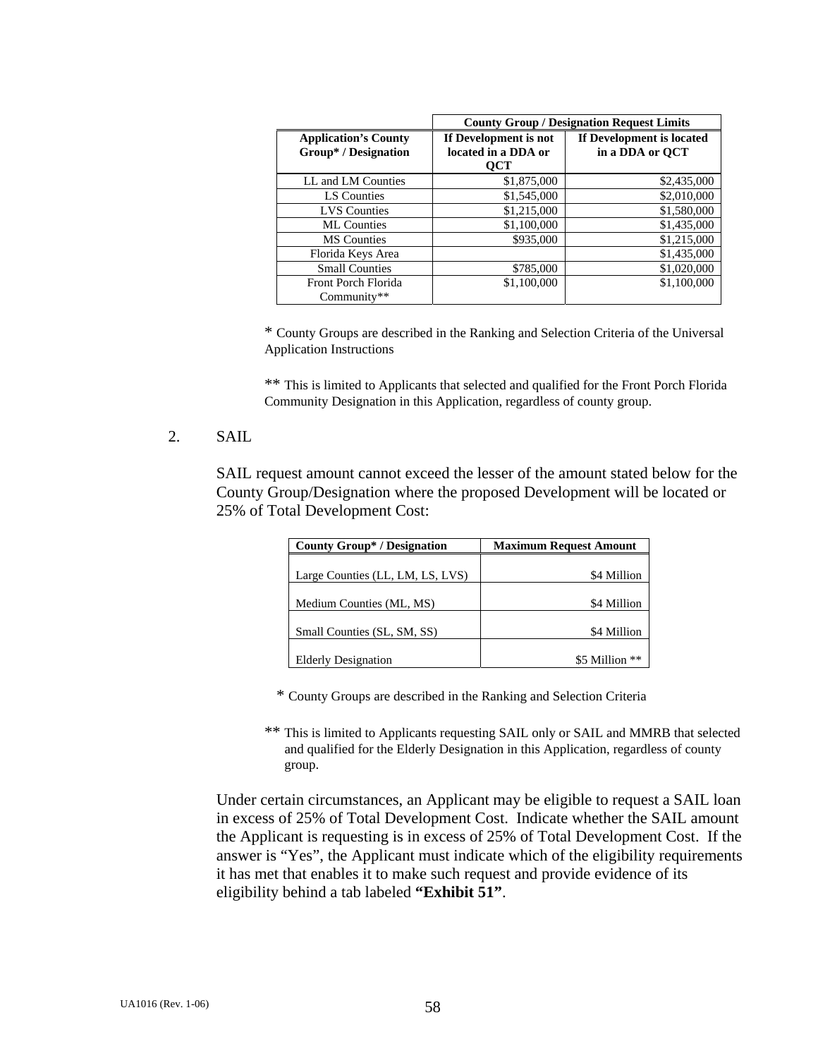| | County Group / Designation Request Limits | |
|---|---|---|
| **Application's County Group* / Designation** | **If Development is not located in a DDA or QCT** | **If Development is located in a DDA or QCT** |
| LL and LM Counties | $1,875,000 | $2,435,000 |
| LS Counties | $1,545,000 | $2,010,000 |
| LVS Counties | $1,215,000 | $1,580,000 |
| ML Counties | $1,100,000 | $1,435,000 |
| MS Counties | $935,000 | $1,215,000 |
| Florida Keys Area | | $1,435,000 |
| Small Counties | $785,000 | $1,020,000 |
| Front Porch Florida Community** | $1,100,000 | $1,100,000 |

* County Groups are described in the Ranking and Selection Criteria of the Universal Application Instructions

** This is limited to Applicants that selected and qualified for the Front Porch Florida Community Designation in this Application, regardless of county group.

2. SAIL

SAIL request amount cannot exceed the lesser of the amount stated below for the County Group/Designation where the proposed Development will be located or 25% of Total Development Cost:

| County Group* / Designation | Maximum Request Amount |
|---|---|
| Large Counties (LL, LM, LS, LVS) | $4 Million |
| Medium Counties (ML, MS) | $4 Million |
| Small Counties (SL, SM, SS) | $4 Million |
| Elderly Designation | $5 Million ** |

* County Groups are described in the Ranking and Selection Criteria

** This is limited to Applicants requesting SAIL only or SAIL and MMRB that selected and qualified for the Elderly Designation in this Application, regardless of county group.

Under certain circumstances, an Applicant may be eligible to request a SAIL loan in excess of 25% of Total Development Cost. Indicate whether the SAIL amount the Applicant is requesting is in excess of 25% of Total Development Cost. If the answer is "Yes", the Applicant must indicate which of the eligibility requirements it has met that enables it to make such request and provide evidence of its eligibility behind a tab labeled **"Exhibit 51"**.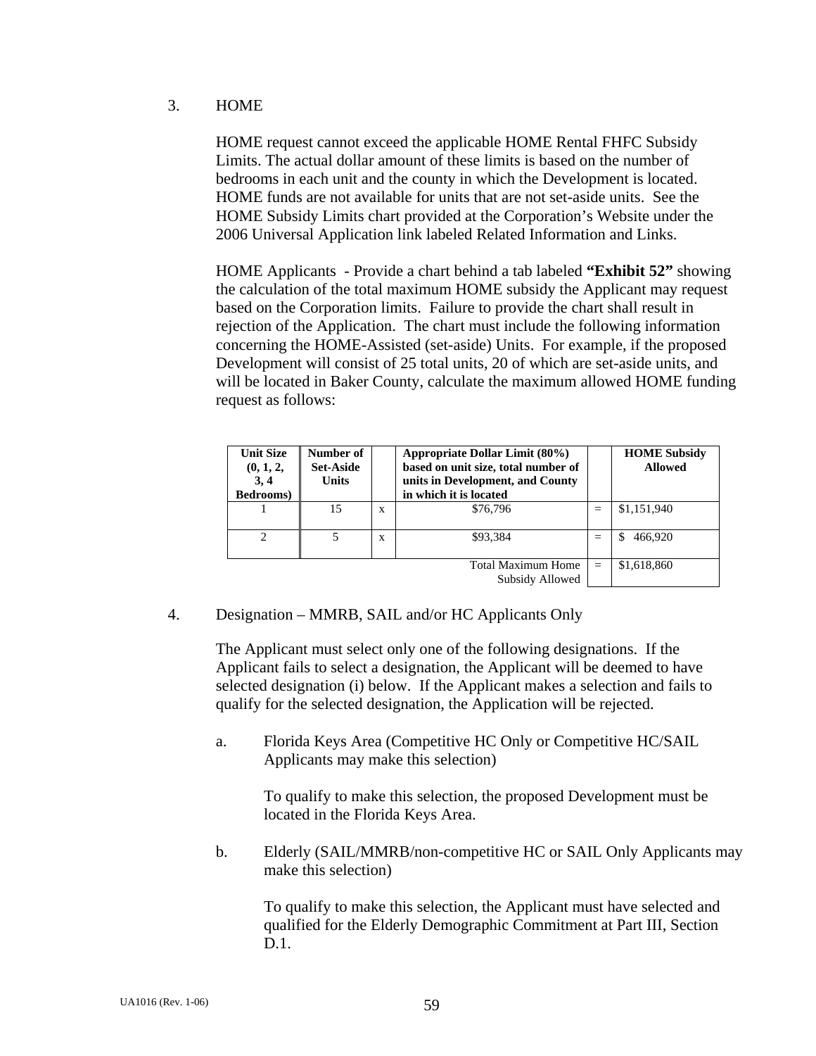3. HOME

HOME request cannot exceed the applicable HOME Rental FHFC Subsidy Limits. The actual dollar amount of these limits is based on the number of bedrooms in each unit and the county in which the Development is located. HOME funds are not available for units that are not set-aside units. See the HOME Subsidy Limits chart provided at the Corporation's Website under the 2006 Universal Application link labeled Related Information and Links.

HOME Applicants - Provide a chart behind a tab labeled **"Exhibit 52"** showing the calculation of the total maximum HOME subsidy the Applicant may request based on the Corporation limits. Failure to provide the chart shall result in rejection of the Application. The chart must include the following information concerning the HOME-Assisted (set-aside) Units. For example, if the proposed Development will consist of 25 total units, 20 of which are set-aside units, and will be located in Baker County, calculate the maximum allowed HOME funding request as follows:

| Unit Size (0, 1, 2, 3, 4 Bedrooms) | Number of Set-Aside Units | | Appropriate Dollar Limit (80%) based on unit size, total number of units in Development, and County in which it is located | | HOME Subsidy Allowed |
|---|---|---|---|---|---|
| 1 | 15 | x | $76,796 | = | $1,151,940 |
| 2 | 5 | x | $93,384 | = | $ 466,920 |
| | | | Total Maximum Home Subsidy Allowed | = | $1,618,860 |

4. Designation – MMRB, SAIL and/or HC Applicants Only

The Applicant must select only one of the following designations. If the Applicant fails to select a designation, the Applicant will be deemed to have selected designation (i) below. If the Applicant makes a selection and fails to qualify for the selected designation, the Application will be rejected.

a. Florida Keys Area (Competitive HC Only or Competitive HC/SAIL Applicants may make this selection)

   To qualify to make this selection, the proposed Development must be located in the Florida Keys Area.

b. Elderly (SAIL/MMRB/non-competitive HC or SAIL Only Applicants may make this selection)

   To qualify to make this selection, the Applicant must have selected and qualified for the Elderly Demographic Commitment at Part III, Section D.1.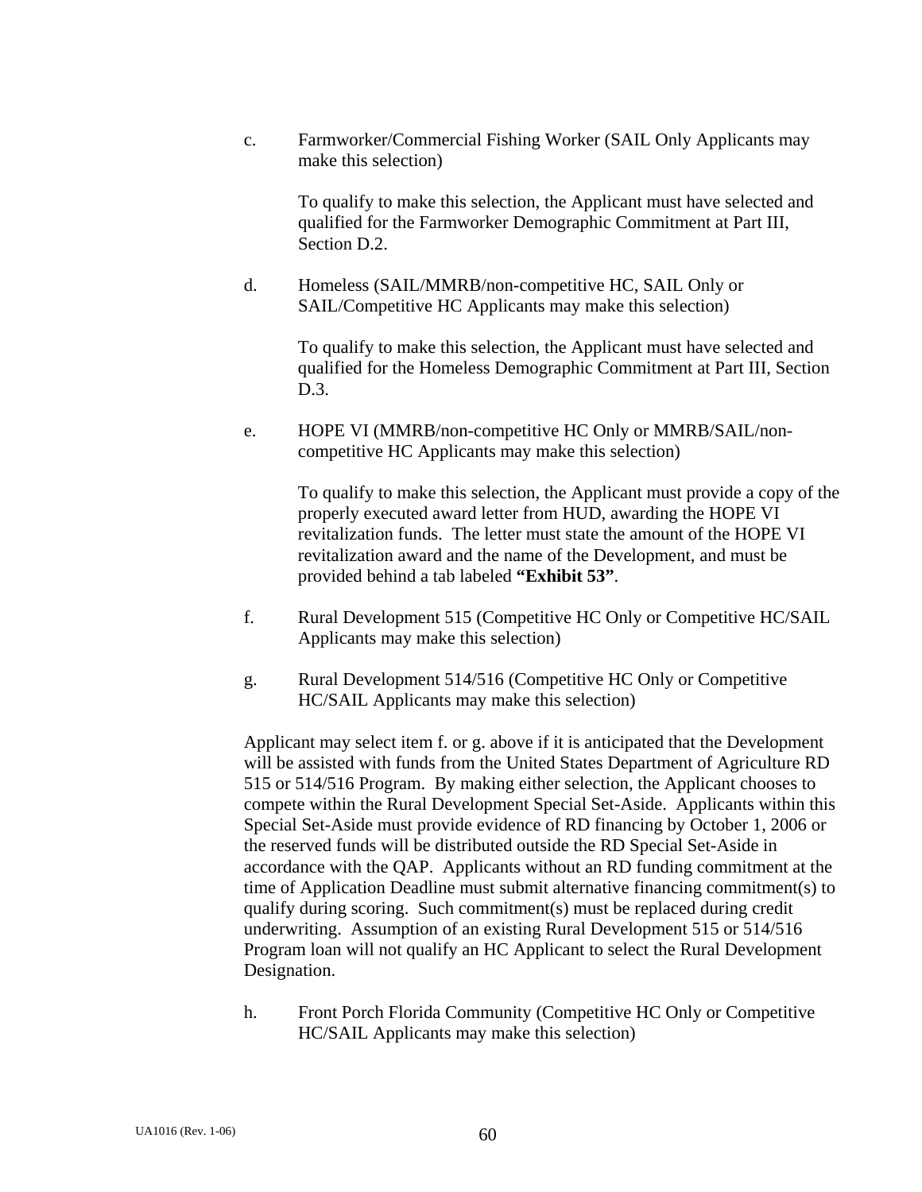c. Farmworker/Commercial Fishing Worker (SAIL Only Applicants may make this selection)

   To qualify to make this selection, the Applicant must have selected and qualified for the Farmworker Demographic Commitment at Part III, Section D.2.

d. Homeless (SAIL/MMRB/non-competitive HC, SAIL Only or SAIL/Competitive HC Applicants may make this selection)

   To qualify to make this selection, the Applicant must have selected and qualified for the Homeless Demographic Commitment at Part III, Section D.3.

e. HOPE VI (MMRB/non-competitive HC Only or MMRB/SAIL/non-competitive HC Applicants may make this selection)

   To qualify to make this selection, the Applicant must provide a copy of the properly executed award letter from HUD, awarding the HOPE VI revitalization funds. The letter must state the amount of the HOPE VI revitalization award and the name of the Development, and must be provided behind a tab labeled **"Exhibit 53"**.

f. Rural Development 515 (Competitive HC Only or Competitive HC/SAIL Applicants may make this selection)

g. Rural Development 514/516 (Competitive HC Only or Competitive HC/SAIL Applicants may make this selection)

Applicant may select item f. or g. above if it is anticipated that the Development will be assisted with funds from the United States Department of Agriculture RD 515 or 514/516 Program. By making either selection, the Applicant chooses to compete within the Rural Development Special Set-Aside. Applicants within this Special Set-Aside must provide evidence of RD financing by October 1, 2006 or the reserved funds will be distributed outside the RD Special Set-Aside in accordance with the QAP. Applicants without an RD funding commitment at the time of Application Deadline must submit alternative financing commitment(s) to qualify during scoring. Such commitment(s) must be replaced during credit underwriting. Assumption of an existing Rural Development 515 or 514/516 Program loan will not qualify an HC Applicant to select the Rural Development Designation.

h. Front Porch Florida Community (Competitive HC Only or Competitive HC/SAIL Applicants may make this selection)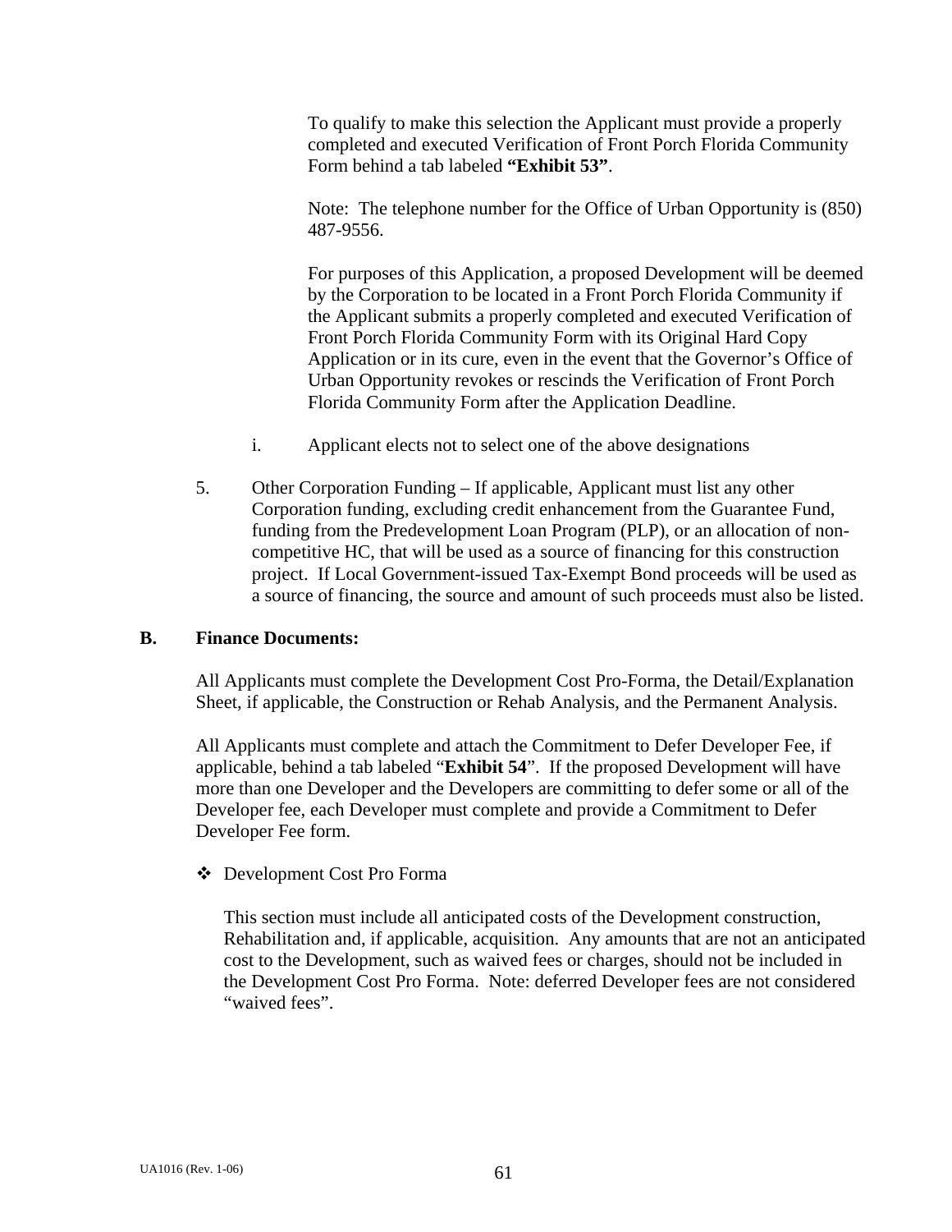To qualify to make this selection the Applicant must provide a properly completed and executed Verification of Front Porch Florida Community Form behind a tab labeled **"Exhibit 53"**.

Note: The telephone number for the Office of Urban Opportunity is (850) 487-9556.

For purposes of this Application, a proposed Development will be deemed by the Corporation to be located in a Front Porch Florida Community if the Applicant submits a properly completed and executed Verification of Front Porch Florida Community Form with its Original Hard Copy Application or in its cure, even in the event that the Governor's Office of Urban Opportunity revokes or rescinds the Verification of Front Porch Florida Community Form after the Application Deadline.

i. Applicant elects not to select one of the above designations

5. Other Corporation Funding – If applicable, Applicant must list any other Corporation funding, excluding credit enhancement from the Guarantee Fund, funding from the Predevelopment Loan Program (PLP), or an allocation of non-competitive HC, that will be used as a source of financing for this construction project. If Local Government-issued Tax-Exempt Bond proceeds will be used as a source of financing, the source and amount of such proceeds must also be listed.

**B. Finance Documents:**

All Applicants must complete the Development Cost Pro-Forma, the Detail/Explanation Sheet, if applicable, the Construction or Rehab Analysis, and the Permanent Analysis.

All Applicants must complete and attach the Commitment to Defer Developer Fee, if applicable, behind a tab labeled "**Exhibit 54**". If the proposed Development will have more than one Developer and the Developers are committing to defer some or all of the Developer fee, each Developer must complete and provide a Commitment to Defer Developer Fee form.

❖ Development Cost Pro Forma

This section must include all anticipated costs of the Development construction, Rehabilitation and, if applicable, acquisition. Any amounts that are not an anticipated cost to the Development, such as waived fees or charges, should not be included in the Development Cost Pro Forma. Note: deferred Developer fees are not considered "waived fees".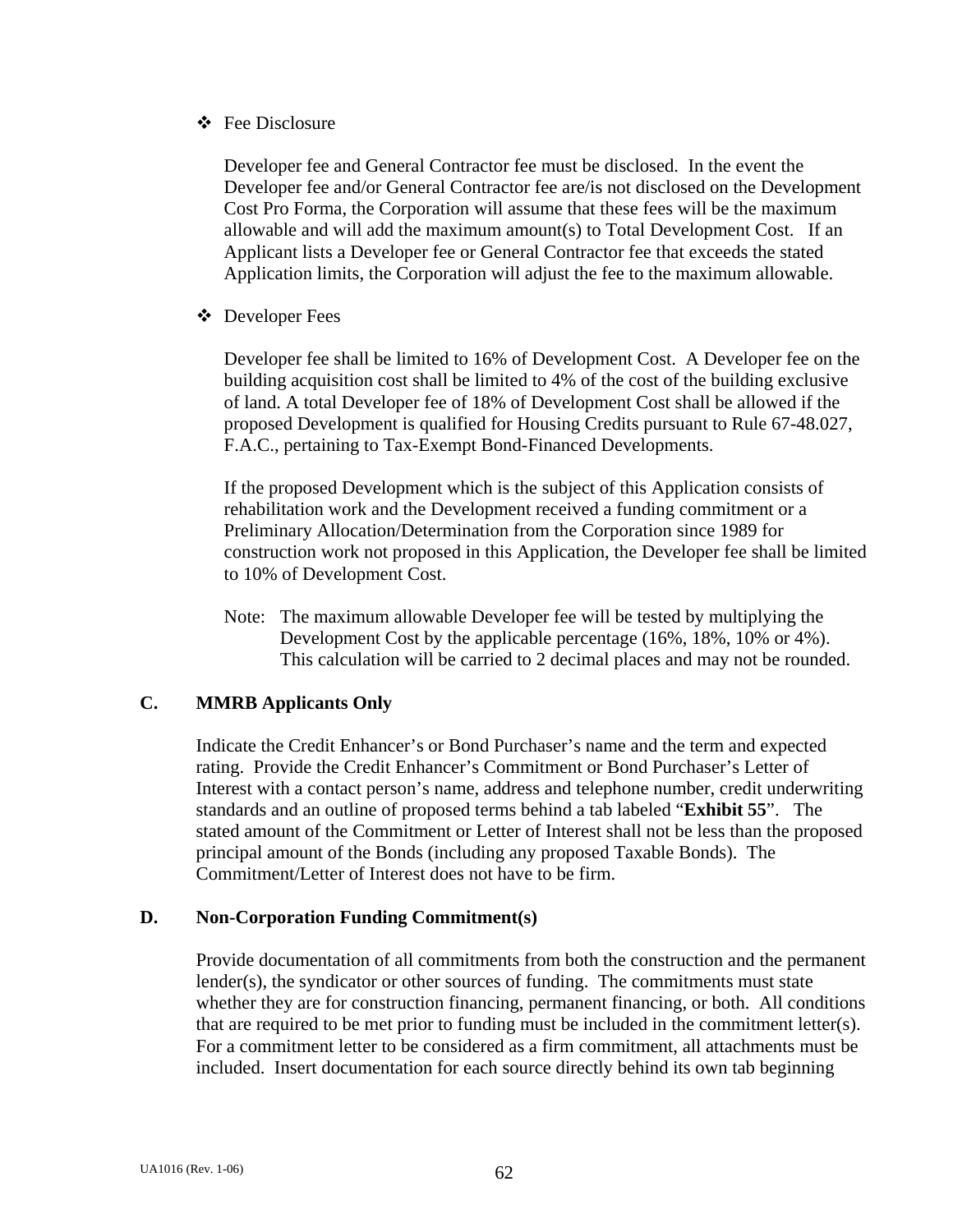- Fee Disclosure

  Developer fee and General Contractor fee must be disclosed. In the event the Developer fee and/or General Contractor fee are/is not disclosed on the Development Cost Pro Forma, the Corporation will assume that these fees will be the maximum allowable and will add the maximum amount(s) to Total Development Cost. If an Applicant lists a Developer fee or General Contractor fee that exceeds the stated Application limits, the Corporation will adjust the fee to the maximum allowable.

- Developer Fees

  Developer fee shall be limited to 16% of Development Cost. A Developer fee on the building acquisition cost shall be limited to 4% of the cost of the building exclusive of land. A total Developer fee of 18% of Development Cost shall be allowed if the proposed Development is qualified for Housing Credits pursuant to Rule 67-48.027, F.A.C., pertaining to Tax-Exempt Bond-Financed Developments.

  If the proposed Development which is the subject of this Application consists of rehabilitation work and the Development received a funding commitment or a Preliminary Allocation/Determination from the Corporation since 1989 for construction work not proposed in this Application, the Developer fee shall be limited to 10% of Development Cost.

  Note: The maximum allowable Developer fee will be tested by multiplying the Development Cost by the applicable percentage (16%, 18%, 10% or 4%). This calculation will be carried to 2 decimal places and may not be rounded.

## C. MMRB Applicants Only

Indicate the Credit Enhancer's or Bond Purchaser's name and the term and expected rating. Provide the Credit Enhancer's Commitment or Bond Purchaser's Letter of Interest with a contact person's name, address and telephone number, credit underwriting standards and an outline of proposed terms behind a tab labeled "**Exhibit 55**". The stated amount of the Commitment or Letter of Interest shall not be less than the proposed principal amount of the Bonds (including any proposed Taxable Bonds). The Commitment/Letter of Interest does not have to be firm.

## D. Non-Corporation Funding Commitment(s)

Provide documentation of all commitments from both the construction and the permanent lender(s), the syndicator or other sources of funding. The commitments must state whether they are for construction financing, permanent financing, or both. All conditions that are required to be met prior to funding must be included in the commitment letter(s). For a commitment letter to be considered as a firm commitment, all attachments must be included. Insert documentation for each source directly behind its own tab beginning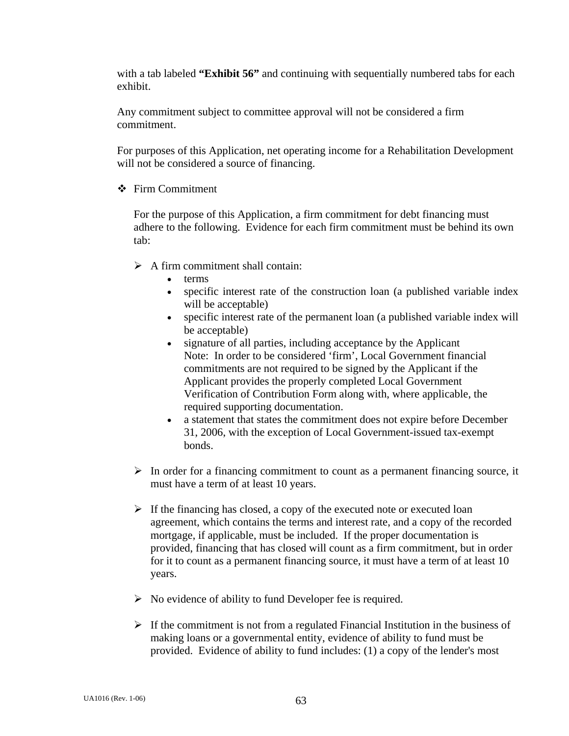with a tab labeled **"Exhibit 56"** and continuing with sequentially numbered tabs for each exhibit.

Any commitment subject to committee approval will not be considered a firm commitment.

For purposes of this Application, net operating income for a Rehabilitation Development will not be considered a source of financing.

❖ Firm Commitment

For the purpose of this Application, a firm commitment for debt financing must adhere to the following. Evidence for each firm commitment must be behind its own tab:

- A firm commitment shall contain:
  - terms
  - specific interest rate of the construction loan (a published variable index will be acceptable)
  - specific interest rate of the permanent loan (a published variable index will be acceptable)
  - signature of all parties, including acceptance by the Applicant
    Note: In order to be considered 'firm', Local Government financial commitments are not required to be signed by the Applicant if the Applicant provides the properly completed Local Government Verification of Contribution Form along with, where applicable, the required supporting documentation.
  - a statement that states the commitment does not expire before December 31, 2006, with the exception of Local Government-issued tax-exempt bonds.

- In order for a financing commitment to count as a permanent financing source, it must have a term of at least 10 years.

- If the financing has closed, a copy of the executed note or executed loan agreement, which contains the terms and interest rate, and a copy of the recorded mortgage, if applicable, must be included. If the proper documentation is provided, financing that has closed will count as a firm commitment, but in order for it to count as a permanent financing source, it must have a term of at least 10 years.

- No evidence of ability to fund Developer fee is required.

- If the commitment is not from a regulated Financial Institution in the business of making loans or a governmental entity, evidence of ability to fund must be provided. Evidence of ability to fund includes: (1) a copy of the lender's most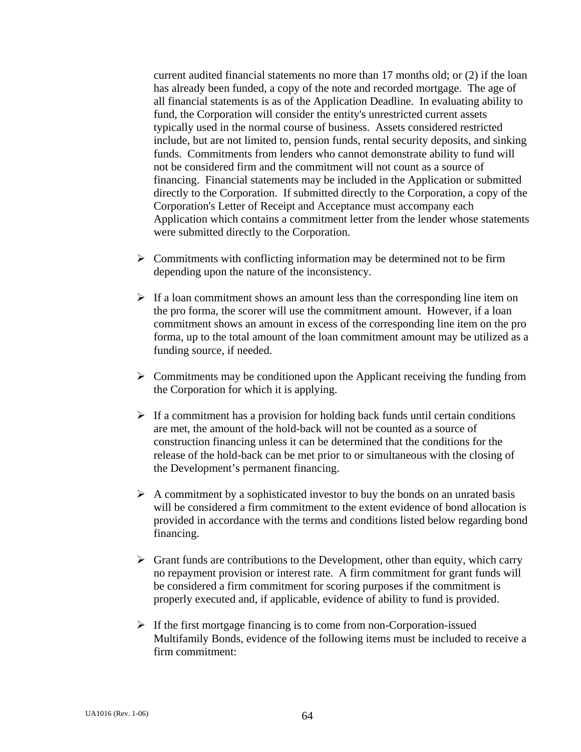current audited financial statements no more than 17 months old; or (2) if the loan has already been funded, a copy of the note and recorded mortgage. The age of all financial statements is as of the Application Deadline. In evaluating ability to fund, the Corporation will consider the entity's unrestricted current assets typically used in the normal course of business. Assets considered restricted include, but are not limited to, pension funds, rental security deposits, and sinking funds. Commitments from lenders who cannot demonstrate ability to fund will not be considered firm and the commitment will not count as a source of financing. Financial statements may be included in the Application or submitted directly to the Corporation. If submitted directly to the Corporation, a copy of the Corporation's Letter of Receipt and Acceptance must accompany each Application which contains a commitment letter from the lender whose statements were submitted directly to the Corporation.

- Commitments with conflicting information may be determined not to be firm depending upon the nature of the inconsistency.

- If a loan commitment shows an amount less than the corresponding line item on the pro forma, the scorer will use the commitment amount. However, if a loan commitment shows an amount in excess of the corresponding line item on the pro forma, up to the total amount of the loan commitment amount may be utilized as a funding source, if needed.

- Commitments may be conditioned upon the Applicant receiving the funding from the Corporation for which it is applying.

- If a commitment has a provision for holding back funds until certain conditions are met, the amount of the hold-back will not be counted as a source of construction financing unless it can be determined that the conditions for the release of the hold-back can be met prior to or simultaneous with the closing of the Development’s permanent financing.

- A commitment by a sophisticated investor to buy the bonds on an unrated basis will be considered a firm commitment to the extent evidence of bond allocation is provided in accordance with the terms and conditions listed below regarding bond financing.

- Grant funds are contributions to the Development, other than equity, which carry no repayment provision or interest rate. A firm commitment for grant funds will be considered a firm commitment for scoring purposes if the commitment is properly executed and, if applicable, evidence of ability to fund is provided.

- If the first mortgage financing is to come from non-Corporation-issued Multifamily Bonds, evidence of the following items must be included to receive a firm commitment: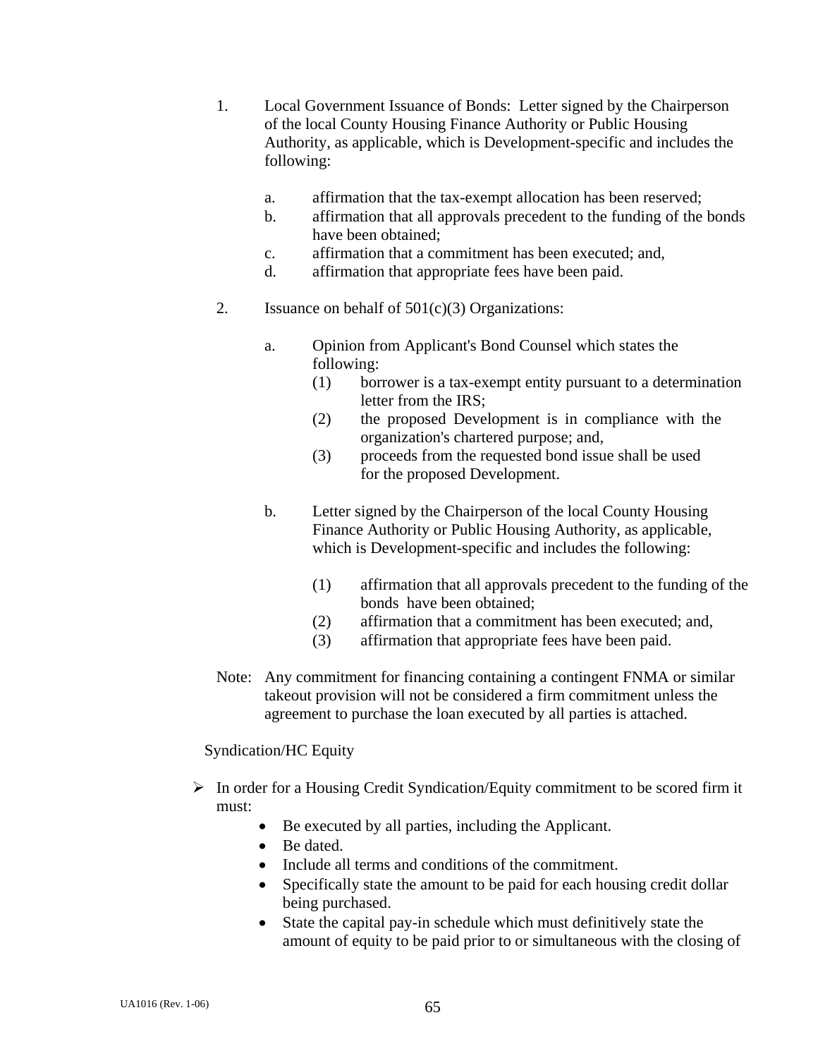1. Local Government Issuance of Bonds: Letter signed by the Chairperson of the local County Housing Finance Authority or Public Housing Authority, as applicable, which is Development-specific and includes the following:

    a. affirmation that the tax-exempt allocation has been reserved;
    b. affirmation that all approvals precedent to the funding of the bonds have been obtained;
    c. affirmation that a commitment has been executed; and,
    d. affirmation that appropriate fees have been paid.

2. Issuance on behalf of 501(c)(3) Organizations:

    a. Opinion from Applicant's Bond Counsel which states the following:
        (1) borrower is a tax-exempt entity pursuant to a determination letter from the IRS;
        (2) the proposed Development is in compliance with the organization's chartered purpose; and,
        (3) proceeds from the requested bond issue shall be used for the proposed Development.

    b. Letter signed by the Chairperson of the local County Housing Finance Authority or Public Housing Authority, as applicable, which is Development-specific and includes the following:

        (1) affirmation that all approvals precedent to the funding of the bonds have been obtained;
        (2) affirmation that a commitment has been executed; and,
        (3) affirmation that appropriate fees have been paid.

Note: Any commitment for financing containing a contingent FNMA or similar takeout provision will not be considered a firm commitment unless the agreement to purchase the loan executed by all parties is attached.

Syndication/HC Equity

- In order for a Housing Credit Syndication/Equity commitment to be scored firm it must:
    - Be executed by all parties, including the Applicant.
    - Be dated.
    - Include all terms and conditions of the commitment.
    - Specifically state the amount to be paid for each housing credit dollar being purchased.
    - State the capital pay-in schedule which must definitively state the amount of equity to be paid prior to or simultaneous with the closing of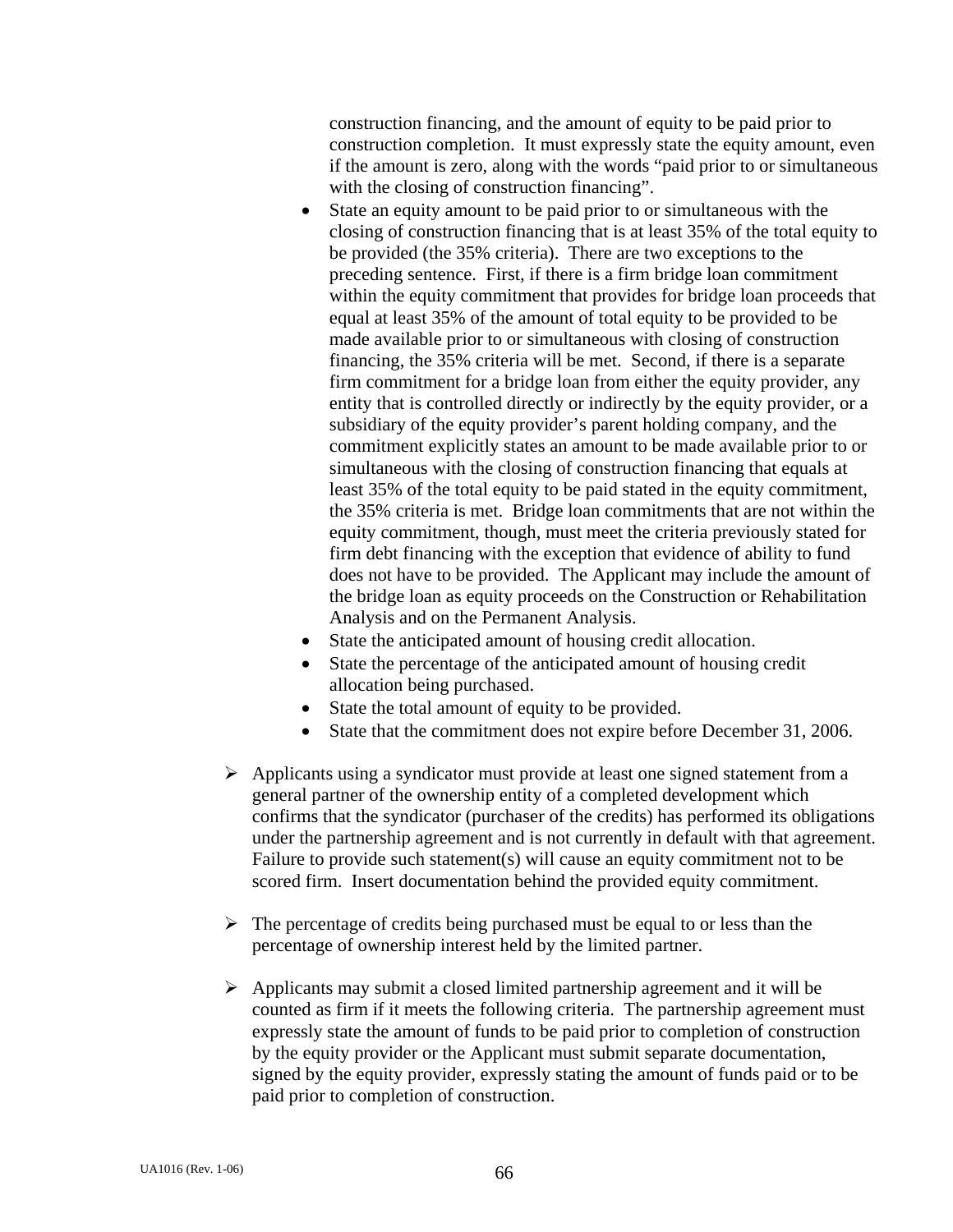construction financing, and the amount of equity to be paid prior to construction completion.  It must expressly state the equity amount, even if the amount is zero, along with the words "paid prior to or simultaneous with the closing of construction financing".

- State an equity amount to be paid prior to or simultaneous with the closing of construction financing that is at least 35% of the total equity to be provided (the 35% criteria).  There are two exceptions to the preceding sentence.  First, if there is a firm bridge loan commitment within the equity commitment that provides for bridge loan proceeds that equal at least 35% of the amount of total equity to be provided to be made available prior to or simultaneous with closing of construction financing, the 35% criteria will be met.  Second, if there is a separate firm commitment for a bridge loan from either the equity provider, any entity that is controlled directly or indirectly by the equity provider, or a subsidiary of the equity provider's parent holding company, and the commitment explicitly states an amount to be made available prior to or simultaneous with the closing of construction financing that equals at least 35% of the total equity to be paid stated in the equity commitment, the 35% criteria is met.  Bridge loan commitments that are not within the equity commitment, though, must meet the criteria previously stated for firm debt financing with the exception that evidence of ability to fund does not have to be provided.  The Applicant may include the amount of the bridge loan as equity proceeds on the Construction or Rehabilitation Analysis and on the Permanent Analysis.
- State the anticipated amount of housing credit allocation.
- State the percentage of the anticipated amount of housing credit allocation being purchased.
- State the total amount of equity to be provided.
- State that the commitment does not expire before December 31, 2006.

- Applicants using a syndicator must provide at least one signed statement from a general partner of the ownership entity of a completed development which confirms that the syndicator (purchaser of the credits) has performed its obligations under the partnership agreement and is not currently in default with that agreement. Failure to provide such statement(s) will cause an equity commitment not to be scored firm.  Insert documentation behind the provided equity commitment.

- The percentage of credits being purchased must be equal to or less than the percentage of ownership interest held by the limited partner.

- Applicants may submit a closed limited partnership agreement and it will be counted as firm if it meets the following criteria.  The partnership agreement must expressly state the amount of funds to be paid prior to completion of construction by the equity provider or the Applicant must submit separate documentation, signed by the equity provider, expressly stating the amount of funds paid or to be paid prior to completion of construction.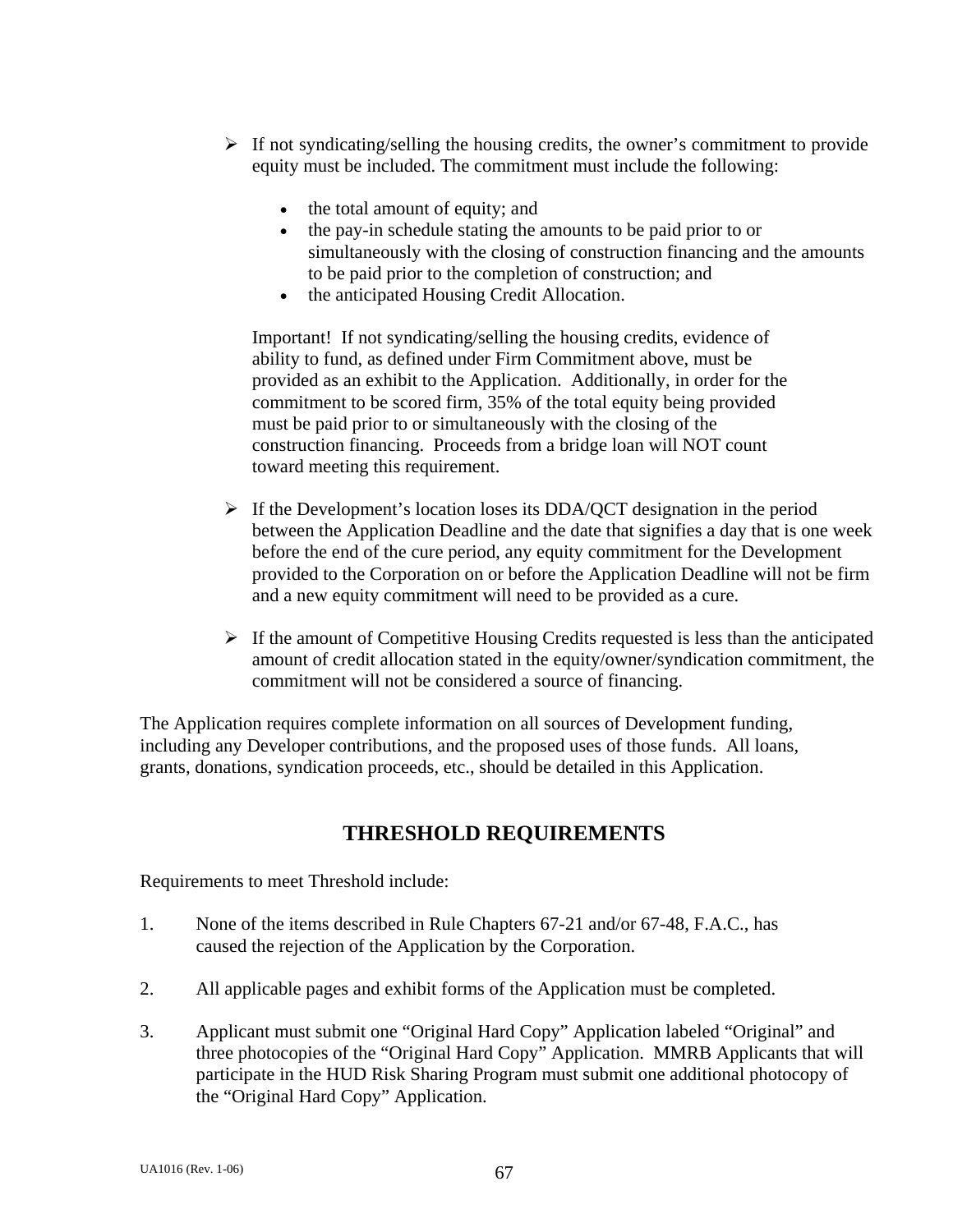- If not syndicating/selling the housing credits, the owner's commitment to provide equity must be included. The commitment must include the following:

  - the total amount of equity; and
  - the pay-in schedule stating the amounts to be paid prior to or simultaneously with the closing of construction financing and the amounts to be paid prior to the completion of construction; and
  - the anticipated Housing Credit Allocation.

  Important! If not syndicating/selling the housing credits, evidence of ability to fund, as defined under Firm Commitment above, must be provided as an exhibit to the Application. Additionally, in order for the commitment to be scored firm, 35% of the total equity being provided must be paid prior to or simultaneously with the closing of the construction financing. Proceeds from a bridge loan will NOT count toward meeting this requirement.

- If the Development's location loses its DDA/QCT designation in the period between the Application Deadline and the date that signifies a day that is one week before the end of the cure period, any equity commitment for the Development provided to the Corporation on or before the Application Deadline will not be firm and a new equity commitment will need to be provided as a cure.

- If the amount of Competitive Housing Credits requested is less than the anticipated amount of credit allocation stated in the equity/owner/syndication commitment, the commitment will not be considered a source of financing.

The Application requires complete information on all sources of Development funding, including any Developer contributions, and the proposed uses of those funds. All loans, grants, donations, syndication proceeds, etc., should be detailed in this Application.

## THRESHOLD REQUIREMENTS

Requirements to meet Threshold include:

1. None of the items described in Rule Chapters 67-21 and/or 67-48, F.A.C., has caused the rejection of the Application by the Corporation.

2. All applicable pages and exhibit forms of the Application must be completed.

3. Applicant must submit one "Original Hard Copy" Application labeled "Original" and three photocopies of the "Original Hard Copy" Application. MMRB Applicants that will participate in the HUD Risk Sharing Program must submit one additional photocopy of the "Original Hard Copy" Application.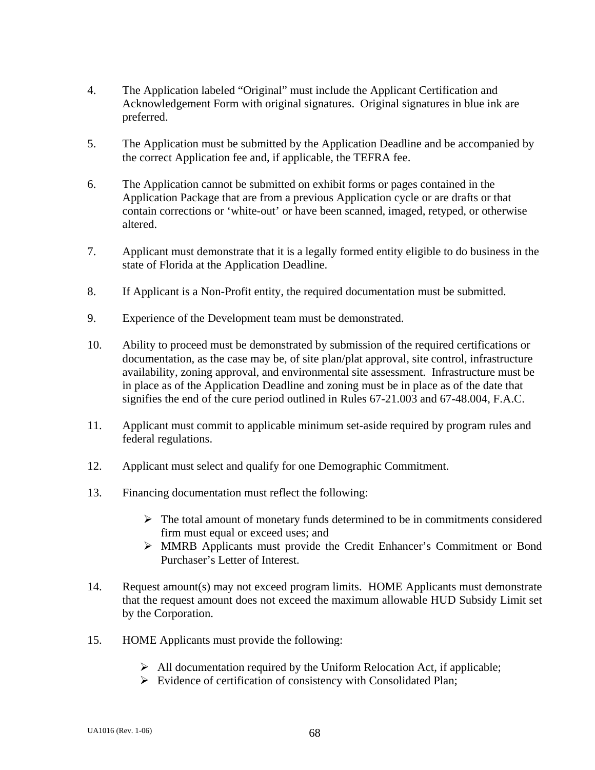4. The Application labeled "Original" must include the Applicant Certification and Acknowledgement Form with original signatures. Original signatures in blue ink are preferred.

5. The Application must be submitted by the Application Deadline and be accompanied by the correct Application fee and, if applicable, the TEFRA fee.

6. The Application cannot be submitted on exhibit forms or pages contained in the Application Package that are from a previous Application cycle or are drafts or that contain corrections or 'white-out' or have been scanned, imaged, retyped, or otherwise altered.

7. Applicant must demonstrate that it is a legally formed entity eligible to do business in the state of Florida at the Application Deadline.

8. If Applicant is a Non-Profit entity, the required documentation must be submitted.

9. Experience of the Development team must be demonstrated.

10. Ability to proceed must be demonstrated by submission of the required certifications or documentation, as the case may be, of site plan/plat approval, site control, infrastructure availability, zoning approval, and environmental site assessment. Infrastructure must be in place as of the Application Deadline and zoning must be in place as of the date that signifies the end of the cure period outlined in Rules 67-21.003 and 67-48.004, F.A.C.

11. Applicant must commit to applicable minimum set-aside required by program rules and federal regulations.

12. Applicant must select and qualify for one Demographic Commitment.

13. Financing documentation must reflect the following:

    - The total amount of monetary funds determined to be in commitments considered firm must equal or exceed uses; and
    - MMRB Applicants must provide the Credit Enhancer's Commitment or Bond Purchaser's Letter of Interest.

14. Request amount(s) may not exceed program limits. HOME Applicants must demonstrate that the request amount does not exceed the maximum allowable HUD Subsidy Limit set by the Corporation.

15. HOME Applicants must provide the following:

    - All documentation required by the Uniform Relocation Act, if applicable;
    - Evidence of certification of consistency with Consolidated Plan;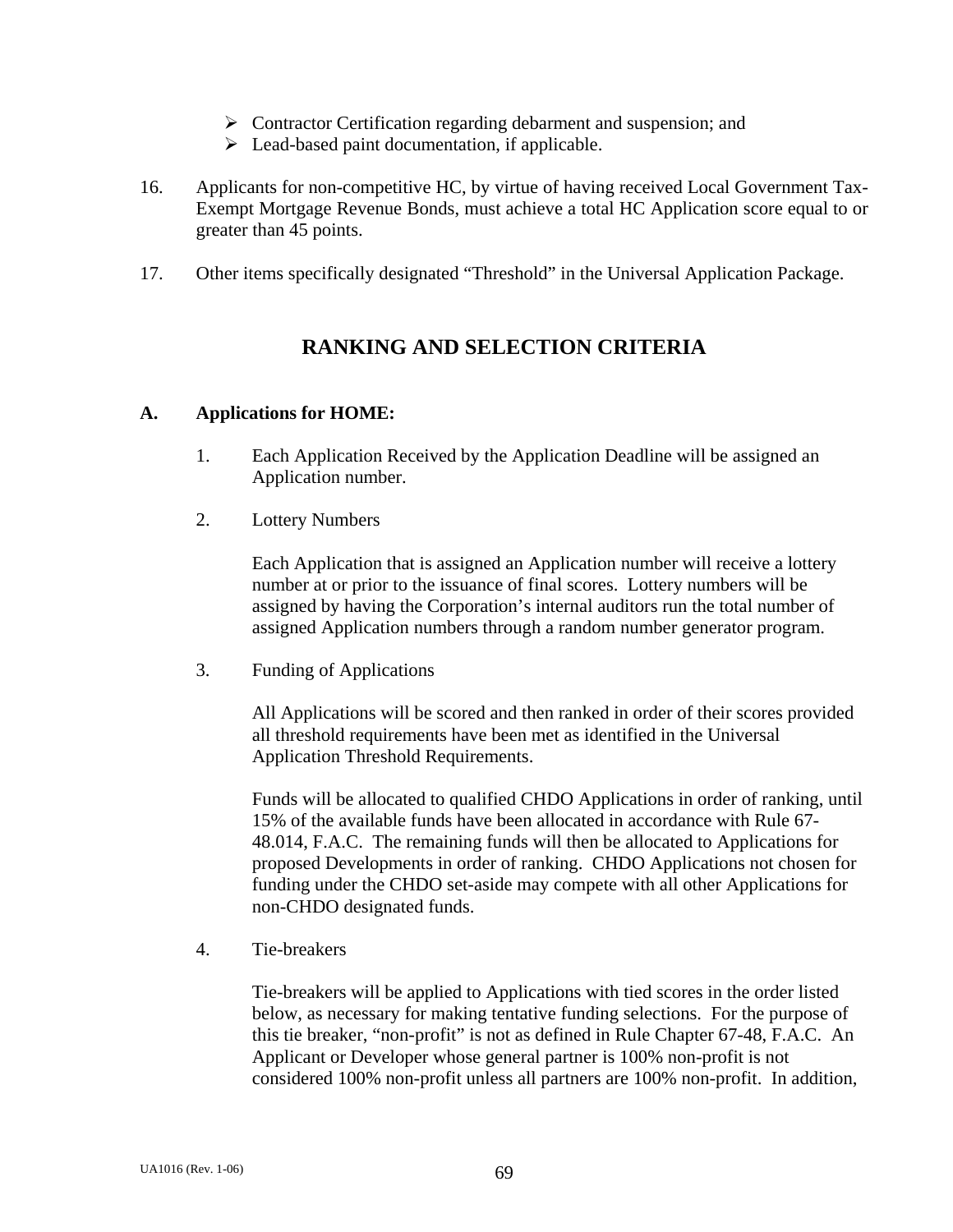- Contractor Certification regarding debarment and suspension; and
- Lead-based paint documentation, if applicable.

16. Applicants for non-competitive HC, by virtue of having received Local Government Tax-Exempt Mortgage Revenue Bonds, must achieve a total HC Application score equal to or greater than 45 points.

17. Other items specifically designated "Threshold" in the Universal Application Package.

## RANKING AND SELECTION CRITERIA

**A. Applications for HOME:**

1. Each Application Received by the Application Deadline will be assigned an Application number.

2. Lottery Numbers

   Each Application that is assigned an Application number will receive a lottery number at or prior to the issuance of final scores. Lottery numbers will be assigned by having the Corporation's internal auditors run the total number of assigned Application numbers through a random number generator program.

3. Funding of Applications

   All Applications will be scored and then ranked in order of their scores provided all threshold requirements have been met as identified in the Universal Application Threshold Requirements.

   Funds will be allocated to qualified CHDO Applications in order of ranking, until 15% of the available funds have been allocated in accordance with Rule 67-48.014, F.A.C. The remaining funds will then be allocated to Applications for proposed Developments in order of ranking. CHDO Applications not chosen for funding under the CHDO set-aside may compete with all other Applications for non-CHDO designated funds.

4. Tie-breakers

   Tie-breakers will be applied to Applications with tied scores in the order listed below, as necessary for making tentative funding selections. For the purpose of this tie breaker, "non-profit" is not as defined in Rule Chapter 67-48, F.A.C. An Applicant or Developer whose general partner is 100% non-profit is not considered 100% non-profit unless all partners are 100% non-profit. In addition,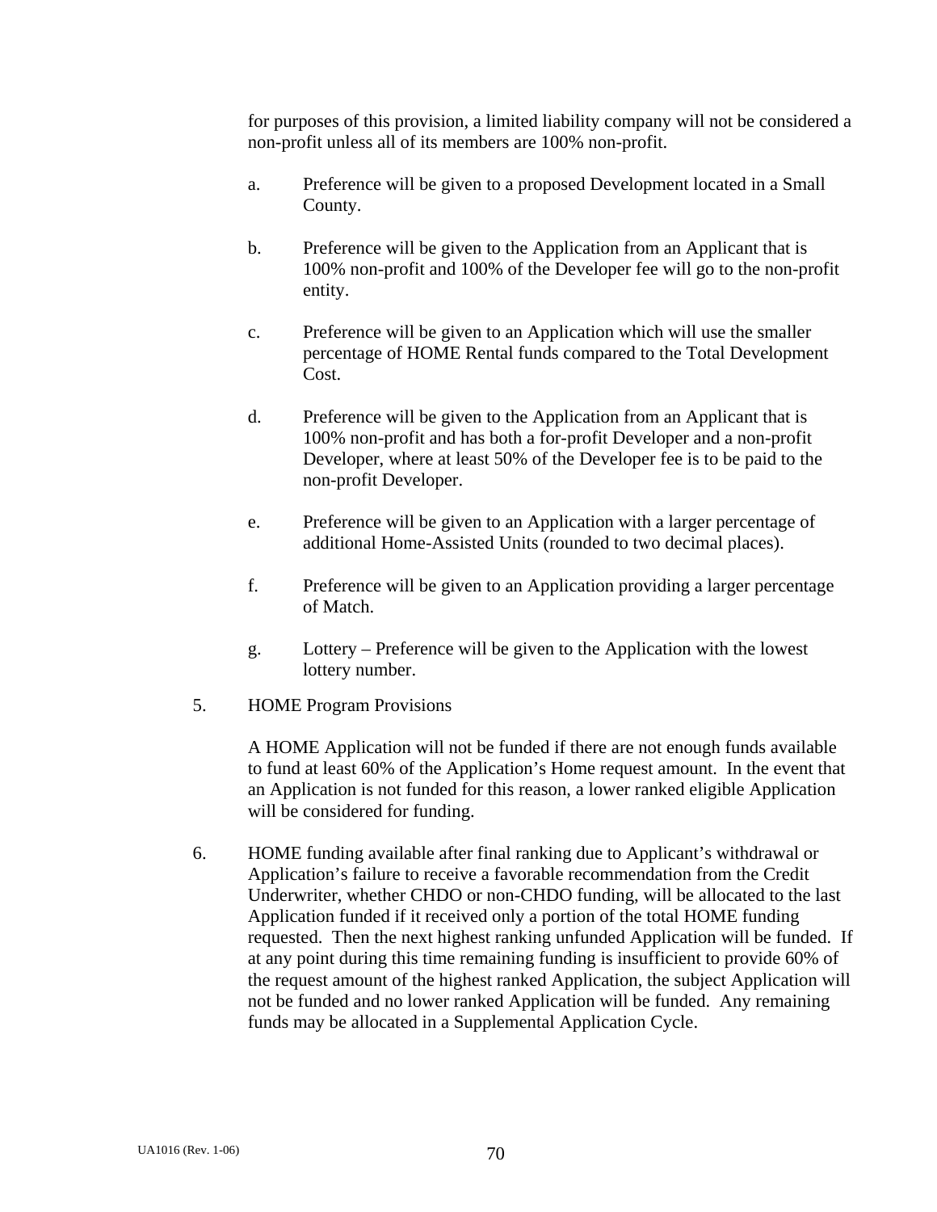for purposes of this provision, a limited liability company will not be considered a non-profit unless all of its members are 100% non-profit.

a. Preference will be given to a proposed Development located in a Small County.

b. Preference will be given to the Application from an Applicant that is 100% non-profit and 100% of the Developer fee will go to the non-profit entity.

c. Preference will be given to an Application which will use the smaller percentage of HOME Rental funds compared to the Total Development Cost.

d. Preference will be given to the Application from an Applicant that is 100% non-profit and has both a for-profit Developer and a non-profit Developer, where at least 50% of the Developer fee is to be paid to the non-profit Developer.

e. Preference will be given to an Application with a larger percentage of additional Home-Assisted Units (rounded to two decimal places).

f. Preference will be given to an Application providing a larger percentage of Match.

g. Lottery – Preference will be given to the Application with the lowest lottery number.

5. HOME Program Provisions

A HOME Application will not be funded if there are not enough funds available to fund at least 60% of the Application's Home request amount. In the event that an Application is not funded for this reason, a lower ranked eligible Application will be considered for funding.

6. HOME funding available after final ranking due to Applicant's withdrawal or Application's failure to receive a favorable recommendation from the Credit Underwriter, whether CHDO or non-CHDO funding, will be allocated to the last Application funded if it received only a portion of the total HOME funding requested. Then the next highest ranking unfunded Application will be funded. If at any point during this time remaining funding is insufficient to provide 60% of the request amount of the highest ranked Application, the subject Application will not be funded and no lower ranked Application will be funded. Any remaining funds may be allocated in a Supplemental Application Cycle.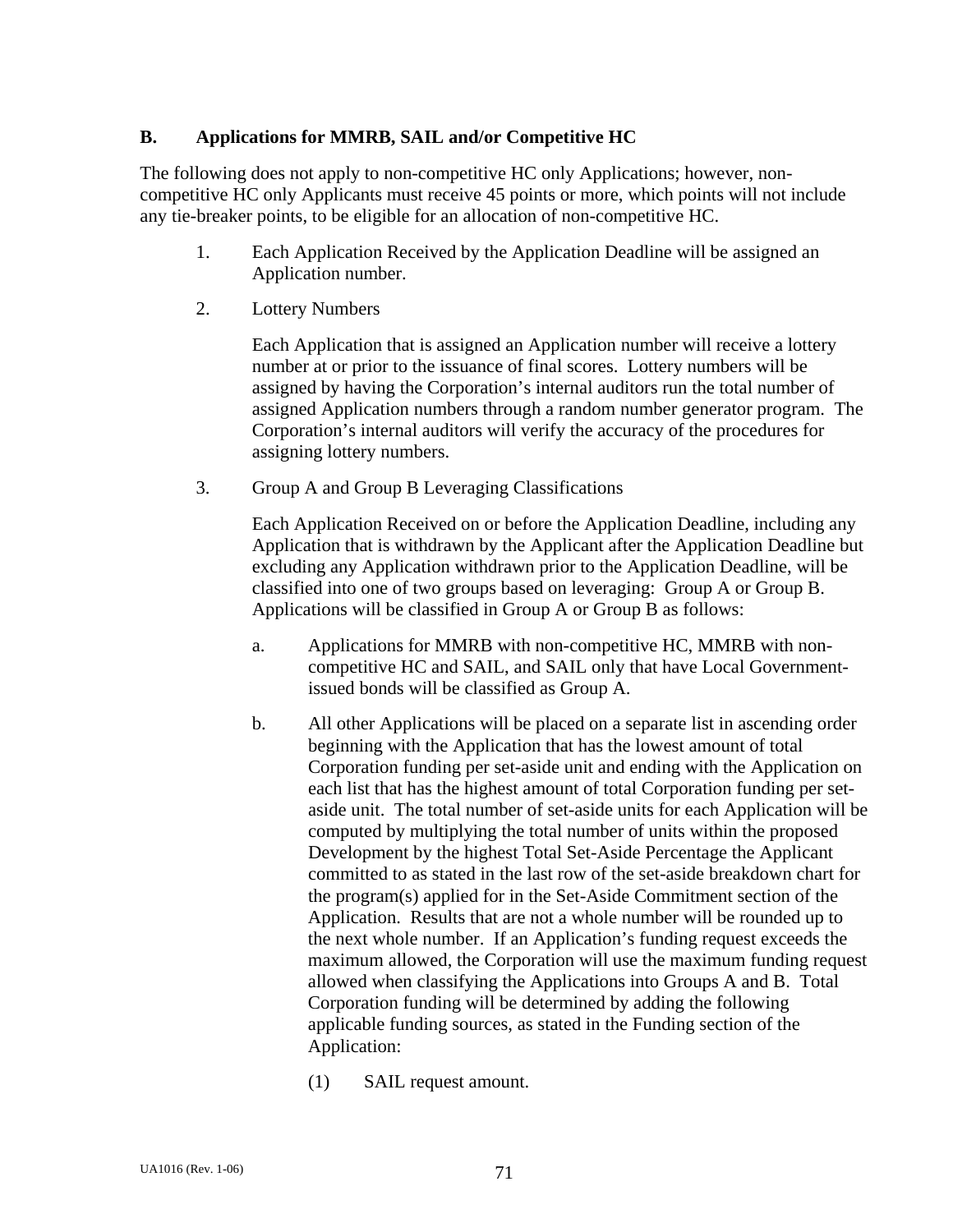## B. Applications for MMRB, SAIL and/or Competitive HC

The following does not apply to non-competitive HC only Applications; however, non-competitive HC only Applicants must receive 45 points or more, which points will not include any tie-breaker points, to be eligible for an allocation of non-competitive HC.

1. Each Application Received by the Application Deadline will be assigned an Application number.

2. Lottery Numbers

   Each Application that is assigned an Application number will receive a lottery number at or prior to the issuance of final scores. Lottery numbers will be assigned by having the Corporation's internal auditors run the total number of assigned Application numbers through a random number generator program. The Corporation's internal auditors will verify the accuracy of the procedures for assigning lottery numbers.

3. Group A and Group B Leveraging Classifications

   Each Application Received on or before the Application Deadline, including any Application that is withdrawn by the Applicant after the Application Deadline but excluding any Application withdrawn prior to the Application Deadline, will be classified into one of two groups based on leveraging: Group A or Group B. Applications will be classified in Group A or Group B as follows:

   a. Applications for MMRB with non-competitive HC, MMRB with non-competitive HC and SAIL, and SAIL only that have Local Government-issued bonds will be classified as Group A.

   b. All other Applications will be placed on a separate list in ascending order beginning with the Application that has the lowest amount of total Corporation funding per set-aside unit and ending with the Application on each list that has the highest amount of total Corporation funding per set-aside unit. The total number of set-aside units for each Application will be computed by multiplying the total number of units within the proposed Development by the highest Total Set-Aside Percentage the Applicant committed to as stated in the last row of the set-aside breakdown chart for the program(s) applied for in the Set-Aside Commitment section of the Application. Results that are not a whole number will be rounded up to the next whole number. If an Application's funding request exceeds the maximum allowed, the Corporation will use the maximum funding request allowed when classifying the Applications into Groups A and B. Total Corporation funding will be determined by adding the following applicable funding sources, as stated in the Funding section of the Application:

      (1) SAIL request amount.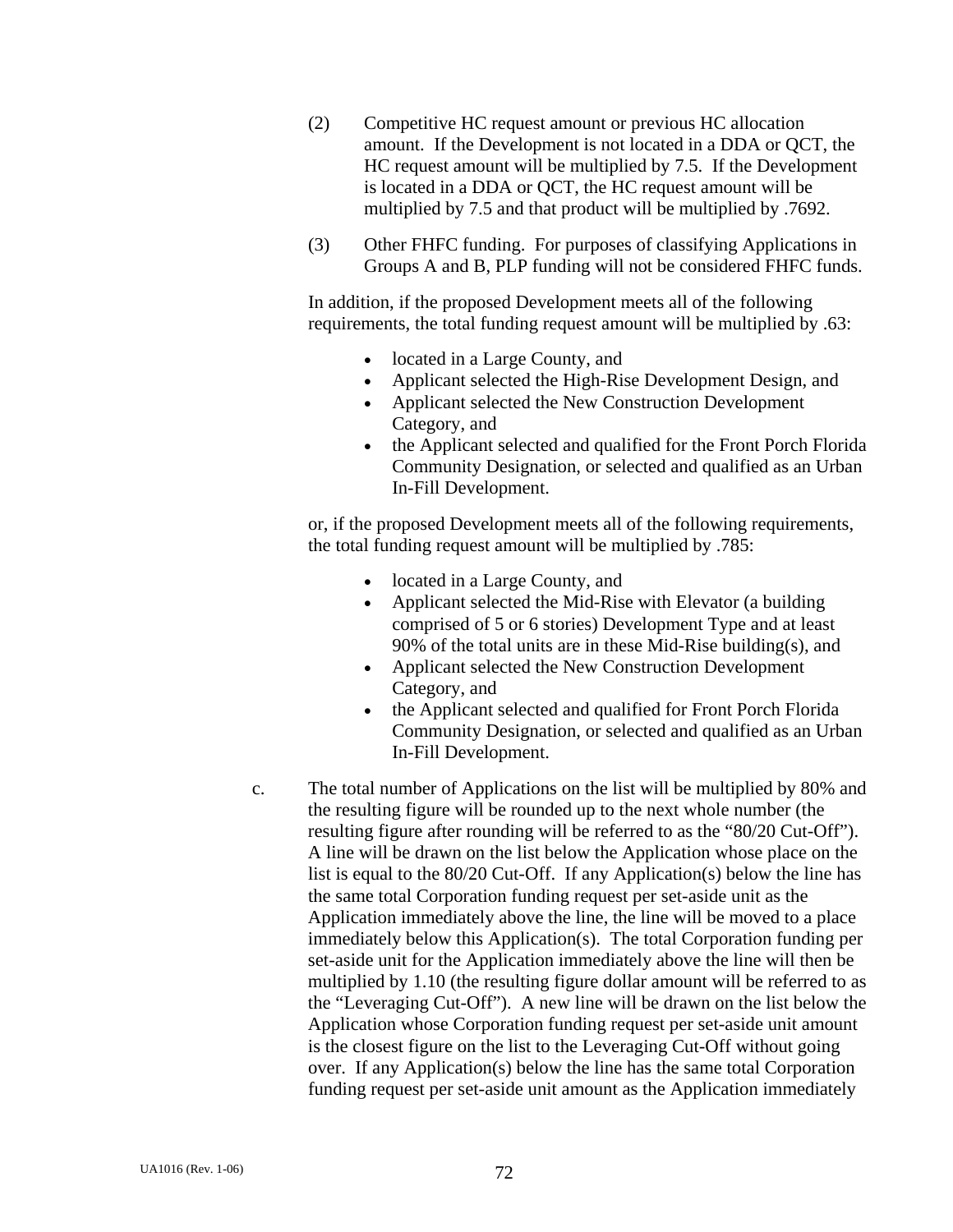(2) Competitive HC request amount or previous HC allocation amount. If the Development is not located in a DDA or QCT, the HC request amount will be multiplied by 7.5. If the Development is located in a DDA or QCT, the HC request amount will be multiplied by 7.5 and that product will be multiplied by .7692.

(3) Other FHFC funding. For purposes of classifying Applications in Groups A and B, PLP funding will not be considered FHFC funds.

In addition, if the proposed Development meets all of the following requirements, the total funding request amount will be multiplied by .63:

- located in a Large County, and
- Applicant selected the High-Rise Development Design, and
- Applicant selected the New Construction Development Category, and
- the Applicant selected and qualified for the Front Porch Florida Community Designation, or selected and qualified as an Urban In-Fill Development.

or, if the proposed Development meets all of the following requirements, the total funding request amount will be multiplied by .785:

- located in a Large County, and
- Applicant selected the Mid-Rise with Elevator (a building comprised of 5 or 6 stories) Development Type and at least 90% of the total units are in these Mid-Rise building(s), and
- Applicant selected the New Construction Development Category, and
- the Applicant selected and qualified for Front Porch Florida Community Designation, or selected and qualified as an Urban In-Fill Development.

c. The total number of Applications on the list will be multiplied by 80% and the resulting figure will be rounded up to the next whole number (the resulting figure after rounding will be referred to as the "80/20 Cut-Off"). A line will be drawn on the list below the Application whose place on the list is equal to the 80/20 Cut-Off. If any Application(s) below the line has the same total Corporation funding request per set-aside unit as the Application immediately above the line, the line will be moved to a place immediately below this Application(s). The total Corporation funding per set-aside unit for the Application immediately above the line will then be multiplied by 1.10 (the resulting figure dollar amount will be referred to as the "Leveraging Cut-Off"). A new line will be drawn on the list below the Application whose Corporation funding request per set-aside unit amount is the closest figure on the list to the Leveraging Cut-Off without going over. If any Application(s) below the line has the same total Corporation funding request per set-aside unit amount as the Application immediately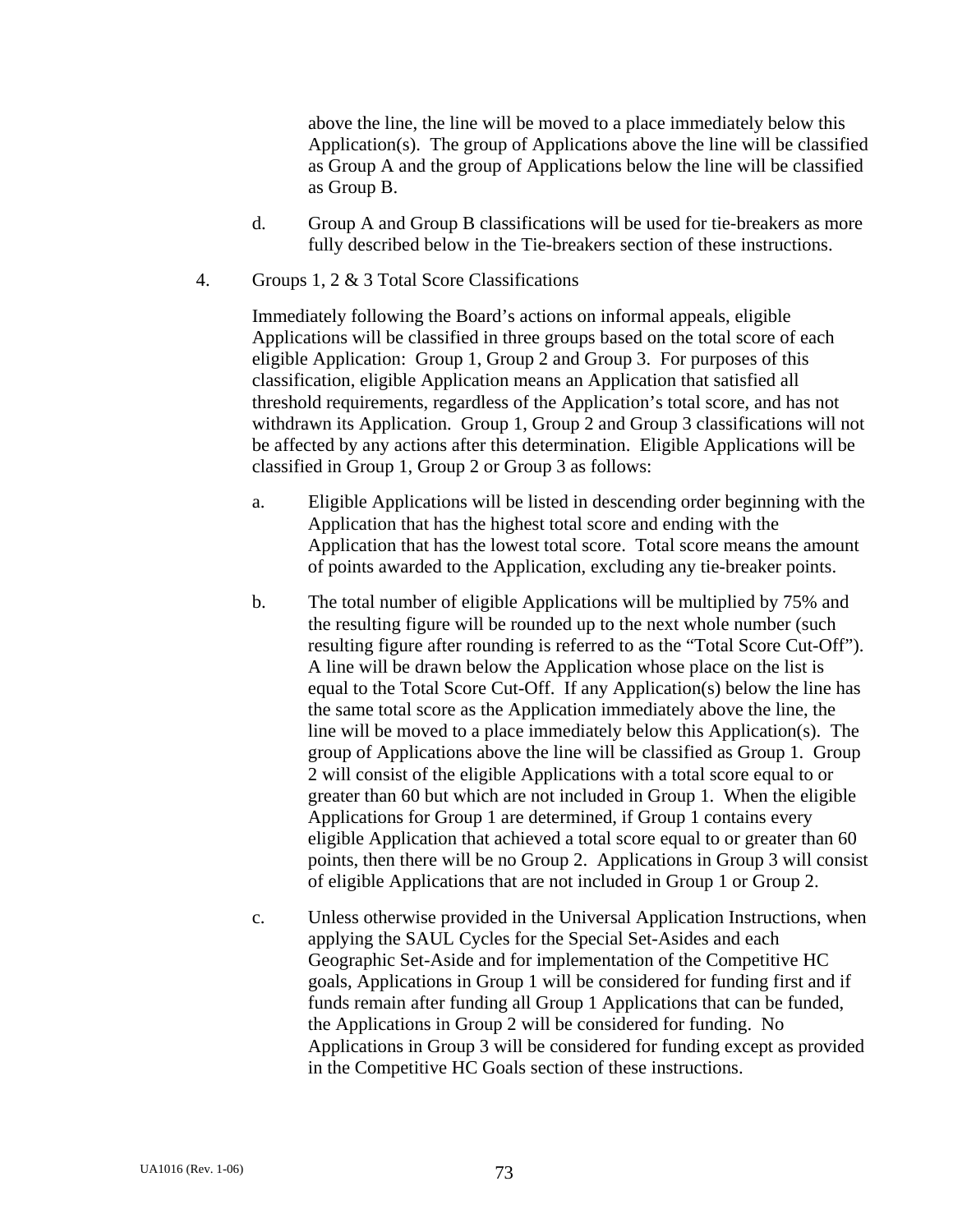above the line, the line will be moved to a place immediately below this Application(s). The group of Applications above the line will be classified as Group A and the group of Applications below the line will be classified as Group B.

d. Group A and Group B classifications will be used for tie-breakers as more fully described below in the Tie-breakers section of these instructions.

4. Groups 1, 2 & 3 Total Score Classifications

Immediately following the Board's actions on informal appeals, eligible Applications will be classified in three groups based on the total score of each eligible Application: Group 1, Group 2 and Group 3. For purposes of this classification, eligible Application means an Application that satisfied all threshold requirements, regardless of the Application's total score, and has not withdrawn its Application. Group 1, Group 2 and Group 3 classifications will not be affected by any actions after this determination. Eligible Applications will be classified in Group 1, Group 2 or Group 3 as follows:

a. Eligible Applications will be listed in descending order beginning with the Application that has the highest total score and ending with the Application that has the lowest total score. Total score means the amount of points awarded to the Application, excluding any tie-breaker points.

b. The total number of eligible Applications will be multiplied by 75% and the resulting figure will be rounded up to the next whole number (such resulting figure after rounding is referred to as the "Total Score Cut-Off"). A line will be drawn below the Application whose place on the list is equal to the Total Score Cut-Off. If any Application(s) below the line has the same total score as the Application immediately above the line, the line will be moved to a place immediately below this Application(s). The group of Applications above the line will be classified as Group 1. Group 2 will consist of the eligible Applications with a total score equal to or greater than 60 but which are not included in Group 1. When the eligible Applications for Group 1 are determined, if Group 1 contains every eligible Application that achieved a total score equal to or greater than 60 points, then there will be no Group 2. Applications in Group 3 will consist of eligible Applications that are not included in Group 1 or Group 2.

c. Unless otherwise provided in the Universal Application Instructions, when applying the SAUL Cycles for the Special Set-Asides and each Geographic Set-Aside and for implementation of the Competitive HC goals, Applications in Group 1 will be considered for funding first and if funds remain after funding all Group 1 Applications that can be funded, the Applications in Group 2 will be considered for funding. No Applications in Group 3 will be considered for funding except as provided in the Competitive HC Goals section of these instructions.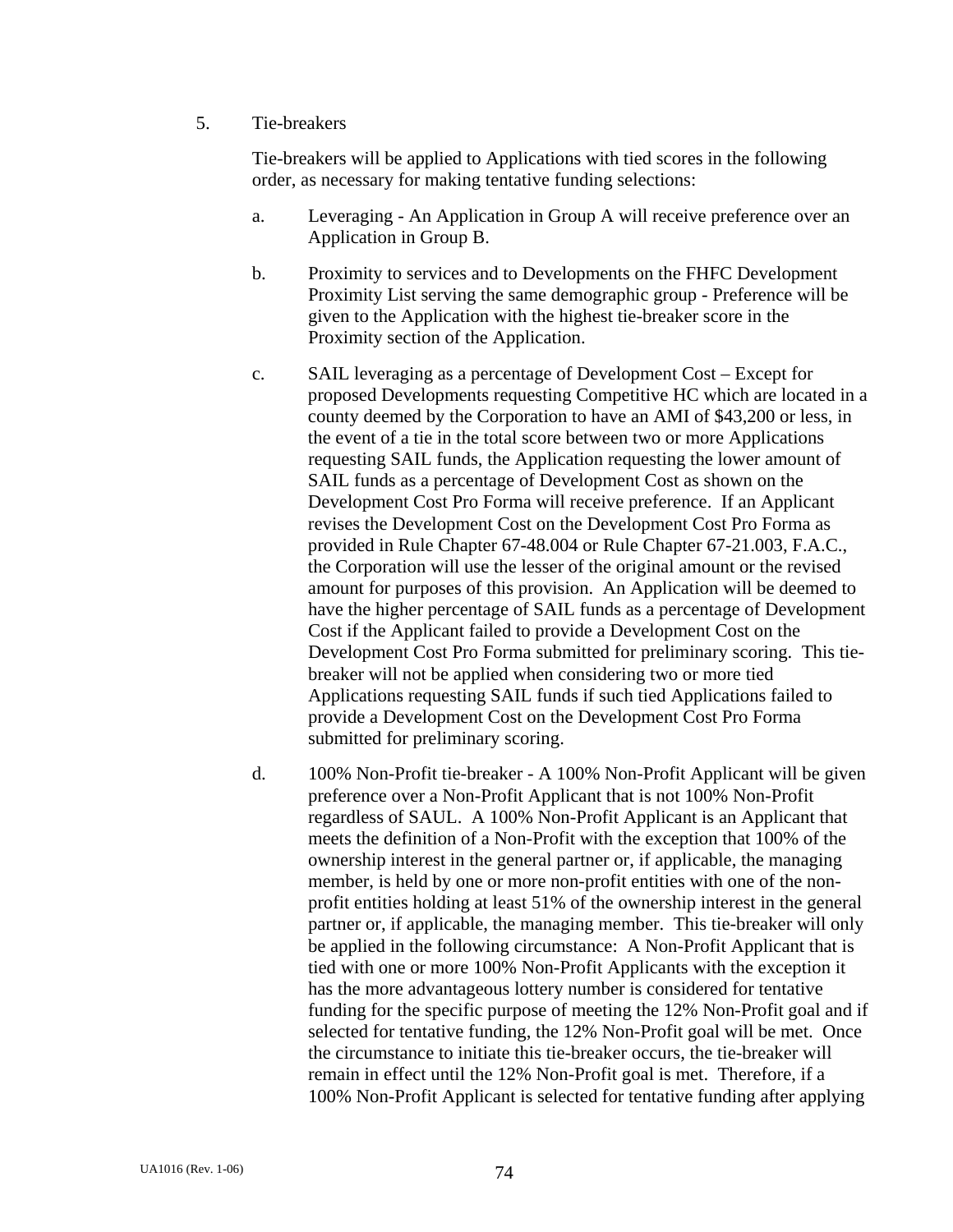5. Tie-breakers

Tie-breakers will be applied to Applications with tied scores in the following order, as necessary for making tentative funding selections:

a. Leveraging - An Application in Group A will receive preference over an Application in Group B.

b. Proximity to services and to Developments on the FHFC Development Proximity List serving the same demographic group - Preference will be given to the Application with the highest tie-breaker score in the Proximity section of the Application.

c. SAIL leveraging as a percentage of Development Cost – Except for proposed Developments requesting Competitive HC which are located in a county deemed by the Corporation to have an AMI of $43,200 or less, in the event of a tie in the total score between two or more Applications requesting SAIL funds, the Application requesting the lower amount of SAIL funds as a percentage of Development Cost as shown on the Development Cost Pro Forma will receive preference. If an Applicant revises the Development Cost on the Development Cost Pro Forma as provided in Rule Chapter 67-48.004 or Rule Chapter 67-21.003, F.A.C., the Corporation will use the lesser of the original amount or the revised amount for purposes of this provision. An Application will be deemed to have the higher percentage of SAIL funds as a percentage of Development Cost if the Applicant failed to provide a Development Cost on the Development Cost Pro Forma submitted for preliminary scoring. This tie-breaker will not be applied when considering two or more tied Applications requesting SAIL funds if such tied Applications failed to provide a Development Cost on the Development Cost Pro Forma submitted for preliminary scoring.

d. 100% Non-Profit tie-breaker - A 100% Non-Profit Applicant will be given preference over a Non-Profit Applicant that is not 100% Non-Profit regardless of SAUL. A 100% Non-Profit Applicant is an Applicant that meets the definition of a Non-Profit with the exception that 100% of the ownership interest in the general partner or, if applicable, the managing member, is held by one or more non-profit entities with one of the non-profit entities holding at least 51% of the ownership interest in the general partner or, if applicable, the managing member. This tie-breaker will only be applied in the following circumstance: A Non-Profit Applicant that is tied with one or more 100% Non-Profit Applicants with the exception it has the more advantageous lottery number is considered for tentative funding for the specific purpose of meeting the 12% Non-Profit goal and if selected for tentative funding, the 12% Non-Profit goal will be met. Once the circumstance to initiate this tie-breaker occurs, the tie-breaker will remain in effect until the 12% Non-Profit goal is met. Therefore, if a 100% Non-Profit Applicant is selected for tentative funding after applying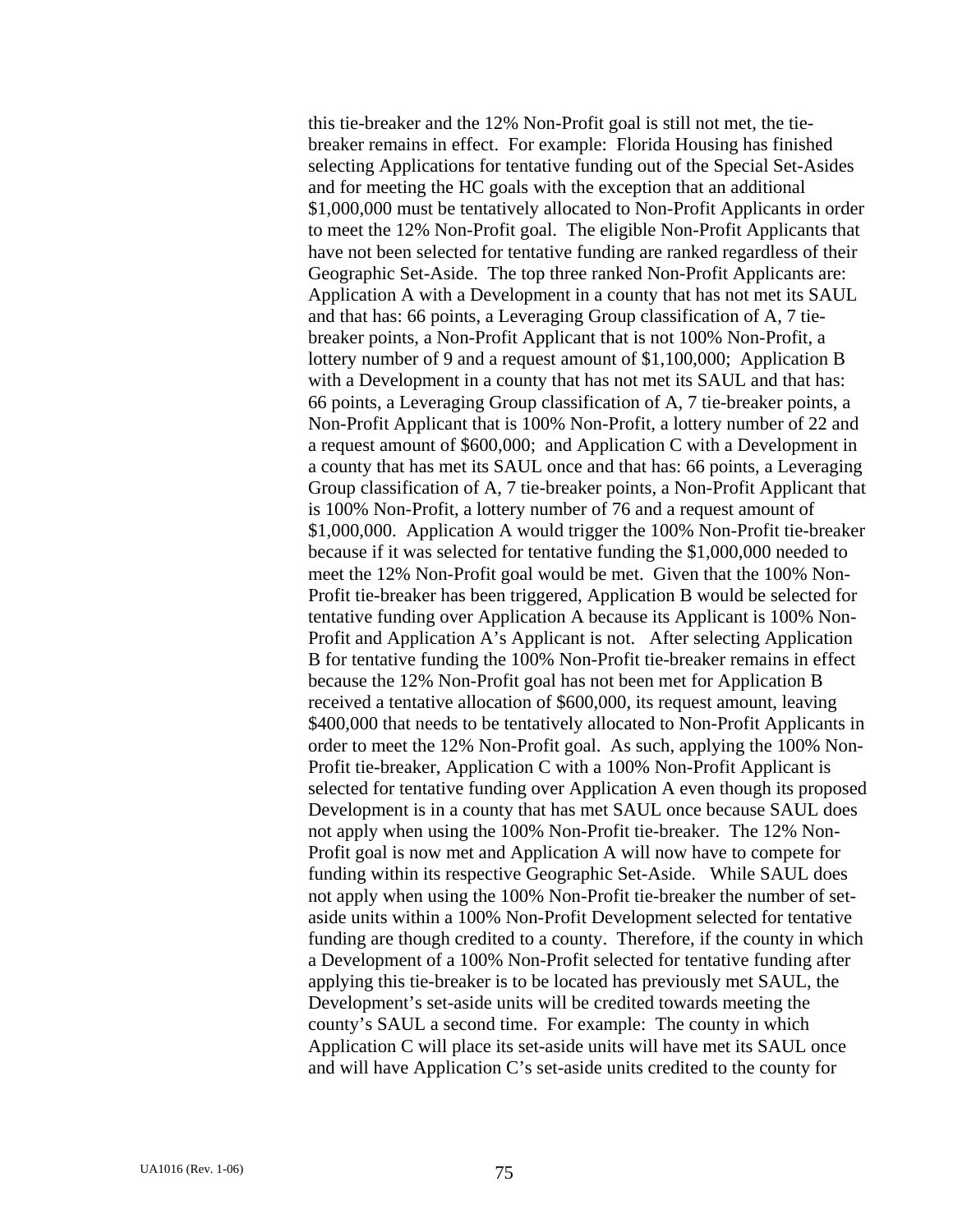this tie-breaker and the 12% Non-Profit goal is still not met, the tie-breaker remains in effect. For example: Florida Housing has finished selecting Applications for tentative funding out of the Special Set-Asides and for meeting the HC goals with the exception that an additional $1,000,000 must be tentatively allocated to Non-Profit Applicants in order to meet the 12% Non-Profit goal. The eligible Non-Profit Applicants that have not been selected for tentative funding are ranked regardless of their Geographic Set-Aside. The top three ranked Non-Profit Applicants are: Application A with a Development in a county that has not met its SAUL and that has: 66 points, a Leveraging Group classification of A, 7 tie-breaker points, a Non-Profit Applicant that is not 100% Non-Profit, a lottery number of 9 and a request amount of $1,100,000; Application B with a Development in a county that has not met its SAUL and that has: 66 points, a Leveraging Group classification of A, 7 tie-breaker points, a Non-Profit Applicant that is 100% Non-Profit, a lottery number of 22 and a request amount of $600,000; and Application C with a Development in a county that has met its SAUL once and that has: 66 points, a Leveraging Group classification of A, 7 tie-breaker points, a Non-Profit Applicant that is 100% Non-Profit, a lottery number of 76 and a request amount of $1,000,000. Application A would trigger the 100% Non-Profit tie-breaker because if it was selected for tentative funding the $1,000,000 needed to meet the 12% Non-Profit goal would be met. Given that the 100% Non-Profit tie-breaker has been triggered, Application B would be selected for tentative funding over Application A because its Applicant is 100% Non-Profit and Application A's Applicant is not. After selecting Application B for tentative funding the 100% Non-Profit tie-breaker remains in effect because the 12% Non-Profit goal has not been met for Application B received a tentative allocation of $600,000, its request amount, leaving $400,000 that needs to be tentatively allocated to Non-Profit Applicants in order to meet the 12% Non-Profit goal. As such, applying the 100% Non-Profit tie-breaker, Application C with a 100% Non-Profit Applicant is selected for tentative funding over Application A even though its proposed Development is in a county that has met SAUL once because SAUL does not apply when using the 100% Non-Profit tie-breaker. The 12% Non-Profit goal is now met and Application A will now have to compete for funding within its respective Geographic Set-Aside. While SAUL does not apply when using the 100% Non-Profit tie-breaker the number of set-aside units within a 100% Non-Profit Development selected for tentative funding are though credited to a county. Therefore, if the county in which a Development of a 100% Non-Profit selected for tentative funding after applying this tie-breaker is to be located has previously met SAUL, the Development's set-aside units will be credited towards meeting the county's SAUL a second time. For example: The county in which Application C will place its set-aside units will have met its SAUL once and will have Application C's set-aside units credited to the county for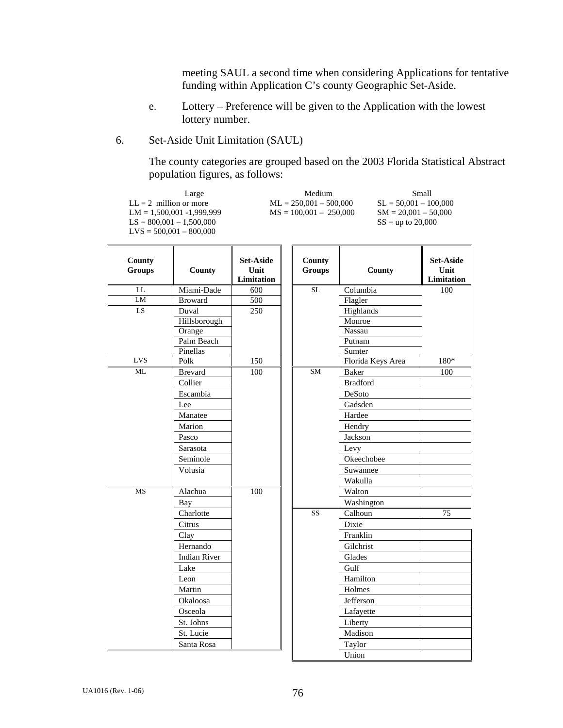meeting SAUL a second time when considering Applications for tentative funding within Application C's county Geographic Set-Aside.

e. Lottery – Preference will be given to the Application with the lowest lottery number.

6. Set-Aside Unit Limitation (SAUL)

The county categories are grouped based on the 2003 Florida Statistical Abstract population figures, as follows:

| Large | Medium | Small |
|---|---|---|
| LL = 2 million or more | ML = 250,001 – 500,000 | SL = 50,001 – 100,000 |
| LM = 1,500,001 -1,999,999 | MS = 100,001 – 250,000 | SM = 20,001 – 50,000 |
| LS = 800,001 – 1,500,000 | | SS = up to 20,000 |
| LVS = 500,001 – 800,000 | | |

| County Groups | County | Set-Aside Unit Limitation |
|---|---|---|
| LL | Miami-Dade | 600 |
| LM | Broward | 500 |
| LS | Duval | 250 |
| | Hillsborough | |
| | Orange | |
| | Palm Beach | |
| | Pinellas | |
| LVS | Polk | 150 |
| ML | Brevard | 100 |
| | Collier | |
| | Escambia | |
| | Lee | |
| | Manatee | |
| | Marion | |
| | Pasco | |
| | Sarasota | |
| | Seminole | |
| | Volusia | |
| MS | Alachua | 100 |
| | Bay | |
| | Charlotte | |
| | Citrus | |
| | Clay | |
| | Hernando | |
| | Indian River | |
| | Lake | |
| | Leon | |
| | Martin | |
| | Okaloosa | |
| | Osceola | |
| | St. Johns | |
| | St. Lucie | |
| | Santa Rosa | |

| County Groups | County | Set-Aside Unit Limitation |
|---|---|---|
| SL | Columbia | 100 |
| | Flagler | |
| | Highlands | |
| | Monroe | |
| | Nassau | |
| | Putnam | |
| | Sumter | |
| | Florida Keys Area | 180* |
| SM | Baker | 100 |
| | Bradford | |
| | DeSoto | |
| | Gadsden | |
| | Hardee | |
| | Hendry | |
| | Jackson | |
| | Levy | |
| | Okeechobee | |
| | Suwannee | |
| | Wakulla | |
| | Walton | |
| | Washington | |
| SS | Calhoun | 75 |
| | Dixie | |
| | Franklin | |
| | Gilchrist | |
| | Glades | |
| | Gulf | |
| | Hamilton | |
| | Holmes | |
| | Jefferson | |
| | Lafayette | |
| | Liberty | |
| | Madison | |
| | Taylor | |
| | Union | |

UA1016 (Rev. 1-06)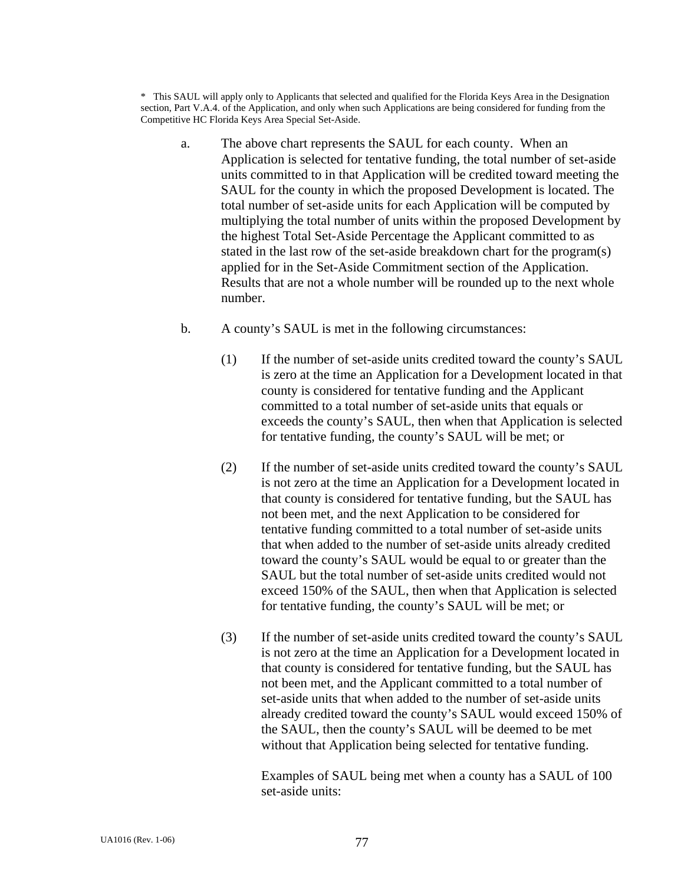* This SAUL will apply only to Applicants that selected and qualified for the Florida Keys Area in the Designation section, Part V.A.4. of the Application, and only when such Applications are being considered for funding from the Competitive HC Florida Keys Area Special Set-Aside.

a. The above chart represents the SAUL for each county. When an Application is selected for tentative funding, the total number of set-aside units committed to in that Application will be credited toward meeting the SAUL for the county in which the proposed Development is located. The total number of set-aside units for each Application will be computed by multiplying the total number of units within the proposed Development by the highest Total Set-Aside Percentage the Applicant committed to as stated in the last row of the set-aside breakdown chart for the program(s) applied for in the Set-Aside Commitment section of the Application. Results that are not a whole number will be rounded up to the next whole number.

b. A county's SAUL is met in the following circumstances:

(1) If the number of set-aside units credited toward the county's SAUL is zero at the time an Application for a Development located in that county is considered for tentative funding and the Applicant committed to a total number of set-aside units that equals or exceeds the county's SAUL, then when that Application is selected for tentative funding, the county's SAUL will be met; or

(2) If the number of set-aside units credited toward the county's SAUL is not zero at the time an Application for a Development located in that county is considered for tentative funding, but the SAUL has not been met, and the next Application to be considered for tentative funding committed to a total number of set-aside units that when added to the number of set-aside units already credited toward the county's SAUL would be equal to or greater than the SAUL but the total number of set-aside units credited would not exceed 150% of the SAUL, then when that Application is selected for tentative funding, the county's SAUL will be met; or

(3) If the number of set-aside units credited toward the county's SAUL is not zero at the time an Application for a Development located in that county is considered for tentative funding, but the SAUL has not been met, and the Applicant committed to a total number of set-aside units that when added to the number of set-aside units already credited toward the county's SAUL would exceed 150% of the SAUL, then the county's SAUL will be deemed to be met without that Application being selected for tentative funding.

Examples of SAUL being met when a county has a SAUL of 100 set-aside units: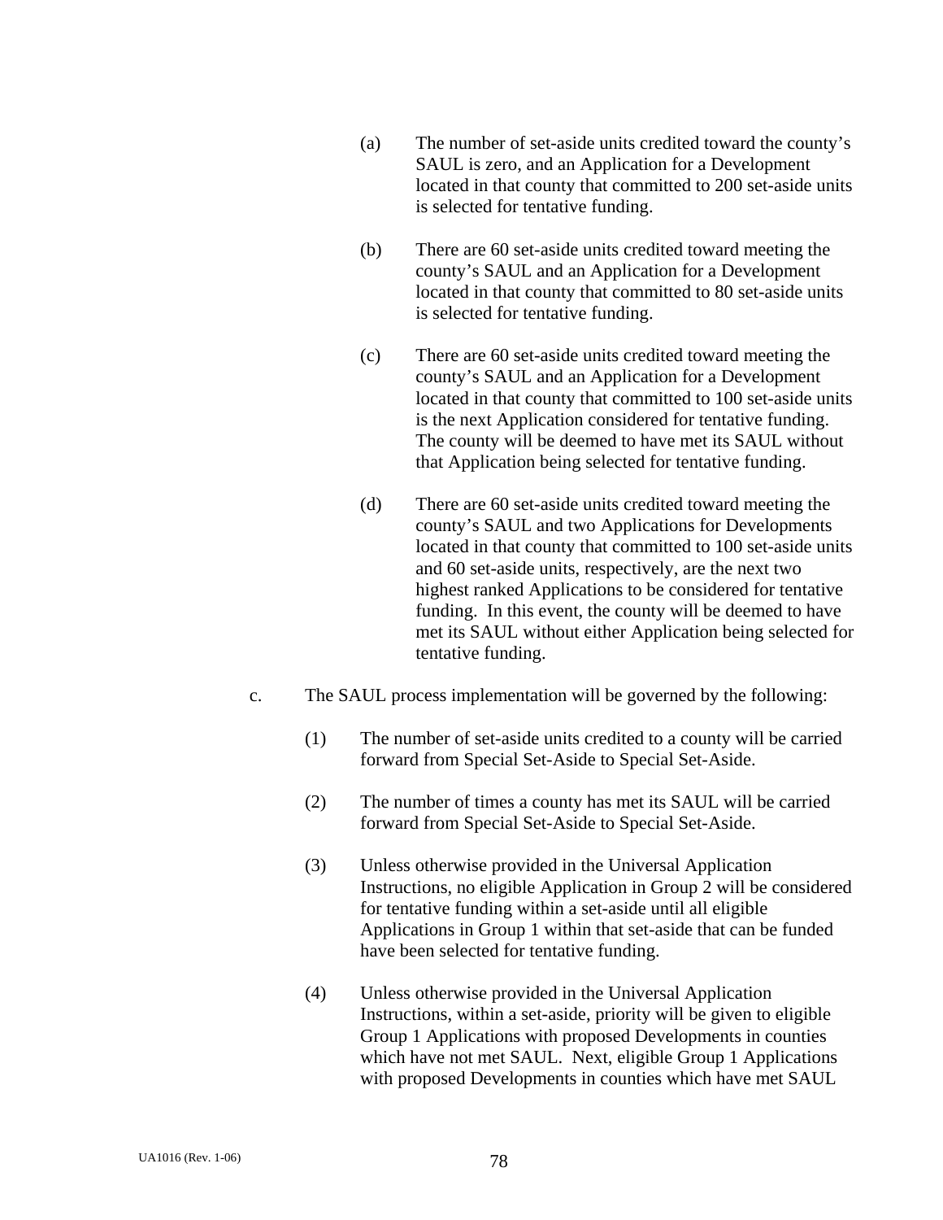(a) The number of set-aside units credited toward the county's SAUL is zero, and an Application for a Development located in that county that committed to 200 set-aside units is selected for tentative funding.

(b) There are 60 set-aside units credited toward meeting the county's SAUL and an Application for a Development located in that county that committed to 80 set-aside units is selected for tentative funding.

(c) There are 60 set-aside units credited toward meeting the county's SAUL and an Application for a Development located in that county that committed to 100 set-aside units is the next Application considered for tentative funding. The county will be deemed to have met its SAUL without that Application being selected for tentative funding.

(d) There are 60 set-aside units credited toward meeting the county's SAUL and two Applications for Developments located in that county that committed to 100 set-aside units and 60 set-aside units, respectively, are the next two highest ranked Applications to be considered for tentative funding. In this event, the county will be deemed to have met its SAUL without either Application being selected for tentative funding.

c. The SAUL process implementation will be governed by the following:

(1) The number of set-aside units credited to a county will be carried forward from Special Set-Aside to Special Set-Aside.

(2) The number of times a county has met its SAUL will be carried forward from Special Set-Aside to Special Set-Aside.

(3) Unless otherwise provided in the Universal Application Instructions, no eligible Application in Group 2 will be considered for tentative funding within a set-aside until all eligible Applications in Group 1 within that set-aside that can be funded have been selected for tentative funding.

(4) Unless otherwise provided in the Universal Application Instructions, within a set-aside, priority will be given to eligible Group 1 Applications with proposed Developments in counties which have not met SAUL. Next, eligible Group 1 Applications with proposed Developments in counties which have met SAUL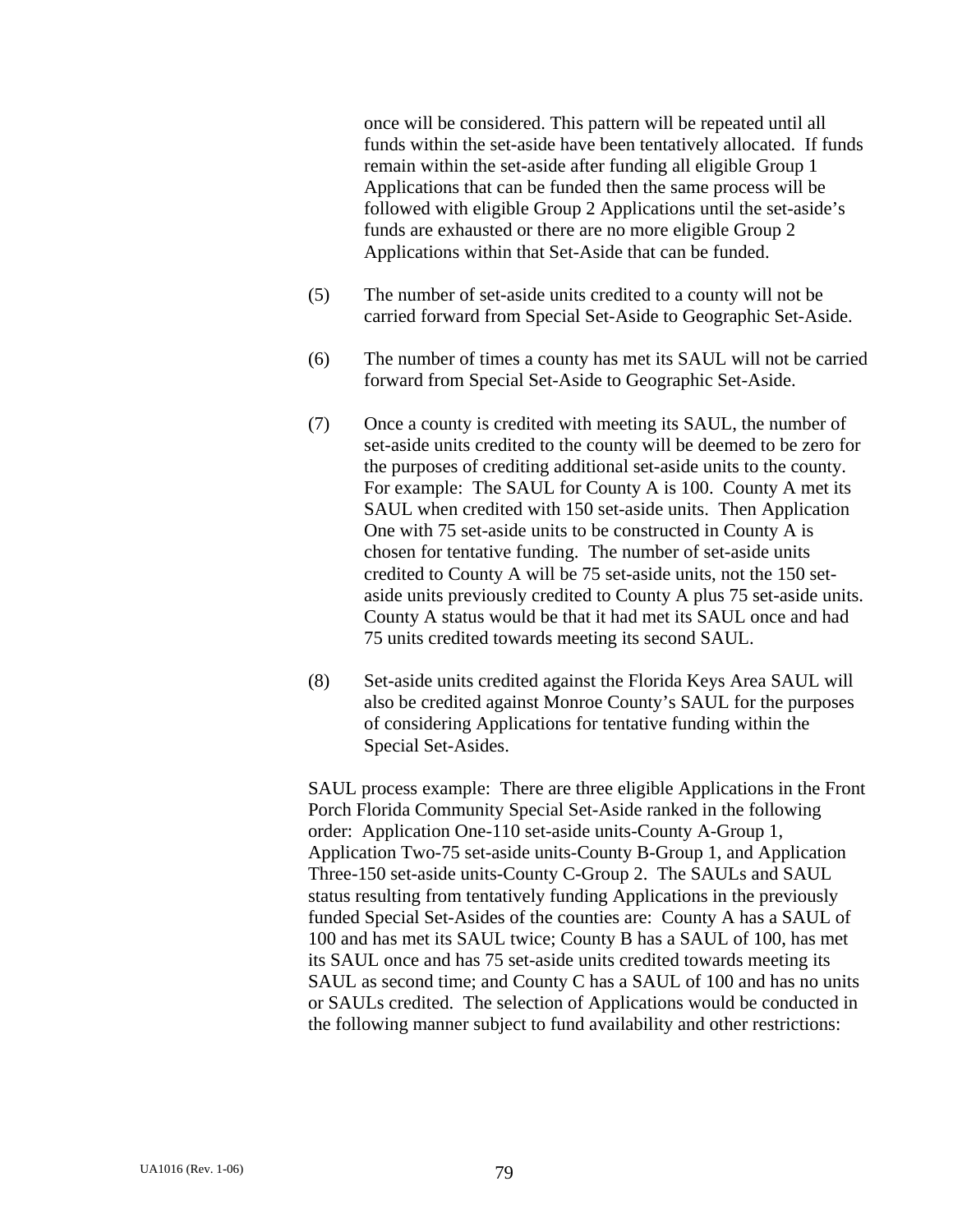once will be considered. This pattern will be repeated until all funds within the set-aside have been tentatively allocated. If funds remain within the set-aside after funding all eligible Group 1 Applications that can be funded then the same process will be followed with eligible Group 2 Applications until the set-aside's funds are exhausted or there are no more eligible Group 2 Applications within that Set-Aside that can be funded.

(5) The number of set-aside units credited to a county will not be carried forward from Special Set-Aside to Geographic Set-Aside.

(6) The number of times a county has met its SAUL will not be carried forward from Special Set-Aside to Geographic Set-Aside.

(7) Once a county is credited with meeting its SAUL, the number of set-aside units credited to the county will be deemed to be zero for the purposes of crediting additional set-aside units to the county. For example: The SAUL for County A is 100. County A met its SAUL when credited with 150 set-aside units. Then Application One with 75 set-aside units to be constructed in County A is chosen for tentative funding. The number of set-aside units credited to County A will be 75 set-aside units, not the 150 set-aside units previously credited to County A plus 75 set-aside units. County A status would be that it had met its SAUL once and had 75 units credited towards meeting its second SAUL.

(8) Set-aside units credited against the Florida Keys Area SAUL will also be credited against Monroe County's SAUL for the purposes of considering Applications for tentative funding within the Special Set-Asides.

SAUL process example: There are three eligible Applications in the Front Porch Florida Community Special Set-Aside ranked in the following order: Application One-110 set-aside units-County A-Group 1, Application Two-75 set-aside units-County B-Group 1, and Application Three-150 set-aside units-County C-Group 2. The SAULs and SAUL status resulting from tentatively funding Applications in the previously funded Special Set-Asides of the counties are: County A has a SAUL of 100 and has met its SAUL twice; County B has a SAUL of 100, has met its SAUL once and has 75 set-aside units credited towards meeting its SAUL as second time; and County C has a SAUL of 100 and has no units or SAULs credited. The selection of Applications would be conducted in the following manner subject to fund availability and other restrictions: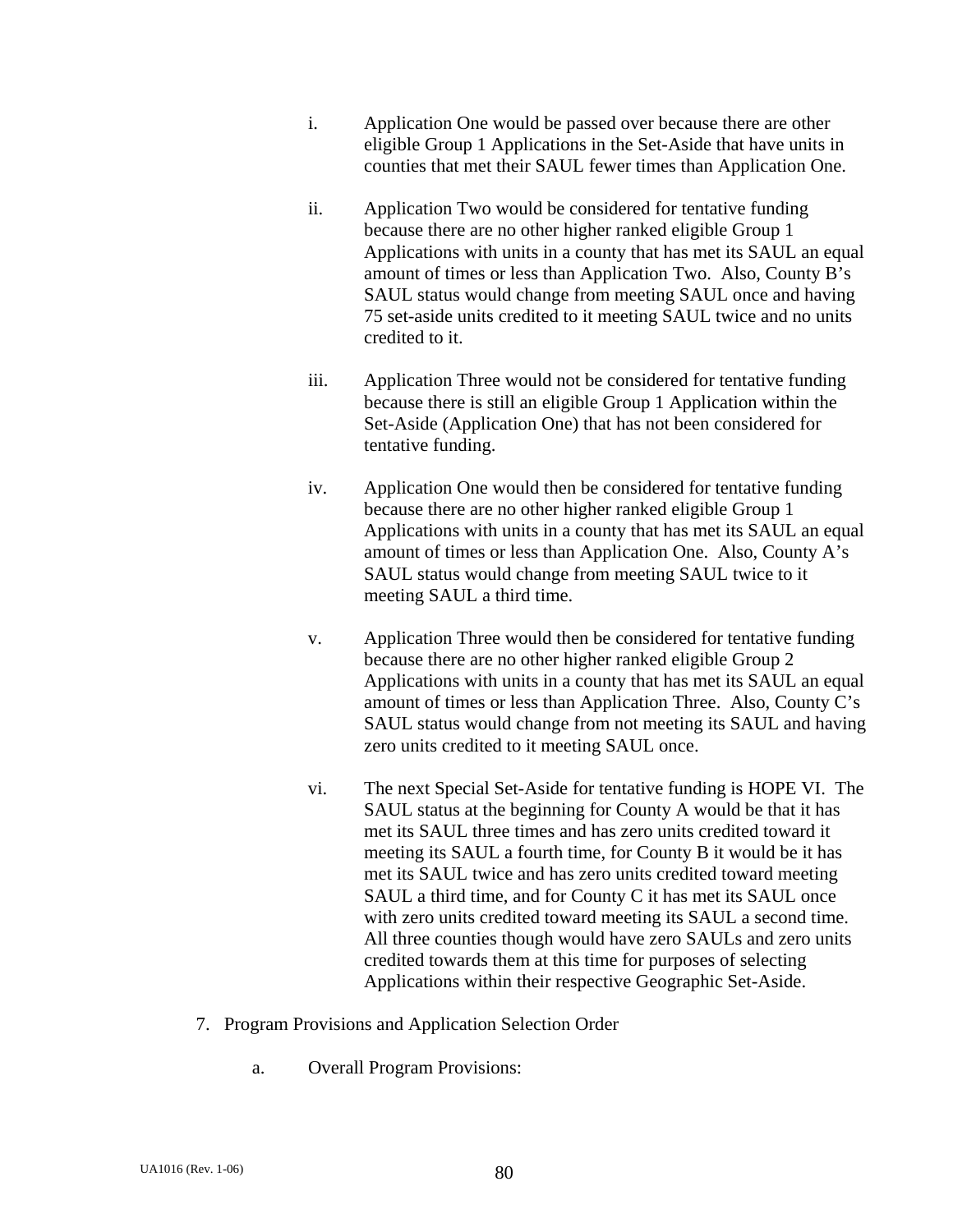i. Application One would be passed over because there are other eligible Group 1 Applications in the Set-Aside that have units in counties that met their SAUL fewer times than Application One.

ii. Application Two would be considered for tentative funding because there are no other higher ranked eligible Group 1 Applications with units in a county that has met its SAUL an equal amount of times or less than Application Two. Also, County B's SAUL status would change from meeting SAUL once and having 75 set-aside units credited to it meeting SAUL twice and no units credited to it.

iii. Application Three would not be considered for tentative funding because there is still an eligible Group 1 Application within the Set-Aside (Application One) that has not been considered for tentative funding.

iv. Application One would then be considered for tentative funding because there are no other higher ranked eligible Group 1 Applications with units in a county that has met its SAUL an equal amount of times or less than Application One. Also, County A's SAUL status would change from meeting SAUL twice to it meeting SAUL a third time.

v. Application Three would then be considered for tentative funding because there are no other higher ranked eligible Group 2 Applications with units in a county that has met its SAUL an equal amount of times or less than Application Three. Also, County C's SAUL status would change from not meeting its SAUL and having zero units credited to it meeting SAUL once.

vi. The next Special Set-Aside for tentative funding is HOPE VI. The SAUL status at the beginning for County A would be that it has met its SAUL three times and has zero units credited toward it meeting its SAUL a fourth time, for County B it would be it has met its SAUL twice and has zero units credited toward meeting SAUL a third time, and for County C it has met its SAUL once with zero units credited toward meeting its SAUL a second time. All three counties though would have zero SAULs and zero units credited towards them at this time for purposes of selecting Applications within their respective Geographic Set-Aside.

7. Program Provisions and Application Selection Order

a. Overall Program Provisions: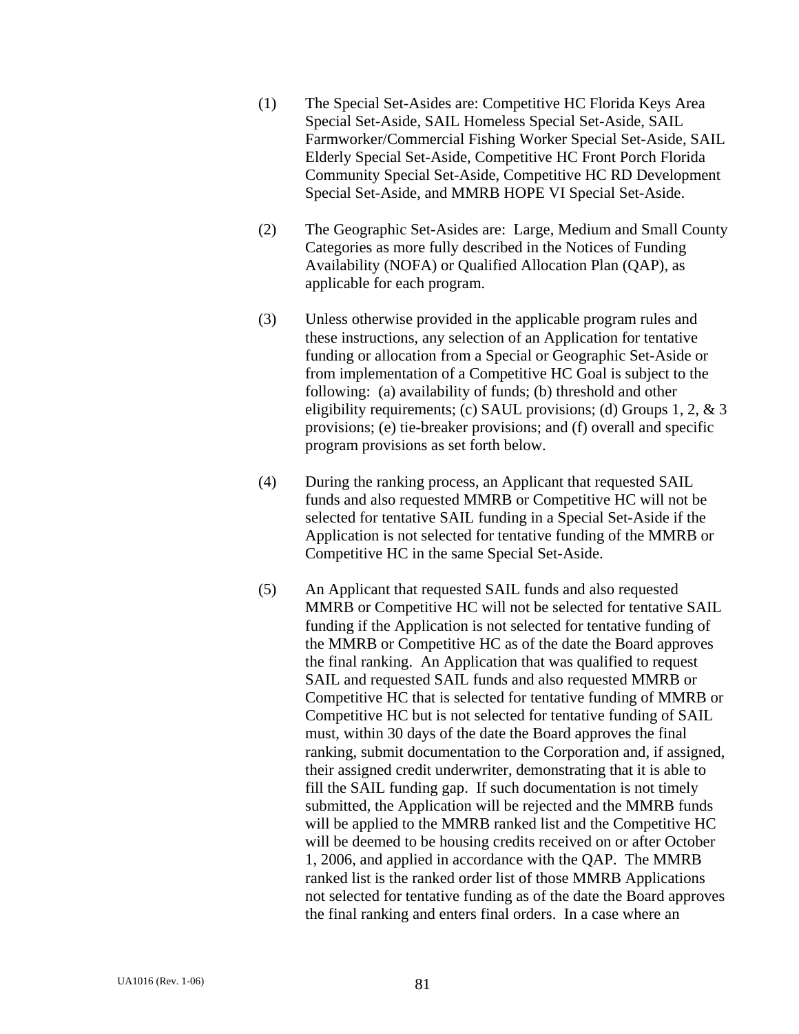(1) The Special Set-Asides are: Competitive HC Florida Keys Area Special Set-Aside, SAIL Homeless Special Set-Aside, SAIL Farmworker/Commercial Fishing Worker Special Set-Aside, SAIL Elderly Special Set-Aside, Competitive HC Front Porch Florida Community Special Set-Aside, Competitive HC RD Development Special Set-Aside, and MMRB HOPE VI Special Set-Aside.

(2) The Geographic Set-Asides are: Large, Medium and Small County Categories as more fully described in the Notices of Funding Availability (NOFA) or Qualified Allocation Plan (QAP), as applicable for each program.

(3) Unless otherwise provided in the applicable program rules and these instructions, any selection of an Application for tentative funding or allocation from a Special or Geographic Set-Aside or from implementation of a Competitive HC Goal is subject to the following: (a) availability of funds; (b) threshold and other eligibility requirements; (c) SAUL provisions; (d) Groups 1, 2, & 3 provisions; (e) tie-breaker provisions; and (f) overall and specific program provisions as set forth below.

(4) During the ranking process, an Applicant that requested SAIL funds and also requested MMRB or Competitive HC will not be selected for tentative SAIL funding in a Special Set-Aside if the Application is not selected for tentative funding of the MMRB or Competitive HC in the same Special Set-Aside.

(5) An Applicant that requested SAIL funds and also requested MMRB or Competitive HC will not be selected for tentative SAIL funding if the Application is not selected for tentative funding of the MMRB or Competitive HC as of the date the Board approves the final ranking. An Application that was qualified to request SAIL and requested SAIL funds and also requested MMRB or Competitive HC that is selected for tentative funding of MMRB or Competitive HC but is not selected for tentative funding of SAIL must, within 30 days of the date the Board approves the final ranking, submit documentation to the Corporation and, if assigned, their assigned credit underwriter, demonstrating that it is able to fill the SAIL funding gap. If such documentation is not timely submitted, the Application will be rejected and the MMRB funds will be applied to the MMRB ranked list and the Competitive HC will be deemed to be housing credits received on or after October 1, 2006, and applied in accordance with the QAP. The MMRB ranked list is the ranked order list of those MMRB Applications not selected for tentative funding as of the date the Board approves the final ranking and enters final orders. In a case where an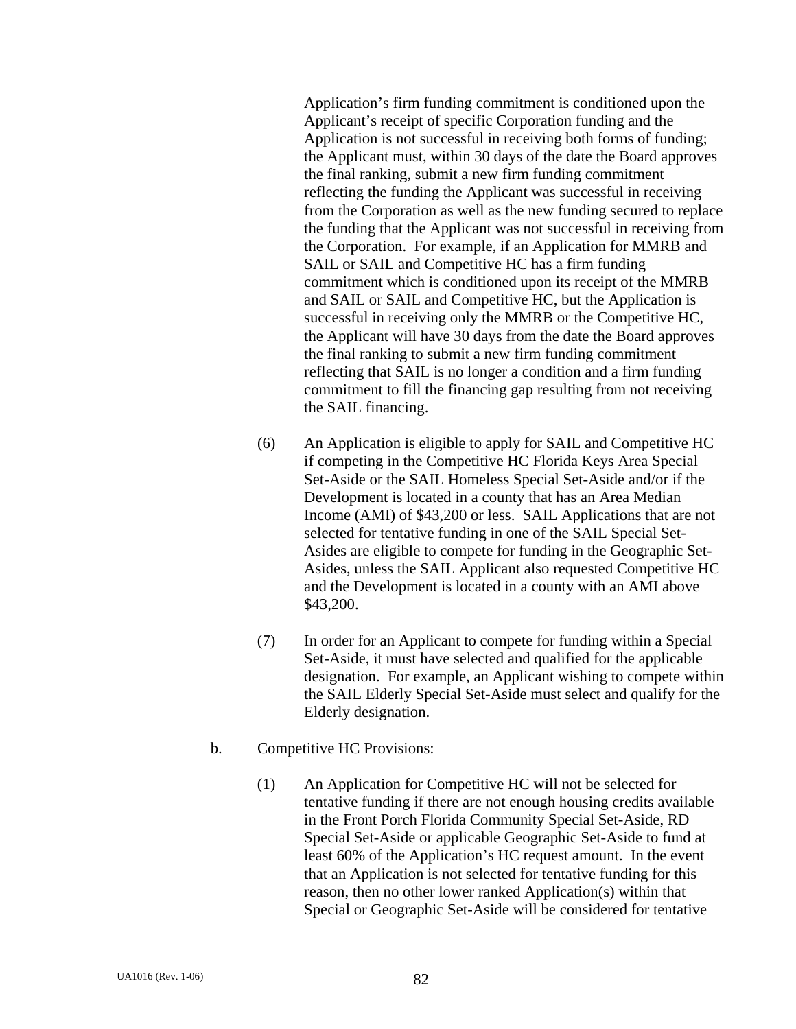Application's firm funding commitment is conditioned upon the Applicant's receipt of specific Corporation funding and the Application is not successful in receiving both forms of funding; the Applicant must, within 30 days of the date the Board approves the final ranking, submit a new firm funding commitment reflecting the funding the Applicant was successful in receiving from the Corporation as well as the new funding secured to replace the funding that the Applicant was not successful in receiving from the Corporation. For example, if an Application for MMRB and SAIL or SAIL and Competitive HC has a firm funding commitment which is conditioned upon its receipt of the MMRB and SAIL or SAIL and Competitive HC, but the Application is successful in receiving only the MMRB or the Competitive HC, the Applicant will have 30 days from the date the Board approves the final ranking to submit a new firm funding commitment reflecting that SAIL is no longer a condition and a firm funding commitment to fill the financing gap resulting from not receiving the SAIL financing.

(6) An Application is eligible to apply for SAIL and Competitive HC if competing in the Competitive HC Florida Keys Area Special Set-Aside or the SAIL Homeless Special Set-Aside and/or if the Development is located in a county that has an Area Median Income (AMI) of $43,200 or less. SAIL Applications that are not selected for tentative funding in one of the SAIL Special Set-Asides are eligible to compete for funding in the Geographic Set-Asides, unless the SAIL Applicant also requested Competitive HC and the Development is located in a county with an AMI above $43,200.

(7) In order for an Applicant to compete for funding within a Special Set-Aside, it must have selected and qualified for the applicable designation. For example, an Applicant wishing to compete within the SAIL Elderly Special Set-Aside must select and qualify for the Elderly designation.

b. Competitive HC Provisions:

(1) An Application for Competitive HC will not be selected for tentative funding if there are not enough housing credits available in the Front Porch Florida Community Special Set-Aside, RD Special Set-Aside or applicable Geographic Set-Aside to fund at least 60% of the Application's HC request amount. In the event that an Application is not selected for tentative funding for this reason, then no other lower ranked Application(s) within that Special or Geographic Set-Aside will be considered for tentative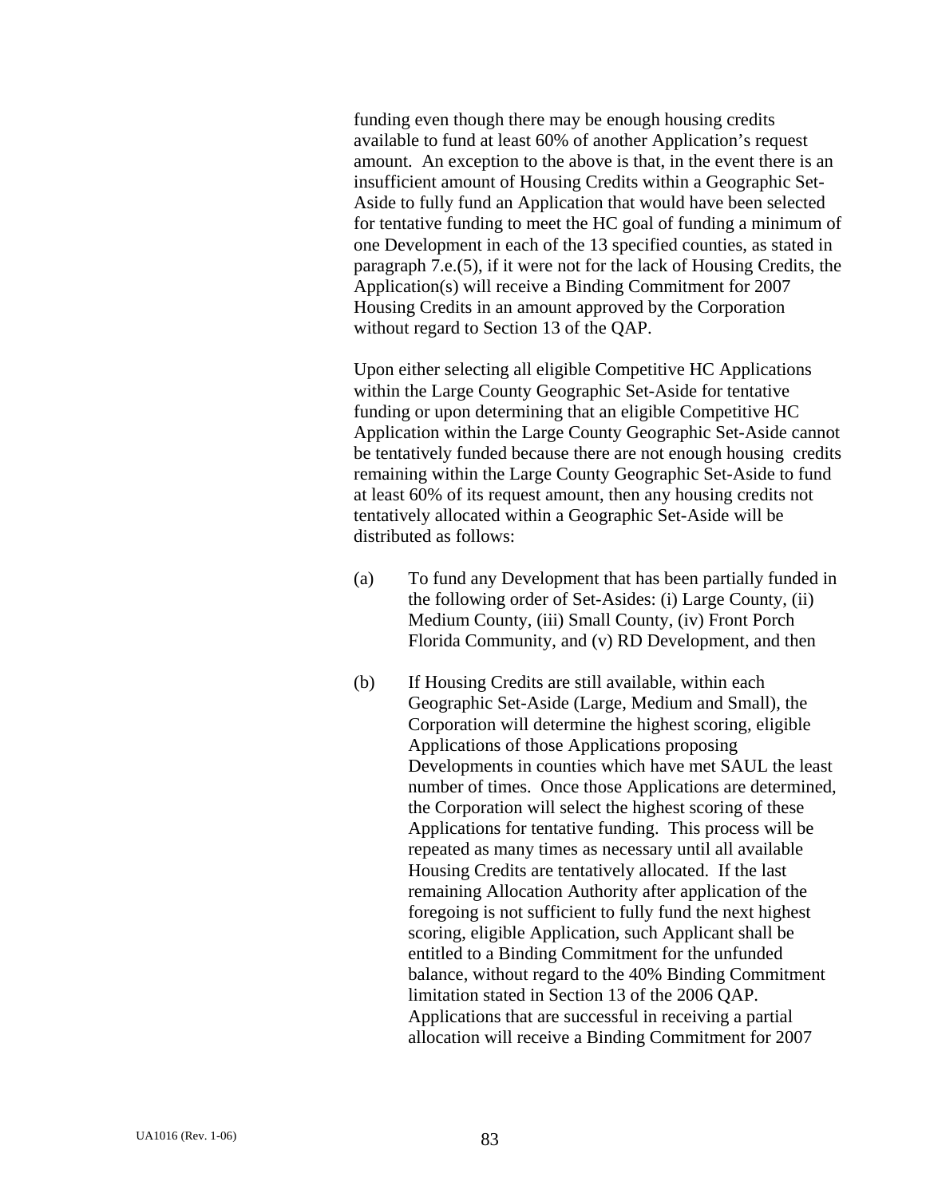funding even though there may be enough housing credits available to fund at least 60% of another Application's request amount. An exception to the above is that, in the event there is an insufficient amount of Housing Credits within a Geographic Set-Aside to fully fund an Application that would have been selected for tentative funding to meet the HC goal of funding a minimum of one Development in each of the 13 specified counties, as stated in paragraph 7.e.(5), if it were not for the lack of Housing Credits, the Application(s) will receive a Binding Commitment for 2007 Housing Credits in an amount approved by the Corporation without regard to Section 13 of the QAP.

Upon either selecting all eligible Competitive HC Applications within the Large County Geographic Set-Aside for tentative funding or upon determining that an eligible Competitive HC Application within the Large County Geographic Set-Aside cannot be tentatively funded because there are not enough housing credits remaining within the Large County Geographic Set-Aside to fund at least 60% of its request amount, then any housing credits not tentatively allocated within a Geographic Set-Aside will be distributed as follows:

(a) To fund any Development that has been partially funded in the following order of Set-Asides: (i) Large County, (ii) Medium County, (iii) Small County, (iv) Front Porch Florida Community, and (v) RD Development, and then

(b) If Housing Credits are still available, within each Geographic Set-Aside (Large, Medium and Small), the Corporation will determine the highest scoring, eligible Applications of those Applications proposing Developments in counties which have met SAUL the least number of times. Once those Applications are determined, the Corporation will select the highest scoring of these Applications for tentative funding. This process will be repeated as many times as necessary until all available Housing Credits are tentatively allocated. If the last remaining Allocation Authority after application of the foregoing is not sufficient to fully fund the next highest scoring, eligible Application, such Applicant shall be entitled to a Binding Commitment for the unfunded balance, without regard to the 40% Binding Commitment limitation stated in Section 13 of the 2006 QAP. Applications that are successful in receiving a partial allocation will receive a Binding Commitment for 2007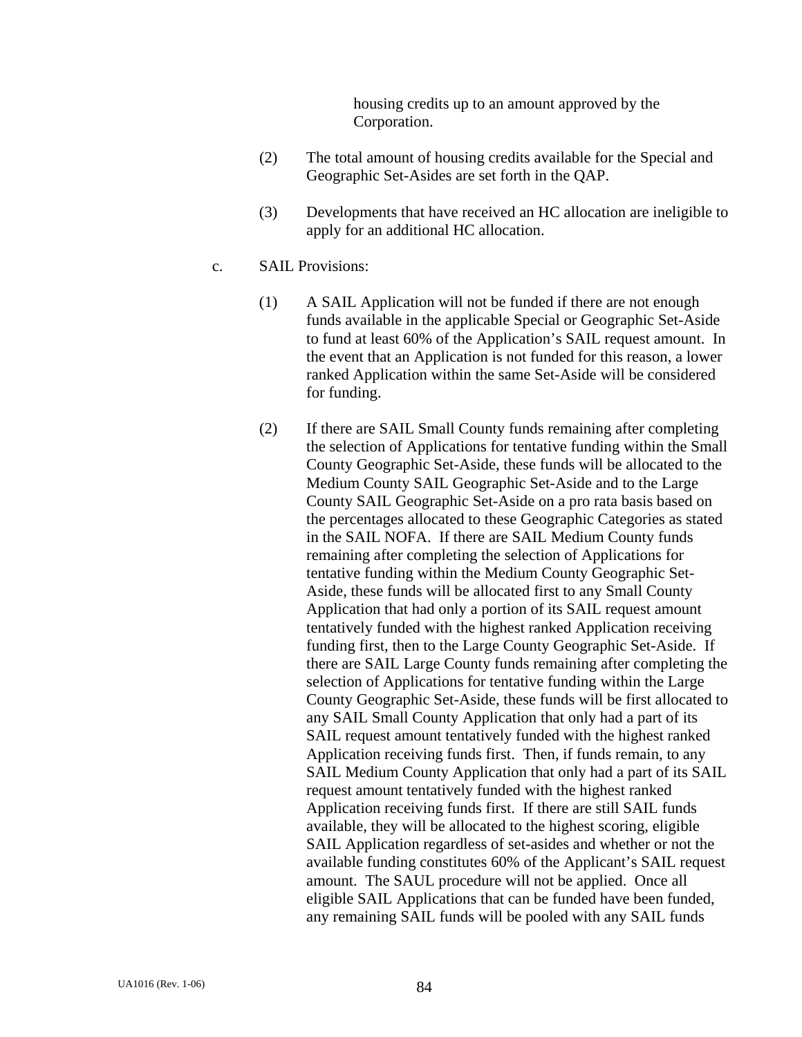housing credits up to an amount approved by the Corporation.

(2) The total amount of housing credits available for the Special and Geographic Set-Asides are set forth in the QAP.

(3) Developments that have received an HC allocation are ineligible to apply for an additional HC allocation.

c. SAIL Provisions:

(1) A SAIL Application will not be funded if there are not enough funds available in the applicable Special or Geographic Set-Aside to fund at least 60% of the Application's SAIL request amount. In the event that an Application is not funded for this reason, a lower ranked Application within the same Set-Aside will be considered for funding.

(2) If there are SAIL Small County funds remaining after completing the selection of Applications for tentative funding within the Small County Geographic Set-Aside, these funds will be allocated to the Medium County SAIL Geographic Set-Aside and to the Large County SAIL Geographic Set-Aside on a pro rata basis based on the percentages allocated to these Geographic Categories as stated in the SAIL NOFA. If there are SAIL Medium County funds remaining after completing the selection of Applications for tentative funding within the Medium County Geographic Set-Aside, these funds will be allocated first to any Small County Application that had only a portion of its SAIL request amount tentatively funded with the highest ranked Application receiving funding first, then to the Large County Geographic Set-Aside. If there are SAIL Large County funds remaining after completing the selection of Applications for tentative funding within the Large County Geographic Set-Aside, these funds will be first allocated to any SAIL Small County Application that only had a part of its SAIL request amount tentatively funded with the highest ranked Application receiving funds first. Then, if funds remain, to any SAIL Medium County Application that only had a part of its SAIL request amount tentatively funded with the highest ranked Application receiving funds first. If there are still SAIL funds available, they will be allocated to the highest scoring, eligible SAIL Application regardless of set-asides and whether or not the available funding constitutes 60% of the Applicant's SAIL request amount. The SAUL procedure will not be applied. Once all eligible SAIL Applications that can be funded have been funded, any remaining SAIL funds will be pooled with any SAIL funds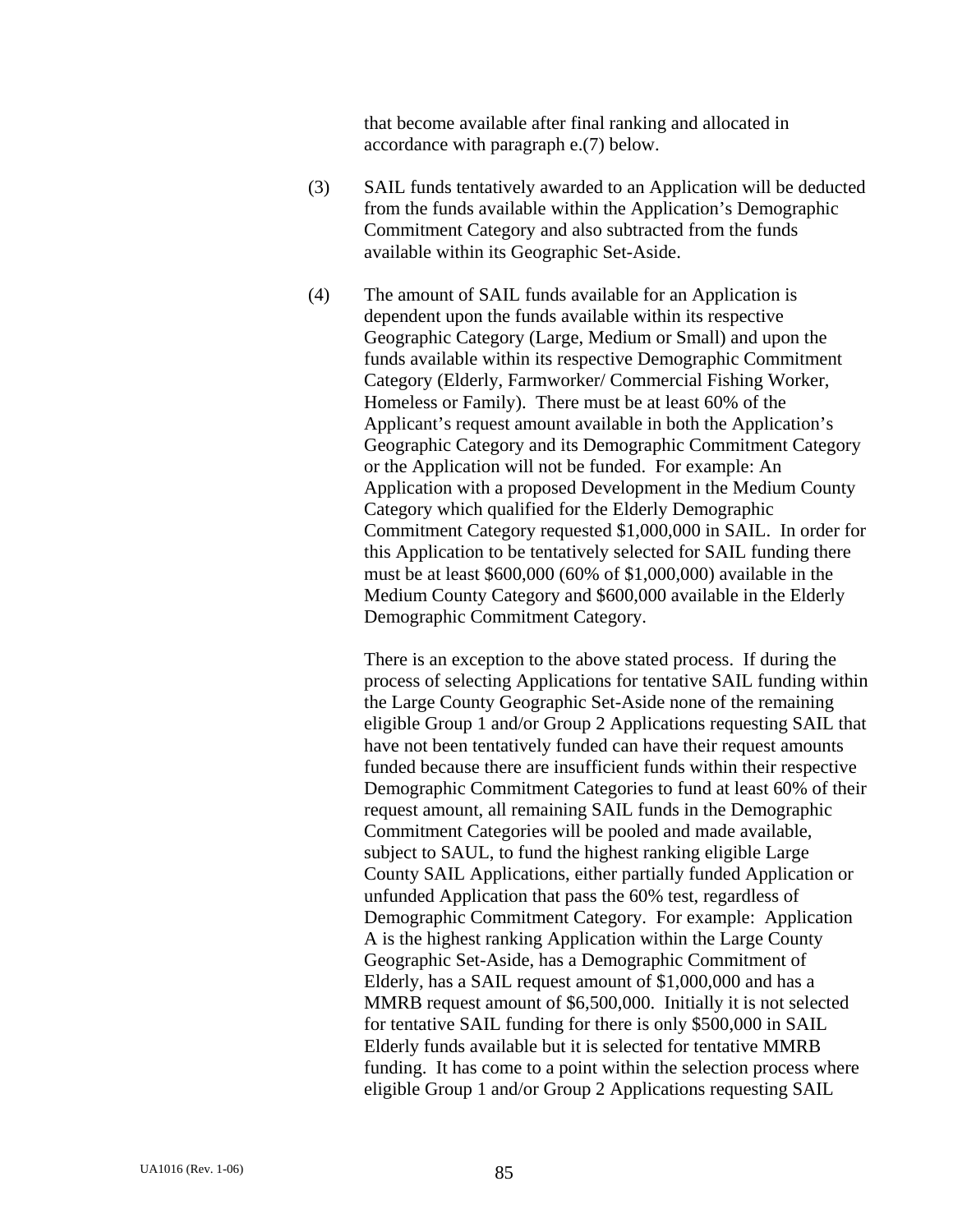that become available after final ranking and allocated in accordance with paragraph e.(7) below.

(3) SAIL funds tentatively awarded to an Application will be deducted from the funds available within the Application's Demographic Commitment Category and also subtracted from the funds available within its Geographic Set-Aside.

(4) The amount of SAIL funds available for an Application is dependent upon the funds available within its respective Geographic Category (Large, Medium or Small) and upon the funds available within its respective Demographic Commitment Category (Elderly, Farmworker/ Commercial Fishing Worker, Homeless or Family). There must be at least 60% of the Applicant's request amount available in both the Application's Geographic Category and its Demographic Commitment Category or the Application will not be funded. For example: An Application with a proposed Development in the Medium County Category which qualified for the Elderly Demographic Commitment Category requested $1,000,000 in SAIL. In order for this Application to be tentatively selected for SAIL funding there must be at least $600,000 (60% of $1,000,000) available in the Medium County Category and $600,000 available in the Elderly Demographic Commitment Category.

There is an exception to the above stated process. If during the process of selecting Applications for tentative SAIL funding within the Large County Geographic Set-Aside none of the remaining eligible Group 1 and/or Group 2 Applications requesting SAIL that have not been tentatively funded can have their request amounts funded because there are insufficient funds within their respective Demographic Commitment Categories to fund at least 60% of their request amount, all remaining SAIL funds in the Demographic Commitment Categories will be pooled and made available, subject to SAUL, to fund the highest ranking eligible Large County SAIL Applications, either partially funded Application or unfunded Application that pass the 60% test, regardless of Demographic Commitment Category. For example: Application A is the highest ranking Application within the Large County Geographic Set-Aside, has a Demographic Commitment of Elderly, has a SAIL request amount of $1,000,000 and has a MMRB request amount of $6,500,000. Initially it is not selected for tentative SAIL funding for there is only $500,000 in SAIL Elderly funds available but it is selected for tentative MMRB funding. It has come to a point within the selection process where eligible Group 1 and/or Group 2 Applications requesting SAIL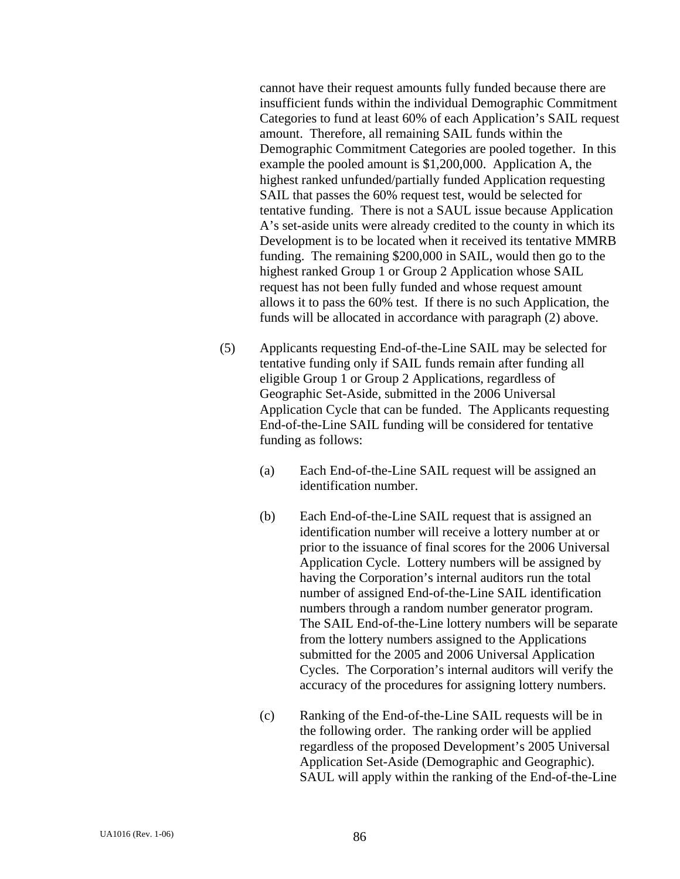cannot have their request amounts fully funded because there are insufficient funds within the individual Demographic Commitment Categories to fund at least 60% of each Application's SAIL request amount. Therefore, all remaining SAIL funds within the Demographic Commitment Categories are pooled together. In this example the pooled amount is $1,200,000. Application A, the highest ranked unfunded/partially funded Application requesting SAIL that passes the 60% request test, would be selected for tentative funding. There is not a SAUL issue because Application A's set-aside units were already credited to the county in which its Development is to be located when it received its tentative MMRB funding. The remaining $200,000 in SAIL, would then go to the highest ranked Group 1 or Group 2 Application whose SAIL request has not been fully funded and whose request amount allows it to pass the 60% test. If there is no such Application, the funds will be allocated in accordance with paragraph (2) above.

(5) Applicants requesting End-of-the-Line SAIL may be selected for tentative funding only if SAIL funds remain after funding all eligible Group 1 or Group 2 Applications, regardless of Geographic Set-Aside, submitted in the 2006 Universal Application Cycle that can be funded. The Applicants requesting End-of-the-Line SAIL funding will be considered for tentative funding as follows:

(a) Each End-of-the-Line SAIL request will be assigned an identification number.

(b) Each End-of-the-Line SAIL request that is assigned an identification number will receive a lottery number at or prior to the issuance of final scores for the 2006 Universal Application Cycle. Lottery numbers will be assigned by having the Corporation's internal auditors run the total number of assigned End-of-the-Line SAIL identification numbers through a random number generator program. The SAIL End-of-the-Line lottery numbers will be separate from the lottery numbers assigned to the Applications submitted for the 2005 and 2006 Universal Application Cycles. The Corporation's internal auditors will verify the accuracy of the procedures for assigning lottery numbers.

(c) Ranking of the End-of-the-Line SAIL requests will be in the following order. The ranking order will be applied regardless of the proposed Development's 2005 Universal Application Set-Aside (Demographic and Geographic). SAUL will apply within the ranking of the End-of-the-Line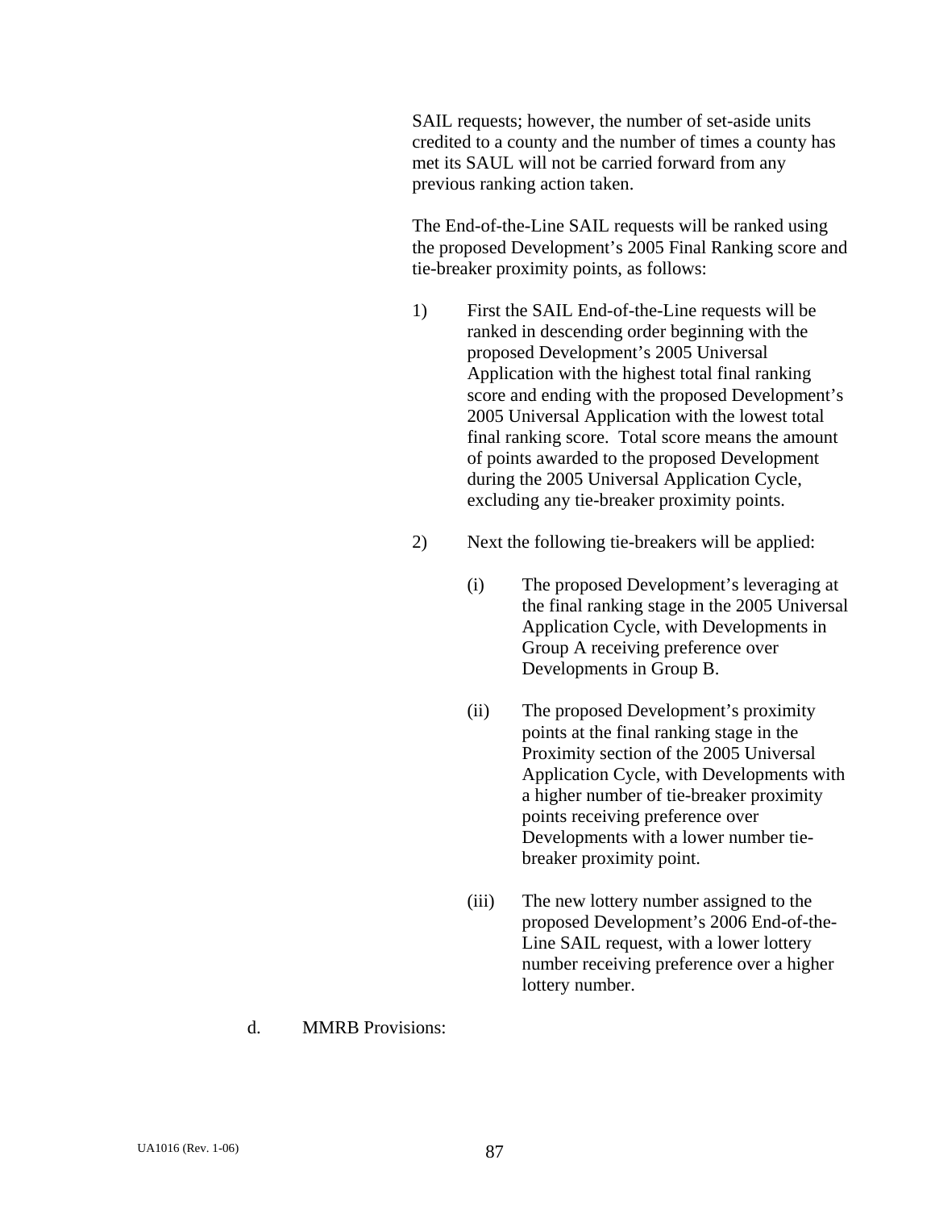SAIL requests; however, the number of set-aside units credited to a county and the number of times a county has met its SAUL will not be carried forward from any previous ranking action taken.

The End-of-the-Line SAIL requests will be ranked using the proposed Development's 2005 Final Ranking score and tie-breaker proximity points, as follows:

1) First the SAIL End-of-the-Line requests will be ranked in descending order beginning with the proposed Development's 2005 Universal Application with the highest total final ranking score and ending with the proposed Development's 2005 Universal Application with the lowest total final ranking score. Total score means the amount of points awarded to the proposed Development during the 2005 Universal Application Cycle, excluding any tie-breaker proximity points.

2) Next the following tie-breakers will be applied:

   (i) The proposed Development's leveraging at the final ranking stage in the 2005 Universal Application Cycle, with Developments in Group A receiving preference over Developments in Group B.

   (ii) The proposed Development's proximity points at the final ranking stage in the Proximity section of the 2005 Universal Application Cycle, with Developments with a higher number of tie-breaker proximity points receiving preference over Developments with a lower number tie-breaker proximity point.

   (iii) The new lottery number assigned to the proposed Development's 2006 End-of-the-Line SAIL request, with a lower lottery number receiving preference over a higher lottery number.

d. MMRB Provisions: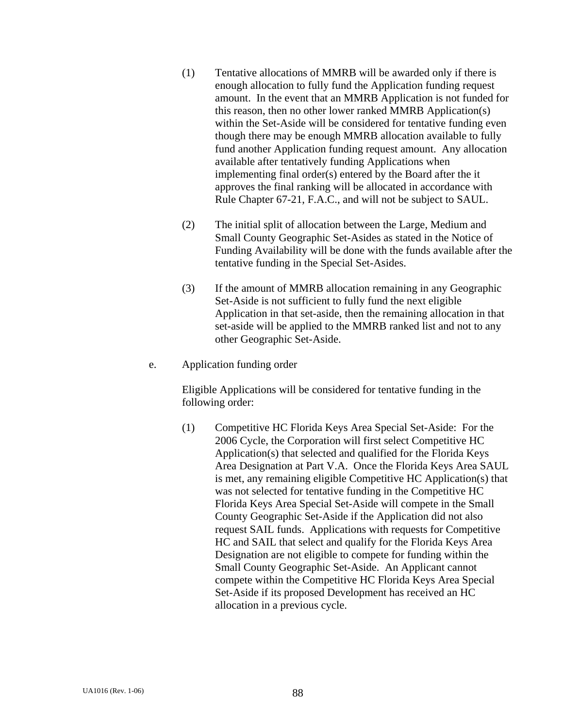(1) Tentative allocations of MMRB will be awarded only if there is enough allocation to fully fund the Application funding request amount. In the event that an MMRB Application is not funded for this reason, then no other lower ranked MMRB Application(s) within the Set-Aside will be considered for tentative funding even though there may be enough MMRB allocation available to fully fund another Application funding request amount. Any allocation available after tentatively funding Applications when implementing final order(s) entered by the Board after the it approves the final ranking will be allocated in accordance with Rule Chapter 67-21, F.A.C., and will not be subject to SAUL.

(2) The initial split of allocation between the Large, Medium and Small County Geographic Set-Asides as stated in the Notice of Funding Availability will be done with the funds available after the tentative funding in the Special Set-Asides.

(3) If the amount of MMRB allocation remaining in any Geographic Set-Aside is not sufficient to fully fund the next eligible Application in that set-aside, then the remaining allocation in that set-aside will be applied to the MMRB ranked list and not to any other Geographic Set-Aside.

e. Application funding order

Eligible Applications will be considered for tentative funding in the following order:

(1) Competitive HC Florida Keys Area Special Set-Aside: For the 2006 Cycle, the Corporation will first select Competitive HC Application(s) that selected and qualified for the Florida Keys Area Designation at Part V.A. Once the Florida Keys Area SAUL is met, any remaining eligible Competitive HC Application(s) that was not selected for tentative funding in the Competitive HC Florida Keys Area Special Set-Aside will compete in the Small County Geographic Set-Aside if the Application did not also request SAIL funds. Applications with requests for Competitive HC and SAIL that select and qualify for the Florida Keys Area Designation are not eligible to compete for funding within the Small County Geographic Set-Aside. An Applicant cannot compete within the Competitive HC Florida Keys Area Special Set-Aside if its proposed Development has received an HC allocation in a previous cycle.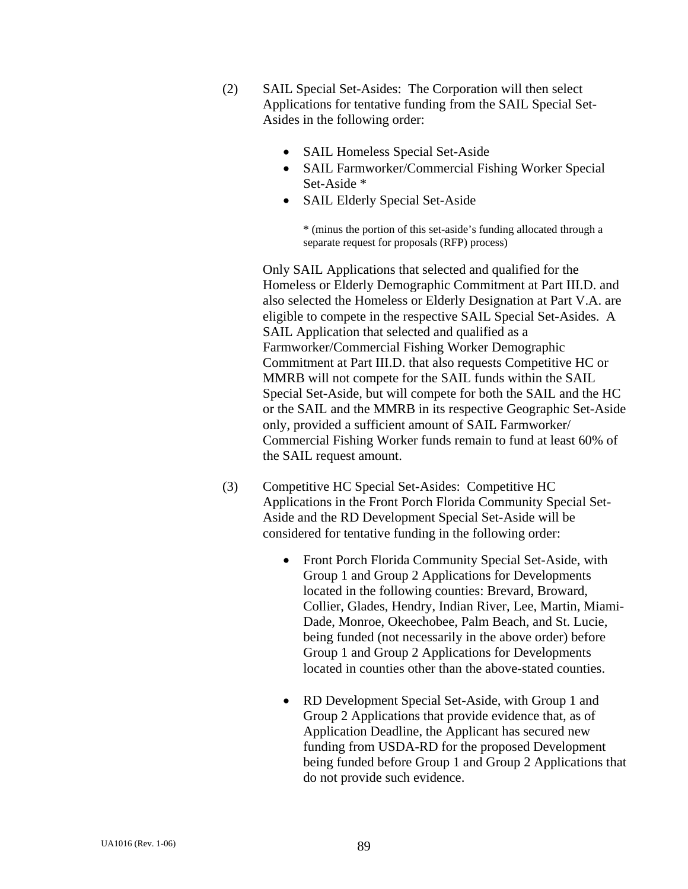(2) SAIL Special Set-Asides: The Corporation will then select Applications for tentative funding from the SAIL Special Set-Asides in the following order:

- SAIL Homeless Special Set-Aside
- SAIL Farmworker/Commercial Fishing Worker Special Set-Aside *
- SAIL Elderly Special Set-Aside

\* (minus the portion of this set-aside's funding allocated through a separate request for proposals (RFP) process)

Only SAIL Applications that selected and qualified for the Homeless or Elderly Demographic Commitment at Part III.D. and also selected the Homeless or Elderly Designation at Part V.A. are eligible to compete in the respective SAIL Special Set-Asides. A SAIL Application that selected and qualified as a Farmworker/Commercial Fishing Worker Demographic Commitment at Part III.D. that also requests Competitive HC or MMRB will not compete for the SAIL funds within the SAIL Special Set-Aside, but will compete for both the SAIL and the HC or the SAIL and the MMRB in its respective Geographic Set-Aside only, provided a sufficient amount of SAIL Farmworker/ Commercial Fishing Worker funds remain to fund at least 60% of the SAIL request amount.

(3) Competitive HC Special Set-Asides: Competitive HC Applications in the Front Porch Florida Community Special Set-Aside and the RD Development Special Set-Aside will be considered for tentative funding in the following order:

- Front Porch Florida Community Special Set-Aside, with Group 1 and Group 2 Applications for Developments located in the following counties: Brevard, Broward, Collier, Glades, Hendry, Indian River, Lee, Martin, Miami-Dade, Monroe, Okeechobee, Palm Beach, and St. Lucie, being funded (not necessarily in the above order) before Group 1 and Group 2 Applications for Developments located in counties other than the above-stated counties.

- RD Development Special Set-Aside, with Group 1 and Group 2 Applications that provide evidence that, as of Application Deadline, the Applicant has secured new funding from USDA-RD for the proposed Development being funded before Group 1 and Group 2 Applications that do not provide such evidence.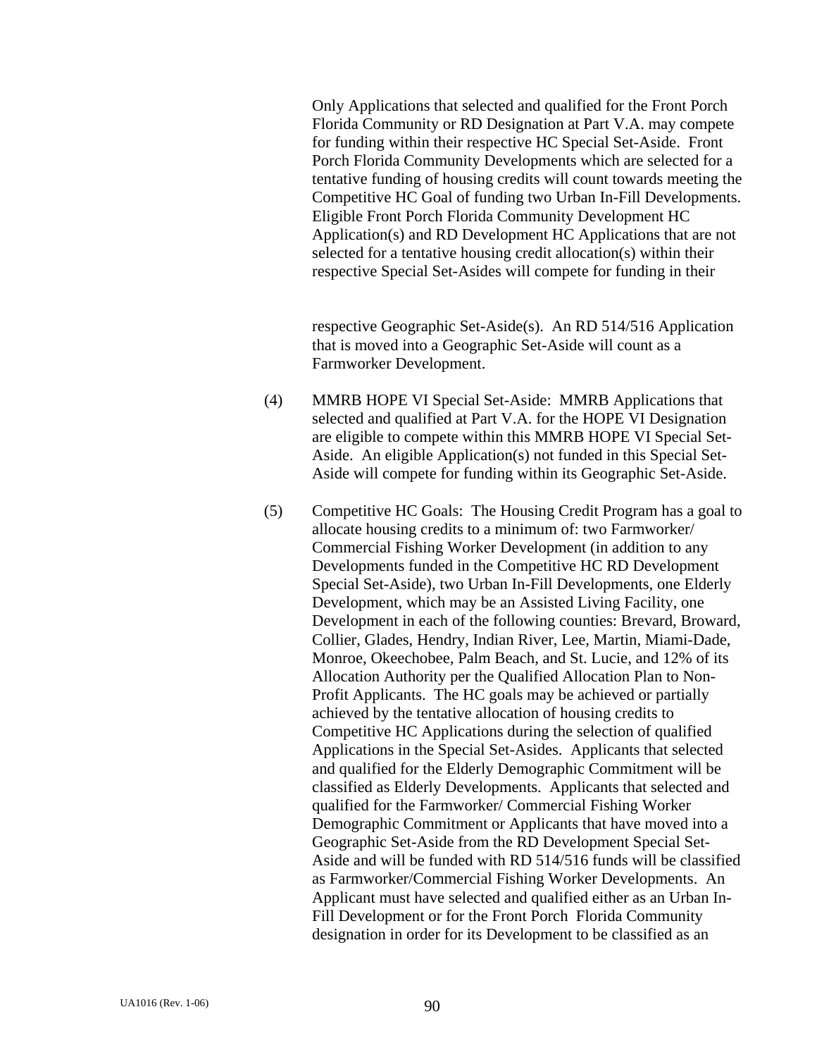Only Applications that selected and qualified for the Front Porch Florida Community or RD Designation at Part V.A. may compete for funding within their respective HC Special Set-Aside. Front Porch Florida Community Developments which are selected for a tentative funding of housing credits will count towards meeting the Competitive HC Goal of funding two Urban In-Fill Developments. Eligible Front Porch Florida Community Development HC Application(s) and RD Development HC Applications that are not selected for a tentative housing credit allocation(s) within their respective Special Set-Asides will compete for funding in their respective Geographic Set-Aside(s). An RD 514/516 Application that is moved into a Geographic Set-Aside will count as a Farmworker Development.

(4) MMRB HOPE VI Special Set-Aside: MMRB Applications that selected and qualified at Part V.A. for the HOPE VI Designation are eligible to compete within this MMRB HOPE VI Special Set-Aside. An eligible Application(s) not funded in this Special Set-Aside will compete for funding within its Geographic Set-Aside.

(5) Competitive HC Goals: The Housing Credit Program has a goal to allocate housing credits to a minimum of: two Farmworker/ Commercial Fishing Worker Development (in addition to any Developments funded in the Competitive HC RD Development Special Set-Aside), two Urban In-Fill Developments, one Elderly Development, which may be an Assisted Living Facility, one Development in each of the following counties: Brevard, Broward, Collier, Glades, Hendry, Indian River, Lee, Martin, Miami-Dade, Monroe, Okeechobee, Palm Beach, and St. Lucie, and 12% of its Allocation Authority per the Qualified Allocation Plan to Non-Profit Applicants. The HC goals may be achieved or partially achieved by the tentative allocation of housing credits to Competitive HC Applications during the selection of qualified Applications in the Special Set-Asides. Applicants that selected and qualified for the Elderly Demographic Commitment will be classified as Elderly Developments. Applicants that selected and qualified for the Farmworker/ Commercial Fishing Worker Demographic Commitment or Applicants that have moved into a Geographic Set-Aside from the RD Development Special Set-Aside and will be funded with RD 514/516 funds will be classified as Farmworker/Commercial Fishing Worker Developments. An Applicant must have selected and qualified either as an Urban In-Fill Development or for the Front Porch Florida Community designation in order for its Development to be classified as an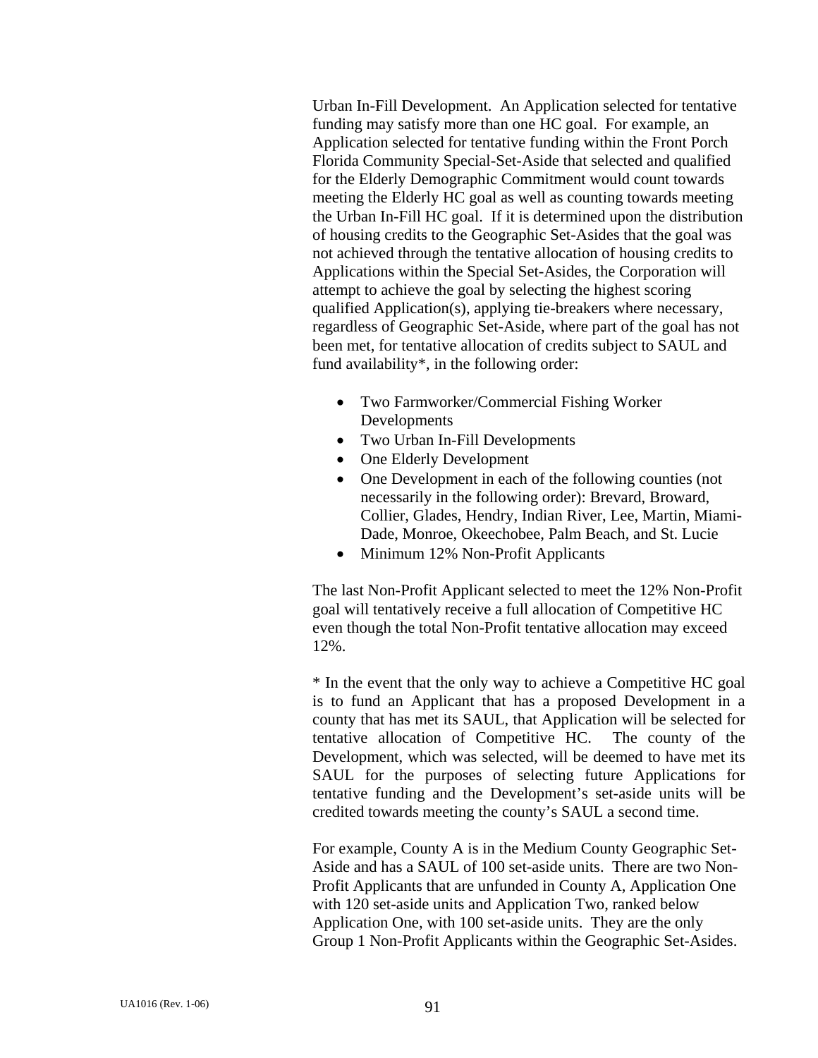Urban In-Fill Development. An Application selected for tentative funding may satisfy more than one HC goal. For example, an Application selected for tentative funding within the Front Porch Florida Community Special-Set-Aside that selected and qualified for the Elderly Demographic Commitment would count towards meeting the Elderly HC goal as well as counting towards meeting the Urban In-Fill HC goal. If it is determined upon the distribution of housing credits to the Geographic Set-Asides that the goal was not achieved through the tentative allocation of housing credits to Applications within the Special Set-Asides, the Corporation will attempt to achieve the goal by selecting the highest scoring qualified Application(s), applying tie-breakers where necessary, regardless of Geographic Set-Aside, where part of the goal has not been met, for tentative allocation of credits subject to SAUL and fund availability*, in the following order:

- Two Farmworker/Commercial Fishing Worker Developments
- Two Urban In-Fill Developments
- One Elderly Development
- One Development in each of the following counties (not necessarily in the following order): Brevard, Broward, Collier, Glades, Hendry, Indian River, Lee, Martin, Miami-Dade, Monroe, Okeechobee, Palm Beach, and St. Lucie
- Minimum 12% Non-Profit Applicants

The last Non-Profit Applicant selected to meet the 12% Non-Profit goal will tentatively receive a full allocation of Competitive HC even though the total Non-Profit tentative allocation may exceed 12%.

* In the event that the only way to achieve a Competitive HC goal is to fund an Applicant that has a proposed Development in a county that has met its SAUL, that Application will be selected for tentative allocation of Competitive HC. The county of the Development, which was selected, will be deemed to have met its SAUL for the purposes of selecting future Applications for tentative funding and the Development's set-aside units will be credited towards meeting the county's SAUL a second time.

For example, County A is in the Medium County Geographic Set-Aside and has a SAUL of 100 set-aside units. There are two Non-Profit Applicants that are unfunded in County A, Application One with 120 set-aside units and Application Two, ranked below Application One, with 100 set-aside units. They are the only Group 1 Non-Profit Applicants within the Geographic Set-Asides.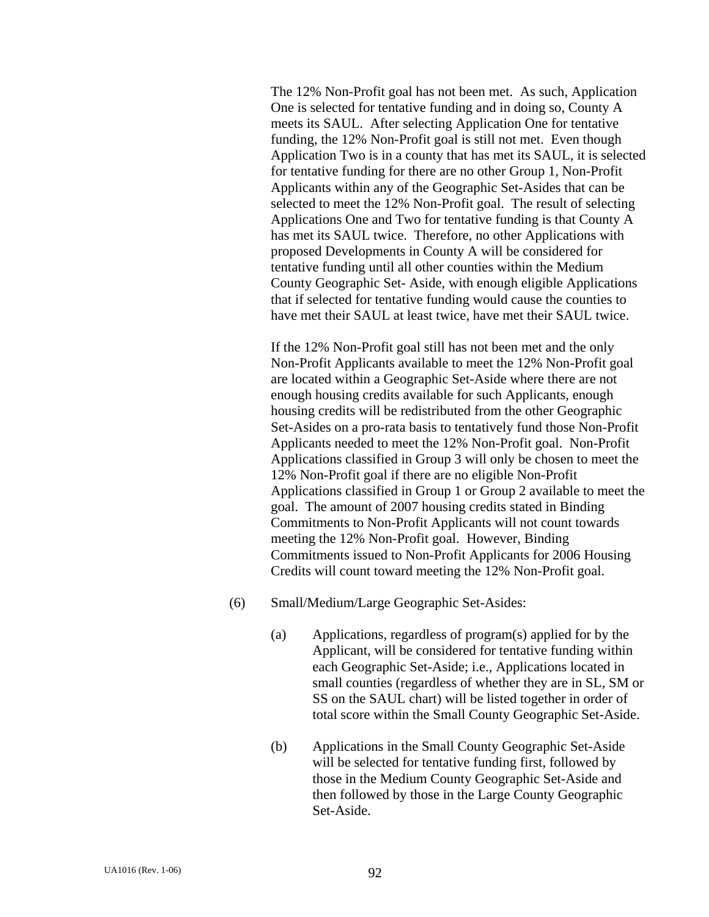The 12% Non-Profit goal has not been met. As such, Application One is selected for tentative funding and in doing so, County A meets its SAUL. After selecting Application One for tentative funding, the 12% Non-Profit goal is still not met. Even though Application Two is in a county that has met its SAUL, it is selected for tentative funding for there are no other Group 1, Non-Profit Applicants within any of the Geographic Set-Asides that can be selected to meet the 12% Non-Profit goal. The result of selecting Applications One and Two for tentative funding is that County A has met its SAUL twice. Therefore, no other Applications with proposed Developments in County A will be considered for tentative funding until all other counties within the Medium County Geographic Set- Aside, with enough eligible Applications that if selected for tentative funding would cause the counties to have met their SAUL at least twice, have met their SAUL twice.

If the 12% Non-Profit goal still has not been met and the only Non-Profit Applicants available to meet the 12% Non-Profit goal are located within a Geographic Set-Aside where there are not enough housing credits available for such Applicants, enough housing credits will be redistributed from the other Geographic Set-Asides on a pro-rata basis to tentatively fund those Non-Profit Applicants needed to meet the 12% Non-Profit goal. Non-Profit Applications classified in Group 3 will only be chosen to meet the 12% Non-Profit goal if there are no eligible Non-Profit Applications classified in Group 1 or Group 2 available to meet the goal. The amount of 2007 housing credits stated in Binding Commitments to Non-Profit Applicants will not count towards meeting the 12% Non-Profit goal. However, Binding Commitments issued to Non-Profit Applicants for 2006 Housing Credits will count toward meeting the 12% Non-Profit goal.

(6) Small/Medium/Large Geographic Set-Asides:

(a) Applications, regardless of program(s) applied for by the Applicant, will be considered for tentative funding within each Geographic Set-Aside; i.e., Applications located in small counties (regardless of whether they are in SL, SM or SS on the SAUL chart) will be listed together in order of total score within the Small County Geographic Set-Aside.

(b) Applications in the Small County Geographic Set-Aside will be selected for tentative funding first, followed by those in the Medium County Geographic Set-Aside and then followed by those in the Large County Geographic Set-Aside.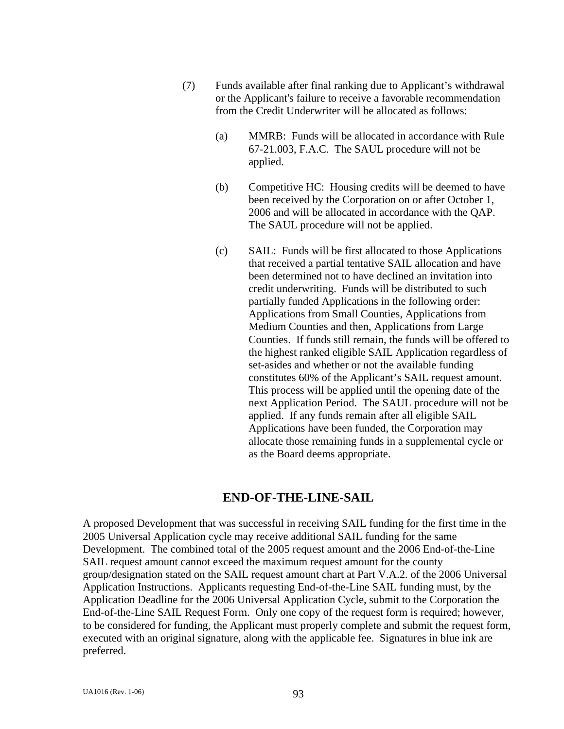(7) Funds available after final ranking due to Applicant's withdrawal or the Applicant's failure to receive a favorable recommendation from the Credit Underwriter will be allocated as follows:

(a) MMRB: Funds will be allocated in accordance with Rule 67-21.003, F.A.C. The SAUL procedure will not be applied.

(b) Competitive HC: Housing credits will be deemed to have been received by the Corporation on or after October 1, 2006 and will be allocated in accordance with the QAP. The SAUL procedure will not be applied.

(c) SAIL: Funds will be first allocated to those Applications that received a partial tentative SAIL allocation and have been determined not to have declined an invitation into credit underwriting. Funds will be distributed to such partially funded Applications in the following order: Applications from Small Counties, Applications from Medium Counties and then, Applications from Large Counties. If funds still remain, the funds will be offered to the highest ranked eligible SAIL Application regardless of set-asides and whether or not the available funding constitutes 60% of the Applicant's SAIL request amount. This process will be applied until the opening date of the next Application Period. The SAUL procedure will not be applied. If any funds remain after all eligible SAIL Applications have been funded, the Corporation may allocate those remaining funds in a supplemental cycle or as the Board deems appropriate.

## END-OF-THE-LINE-SAIL

A proposed Development that was successful in receiving SAIL funding for the first time in the 2005 Universal Application cycle may receive additional SAIL funding for the same Development. The combined total of the 2005 request amount and the 2006 End-of-the-Line SAIL request amount cannot exceed the maximum request amount for the county group/designation stated on the SAIL request amount chart at Part V.A.2. of the 2006 Universal Application Instructions. Applicants requesting End-of-the-Line SAIL funding must, by the Application Deadline for the 2006 Universal Application Cycle, submit to the Corporation the End-of-the-Line SAIL Request Form. Only one copy of the request form is required; however, to be considered for funding, the Applicant must properly complete and submit the request form, executed with an original signature, along with the applicable fee. Signatures in blue ink are preferred.

UA1016 (Rev. 1-06)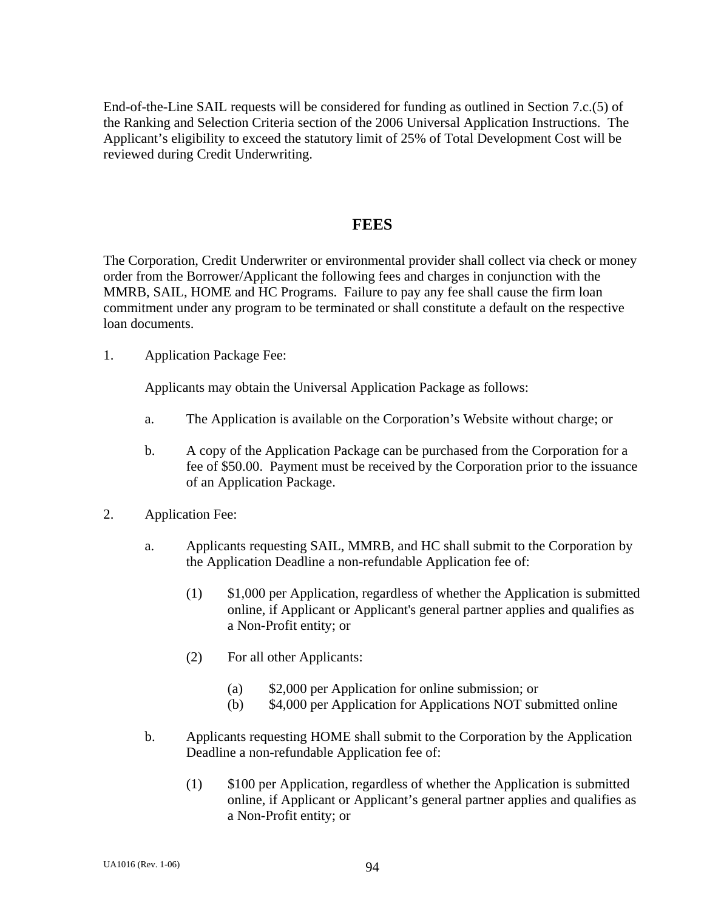End-of-the-Line SAIL requests will be considered for funding as outlined in Section 7.c.(5) of the Ranking and Selection Criteria section of the 2006 Universal Application Instructions. The Applicant's eligibility to exceed the statutory limit of 25% of Total Development Cost will be reviewed during Credit Underwriting.

## FEES

The Corporation, Credit Underwriter or environmental provider shall collect via check or money order from the Borrower/Applicant the following fees and charges in conjunction with the MMRB, SAIL, HOME and HC Programs. Failure to pay any fee shall cause the firm loan commitment under any program to be terminated or shall constitute a default on the respective loan documents.

1. Application Package Fee:

   Applicants may obtain the Universal Application Package as follows:

   a. The Application is available on the Corporation's Website without charge; or

   b. A copy of the Application Package can be purchased from the Corporation for a fee of $50.00. Payment must be received by the Corporation prior to the issuance of an Application Package.

2. Application Fee:

   a. Applicants requesting SAIL, MMRB, and HC shall submit to the Corporation by the Application Deadline a non-refundable Application fee of:

      (1) $1,000 per Application, regardless of whether the Application is submitted online, if Applicant or Applicant's general partner applies and qualifies as a Non-Profit entity; or

      (2) For all other Applicants:

         (a) $2,000 per Application for online submission; or
         (b) $4,000 per Application for Applications NOT submitted online

   b. Applicants requesting HOME shall submit to the Corporation by the Application Deadline a non-refundable Application fee of:

      (1) $100 per Application, regardless of whether the Application is submitted online, if Applicant or Applicant's general partner applies and qualifies as a Non-Profit entity; or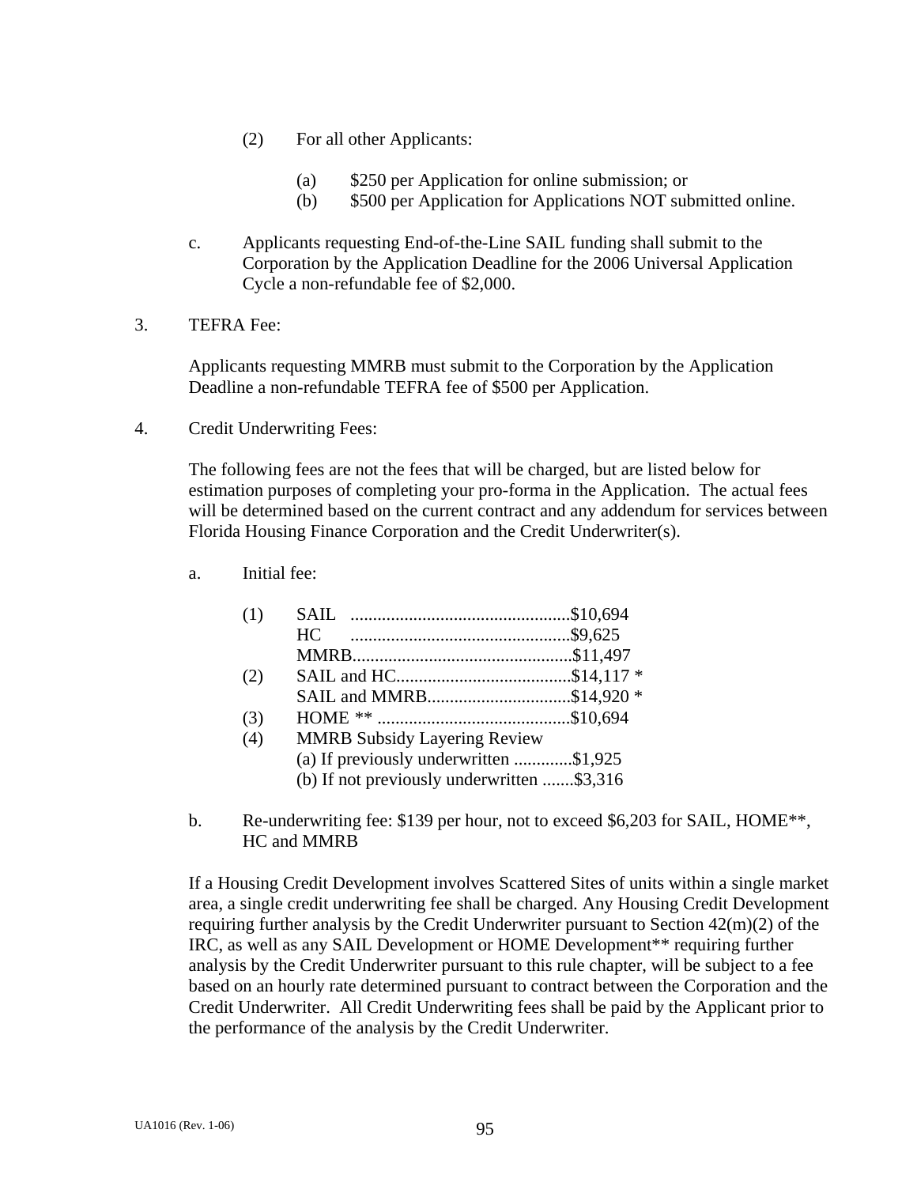(2) For all other Applicants:

(a) $250 per Application for online submission; or
(b) $500 per Application for Applications NOT submitted online.

c. Applicants requesting End-of-the-Line SAIL funding shall submit to the Corporation by the Application Deadline for the 2006 Universal Application Cycle a non-refundable fee of $2,000.

3. TEFRA Fee:

Applicants requesting MMRB must submit to the Corporation by the Application Deadline a non-refundable TEFRA fee of $500 per Application.

4. Credit Underwriting Fees:

The following fees are not the fees that will be charged, but are listed below for estimation purposes of completing your pro-forma in the Application. The actual fees will be determined based on the current contract and any addendum for services between Florida Housing Finance Corporation and the Credit Underwriter(s).

a. Initial fee:

(1) SAIL ................................................$10,694
HC ................................................$9,625
MMRB................................................$11,497
(2) SAIL and HC.......................................$14,117 *
SAIL and MMRB................................$14,920 *
(3) HOME ** ...........................................$10,694
(4) MMRB Subsidy Layering Review
(a) If previously underwritten .............$1,925
(b) If not previously underwritten .......$3,316

b. Re-underwriting fee: $139 per hour, not to exceed $6,203 for SAIL, HOME**, HC and MMRB

If a Housing Credit Development involves Scattered Sites of units within a single market area, a single credit underwriting fee shall be charged. Any Housing Credit Development requiring further analysis by the Credit Underwriter pursuant to Section 42(m)(2) of the IRC, as well as any SAIL Development or HOME Development** requiring further analysis by the Credit Underwriter pursuant to this rule chapter, will be subject to a fee based on an hourly rate determined pursuant to contract between the Corporation and the Credit Underwriter. All Credit Underwriting fees shall be paid by the Applicant prior to the performance of the analysis by the Credit Underwriter.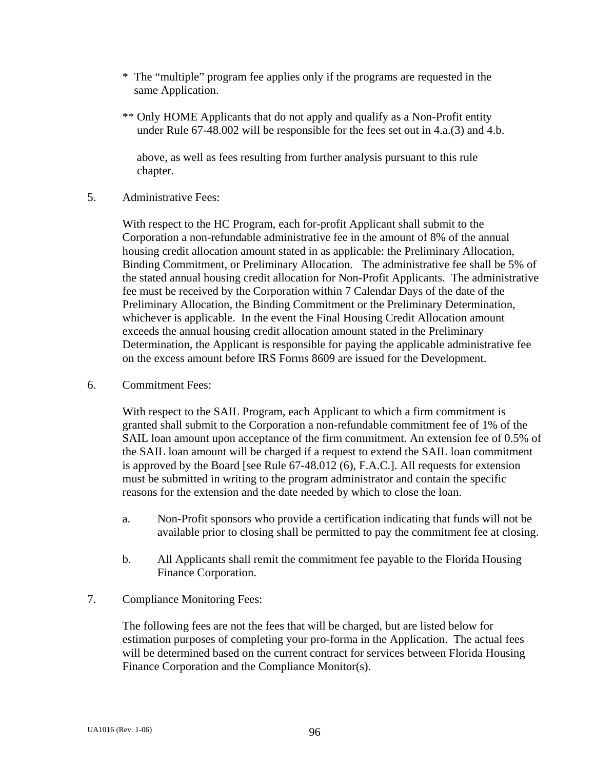\* The “multiple” program fee applies only if the programs are requested in the same Application.

\*\* Only HOME Applicants that do not apply and qualify as a Non-Profit entity under Rule 67-48.002 will be responsible for the fees set out in 4.a.(3) and 4.b.

above, as well as fees resulting from further analysis pursuant to this rule chapter.

5. Administrative Fees:

   With respect to the HC Program, each for-profit Applicant shall submit to the Corporation a non-refundable administrative fee in the amount of 8% of the annual housing credit allocation amount stated in as applicable: the Preliminary Allocation, Binding Commitment, or Preliminary Allocation. The administrative fee shall be 5% of the stated annual housing credit allocation for Non-Profit Applicants. The administrative fee must be received by the Corporation within 7 Calendar Days of the date of the Preliminary Allocation, the Binding Commitment or the Preliminary Determination, whichever is applicable. In the event the Final Housing Credit Allocation amount exceeds the annual housing credit allocation amount stated in the Preliminary Determination, the Applicant is responsible for paying the applicable administrative fee on the excess amount before IRS Forms 8609 are issued for the Development.

6. Commitment Fees:

   With respect to the SAIL Program, each Applicant to which a firm commitment is granted shall submit to the Corporation a non-refundable commitment fee of 1% of the SAIL loan amount upon acceptance of the firm commitment. An extension fee of 0.5% of the SAIL loan amount will be charged if a request to extend the SAIL loan commitment is approved by the Board [see Rule 67-48.012 (6), F.A.C.]. All requests for extension must be submitted in writing to the program administrator and contain the specific reasons for the extension and the date needed by which to close the loan.

   a. Non-Profit sponsors who provide a certification indicating that funds will not be available prior to closing shall be permitted to pay the commitment fee at closing.

   b. All Applicants shall remit the commitment fee payable to the Florida Housing Finance Corporation.

7. Compliance Monitoring Fees:

   The following fees are not the fees that will be charged, but are listed below for estimation purposes of completing your pro-forma in the Application. The actual fees will be determined based on the current contract for services between Florida Housing Finance Corporation and the Compliance Monitor(s).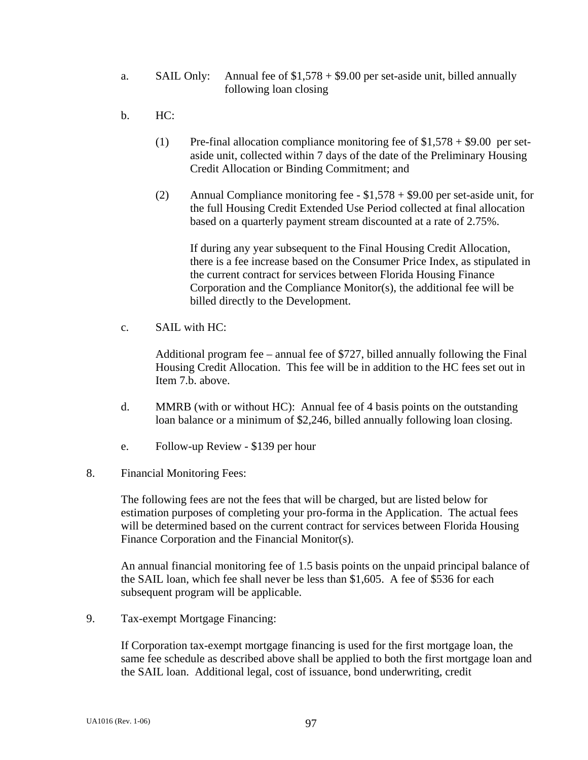a. SAIL Only: Annual fee of $1,578 + $9.00 per set-aside unit, billed annually following loan closing

b. HC:

   (1) Pre-final allocation compliance monitoring fee of $1,578 + $9.00 per set-aside unit, collected within 7 days of the date of the Preliminary Housing Credit Allocation or Binding Commitment; and

   (2) Annual Compliance monitoring fee - $1,578 + $9.00 per set-aside unit, for the full Housing Credit Extended Use Period collected at final allocation based on a quarterly payment stream discounted at a rate of 2.75%.

   If during any year subsequent to the Final Housing Credit Allocation, there is a fee increase based on the Consumer Price Index, as stipulated in the current contract for services between Florida Housing Finance Corporation and the Compliance Monitor(s), the additional fee will be billed directly to the Development.

c. SAIL with HC:

   Additional program fee – annual fee of $727, billed annually following the Final Housing Credit Allocation. This fee will be in addition to the HC fees set out in Item 7.b. above.

d. MMRB (with or without HC): Annual fee of 4 basis points on the outstanding loan balance or a minimum of $2,246, billed annually following loan closing.

e. Follow-up Review - $139 per hour

8. Financial Monitoring Fees:

   The following fees are not the fees that will be charged, but are listed below for estimation purposes of completing your pro-forma in the Application. The actual fees will be determined based on the current contract for services between Florida Housing Finance Corporation and the Financial Monitor(s).

   An annual financial monitoring fee of 1.5 basis points on the unpaid principal balance of the SAIL loan, which fee shall never be less than $1,605. A fee of $536 for each subsequent program will be applicable.

9. Tax-exempt Mortgage Financing:

   If Corporation tax-exempt mortgage financing is used for the first mortgage loan, the same fee schedule as described above shall be applied to both the first mortgage loan and the SAIL loan. Additional legal, cost of issuance, bond underwriting, credit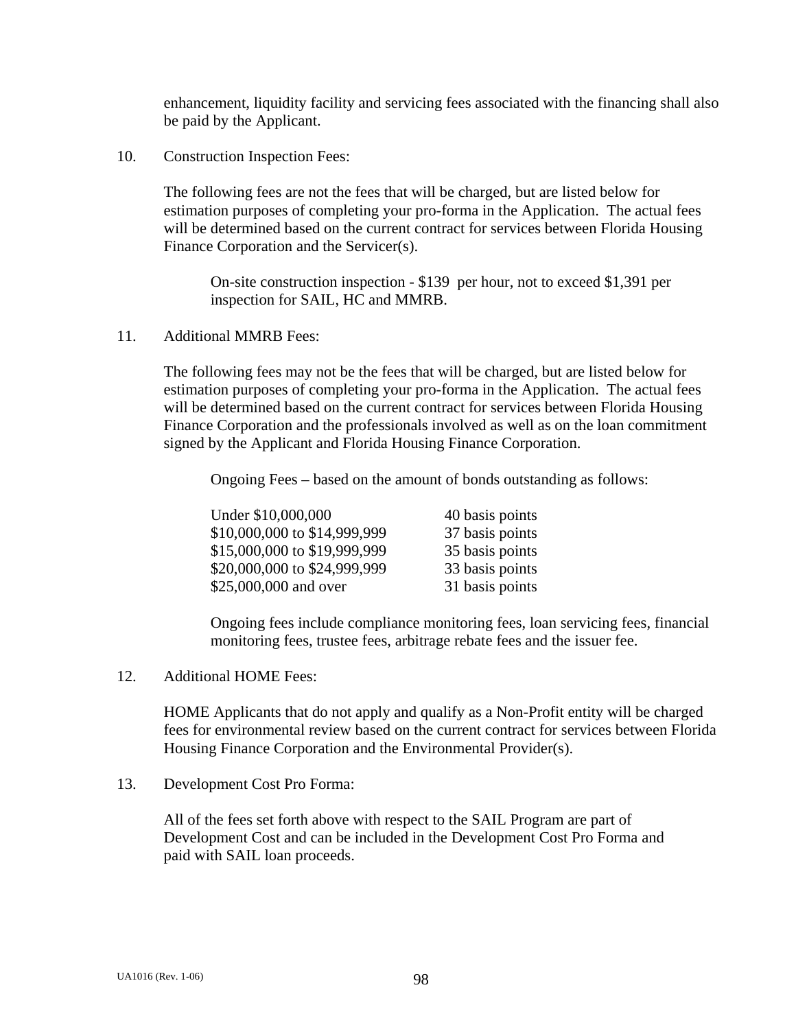enhancement, liquidity facility and servicing fees associated with the financing shall also be paid by the Applicant.

10. Construction Inspection Fees:

The following fees are not the fees that will be charged, but are listed below for estimation purposes of completing your pro-forma in the Application. The actual fees will be determined based on the current contract for services between Florida Housing Finance Corporation and the Servicer(s).

On-site construction inspection - $139 per hour, not to exceed $1,391 per inspection for SAIL, HC and MMRB.

11. Additional MMRB Fees:

The following fees may not be the fees that will be charged, but are listed below for estimation purposes of completing your pro-forma in the Application. The actual fees will be determined based on the current contract for services between Florida Housing Finance Corporation and the professionals involved as well as on the loan commitment signed by the Applicant and Florida Housing Finance Corporation.

Ongoing Fees – based on the amount of bonds outstanding as follows:

| | |
|---|---|
| Under $10,000,000 | 40 basis points |
| $10,000,000 to $14,999,999 | 37 basis points |
| $15,000,000 to $19,999,999 | 35 basis points |
| $20,000,000 to $24,999,999 | 33 basis points |
| $25,000,000 and over | 31 basis points |

Ongoing fees include compliance monitoring fees, loan servicing fees, financial monitoring fees, trustee fees, arbitrage rebate fees and the issuer fee.

12. Additional HOME Fees:

HOME Applicants that do not apply and qualify as a Non-Profit entity will be charged fees for environmental review based on the current contract for services between Florida Housing Finance Corporation and the Environmental Provider(s).

13. Development Cost Pro Forma:

All of the fees set forth above with respect to the SAIL Program are part of Development Cost and can be included in the Development Cost Pro Forma and paid with SAIL loan proceeds.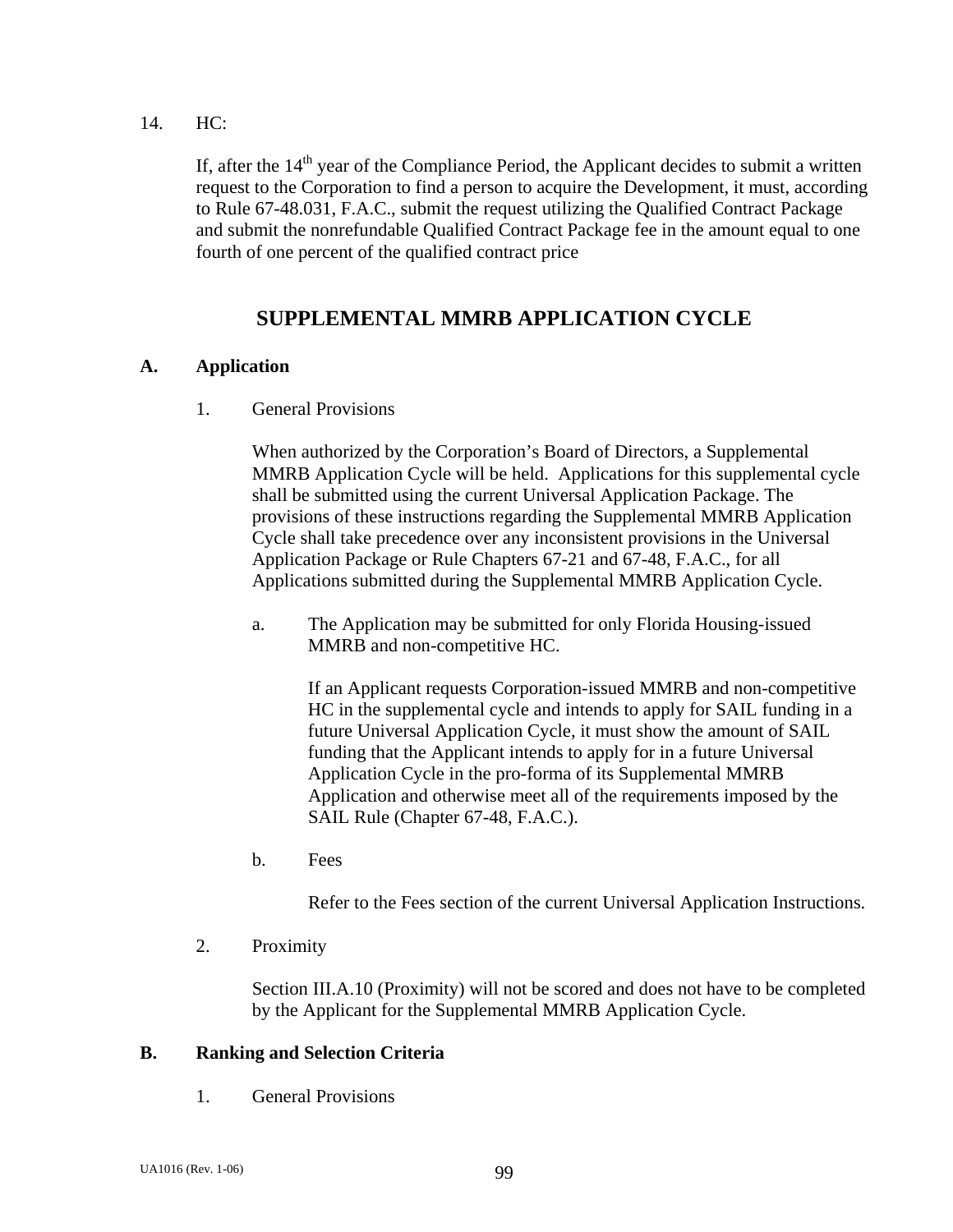14. HC:

If, after the 14th year of the Compliance Period, the Applicant decides to submit a written request to the Corporation to find a person to acquire the Development, it must, according to Rule 67-48.031, F.A.C., submit the request utilizing the Qualified Contract Package and submit the nonrefundable Qualified Contract Package fee in the amount equal to one fourth of one percent of the qualified contract price

## SUPPLEMENTAL MMRB APPLICATION CYCLE

### A. Application

1. General Provisions

When authorized by the Corporation's Board of Directors, a Supplemental MMRB Application Cycle will be held. Applications for this supplemental cycle shall be submitted using the current Universal Application Package. The provisions of these instructions regarding the Supplemental MMRB Application Cycle shall take precedence over any inconsistent provisions in the Universal Application Package or Rule Chapters 67-21 and 67-48, F.A.C., for all Applications submitted during the Supplemental MMRB Application Cycle.

a. The Application may be submitted for only Florida Housing-issued MMRB and non-competitive HC.

If an Applicant requests Corporation-issued MMRB and non-competitive HC in the supplemental cycle and intends to apply for SAIL funding in a future Universal Application Cycle, it must show the amount of SAIL funding that the Applicant intends to apply for in a future Universal Application Cycle in the pro-forma of its Supplemental MMRB Application and otherwise meet all of the requirements imposed by the SAIL Rule (Chapter 67-48, F.A.C.).

b. Fees

Refer to the Fees section of the current Universal Application Instructions.

2. Proximity

Section III.A.10 (Proximity) will not be scored and does not have to be completed by the Applicant for the Supplemental MMRB Application Cycle.

### B. Ranking and Selection Criteria

1. General Provisions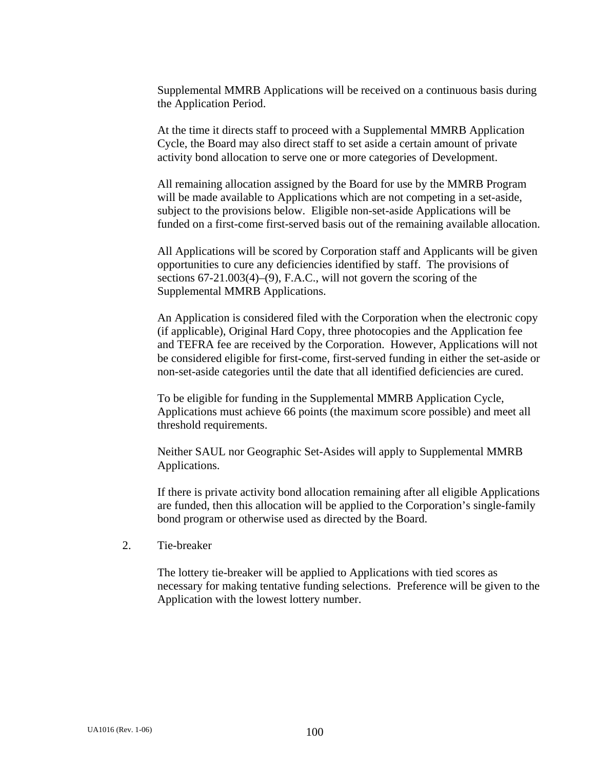Supplemental MMRB Applications will be received on a continuous basis during the Application Period.

At the time it directs staff to proceed with a Supplemental MMRB Application Cycle, the Board may also direct staff to set aside a certain amount of private activity bond allocation to serve one or more categories of Development.

All remaining allocation assigned by the Board for use by the MMRB Program will be made available to Applications which are not competing in a set-aside, subject to the provisions below. Eligible non-set-aside Applications will be funded on a first-come first-served basis out of the remaining available allocation.

All Applications will be scored by Corporation staff and Applicants will be given opportunities to cure any deficiencies identified by staff. The provisions of sections 67-21.003(4)–(9), F.A.C., will not govern the scoring of the Supplemental MMRB Applications.

An Application is considered filed with the Corporation when the electronic copy (if applicable), Original Hard Copy, three photocopies and the Application fee and TEFRA fee are received by the Corporation. However, Applications will not be considered eligible for first-come, first-served funding in either the set-aside or non-set-aside categories until the date that all identified deficiencies are cured.

To be eligible for funding in the Supplemental MMRB Application Cycle, Applications must achieve 66 points (the maximum score possible) and meet all threshold requirements.

Neither SAUL nor Geographic Set-Asides will apply to Supplemental MMRB Applications.

If there is private activity bond allocation remaining after all eligible Applications are funded, then this allocation will be applied to the Corporation's single-family bond program or otherwise used as directed by the Board.

2. Tie-breaker

The lottery tie-breaker will be applied to Applications with tied scores as necessary for making tentative funding selections. Preference will be given to the Application with the lowest lottery number.